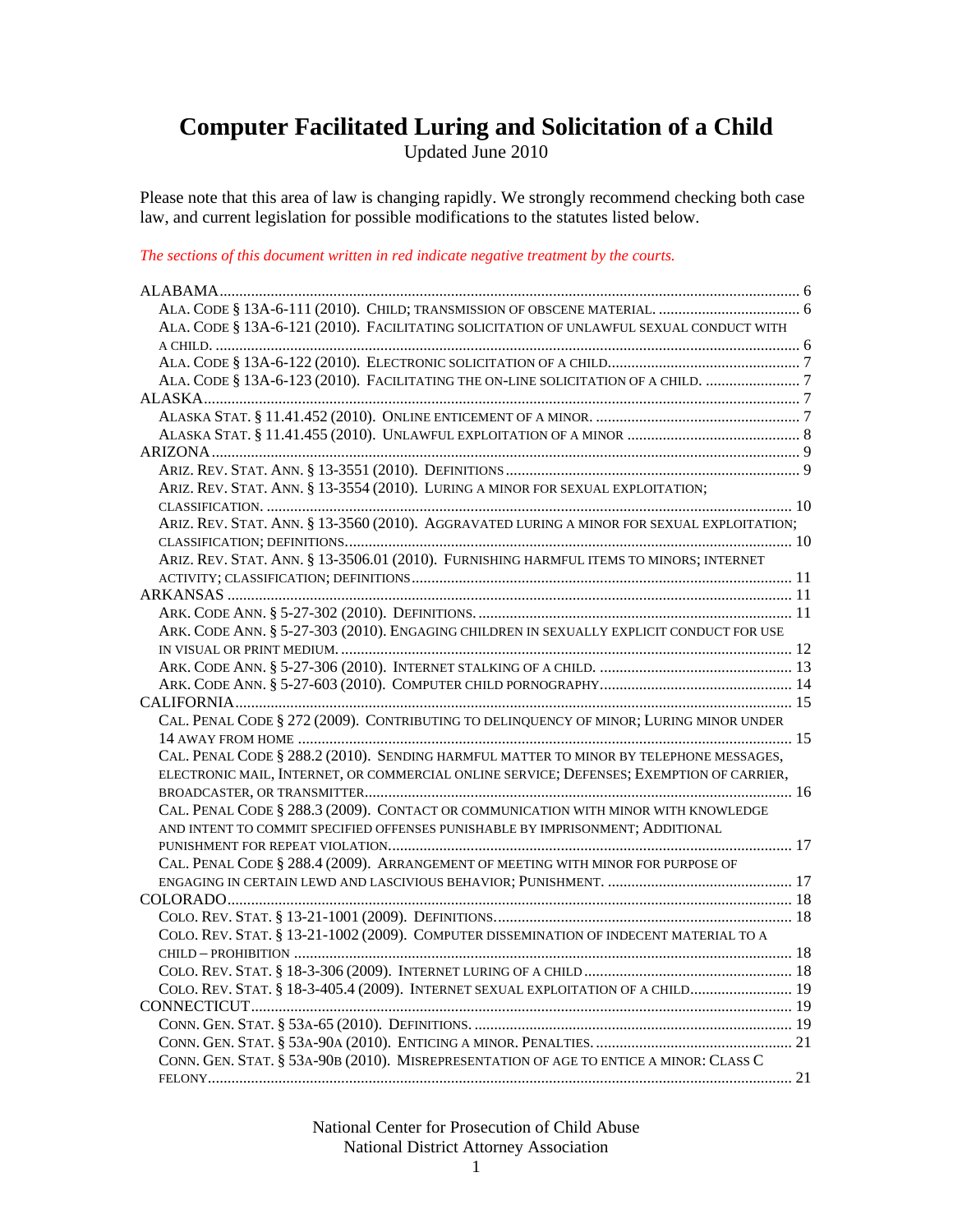# Computer Facilitated Luring and Solicitation of a Child

Updated June 2010

Please note that this area of law is changing rapidly. We strongly recommend checking both case law, and current legislation for possible modifications to the statutes listed below.

*The sections of this document written in red indicate negative treatment by the courts.*

ALABAMA ..... 6
- ALA. CODE § 13A-6-111 (2010). CHILD; TRANSMISSION OF OBSCENE MATERIAL. ..... 6
- ALA. CODE § 13A-6-121 (2010). FACILITATING SOLICITATION OF UNLAWFUL SEXUAL CONDUCT WITH A CHILD. ..... 6
- ALA. CODE § 13A-6-122 (2010). ELECTRONIC SOLICITATION OF A CHILD ..... 7
- ALA. CODE § 13A-6-123 (2010). FACILITATING THE ON-LINE SOLICITATION OF A CHILD. ..... 7

ALASKA ..... 7
- ALASKA STAT. § 11.41.452 (2010). ONLINE ENTICEMENT OF A MINOR. ..... 7
- ALASKA STAT. § 11.41.455 (2010). UNLAWFUL EXPLOITATION OF A MINOR ..... 8

ARIZONA ..... 9
- ARIZ. REV. STAT. ANN. § 13-3551 (2010). DEFINITIONS ..... 9
- ARIZ. REV. STAT. ANN. § 13-3554 (2010). LURING A MINOR FOR SEXUAL EXPLOITATION; CLASSIFICATION. ..... 10
- ARIZ. REV. STAT. ANN. § 13-3560 (2010). AGGRAVATED LURING A MINOR FOR SEXUAL EXPLOITATION; CLASSIFICATION; DEFINITIONS ..... 10
- ARIZ. REV. STAT. ANN. § 13-3506.01 (2010). FURNISHING HARMFUL ITEMS TO MINORS; INTERNET ACTIVITY; CLASSIFICATION; DEFINITIONS ..... 11

ARKANSAS ..... 11
- ARK. CODE ANN. § 5-27-302 (2010). DEFINITIONS. ..... 11
- ARK. CODE ANN. § 5-27-303 (2010). ENGAGING CHILDREN IN SEXUALLY EXPLICIT CONDUCT FOR USE IN VISUAL OR PRINT MEDIUM. ..... 12
- ARK. CODE ANN. § 5-27-306 (2010). INTERNET STALKING OF A CHILD. ..... 13
- ARK. CODE ANN. § 5-27-603 (2010). COMPUTER CHILD PORNOGRAPHY ..... 14

CALIFORNIA ..... 15
- CAL. PENAL CODE § 272 (2009). CONTRIBUTING TO DELINQUENCY OF MINOR; LURING MINOR UNDER 14 AWAY FROM HOME ..... 15
- CAL. PENAL CODE § 288.2 (2010). SENDING HARMFUL MATTER TO MINOR BY TELEPHONE MESSAGES, ELECTRONIC MAIL, INTERNET, OR COMMERCIAL ONLINE SERVICE; DEFENSES; EXEMPTION OF CARRIER, BROADCASTER, OR TRANSMITTER ..... 16
- CAL. PENAL CODE § 288.3 (2009). CONTACT OR COMMUNICATION WITH MINOR WITH KNOWLEDGE AND INTENT TO COMMIT SPECIFIED OFFENSES PUNISHABLE BY IMPRISONMENT; ADDITIONAL PUNISHMENT FOR REPEAT VIOLATION ..... 17
- CAL. PENAL CODE § 288.4 (2009). ARRANGEMENT OF MEETING WITH MINOR FOR PURPOSE OF ENGAGING IN CERTAIN LEWD AND LASCIVIOUS BEHAVIOR; PUNISHMENT. ..... 17

COLORADO ..... 18
- COLO. REV. STAT. § 13-21-1001 (2009). DEFINITIONS. ..... 18
- COLO. REV. STAT. § 13-21-1002 (2009). COMPUTER DISSEMINATION OF INDECENT MATERIAL TO A CHILD – PROHIBITION ..... 18
- COLO. REV. STAT. § 18-3-306 (2009). INTERNET LURING OF A CHILD ..... 18
- COLO. REV. STAT. § 18-3-405.4 (2009). INTERNET SEXUAL EXPLOITATION OF A CHILD ..... 19

CONNECTICUT ..... 19
- CONN. GEN. STAT. § 53A-65 (2010). DEFINITIONS. ..... 19
- CONN. GEN. STAT. § 53A-90A (2010). ENTICING A MINOR. PENALTIES. ..... 21
- CONN. GEN. STAT. § 53A-90B (2010). MISREPRESENTATION OF AGE TO ENTICE A MINOR: CLASS C FELONY ..... 21

National Center for Prosecution of Child Abuse
National District Attorney Association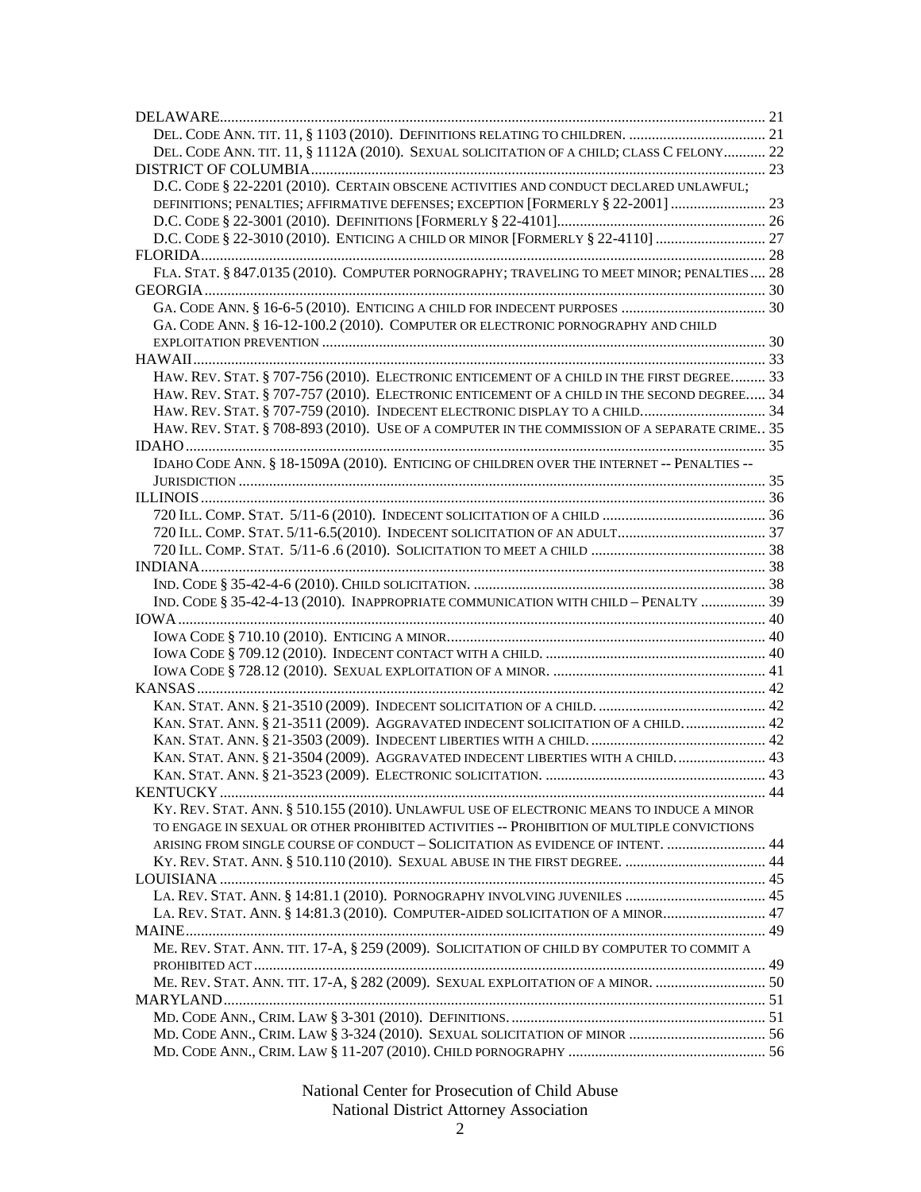DELAWARE ... 21

- DEL. CODE ANN. TIT. 11, § 1103 (2010). DEFINITIONS RELATING TO CHILDREN. ... 21
- DEL. CODE ANN. TIT. 11, § 1112A (2010). SEXUAL SOLICITATION OF A CHILD; CLASS C FELONY ... 22

DISTRICT OF COLUMBIA ... 23

- D.C. CODE § 22-2201 (2010). CERTAIN OBSCENE ACTIVITIES AND CONDUCT DECLARED UNLAWFUL; DEFINITIONS; PENALTIES; AFFIRMATIVE DEFENSES; EXCEPTION [FORMERLY § 22-2001] ... 23
- D.C. CODE § 22-3001 (2010). DEFINITIONS [FORMERLY § 22-4101] ... 26
- D.C. CODE § 22-3010 (2010). ENTICING A CHILD OR MINOR [FORMERLY § 22-4110] ... 27

FLORIDA ... 28

- FLA. STAT. § 847.0135 (2010). COMPUTER PORNOGRAPHY; TRAVELING TO MEET MINOR; PENALTIES ... 28

GEORGIA ... 30

- GA. CODE ANN. § 16-6-5 (2010). ENTICING A CHILD FOR INDECENT PURPOSES ... 30
- GA. CODE ANN. § 16-12-100.2 (2010). COMPUTER OR ELECTRONIC PORNOGRAPHY AND CHILD EXPLOITATION PREVENTION ... 30

HAWAII ... 33

- HAW. REV. STAT. § 707-756 (2010). ELECTRONIC ENTICEMENT OF A CHILD IN THE FIRST DEGREE ... 33
- HAW. REV. STAT. § 707-757 (2010). ELECTRONIC ENTICEMENT OF A CHILD IN THE SECOND DEGREE ... 34
- HAW. REV. STAT. § 707-759 (2010). INDECENT ELECTRONIC DISPLAY TO A CHILD ... 34
- HAW. REV. STAT. § 708-893 (2010). USE OF A COMPUTER IN THE COMMISSION OF A SEPARATE CRIME ... 35

IDAHO ... 35

- IDAHO CODE ANN. § 18-1509A (2010). ENTICING OF CHILDREN OVER THE INTERNET -- PENALTIES -- JURISDICTION ... 35

ILLINOIS ... 36

- 720 ILL. COMP. STAT. 5/11-6 (2010). INDECENT SOLICITATION OF A CHILD ... 36
- 720 ILL. COMP. STAT. 5/11-6.5(2010). INDECENT SOLICITATION OF AN ADULT ... 37
- 720 ILL. COMP. STAT. 5/11-6 .6 (2010). SOLICITATION TO MEET A CHILD ... 38

INDIANA ... 38

- IND. CODE § 35-42-4-6 (2010). CHILD SOLICITATION. ... 38
- IND. CODE § 35-42-4-13 (2010). INAPPROPRIATE COMMUNICATION WITH CHILD – PENALTY ... 39

IOWA ... 40

- IOWA CODE § 710.10 (2010). ENTICING A MINOR ... 40
- IOWA CODE § 709.12 (2010). INDECENT CONTACT WITH A CHILD. ... 40
- IOWA CODE § 728.12 (2010). SEXUAL EXPLOITATION OF A MINOR. ... 41

KANSAS ... 42

- KAN. STAT. ANN. § 21-3510 (2009). INDECENT SOLICITATION OF A CHILD. ... 42
- KAN. STAT. ANN. § 21-3511 (2009). AGGRAVATED INDECENT SOLICITATION OF A CHILD. ... 42
- KAN. STAT. ANN. § 21-3503 (2009). INDECENT LIBERTIES WITH A CHILD. ... 42
- KAN. STAT. ANN. § 21-3504 (2009). AGGRAVATED INDECENT LIBERTIES WITH A CHILD. ... 43
- KAN. STAT. ANN. § 21-3523 (2009). ELECTRONIC SOLICITATION. ... 43

KENTUCKY ... 44

- KY. REV. STAT. ANN. § 510.155 (2010). UNLAWFUL USE OF ELECTRONIC MEANS TO INDUCE A MINOR TO ENGAGE IN SEXUAL OR OTHER PROHIBITED ACTIVITIES -- PROHIBITION OF MULTIPLE CONVICTIONS ARISING FROM SINGLE COURSE OF CONDUCT – SOLICITATION AS EVIDENCE OF INTENT. ... 44
- KY. REV. STAT. ANN. § 510.110 (2010). SEXUAL ABUSE IN THE FIRST DEGREE. ... 44

LOUISIANA ... 45

- LA. REV. STAT. ANN. § 14:81.1 (2010). PORNOGRAPHY INVOLVING JUVENILES ... 45
- LA. REV. STAT. ANN. § 14:81.3 (2010). COMPUTER-AIDED SOLICITATION OF A MINOR ... 47

MAINE ... 49

- ME. REV. STAT. ANN. TIT. 17-A, § 259 (2009). SOLICITATION OF CHILD BY COMPUTER TO COMMIT A PROHIBITED ACT ... 49
- ME. REV. STAT. ANN. TIT. 17-A, § 282 (2009). SEXUAL EXPLOITATION OF A MINOR. ... 50

MARYLAND ... 51

- MD. CODE ANN., CRIM. LAW § 3-301 (2010). DEFINITIONS. ... 51
- MD. CODE ANN., CRIM. LAW § 3-324 (2010). SEXUAL SOLICITATION OF MINOR ... 56
- MD. CODE ANN., CRIM. LAW § 11-207 (2010). CHILD PORNOGRAPHY ... 56

National Center for Prosecution of Child Abuse
National District Attorney Association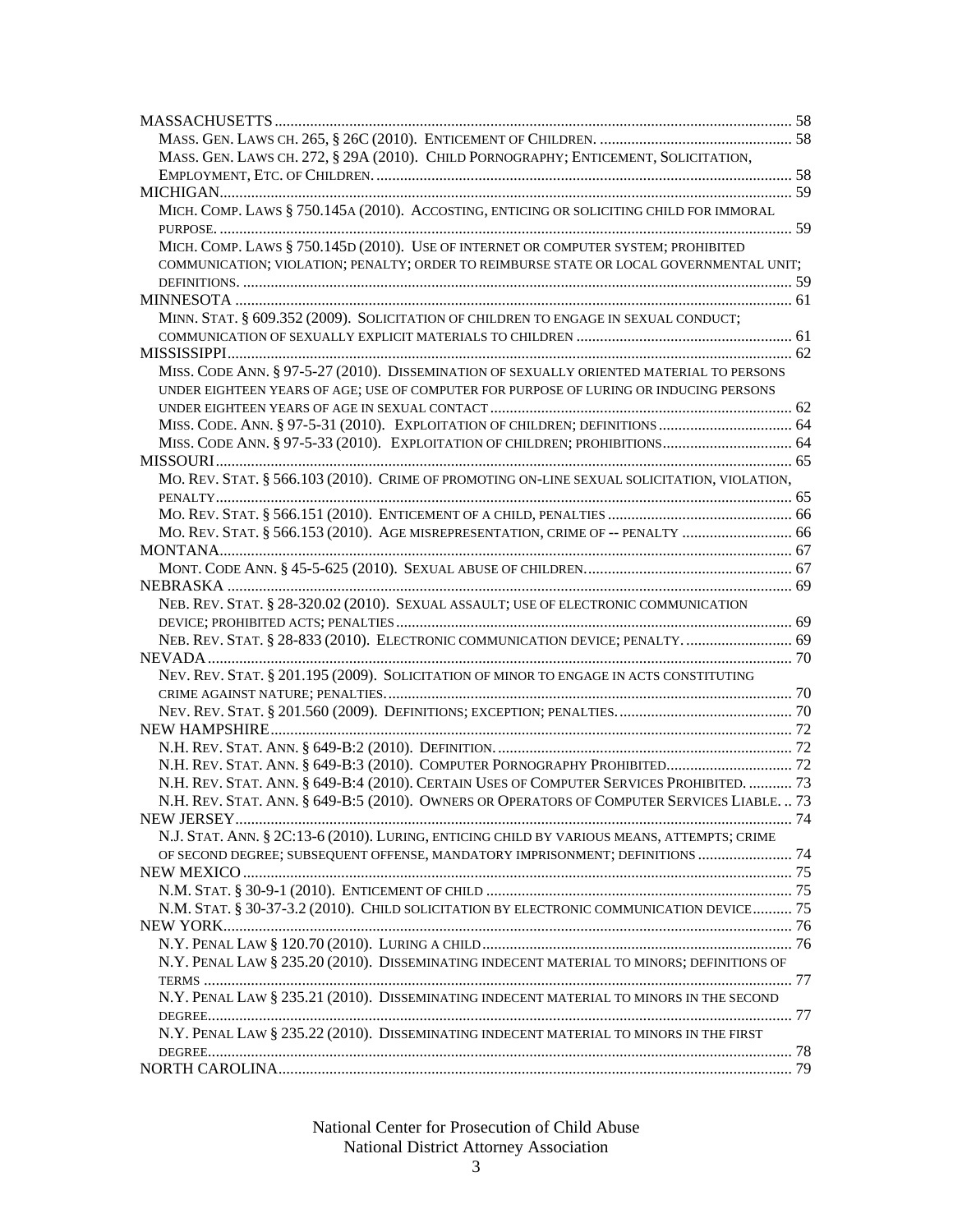MASSACHUSETTS ........................................................................................................................ 58

- MASS. GEN. LAWS CH. 265, § 26C (2010). ENTICEMENT OF CHILDREN. ................................................ 58
- MASS. GEN. LAWS CH. 272, § 29A (2010). CHILD PORNOGRAPHY; ENTICEMENT, SOLICITATION, EMPLOYMENT, ETC. OF CHILDREN. ......................................................................................................... 58

MICHIGAN.................................................................................................................................. 59

- MICH. COMP. LAWS § 750.145A (2010). ACCOSTING, ENTICING OR SOLICITING CHILD FOR IMMORAL PURPOSE. ................................................................................................................................ 59
- MICH. COMP. LAWS § 750.145D (2010). USE OF INTERNET OR COMPUTER SYSTEM; PROHIBITED COMMUNICATION; VIOLATION; PENALTY; ORDER TO REIMBURSE STATE OR LOCAL GOVERNMENTAL UNIT; DEFINITIONS. ........................................................................................................................... 59

MINNESOTA ............................................................................................................................... 61

- MINN. STAT. § 609.352 (2009). SOLICITATION OF CHILDREN TO ENGAGE IN SEXUAL CONDUCT; COMMUNICATION OF SEXUALLY EXPLICIT MATERIALS TO CHILDREN ....................................................... 61

MISSISSIPPI................................................................................................................................ 62

- MISS. CODE ANN. § 97-5-27 (2010). DISSEMINATION OF SEXUALLY ORIENTED MATERIAL TO PERSONS UNDER EIGHTEEN YEARS OF AGE; USE OF COMPUTER FOR PURPOSE OF LURING OR INDUCING PERSONS UNDER EIGHTEEN YEARS OF AGE IN SEXUAL CONTACT ............................................................................. 62
- MISS. CODE. ANN. § 97-5-31 (2010). EXPLOITATION OF CHILDREN; DEFINITIONS .................................. 64
- MISS. CODE ANN. § 97-5-33 (2010). EXPLOITATION OF CHILDREN; PROHIBITIONS................................. 64

MISSOURI.................................................................................................................................. 65

- MO. REV. STAT. § 566.103 (2010). CRIME OF PROMOTING ON-LINE SEXUAL SOLICITATION, VIOLATION, PENALTY.................................................................................................................................. 65
- MO. REV. STAT. § 566.151 (2010). ENTICEMENT OF A CHILD, PENALTIES ............................................... 66
- MO. REV. STAT. § 566.153 (2010). AGE MISREPRESENTATION, CRIME OF -- PENALTY ............................ 66

MONTANA.................................................................................................................................. 67

- MONT. CODE ANN. § 45-5-625 (2010). SEXUAL ABUSE OF CHILDREN..................................................... 67

NEBRASKA ................................................................................................................................ 69

- NEB. REV. STAT. § 28-320.02 (2010). SEXUAL ASSAULT; USE OF ELECTRONIC COMMUNICATION DEVICE; PROHIBITED ACTS; PENALTIES ................................................................................................. 69
- NEB. REV. STAT. § 28-833 (2010). ELECTRONIC COMMUNICATION DEVICE; PENALTY. ........................... 69

NEVADA .................................................................................................................................... 70

- NEV. REV. STAT. § 201.195 (2009). SOLICITATION OF MINOR TO ENGAGE IN ACTS CONSTITUTING CRIME AGAINST NATURE; PENALTIES. ....................................................................................................... 70
- NEV. REV. STAT. § 201.560 (2009). DEFINITIONS; EXCEPTION; PENALTIES. ............................................ 70

NEW HAMPSHIRE ...................................................................................................................... 72

- N.H. REV. STAT. ANN. § 649-B:2 (2010). DEFINITION. ........................................................................... 72
- N.H. REV. STAT. ANN. § 649-B:3 (2010). COMPUTER PORNOGRAPHY PROHIBITED................................ 72
- N.H. REV. STAT. ANN. § 649-B:4 (2010). CERTAIN USES OF COMPUTER SERVICES PROHIBITED. ........... 73
- N.H. REV. STAT. ANN. § 649-B:5 (2010). OWNERS OR OPERATORS OF COMPUTER SERVICES LIABLE. .. 73

NEW JERSEY.............................................................................................................................. 74

- N.J. STAT. ANN. § 2C:13-6 (2010). LURING, ENTICING CHILD BY VARIOUS MEANS, ATTEMPTS; CRIME OF SECOND DEGREE; SUBSEQUENT OFFENSE, MANDATORY IMPRISONMENT; DEFINITIONS ........................ 74

NEW MEXICO ............................................................................................................................ 75

- N.M. STAT. § 30-9-1 (2010). ENTICEMENT OF CHILD .............................................................................. 75
- N.M. STAT. § 30-37-3.2 (2010). CHILD SOLICITATION BY ELECTRONIC COMMUNICATION DEVICE.......... 75

NEW YORK................................................................................................................................. 76

- N.Y. PENAL LAW § 120.70 (2010). LURING A CHILD............................................................................... 76
- N.Y. PENAL LAW § 235.20 (2010). DISSEMINATING INDECENT MATERIAL TO MINORS; DEFINITIONS OF TERMS ..................................................................................................................................... 77
- N.Y. PENAL LAW § 235.21 (2010). DISSEMINATING INDECENT MATERIAL TO MINORS IN THE SECOND DEGREE................................................................................................................................... 77
- N.Y. PENAL LAW § 235.22 (2010). DISSEMINATING INDECENT MATERIAL TO MINORS IN THE FIRST DEGREE................................................................................................................................... 78

NORTH CAROLINA.................................................................................................................... 79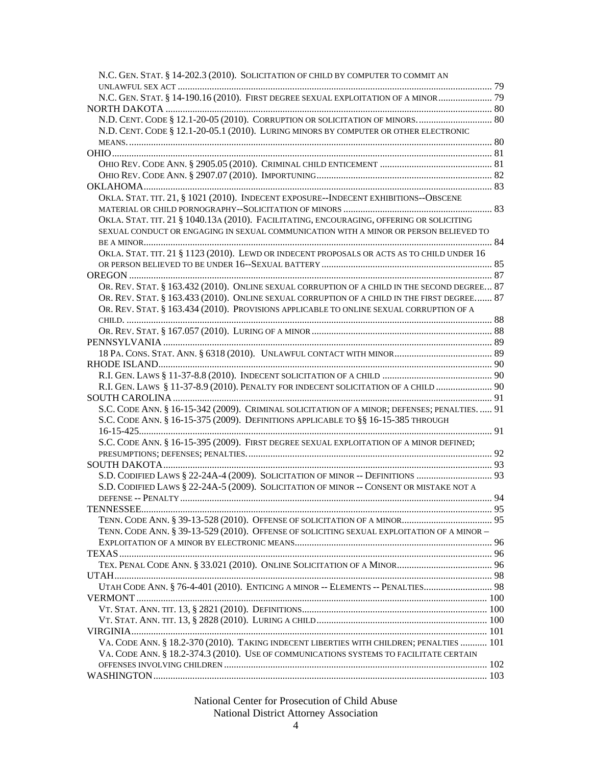N.C. GEN. STAT. § 14-202.3 (2010). SOLICITATION OF CHILD BY COMPUTER TO COMMIT AN UNLAWFUL SEX ACT ..... 79
N.C. GEN. STAT. § 14-190.16 (2010). FIRST DEGREE SEXUAL EXPLOITATION OF A MINOR ..... 79

NORTH DAKOTA ..... 80
N.D. CENT. CODE § 12.1-20-05 (2010). CORRUPTION OR SOLICITATION OF MINORS. ..... 80
N.D. CENT. CODE § 12.1-20-05.1 (2010). LURING MINORS BY COMPUTER OR OTHER ELECTRONIC MEANS. ..... 80

OHIO ..... 81
OHIO REV. CODE ANN. § 2905.05 (2010). CRIMINAL CHILD ENTICEMENT ..... 81
OHIO REV. CODE ANN. § 2907.07 (2010). IMPORTUNING ..... 82

OKLAHOMA ..... 83
OKLA. STAT. TIT. 21, § 1021 (2010). INDECENT EXPOSURE--INDECENT EXHIBITIONS--OBSCENE MATERIAL OR CHILD PORNOGRAPHY--SOLICITATION OF MINORS ..... 83
OKLA. STAT. TIT. 21 § 1040.13A (2010). FACILITATING, ENCOURAGING, OFFERING OR SOLICITING SEXUAL CONDUCT OR ENGAGING IN SEXUAL COMMUNICATION WITH A MINOR OR PERSON BELIEVED TO BE A MINOR ..... 84
OKLA. STAT. TIT. 21 § 1123 (2010). LEWD OR INDECENT PROPOSALS OR ACTS AS TO CHILD UNDER 16 OR PERSON BELIEVED TO BE UNDER 16--SEXUAL BATTERY ..... 85

OREGON ..... 87
OR. REV. STAT. § 163.432 (2010). ONLINE SEXUAL CORRUPTION OF A CHILD IN THE SECOND DEGREE ..... 87
OR. REV. STAT. § 163.433 (2010). ONLINE SEXUAL CORRUPTION OF A CHILD IN THE FIRST DEGREE ..... 87
OR. REV. STAT. § 163.434 (2010). PROVISIONS APPLICABLE TO ONLINE SEXUAL CORRUPTION OF A CHILD. ..... 88
OR. REV. STAT. § 167.057 (2010). LURING OF A MINOR ..... 88

PENNSYLVANIA ..... 89
18 PA. CONS. STAT. ANN. § 6318 (2010). UNLAWFUL CONTACT WITH MINOR ..... 89

RHODE ISLAND ..... 90
R.I. GEN. LAWS § 11-37-8.8 (2010). INDECENT SOLICITATION OF A CHILD ..... 90
R.I. GEN. LAWS § 11-37-8.9 (2010). PENALTY FOR INDECENT SOLICITATION OF A CHILD ..... 90

SOUTH CAROLINA ..... 91
S.C. CODE ANN. § 16-15-342 (2009). CRIMINAL SOLICITATION OF A MINOR; DEFENSES; PENALTIES. ..... 91
S.C. CODE ANN. § 16-15-375 (2009). DEFINITIONS APPLICABLE TO §§ 16-15-385 THROUGH 16-15-425 ..... 91
S.C. CODE ANN. § 16-15-395 (2009). FIRST DEGREE SEXUAL EXPLOITATION OF A MINOR DEFINED; PRESUMPTIONS; DEFENSES; PENALTIES. ..... 92

SOUTH DAKOTA ..... 93
S.D. CODIFIED LAWS § 22-24A-4 (2009). SOLICITATION OF MINOR -- DEFINITIONS ..... 93
S.D. CODIFIED LAWS § 22-24A-5 (2009). SOLICITATION OF MINOR -- CONSENT OR MISTAKE NOT A DEFENSE -- PENALTY ..... 94

TENNESSEE ..... 95
TENN. CODE ANN. § 39-13-528 (2010). OFFENSE OF SOLICITATION OF A MINOR ..... 95
TENN. CODE ANN. § 39-13-529 (2010). OFFENSE OF SOLICITING SEXUAL EXPLOITATION OF A MINOR – EXPLOITATION OF A MINOR BY ELECTRONIC MEANS ..... 96

TEXAS ..... 96
TEX. PENAL CODE ANN. § 33.021 (2010). ONLINE SOLICITATION OF A MINOR ..... 96

UTAH ..... 98
UTAH CODE ANN. § 76-4-401 (2010). ENTICING A MINOR -- ELEMENTS -- PENALTIES ..... 98

VERMONT ..... 100
VT. STAT. ANN. TIT. 13, § 2821 (2010). DEFINITIONS ..... 100
VT. STAT. ANN. TIT. 13, § 2828 (2010). LURING A CHILD ..... 100

VIRGINIA ..... 101
VA. CODE ANN. § 18.2-370 (2010). TAKING INDECENT LIBERTIES WITH CHILDREN; PENALTIES ..... 101
VA. CODE ANN. § 18.2-374.3 (2010). USE OF COMMUNICATIONS SYSTEMS TO FACILITATE CERTAIN OFFENSES INVOLVING CHILDREN ..... 102

WASHINGTON ..... 103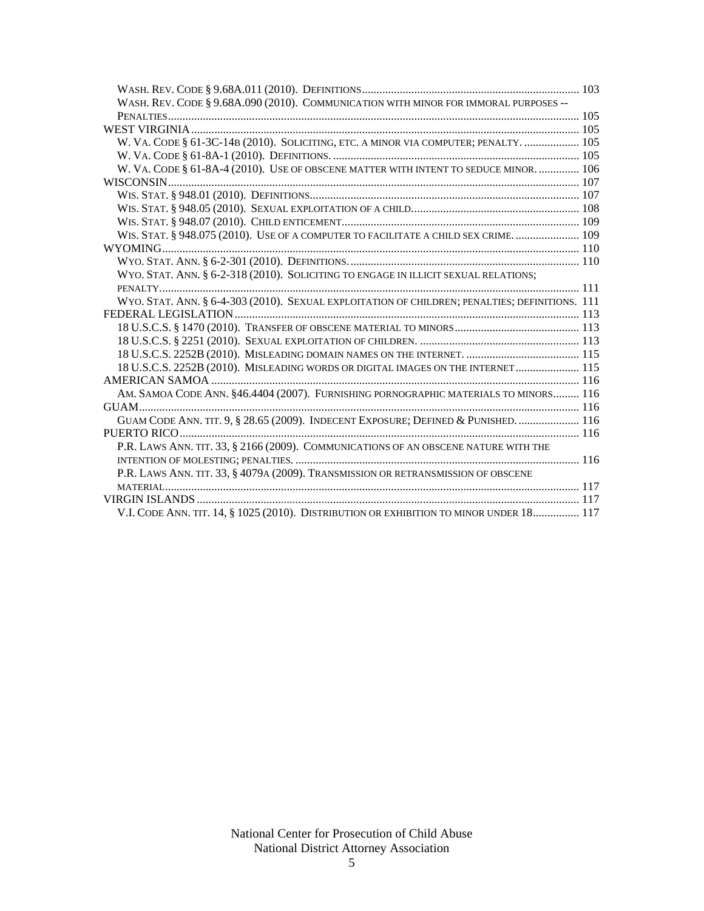Wash. Rev. Code § 9.68A.011 (2010). Definitions .......... 103
  Wash. Rev. Code § 9.68A.090 (2010). Communication with minor for immoral purposes -- Penalties .......... 105

WEST VIRGINIA .......... 105
  W. Va. Code § 61-3C-14b (2010). Soliciting, etc. a minor via computer; penalty. .......... 105
  W. Va. Code § 61-8A-1 (2010). Definitions. .......... 105
  W. Va. Code § 61-8A-4 (2010). Use of obscene matter with intent to seduce minor. .......... 106

WISCONSIN .......... 107
  Wis. Stat. § 948.01 (2010). Definitions .......... 107
  Wis. Stat. § 948.05 (2010). Sexual exploitation of a child .......... 108
  Wis. Stat. § 948.07 (2010). Child enticement .......... 109
  Wis. Stat. § 948.075 (2010). Use of a computer to facilitate a child sex crime. .......... 109

WYOMING .......... 110
  Wyo. Stat. Ann. § 6-2-301 (2010). Definitions. .......... 110
  Wyo. Stat. Ann. § 6-2-318 (2010). Soliciting to engage in illicit sexual relations; penalty .......... 111
  Wyo. Stat. Ann. § 6-4-303 (2010). Sexual exploitation of children; penalties; definitions. 111

FEDERAL LEGISLATION .......... 113
  18 U.S.C.S. § 1470 (2010). Transfer of obscene material to minors .......... 113
  18 U.S.C.S. § 2251 (2010). Sexual exploitation of children. .......... 113
  18 U.S.C.S. 2252B (2010). Misleading domain names on the internet. .......... 115
  18 U.S.C.S. 2252B (2010). Misleading words or digital images on the internet .......... 115

AMERICAN SAMOA .......... 116
  Am. Samoa Code Ann. §46.4404 (2007). Furnishing pornographic materials to minors .......... 116

GUAM .......... 116
  Guam Code Ann. tit. 9, § 28.65 (2009). Indecent Exposure; Defined & Punished. .......... 116

PUERTO RICO .......... 116
  P.R. Laws Ann. tit. 33, § 2166 (2009). Communications of an obscene nature with the intention of molesting; penalties. .......... 116
  P.R. Laws Ann. tit. 33, § 4079a (2009). Transmission or retransmission of obscene material .......... 117

VIRGIN ISLANDS .......... 117
  V.I. Code Ann. tit. 14, § 1025 (2010). Distribution or exhibition to minor under 18 .......... 117

National Center for Prosecution of Child Abuse
National District Attorney Association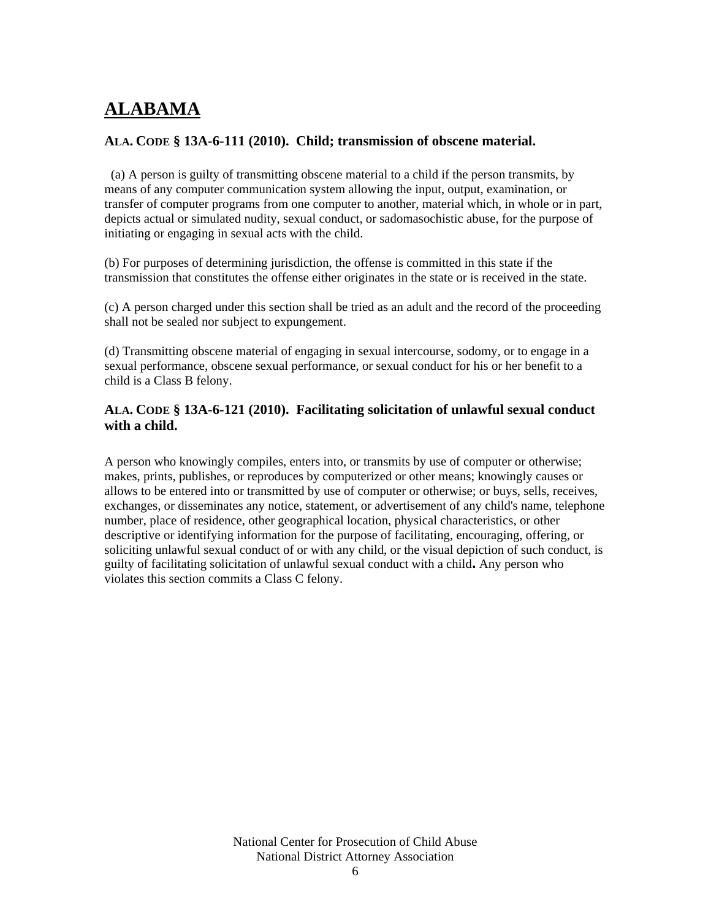# ALABAMA

### ALA. CODE § 13A-6-111 (2010). Child; transmission of obscene material.

(a) A person is guilty of transmitting obscene material to a child if the person transmits, by means of any computer communication system allowing the input, output, examination, or transfer of computer programs from one computer to another, material which, in whole or in part, depicts actual or simulated nudity, sexual conduct, or sadomasochistic abuse, for the purpose of initiating or engaging in sexual acts with the child.

(b) For purposes of determining jurisdiction, the offense is committed in this state if the transmission that constitutes the offense either originates in the state or is received in the state.

(c) A person charged under this section shall be tried as an adult and the record of the proceeding shall not be sealed nor subject to expungement.

(d) Transmitting obscene material of engaging in sexual intercourse, sodomy, or to engage in a sexual performance, obscene sexual performance, or sexual conduct for his or her benefit to a child is a Class B felony.

### ALA. CODE § 13A-6-121 (2010). Facilitating solicitation of unlawful sexual conduct with a child.

A person who knowingly compiles, enters into, or transmits by use of computer or otherwise; makes, prints, publishes, or reproduces by computerized or other means; knowingly causes or allows to be entered into or transmitted by use of computer or otherwise; or buys, sells, receives, exchanges, or disseminates any notice, statement, or advertisement of any child's name, telephone number, place of residence, other geographical location, physical characteristics, or other descriptive or identifying information for the purpose of facilitating, encouraging, offering, or soliciting unlawful sexual conduct of or with any child, or the visual depiction of such conduct, is guilty of facilitating solicitation of unlawful sexual conduct with a child**.** Any person who violates this section commits a Class C felony.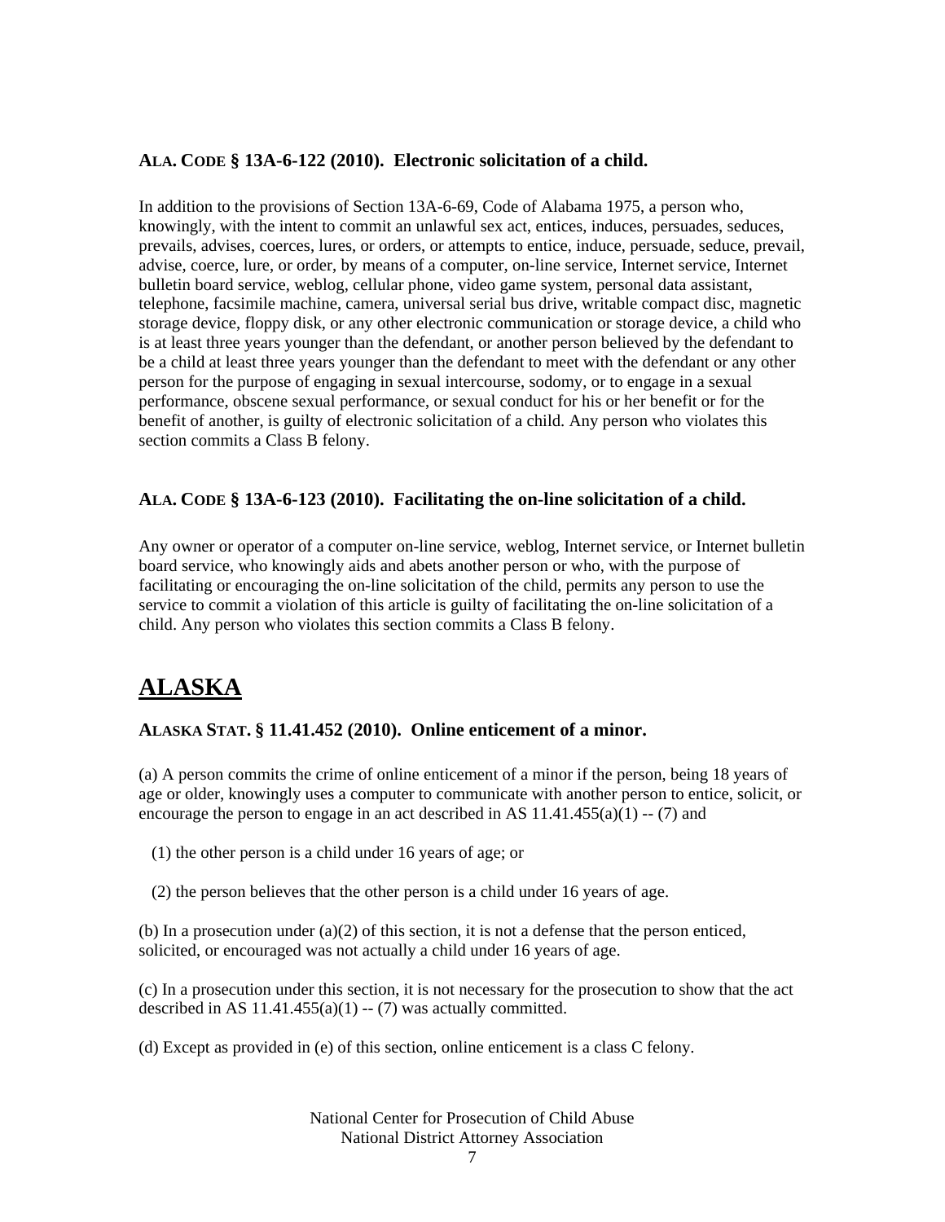### ALA. CODE § 13A-6-122 (2010). Electronic solicitation of a child.

In addition to the provisions of Section 13A-6-69, Code of Alabama 1975, a person who, knowingly, with the intent to commit an unlawful sex act, entices, induces, persuades, seduces, prevails, advises, coerces, lures, or orders, or attempts to entice, induce, persuade, seduce, prevail, advise, coerce, lure, or order, by means of a computer, on-line service, Internet service, Internet bulletin board service, weblog, cellular phone, video game system, personal data assistant, telephone, facsimile machine, camera, universal serial bus drive, writable compact disc, magnetic storage device, floppy disk, or any other electronic communication or storage device, a child who is at least three years younger than the defendant, or another person believed by the defendant to be a child at least three years younger than the defendant to meet with the defendant or any other person for the purpose of engaging in sexual intercourse, sodomy, or to engage in a sexual performance, obscene sexual performance, or sexual conduct for his or her benefit or for the benefit of another, is guilty of electronic solicitation of a child. Any person who violates this section commits a Class B felony.

### ALA. CODE § 13A-6-123 (2010). Facilitating the on-line solicitation of a child.

Any owner or operator of a computer on-line service, weblog, Internet service, or Internet bulletin board service, who knowingly aids and abets another person or who, with the purpose of facilitating or encouraging the on-line solicitation of the child, permits any person to use the service to commit a violation of this article is guilty of facilitating the on-line solicitation of a child. Any person who violates this section commits a Class B felony.

## ALASKA

### ALASKA STAT. § 11.41.452 (2010). Online enticement of a minor.

(a) A person commits the crime of online enticement of a minor if the person, being 18 years of age or older, knowingly uses a computer to communicate with another person to entice, solicit, or encourage the person to engage in an act described in AS 11.41.455(a)(1) -- (7) and

(1) the other person is a child under 16 years of age; or

(2) the person believes that the other person is a child under 16 years of age.

(b) In a prosecution under (a)(2) of this section, it is not a defense that the person enticed, solicited, or encouraged was not actually a child under 16 years of age.

(c) In a prosecution under this section, it is not necessary for the prosecution to show that the act described in AS 11.41.455(a)(1) -- (7) was actually committed.

(d) Except as provided in (e) of this section, online enticement is a class C felony.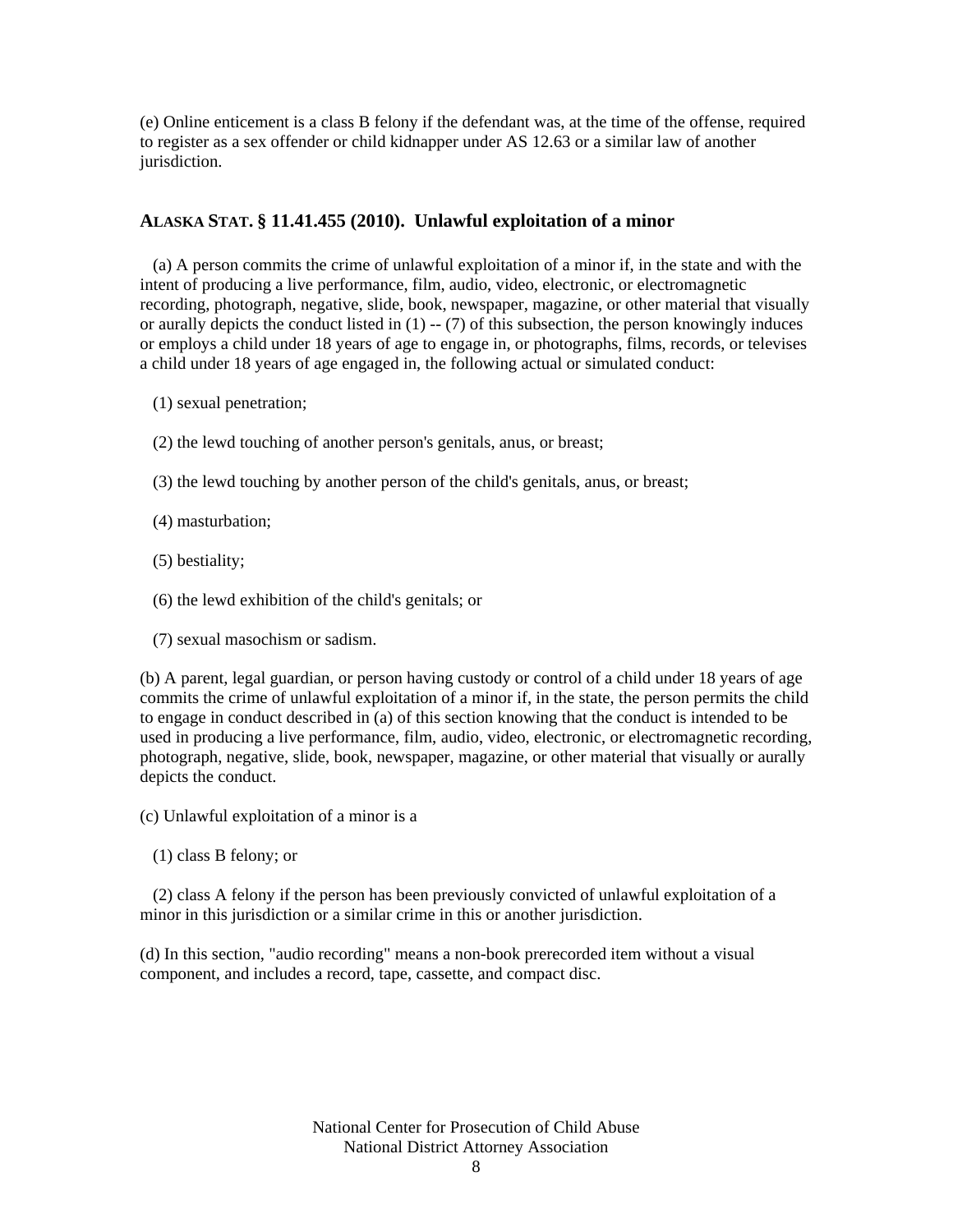(e) Online enticement is a class B felony if the defendant was, at the time of the offense, required to register as a sex offender or child kidnapper under AS 12.63 or a similar law of another jurisdiction.

### ALASKA STAT. § 11.41.455 (2010). Unlawful exploitation of a minor

(a) A person commits the crime of unlawful exploitation of a minor if, in the state and with the intent of producing a live performance, film, audio, video, electronic, or electromagnetic recording, photograph, negative, slide, book, newspaper, magazine, or other material that visually or aurally depicts the conduct listed in (1) -- (7) of this subsection, the person knowingly induces or employs a child under 18 years of age to engage in, or photographs, films, records, or televises a child under 18 years of age engaged in, the following actual or simulated conduct:

(1) sexual penetration;

(2) the lewd touching of another person's genitals, anus, or breast;

(3) the lewd touching by another person of the child's genitals, anus, or breast;

(4) masturbation;

(5) bestiality;

(6) the lewd exhibition of the child's genitals; or

(7) sexual masochism or sadism.

(b) A parent, legal guardian, or person having custody or control of a child under 18 years of age commits the crime of unlawful exploitation of a minor if, in the state, the person permits the child to engage in conduct described in (a) of this section knowing that the conduct is intended to be used in producing a live performance, film, audio, video, electronic, or electromagnetic recording, photograph, negative, slide, book, newspaper, magazine, or other material that visually or aurally depicts the conduct.

(c) Unlawful exploitation of a minor is a

(1) class B felony; or

(2) class A felony if the person has been previously convicted of unlawful exploitation of a minor in this jurisdiction or a similar crime in this or another jurisdiction.

(d) In this section, "audio recording" means a non-book prerecorded item without a visual component, and includes a record, tape, cassette, and compact disc.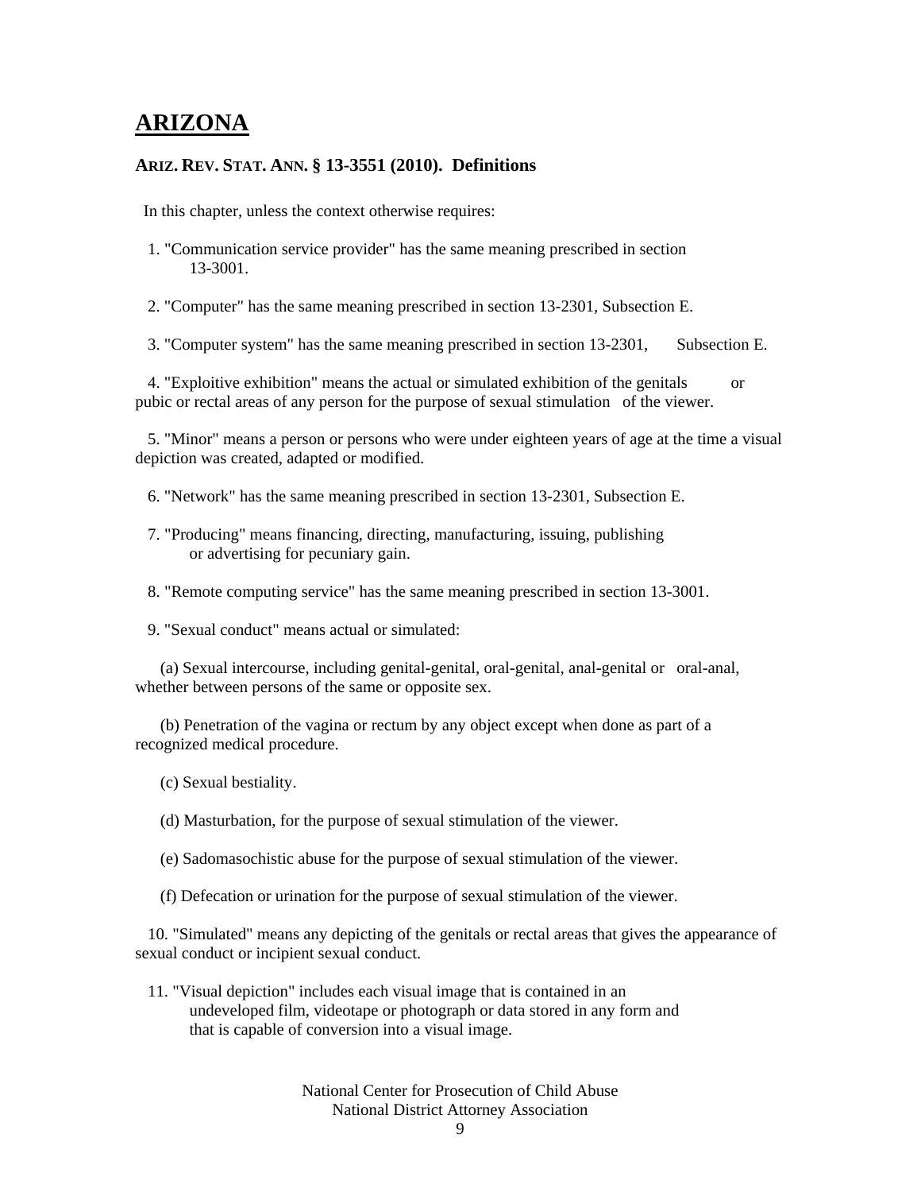# ARIZONA

### ARIZ. REV. STAT. ANN. § 13-3551 (2010). Definitions

In this chapter, unless the context otherwise requires:

1. "Communication service provider" has the same meaning prescribed in section 13-3001.

2. "Computer" has the same meaning prescribed in section 13-2301, Subsection E.

3. "Computer system" has the same meaning prescribed in section 13-2301, Subsection E.

4. "Exploitive exhibition" means the actual or simulated exhibition of the genitals or pubic or rectal areas of any person for the purpose of sexual stimulation of the viewer.

5. "Minor" means a person or persons who were under eighteen years of age at the time a visual depiction was created, adapted or modified.

6. "Network" has the same meaning prescribed in section 13-2301, Subsection E.

7. "Producing" means financing, directing, manufacturing, issuing, publishing or advertising for pecuniary gain.

8. "Remote computing service" has the same meaning prescribed in section 13-3001.

9. "Sexual conduct" means actual or simulated:

   (a) Sexual intercourse, including genital-genital, oral-genital, anal-genital or oral-anal, whether between persons of the same or opposite sex.

   (b) Penetration of the vagina or rectum by any object except when done as part of a recognized medical procedure.

   (c) Sexual bestiality.

   (d) Masturbation, for the purpose of sexual stimulation of the viewer.

   (e) Sadomasochistic abuse for the purpose of sexual stimulation of the viewer.

   (f) Defecation or urination for the purpose of sexual stimulation of the viewer.

10. "Simulated" means any depicting of the genitals or rectal areas that gives the appearance of sexual conduct or incipient sexual conduct.

11. "Visual depiction" includes each visual image that is contained in an undeveloped film, videotape or photograph or data stored in any form and that is capable of conversion into a visual image.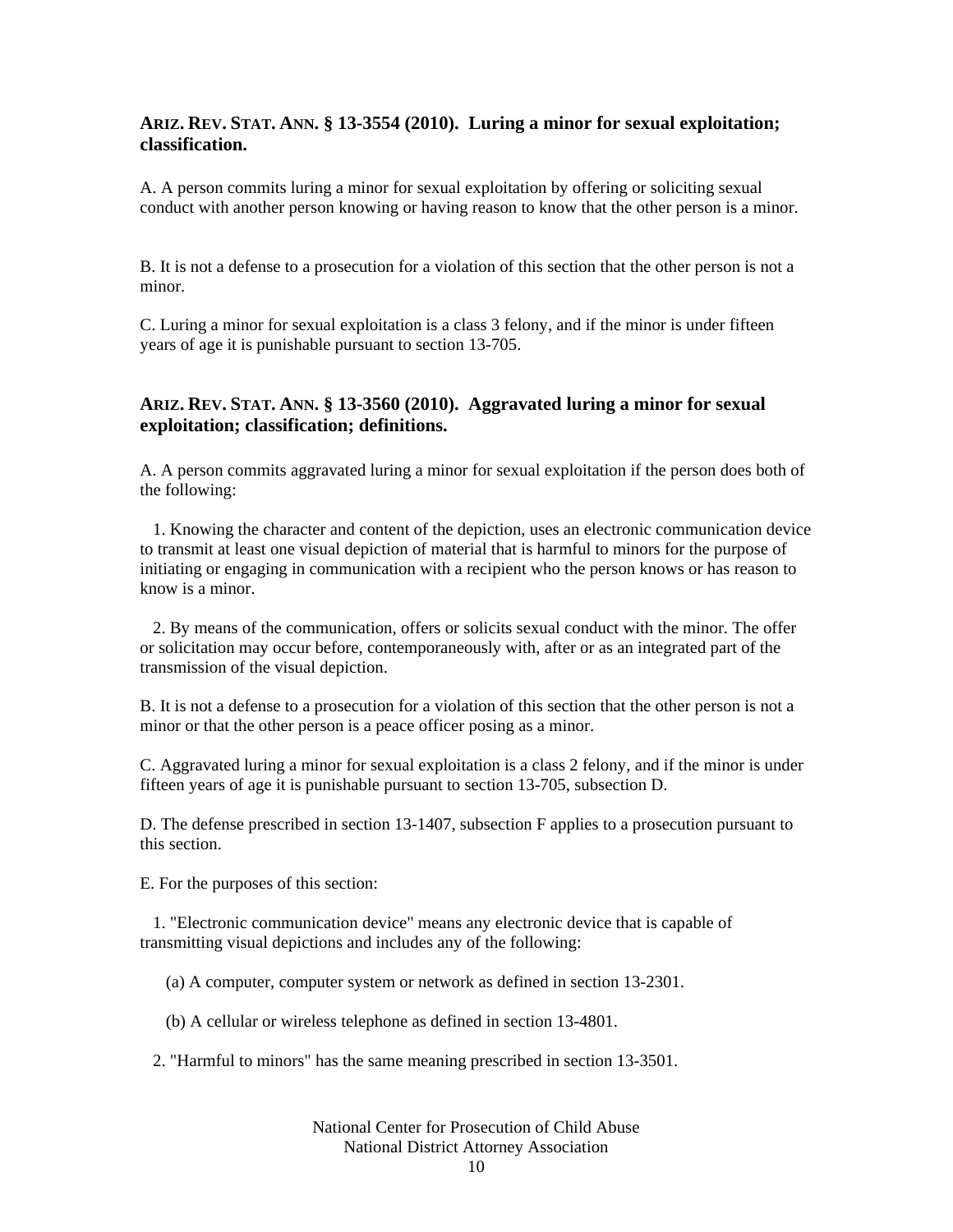### ARIZ. REV. STAT. ANN. § 13-3554 (2010). Luring a minor for sexual exploitation; classification.

A. A person commits luring a minor for sexual exploitation by offering or soliciting sexual conduct with another person knowing or having reason to know that the other person is a minor.

B. It is not a defense to a prosecution for a violation of this section that the other person is not a minor.

C. Luring a minor for sexual exploitation is a class 3 felony, and if the minor is under fifteen years of age it is punishable pursuant to section 13-705.

### ARIZ. REV. STAT. ANN. § 13-3560 (2010). Aggravated luring a minor for sexual exploitation; classification; definitions.

A. A person commits aggravated luring a minor for sexual exploitation if the person does both of the following:

1. Knowing the character and content of the depiction, uses an electronic communication device to transmit at least one visual depiction of material that is harmful to minors for the purpose of initiating or engaging in communication with a recipient who the person knows or has reason to know is a minor.

2. By means of the communication, offers or solicits sexual conduct with the minor. The offer or solicitation may occur before, contemporaneously with, after or as an integrated part of the transmission of the visual depiction.

B. It is not a defense to a prosecution for a violation of this section that the other person is not a minor or that the other person is a peace officer posing as a minor.

C. Aggravated luring a minor for sexual exploitation is a class 2 felony, and if the minor is under fifteen years of age it is punishable pursuant to section 13-705, subsection D.

D. The defense prescribed in section 13-1407, subsection F applies to a prosecution pursuant to this section.

E. For the purposes of this section:

1. "Electronic communication device" means any electronic device that is capable of transmitting visual depictions and includes any of the following:

   (a) A computer, computer system or network as defined in section 13-2301.

   (b) A cellular or wireless telephone as defined in section 13-4801.

2. "Harmful to minors" has the same meaning prescribed in section 13-3501.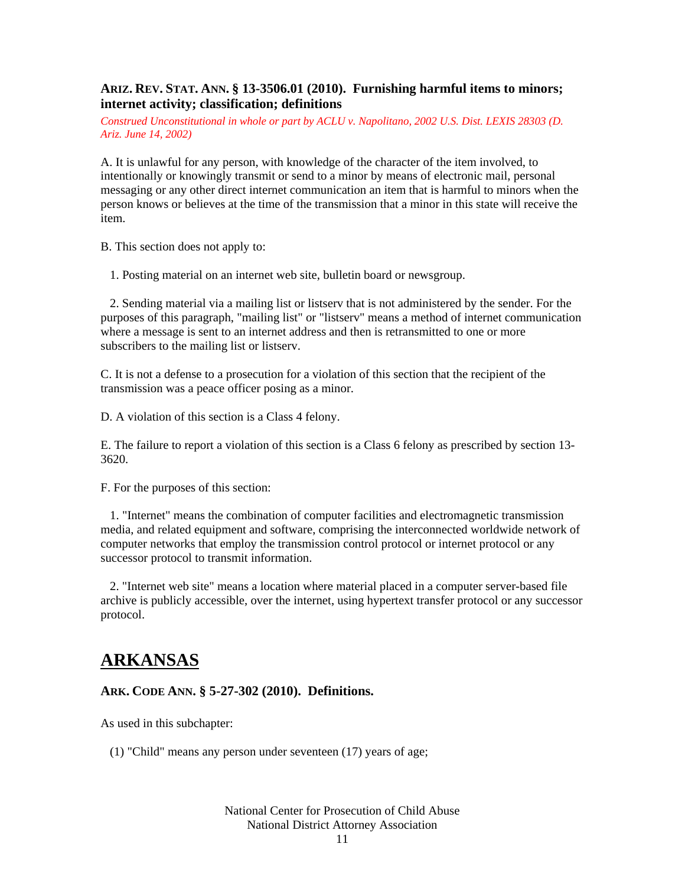### ARIZ. REV. STAT. ANN. § 13-3506.01 (2010). Furnishing harmful items to minors; internet activity; classification; definitions

*Construed Unconstitutional in whole or part by ACLU v. Napolitano, 2002 U.S. Dist. LEXIS 28303 (D. Ariz. June 14, 2002)*

A. It is unlawful for any person, with knowledge of the character of the item involved, to intentionally or knowingly transmit or send to a minor by means of electronic mail, personal messaging or any other direct internet communication an item that is harmful to minors when the person knows or believes at the time of the transmission that a minor in this state will receive the item.

B. This section does not apply to:

1. Posting material on an internet web site, bulletin board or newsgroup.

2. Sending material via a mailing list or listserv that is not administered by the sender. For the purposes of this paragraph, "mailing list" or "listserv" means a method of internet communication where a message is sent to an internet address and then is retransmitted to one or more subscribers to the mailing list or listserv.

C. It is not a defense to a prosecution for a violation of this section that the recipient of the transmission was a peace officer posing as a minor.

D. A violation of this section is a Class 4 felony.

E. The failure to report a violation of this section is a Class 6 felony as prescribed by section 13-3620.

F. For the purposes of this section:

1. "Internet" means the combination of computer facilities and electromagnetic transmission media, and related equipment and software, comprising the interconnected worldwide network of computer networks that employ the transmission control protocol or internet protocol or any successor protocol to transmit information.

2. "Internet web site" means a location where material placed in a computer server-based file archive is publicly accessible, over the internet, using hypertext transfer protocol or any successor protocol.

## ARKANSAS

### ARK. CODE ANN. § 5-27-302 (2010). Definitions.

As used in this subchapter:

(1) "Child" means any person under seventeen (17) years of age;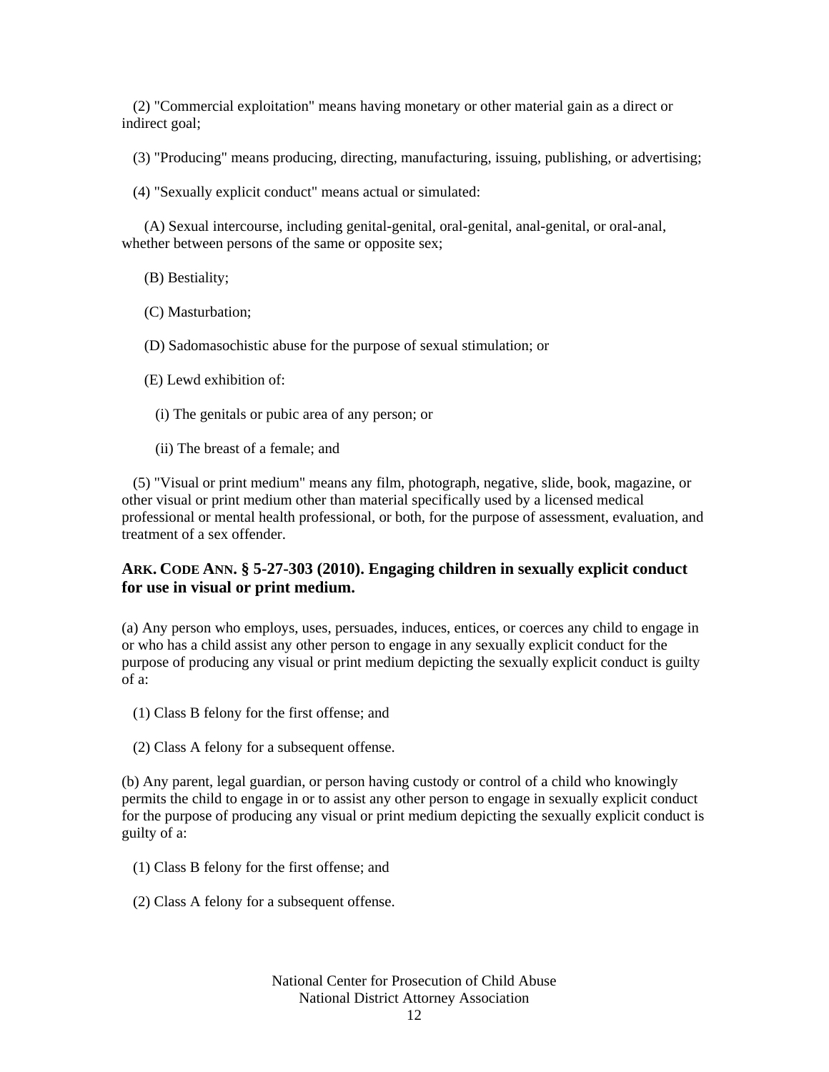(2) "Commercial exploitation" means having monetary or other material gain as a direct or indirect goal;

(3) "Producing" means producing, directing, manufacturing, issuing, publishing, or advertising;

(4) "Sexually explicit conduct" means actual or simulated:

(A) Sexual intercourse, including genital-genital, oral-genital, anal-genital, or oral-anal, whether between persons of the same or opposite sex;

(B) Bestiality;

(C) Masturbation;

(D) Sadomasochistic abuse for the purpose of sexual stimulation; or

(E) Lewd exhibition of:

(i) The genitals or pubic area of any person; or

(ii) The breast of a female; and

(5) "Visual or print medium" means any film, photograph, negative, slide, book, magazine, or other visual or print medium other than material specifically used by a licensed medical professional or mental health professional, or both, for the purpose of assessment, evaluation, and treatment of a sex offender.

### ARK. CODE ANN. § 5-27-303 (2010). Engaging children in sexually explicit conduct for use in visual or print medium.

(a) Any person who employs, uses, persuades, induces, entices, or coerces any child to engage in or who has a child assist any other person to engage in any sexually explicit conduct for the purpose of producing any visual or print medium depicting the sexually explicit conduct is guilty of a:

(1) Class B felony for the first offense; and

(2) Class A felony for a subsequent offense.

(b) Any parent, legal guardian, or person having custody or control of a child who knowingly permits the child to engage in or to assist any other person to engage in sexually explicit conduct for the purpose of producing any visual or print medium depicting the sexually explicit conduct is guilty of a:

(1) Class B felony for the first offense; and

(2) Class A felony for a subsequent offense.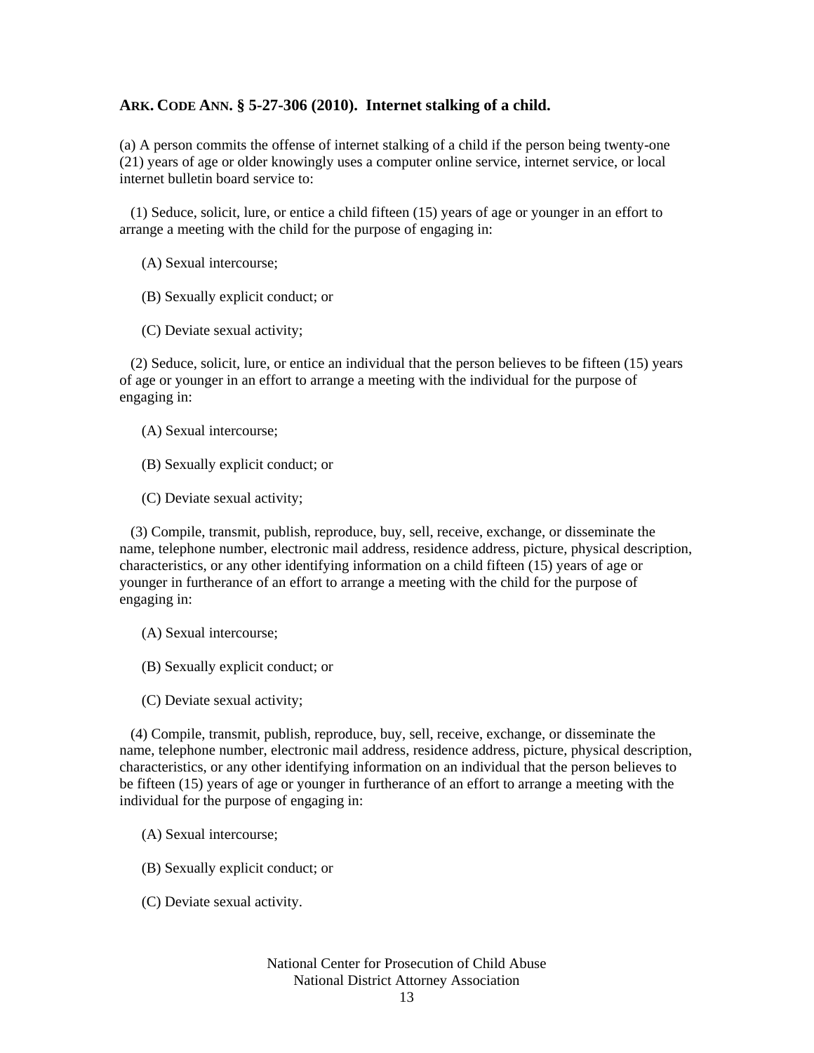**ARK. CODE ANN. § 5-27-306 (2010). Internet stalking of a child.**

(a) A person commits the offense of internet stalking of a child if the person being twenty-one (21) years of age or older knowingly uses a computer online service, internet service, or local internet bulletin board service to:

(1) Seduce, solicit, lure, or entice a child fifteen (15) years of age or younger in an effort to arrange a meeting with the child for the purpose of engaging in:

(A) Sexual intercourse;

(B) Sexually explicit conduct; or

(C) Deviate sexual activity;

(2) Seduce, solicit, lure, or entice an individual that the person believes to be fifteen (15) years of age or younger in an effort to arrange a meeting with the individual for the purpose of engaging in:

(A) Sexual intercourse;

(B) Sexually explicit conduct; or

(C) Deviate sexual activity;

(3) Compile, transmit, publish, reproduce, buy, sell, receive, exchange, or disseminate the name, telephone number, electronic mail address, residence address, picture, physical description, characteristics, or any other identifying information on a child fifteen (15) years of age or younger in furtherance of an effort to arrange a meeting with the child for the purpose of engaging in:

(A) Sexual intercourse;

(B) Sexually explicit conduct; or

(C) Deviate sexual activity;

(4) Compile, transmit, publish, reproduce, buy, sell, receive, exchange, or disseminate the name, telephone number, electronic mail address, residence address, picture, physical description, characteristics, or any other identifying information on an individual that the person believes to be fifteen (15) years of age or younger in furtherance of an effort to arrange a meeting with the individual for the purpose of engaging in:

(A) Sexual intercourse;

(B) Sexually explicit conduct; or

(C) Deviate sexual activity.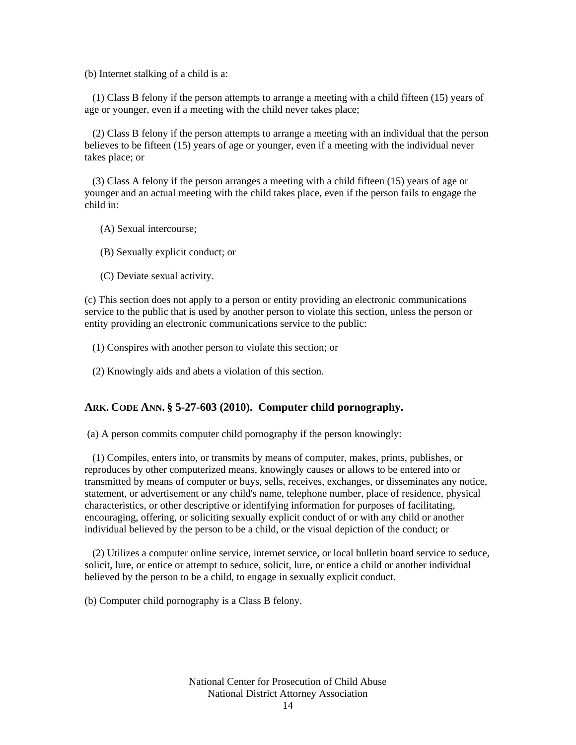(b) Internet stalking of a child is a:

(1) Class B felony if the person attempts to arrange a meeting with a child fifteen (15) years of age or younger, even if a meeting with the child never takes place;

(2) Class B felony if the person attempts to arrange a meeting with an individual that the person believes to be fifteen (15) years of age or younger, even if a meeting with the individual never takes place; or

(3) Class A felony if the person arranges a meeting with a child fifteen (15) years of age or younger and an actual meeting with the child takes place, even if the person fails to engage the child in:

(A) Sexual intercourse;

(B) Sexually explicit conduct; or

(C) Deviate sexual activity.

(c) This section does not apply to a person or entity providing an electronic communications service to the public that is used by another person to violate this section, unless the person or entity providing an electronic communications service to the public:

(1) Conspires with another person to violate this section; or

(2) Knowingly aids and abets a violation of this section.

### ARK. CODE ANN. § 5-27-603 (2010). Computer child pornography.

(a) A person commits computer child pornography if the person knowingly:

(1) Compiles, enters into, or transmits by means of computer, makes, prints, publishes, or reproduces by other computerized means, knowingly causes or allows to be entered into or transmitted by means of computer or buys, sells, receives, exchanges, or disseminates any notice, statement, or advertisement or any child's name, telephone number, place of residence, physical characteristics, or other descriptive or identifying information for purposes of facilitating, encouraging, offering, or soliciting sexually explicit conduct of or with any child or another individual believed by the person to be a child, or the visual depiction of the conduct; or

(2) Utilizes a computer online service, internet service, or local bulletin board service to seduce, solicit, lure, or entice or attempt to seduce, solicit, lure, or entice a child or another individual believed by the person to be a child, to engage in sexually explicit conduct.

(b) Computer child pornography is a Class B felony.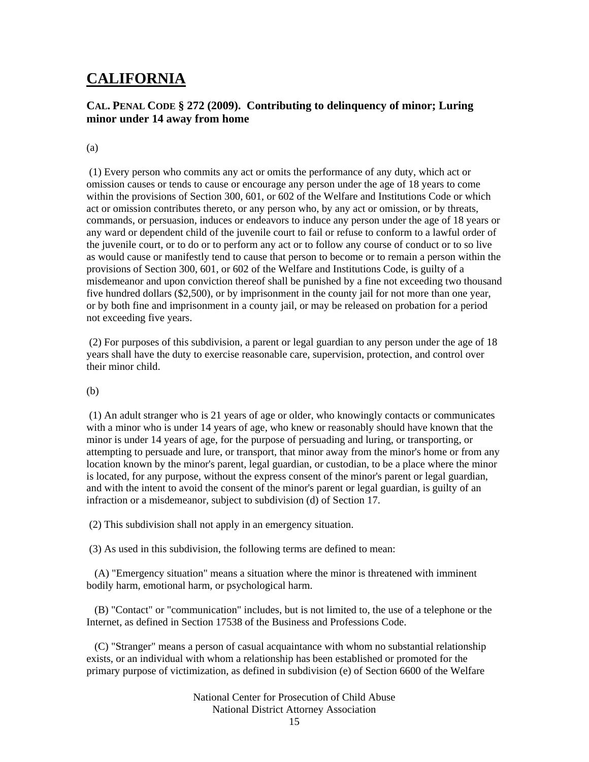# CALIFORNIA

### CAL. PENAL CODE § 272 (2009). Contributing to delinquency of minor; Luring minor under 14 away from home

(a)

(1) Every person who commits any act or omits the performance of any duty, which act or omission causes or tends to cause or encourage any person under the age of 18 years to come within the provisions of Section 300, 601, or 602 of the Welfare and Institutions Code or which act or omission contributes thereto, or any person who, by any act or omission, or by threats, commands, or persuasion, induces or endeavors to induce any person under the age of 18 years or any ward or dependent child of the juvenile court to fail or refuse to conform to a lawful order of the juvenile court, or to do or to perform any act or to follow any course of conduct or to so live as would cause or manifestly tend to cause that person to become or to remain a person within the provisions of Section 300, 601, or 602 of the Welfare and Institutions Code, is guilty of a misdemeanor and upon conviction thereof shall be punished by a fine not exceeding two thousand five hundred dollars ($2,500), or by imprisonment in the county jail for not more than one year, or by both fine and imprisonment in a county jail, or may be released on probation for a period not exceeding five years.

(2) For purposes of this subdivision, a parent or legal guardian to any person under the age of 18 years shall have the duty to exercise reasonable care, supervision, protection, and control over their minor child.

(b)

(1) An adult stranger who is 21 years of age or older, who knowingly contacts or communicates with a minor who is under 14 years of age, who knew or reasonably should have known that the minor is under 14 years of age, for the purpose of persuading and luring, or transporting, or attempting to persuade and lure, or transport, that minor away from the minor's home or from any location known by the minor's parent, legal guardian, or custodian, to be a place where the minor is located, for any purpose, without the express consent of the minor's parent or legal guardian, and with the intent to avoid the consent of the minor's parent or legal guardian, is guilty of an infraction or a misdemeanor, subject to subdivision (d) of Section 17.

(2) This subdivision shall not apply in an emergency situation.

(3) As used in this subdivision, the following terms are defined to mean:

(A) "Emergency situation" means a situation where the minor is threatened with imminent bodily harm, emotional harm, or psychological harm.

(B) "Contact" or "communication" includes, but is not limited to, the use of a telephone or the Internet, as defined in Section 17538 of the Business and Professions Code.

(C) "Stranger" means a person of casual acquaintance with whom no substantial relationship exists, or an individual with whom a relationship has been established or promoted for the primary purpose of victimization, as defined in subdivision (e) of Section 6600 of the Welfare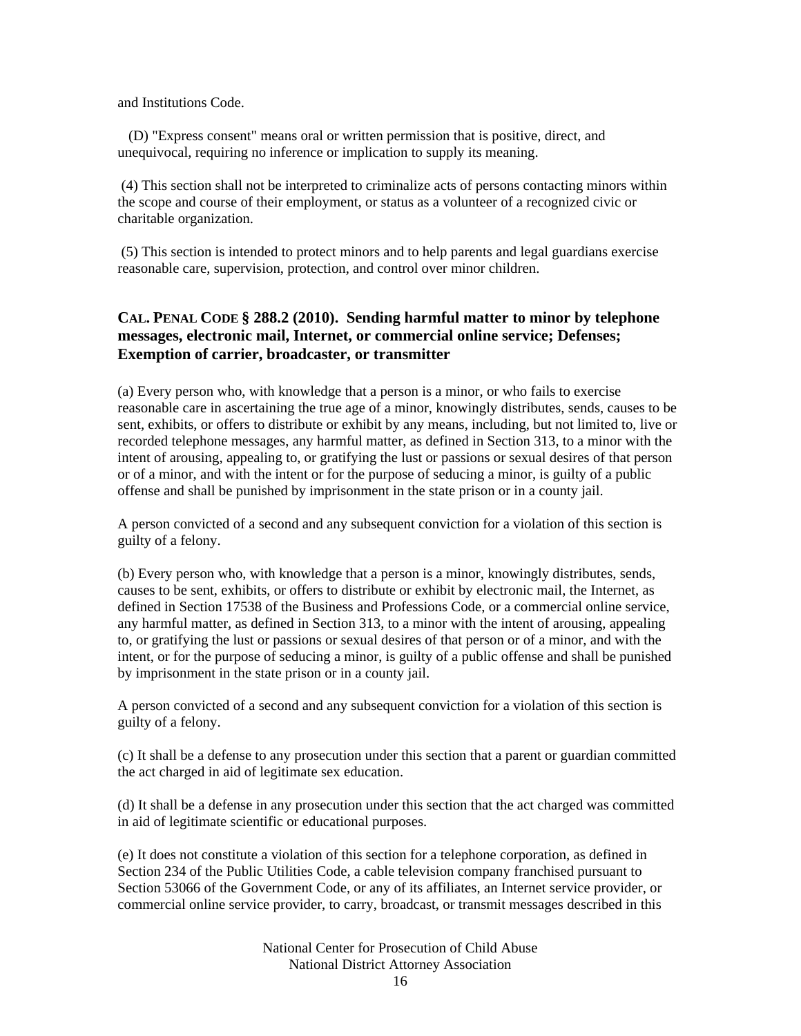and Institutions Code.

(D) "Express consent" means oral or written permission that is positive, direct, and unequivocal, requiring no inference or implication to supply its meaning.

(4) This section shall not be interpreted to criminalize acts of persons contacting minors within the scope and course of their employment, or status as a volunteer of a recognized civic or charitable organization.

(5) This section is intended to protect minors and to help parents and legal guardians exercise reasonable care, supervision, protection, and control over minor children.

### CAL. PENAL CODE § 288.2 (2010). Sending harmful matter to minor by telephone messages, electronic mail, Internet, or commercial online service; Defenses; Exemption of carrier, broadcaster, or transmitter

(a) Every person who, with knowledge that a person is a minor, or who fails to exercise reasonable care in ascertaining the true age of a minor, knowingly distributes, sends, causes to be sent, exhibits, or offers to distribute or exhibit by any means, including, but not limited to, live or recorded telephone messages, any harmful matter, as defined in Section 313, to a minor with the intent of arousing, appealing to, or gratifying the lust or passions or sexual desires of that person or of a minor, and with the intent or for the purpose of seducing a minor, is guilty of a public offense and shall be punished by imprisonment in the state prison or in a county jail.

A person convicted of a second and any subsequent conviction for a violation of this section is guilty of a felony.

(b) Every person who, with knowledge that a person is a minor, knowingly distributes, sends, causes to be sent, exhibits, or offers to distribute or exhibit by electronic mail, the Internet, as defined in Section 17538 of the Business and Professions Code, or a commercial online service, any harmful matter, as defined in Section 313, to a minor with the intent of arousing, appealing to, or gratifying the lust or passions or sexual desires of that person or of a minor, and with the intent, or for the purpose of seducing a minor, is guilty of a public offense and shall be punished by imprisonment in the state prison or in a county jail.

A person convicted of a second and any subsequent conviction for a violation of this section is guilty of a felony.

(c) It shall be a defense to any prosecution under this section that a parent or guardian committed the act charged in aid of legitimate sex education.

(d) It shall be a defense in any prosecution under this section that the act charged was committed in aid of legitimate scientific or educational purposes.

(e) It does not constitute a violation of this section for a telephone corporation, as defined in Section 234 of the Public Utilities Code, a cable television company franchised pursuant to Section 53066 of the Government Code, or any of its affiliates, an Internet service provider, or commercial online service provider, to carry, broadcast, or transmit messages described in this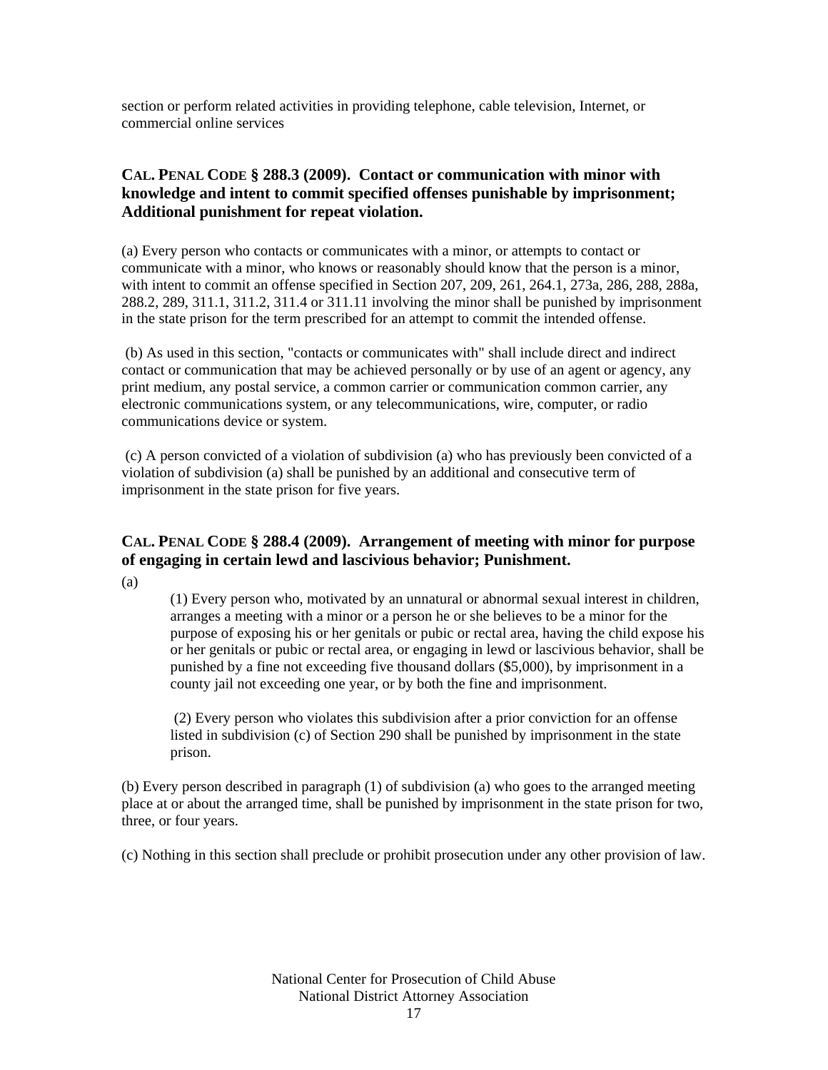section or perform related activities in providing telephone, cable television, Internet, or commercial online services

### CAL. PENAL CODE § 288.3 (2009). Contact or communication with minor with knowledge and intent to commit specified offenses punishable by imprisonment; Additional punishment for repeat violation.

(a) Every person who contacts or communicates with a minor, or attempts to contact or communicate with a minor, who knows or reasonably should know that the person is a minor, with intent to commit an offense specified in Section 207, 209, 261, 264.1, 273a, 286, 288, 288a, 288.2, 289, 311.1, 311.2, 311.4 or 311.11 involving the minor shall be punished by imprisonment in the state prison for the term prescribed for an attempt to commit the intended offense.

(b) As used in this section, "contacts or communicates with" shall include direct and indirect contact or communication that may be achieved personally or by use of an agent or agency, any print medium, any postal service, a common carrier or communication common carrier, any electronic communications system, or any telecommunications, wire, computer, or radio communications device or system.

(c) A person convicted of a violation of subdivision (a) who has previously been convicted of a violation of subdivision (a) shall be punished by an additional and consecutive term of imprisonment in the state prison for five years.

### CAL. PENAL CODE § 288.4 (2009). Arrangement of meeting with minor for purpose of engaging in certain lewd and lascivious behavior; Punishment.

(a)

(1) Every person who, motivated by an unnatural or abnormal sexual interest in children, arranges a meeting with a minor or a person he or she believes to be a minor for the purpose of exposing his or her genitals or pubic or rectal area, having the child expose his or her genitals or pubic or rectal area, or engaging in lewd or lascivious behavior, shall be punished by a fine not exceeding five thousand dollars ($5,000), by imprisonment in a county jail not exceeding one year, or by both the fine and imprisonment.

(2) Every person who violates this subdivision after a prior conviction for an offense listed in subdivision (c) of Section 290 shall be punished by imprisonment in the state prison.

(b) Every person described in paragraph (1) of subdivision (a) who goes to the arranged meeting place at or about the arranged time, shall be punished by imprisonment in the state prison for two, three, or four years.

(c) Nothing in this section shall preclude or prohibit prosecution under any other provision of law.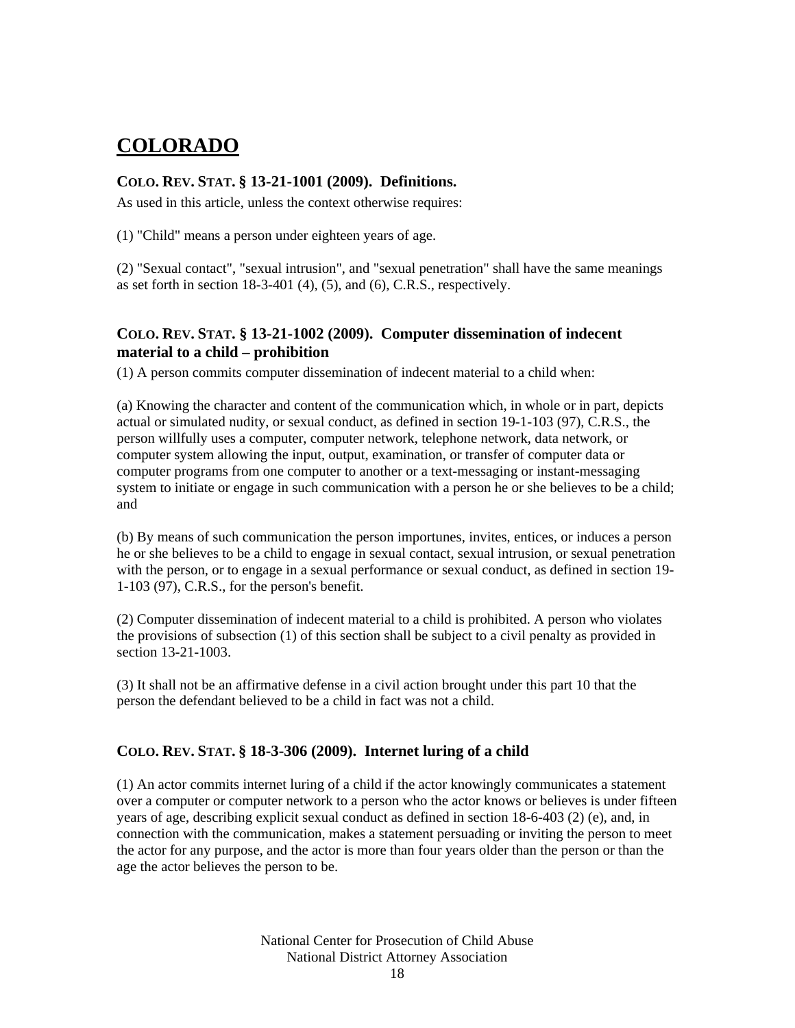# COLORADO

### COLO. REV. STAT. § 13-21-1001 (2009). Definitions.

As used in this article, unless the context otherwise requires:

(1) "Child" means a person under eighteen years of age.

(2) "Sexual contact", "sexual intrusion", and "sexual penetration" shall have the same meanings as set forth in section 18-3-401 (4), (5), and (6), C.R.S., respectively.

### COLO. REV. STAT. § 13-21-1002 (2009). Computer dissemination of indecent material to a child – prohibition

(1) A person commits computer dissemination of indecent material to a child when:

(a) Knowing the character and content of the communication which, in whole or in part, depicts actual or simulated nudity, or sexual conduct, as defined in section 19-1-103 (97), C.R.S., the person willfully uses a computer, computer network, telephone network, data network, or computer system allowing the input, output, examination, or transfer of computer data or computer programs from one computer to another or a text-messaging or instant-messaging system to initiate or engage in such communication with a person he or she believes to be a child; and

(b) By means of such communication the person importunes, invites, entices, or induces a person he or she believes to be a child to engage in sexual contact, sexual intrusion, or sexual penetration with the person, or to engage in a sexual performance or sexual conduct, as defined in section 19-1-103 (97), C.R.S., for the person's benefit.

(2) Computer dissemination of indecent material to a child is prohibited. A person who violates the provisions of subsection (1) of this section shall be subject to a civil penalty as provided in section 13-21-1003.

(3) It shall not be an affirmative defense in a civil action brought under this part 10 that the person the defendant believed to be a child in fact was not a child.

### COLO. REV. STAT. § 18-3-306 (2009). Internet luring of a child

(1) An actor commits internet luring of a child if the actor knowingly communicates a statement over a computer or computer network to a person who the actor knows or believes is under fifteen years of age, describing explicit sexual conduct as defined in section 18-6-403 (2) (e), and, in connection with the communication, makes a statement persuading or inviting the person to meet the actor for any purpose, and the actor is more than four years older than the person or than the age the actor believes the person to be.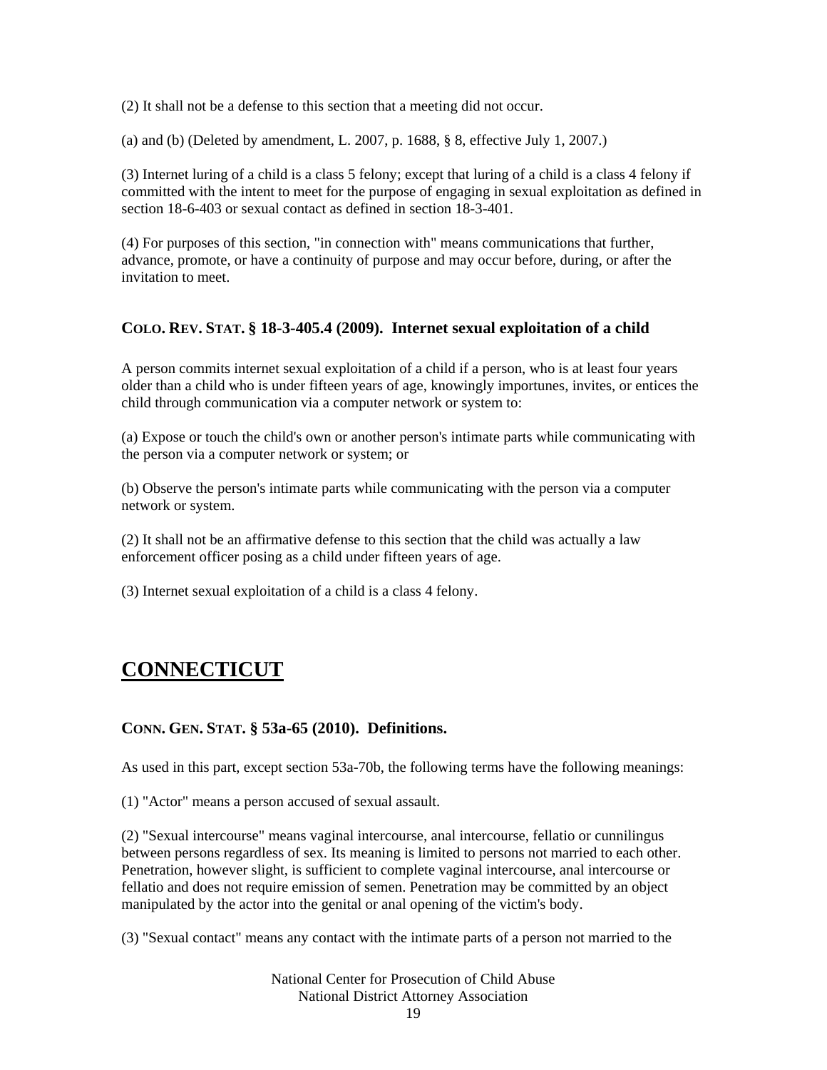(2) It shall not be a defense to this section that a meeting did not occur.

(a) and (b) (Deleted by amendment, L. 2007, p. 1688, § 8, effective July 1, 2007.)

(3) Internet luring of a child is a class 5 felony; except that luring of a child is a class 4 felony if committed with the intent to meet for the purpose of engaging in sexual exploitation as defined in section 18-6-403 or sexual contact as defined in section 18-3-401.

(4) For purposes of this section, "in connection with" means communications that further, advance, promote, or have a continuity of purpose and may occur before, during, or after the invitation to meet.

### COLO. REV. STAT. § 18-3-405.4 (2009). Internet sexual exploitation of a child

A person commits internet sexual exploitation of a child if a person, who is at least four years older than a child who is under fifteen years of age, knowingly importunes, invites, or entices the child through communication via a computer network or system to:

(a) Expose or touch the child's own or another person's intimate parts while communicating with the person via a computer network or system; or

(b) Observe the person's intimate parts while communicating with the person via a computer network or system.

(2) It shall not be an affirmative defense to this section that the child was actually a law enforcement officer posing as a child under fifteen years of age.

(3) Internet sexual exploitation of a child is a class 4 felony.

## CONNECTICUT

### CONN. GEN. STAT. § 53a-65 (2010). Definitions.

As used in this part, except section 53a-70b, the following terms have the following meanings:

(1) "Actor" means a person accused of sexual assault.

(2) "Sexual intercourse" means vaginal intercourse, anal intercourse, fellatio or cunnilingus between persons regardless of sex. Its meaning is limited to persons not married to each other. Penetration, however slight, is sufficient to complete vaginal intercourse, anal intercourse or fellatio and does not require emission of semen. Penetration may be committed by an object manipulated by the actor into the genital or anal opening of the victim's body.

(3) "Sexual contact" means any contact with the intimate parts of a person not married to the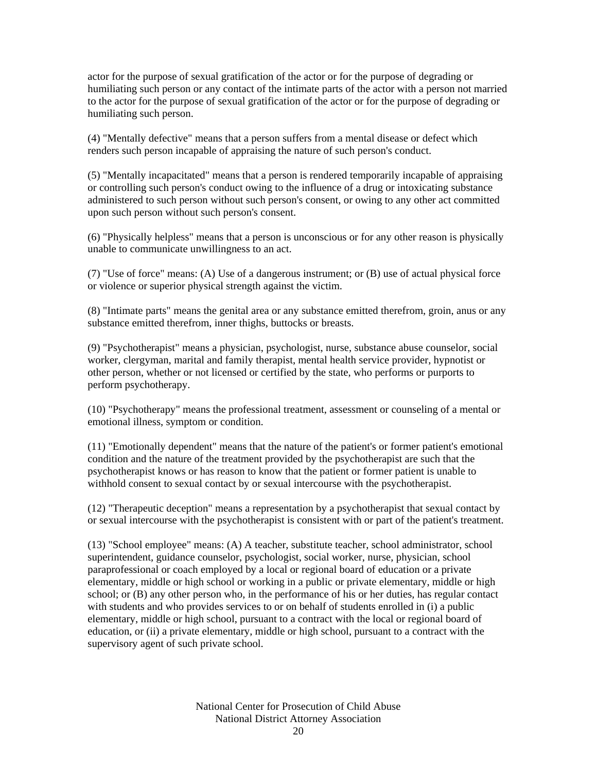actor for the purpose of sexual gratification of the actor or for the purpose of degrading or humiliating such person or any contact of the intimate parts of the actor with a person not married to the actor for the purpose of sexual gratification of the actor or for the purpose of degrading or humiliating such person.

(4) "Mentally defective" means that a person suffers from a mental disease or defect which renders such person incapable of appraising the nature of such person's conduct.

(5) "Mentally incapacitated" means that a person is rendered temporarily incapable of appraising or controlling such person's conduct owing to the influence of a drug or intoxicating substance administered to such person without such person's consent, or owing to any other act committed upon such person without such person's consent.

(6) "Physically helpless" means that a person is unconscious or for any other reason is physically unable to communicate unwillingness to an act.

(7) "Use of force" means: (A) Use of a dangerous instrument; or (B) use of actual physical force or violence or superior physical strength against the victim.

(8) "Intimate parts" means the genital area or any substance emitted therefrom, groin, anus or any substance emitted therefrom, inner thighs, buttocks or breasts.

(9) "Psychotherapist" means a physician, psychologist, nurse, substance abuse counselor, social worker, clergyman, marital and family therapist, mental health service provider, hypnotist or other person, whether or not licensed or certified by the state, who performs or purports to perform psychotherapy.

(10) "Psychotherapy" means the professional treatment, assessment or counseling of a mental or emotional illness, symptom or condition.

(11) "Emotionally dependent" means that the nature of the patient's or former patient's emotional condition and the nature of the treatment provided by the psychotherapist are such that the psychotherapist knows or has reason to know that the patient or former patient is unable to withhold consent to sexual contact by or sexual intercourse with the psychotherapist.

(12) "Therapeutic deception" means a representation by a psychotherapist that sexual contact by or sexual intercourse with the psychotherapist is consistent with or part of the patient's treatment.

(13) "School employee" means: (A) A teacher, substitute teacher, school administrator, school superintendent, guidance counselor, psychologist, social worker, nurse, physician, school paraprofessional or coach employed by a local or regional board of education or a private elementary, middle or high school or working in a public or private elementary, middle or high school; or (B) any other person who, in the performance of his or her duties, has regular contact with students and who provides services to or on behalf of students enrolled in (i) a public elementary, middle or high school, pursuant to a contract with the local or regional board of education, or (ii) a private elementary, middle or high school, pursuant to a contract with the supervisory agent of such private school.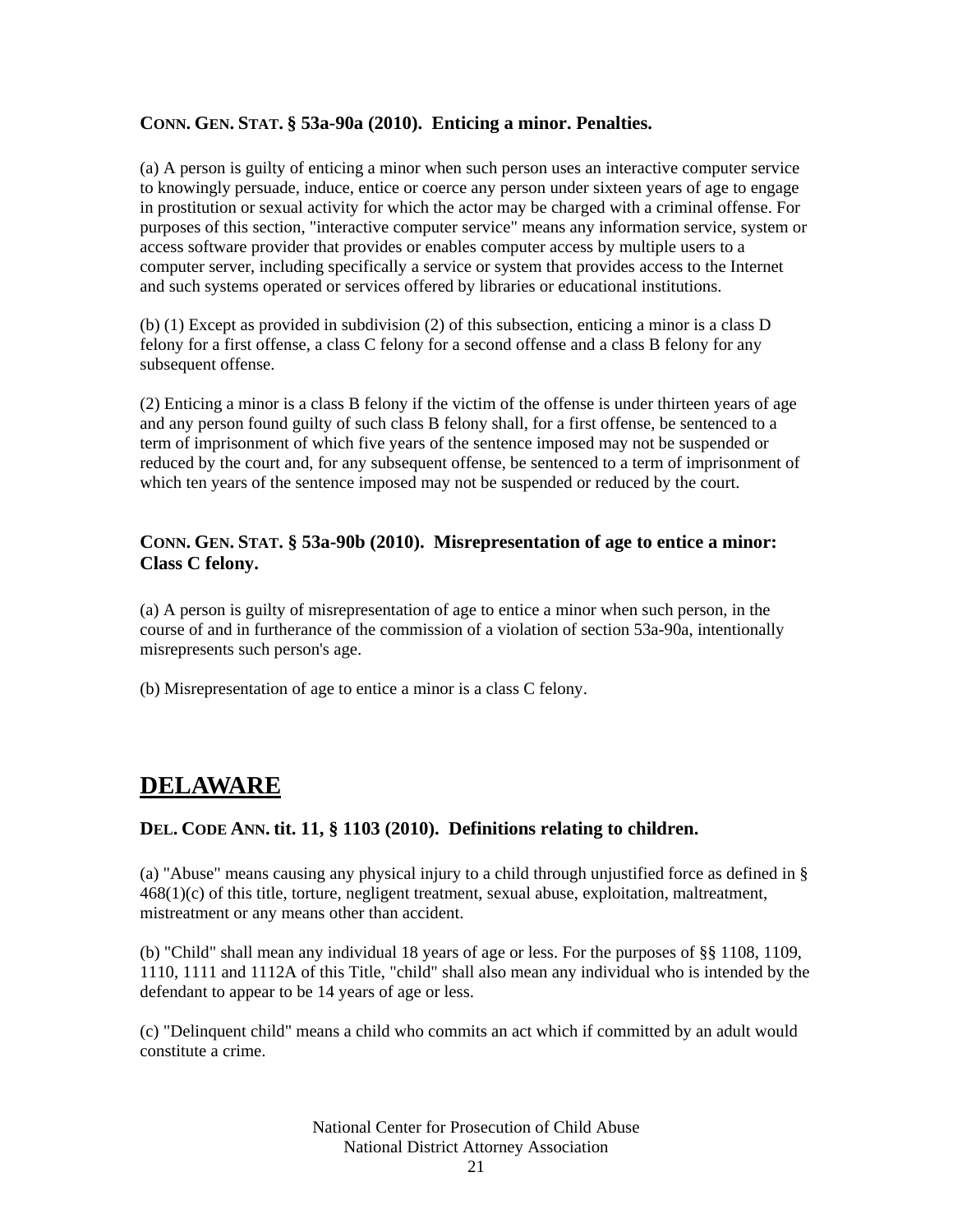### CONN. GEN. STAT. § 53a-90a (2010). Enticing a minor. Penalties.

(a) A person is guilty of enticing a minor when such person uses an interactive computer service to knowingly persuade, induce, entice or coerce any person under sixteen years of age to engage in prostitution or sexual activity for which the actor may be charged with a criminal offense. For purposes of this section, "interactive computer service" means any information service, system or access software provider that provides or enables computer access by multiple users to a computer server, including specifically a service or system that provides access to the Internet and such systems operated or services offered by libraries or educational institutions.

(b) (1) Except as provided in subdivision (2) of this subsection, enticing a minor is a class D felony for a first offense, a class C felony for a second offense and a class B felony for any subsequent offense.

(2) Enticing a minor is a class B felony if the victim of the offense is under thirteen years of age and any person found guilty of such class B felony shall, for a first offense, be sentenced to a term of imprisonment of which five years of the sentence imposed may not be suspended or reduced by the court and, for any subsequent offense, be sentenced to a term of imprisonment of which ten years of the sentence imposed may not be suspended or reduced by the court.

### CONN. GEN. STAT. § 53a-90b (2010). Misrepresentation of age to entice a minor: Class C felony.

(a) A person is guilty of misrepresentation of age to entice a minor when such person, in the course of and in furtherance of the commission of a violation of section 53a-90a, intentionally misrepresents such person's age.

(b) Misrepresentation of age to entice a minor is a class C felony.

## DELAWARE

### DEL. CODE ANN. tit. 11, § 1103 (2010). Definitions relating to children.

(a) "Abuse" means causing any physical injury to a child through unjustified force as defined in § 468(1)(c) of this title, torture, negligent treatment, sexual abuse, exploitation, maltreatment, mistreatment or any means other than accident.

(b) "Child" shall mean any individual 18 years of age or less. For the purposes of §§ 1108, 1109, 1110, 1111 and 1112A of this Title, "child" shall also mean any individual who is intended by the defendant to appear to be 14 years of age or less.

(c) "Delinquent child" means a child who commits an act which if committed by an adult would constitute a crime.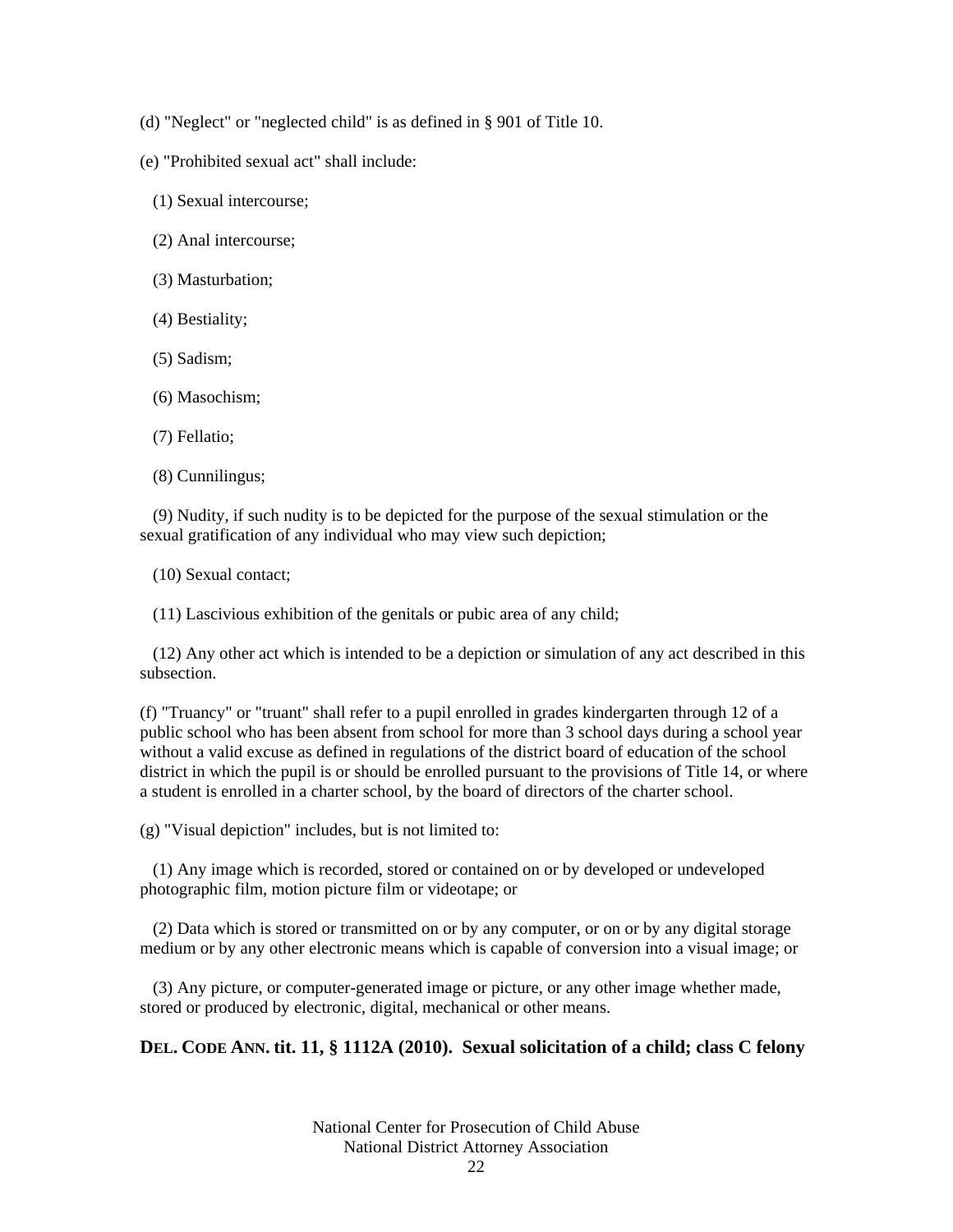(d) "Neglect" or "neglected child" is as defined in § 901 of Title 10.

(e) "Prohibited sexual act" shall include:

(1) Sexual intercourse;

(2) Anal intercourse;

(3) Masturbation;

(4) Bestiality;

(5) Sadism;

(6) Masochism;

(7) Fellatio;

(8) Cunnilingus;

(9) Nudity, if such nudity is to be depicted for the purpose of the sexual stimulation or the sexual gratification of any individual who may view such depiction;

(10) Sexual contact;

(11) Lascivious exhibition of the genitals or pubic area of any child;

(12) Any other act which is intended to be a depiction or simulation of any act described in this subsection.

(f) "Truancy" or "truant" shall refer to a pupil enrolled in grades kindergarten through 12 of a public school who has been absent from school for more than 3 school days during a school year without a valid excuse as defined in regulations of the district board of education of the school district in which the pupil is or should be enrolled pursuant to the provisions of Title 14, or where a student is enrolled in a charter school, by the board of directors of the charter school.

(g) "Visual depiction" includes, but is not limited to:

(1) Any image which is recorded, stored or contained on or by developed or undeveloped photographic film, motion picture film or videotape; or

(2) Data which is stored or transmitted on or by any computer, or on or by any digital storage medium or by any other electronic means which is capable of conversion into a visual image; or

(3) Any picture, or computer-generated image or picture, or any other image whether made, stored or produced by electronic, digital, mechanical or other means.

**DEL. CODE ANN. tit. 11, § 1112A (2010). Sexual solicitation of a child; class C felony**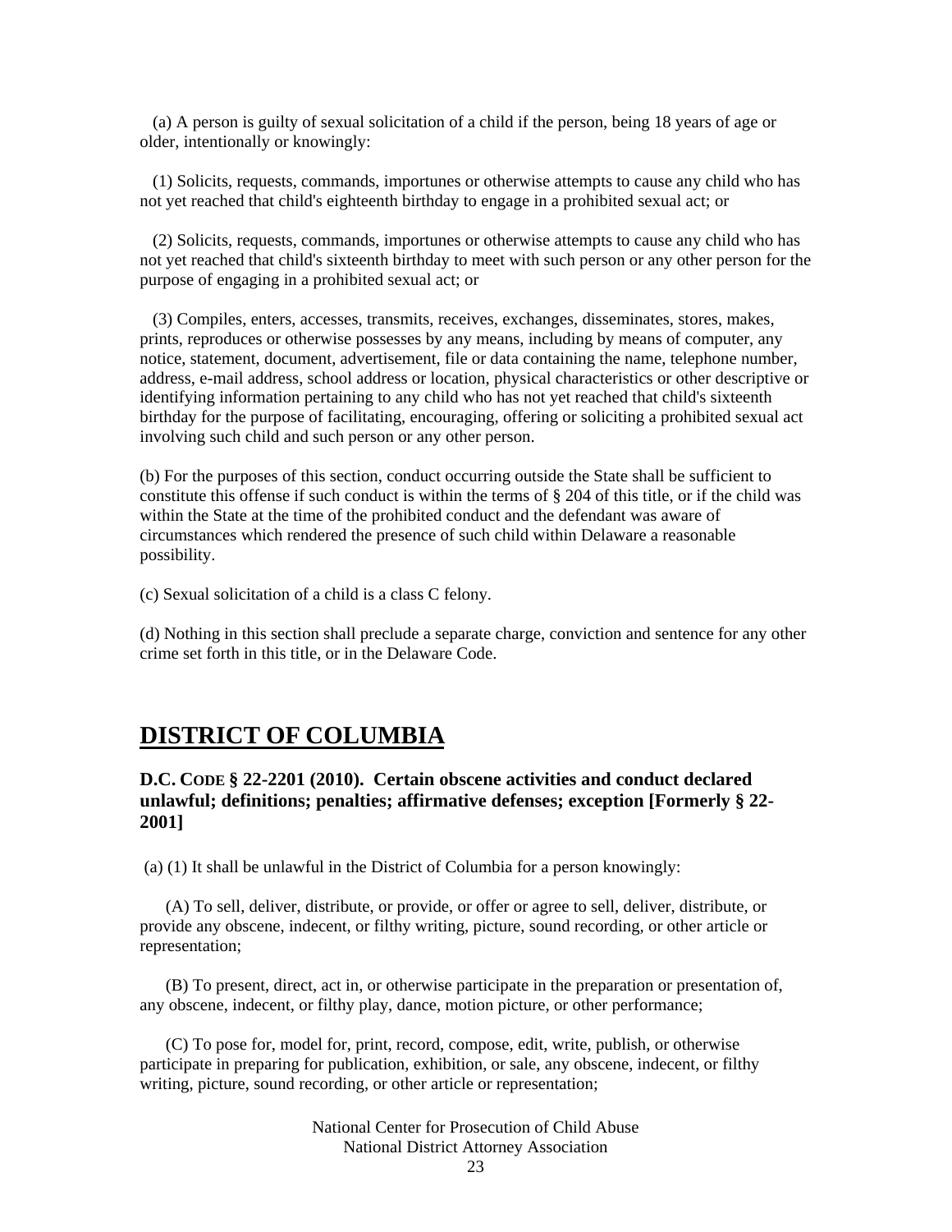(a) A person is guilty of sexual solicitation of a child if the person, being 18 years of age or older, intentionally or knowingly:

(1) Solicits, requests, commands, importunes or otherwise attempts to cause any child who has not yet reached that child's eighteenth birthday to engage in a prohibited sexual act; or

(2) Solicits, requests, commands, importunes or otherwise attempts to cause any child who has not yet reached that child's sixteenth birthday to meet with such person or any other person for the purpose of engaging in a prohibited sexual act; or

(3) Compiles, enters, accesses, transmits, receives, exchanges, disseminates, stores, makes, prints, reproduces or otherwise possesses by any means, including by means of computer, any notice, statement, document, advertisement, file or data containing the name, telephone number, address, e-mail address, school address or location, physical characteristics or other descriptive or identifying information pertaining to any child who has not yet reached that child's sixteenth birthday for the purpose of facilitating, encouraging, offering or soliciting a prohibited sexual act involving such child and such person or any other person.

(b) For the purposes of this section, conduct occurring outside the State shall be sufficient to constitute this offense if such conduct is within the terms of § 204 of this title, or if the child was within the State at the time of the prohibited conduct and the defendant was aware of circumstances which rendered the presence of such child within Delaware a reasonable possibility.

(c) Sexual solicitation of a child is a class C felony.

(d) Nothing in this section shall preclude a separate charge, conviction and sentence for any other crime set forth in this title, or in the Delaware Code.

## DISTRICT OF COLUMBIA

### D.C. CODE § 22-2201 (2010). Certain obscene activities and conduct declared unlawful; definitions; penalties; affirmative defenses; exception [Formerly § 22-2001]

(a) (1) It shall be unlawful in the District of Columbia for a person knowingly:

(A) To sell, deliver, distribute, or provide, or offer or agree to sell, deliver, distribute, or provide any obscene, indecent, or filthy writing, picture, sound recording, or other article or representation;

(B) To present, direct, act in, or otherwise participate in the preparation or presentation of, any obscene, indecent, or filthy play, dance, motion picture, or other performance;

(C) To pose for, model for, print, record, compose, edit, write, publish, or otherwise participate in preparing for publication, exhibition, or sale, any obscene, indecent, or filthy writing, picture, sound recording, or other article or representation;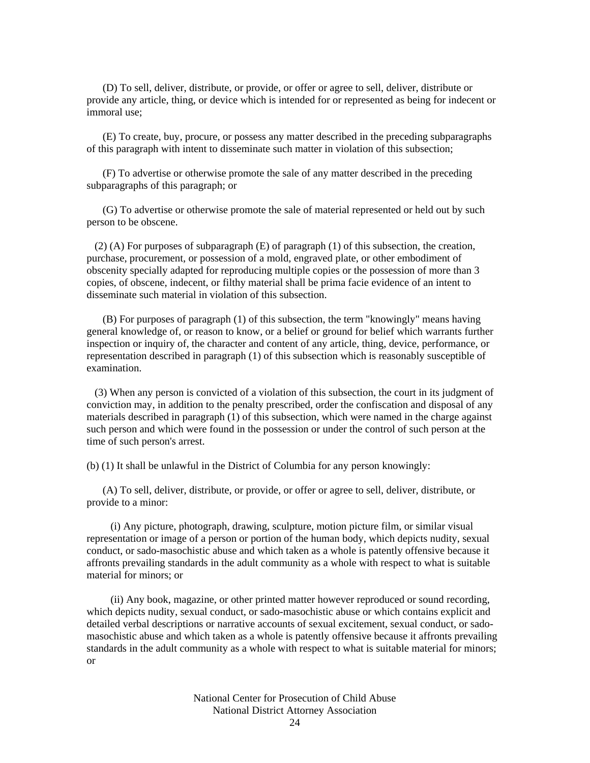(D) To sell, deliver, distribute, or provide, or offer or agree to sell, deliver, distribute or provide any article, thing, or device which is intended for or represented as being for indecent or immoral use;

(E) To create, buy, procure, or possess any matter described in the preceding subparagraphs of this paragraph with intent to disseminate such matter in violation of this subsection;

(F) To advertise or otherwise promote the sale of any matter described in the preceding subparagraphs of this paragraph; or

(G) To advertise or otherwise promote the sale of material represented or held out by such person to be obscene.

(2) (A) For purposes of subparagraph (E) of paragraph (1) of this subsection, the creation, purchase, procurement, or possession of a mold, engraved plate, or other embodiment of obscenity specially adapted for reproducing multiple copies or the possession of more than 3 copies, of obscene, indecent, or filthy material shall be prima facie evidence of an intent to disseminate such material in violation of this subsection.

(B) For purposes of paragraph (1) of this subsection, the term "knowingly" means having general knowledge of, or reason to know, or a belief or ground for belief which warrants further inspection or inquiry of, the character and content of any article, thing, device, performance, or representation described in paragraph (1) of this subsection which is reasonably susceptible of examination.

(3) When any person is convicted of a violation of this subsection, the court in its judgment of conviction may, in addition to the penalty prescribed, order the confiscation and disposal of any materials described in paragraph (1) of this subsection, which were named in the charge against such person and which were found in the possession or under the control of such person at the time of such person's arrest.

(b) (1) It shall be unlawful in the District of Columbia for any person knowingly:

(A) To sell, deliver, distribute, or provide, or offer or agree to sell, deliver, distribute, or provide to a minor:

(i) Any picture, photograph, drawing, sculpture, motion picture film, or similar visual representation or image of a person or portion of the human body, which depicts nudity, sexual conduct, or sado-masochistic abuse and which taken as a whole is patently offensive because it affronts prevailing standards in the adult community as a whole with respect to what is suitable material for minors; or

(ii) Any book, magazine, or other printed matter however reproduced or sound recording, which depicts nudity, sexual conduct, or sado-masochistic abuse or which contains explicit and detailed verbal descriptions or narrative accounts of sexual excitement, sexual conduct, or sado-masochistic abuse and which taken as a whole is patently offensive because it affronts prevailing standards in the adult community as a whole with respect to what is suitable material for minors; or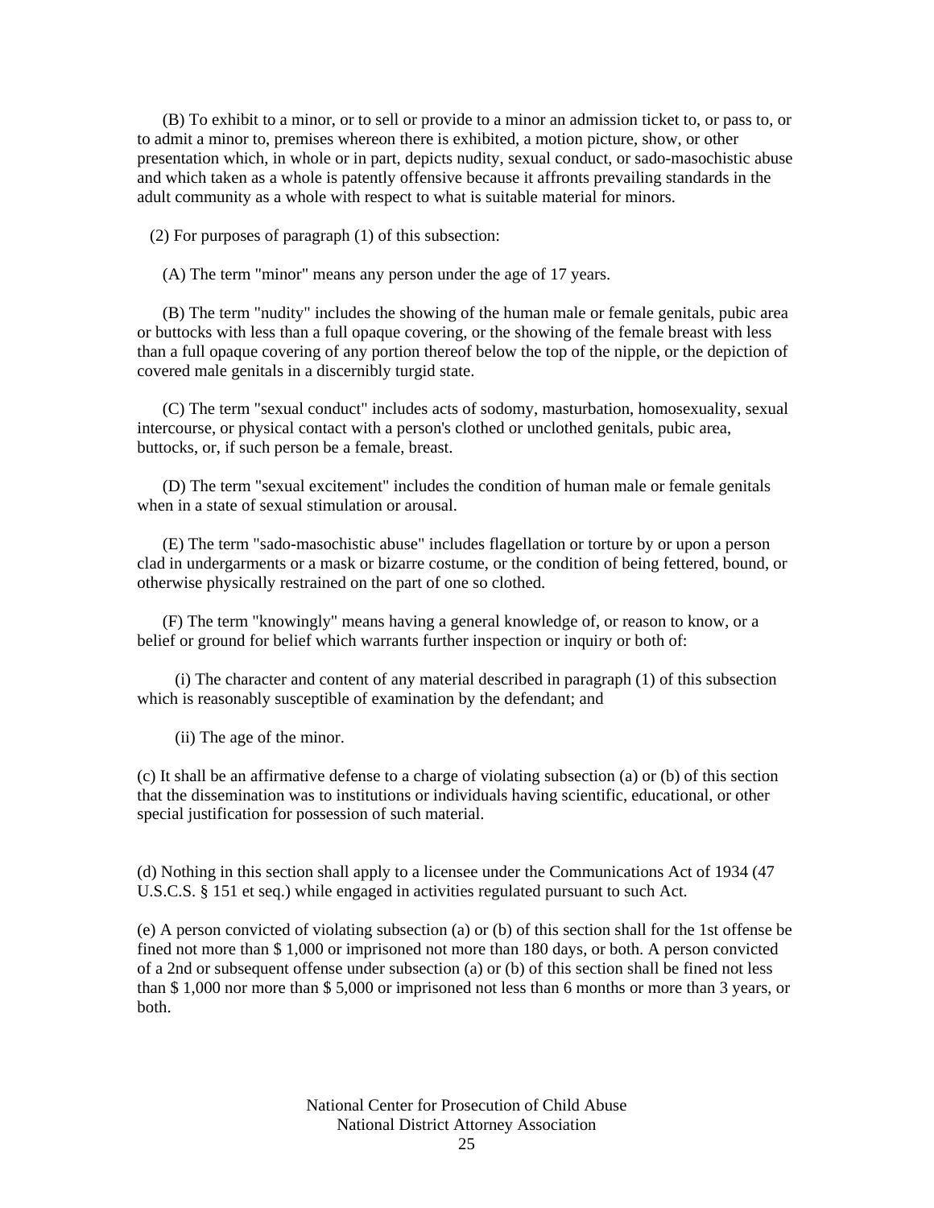(B) To exhibit to a minor, or to sell or provide to a minor an admission ticket to, or pass to, or to admit a minor to, premises whereon there is exhibited, a motion picture, show, or other presentation which, in whole or in part, depicts nudity, sexual conduct, or sado-masochistic abuse and which taken as a whole is patently offensive because it affronts prevailing standards in the adult community as a whole with respect to what is suitable material for minors.

(2) For purposes of paragraph (1) of this subsection:

(A) The term "minor" means any person under the age of 17 years.

(B) The term "nudity" includes the showing of the human male or female genitals, pubic area or buttocks with less than a full opaque covering, or the showing of the female breast with less than a full opaque covering of any portion thereof below the top of the nipple, or the depiction of covered male genitals in a discernibly turgid state.

(C) The term "sexual conduct" includes acts of sodomy, masturbation, homosexuality, sexual intercourse, or physical contact with a person's clothed or unclothed genitals, pubic area, buttocks, or, if such person be a female, breast.

(D) The term "sexual excitement" includes the condition of human male or female genitals when in a state of sexual stimulation or arousal.

(E) The term "sado-masochistic abuse" includes flagellation or torture by or upon a person clad in undergarments or a mask or bizarre costume, or the condition of being fettered, bound, or otherwise physically restrained on the part of one so clothed.

(F) The term "knowingly" means having a general knowledge of, or reason to know, or a belief or ground for belief which warrants further inspection or inquiry or both of:

(i) The character and content of any material described in paragraph (1) of this subsection which is reasonably susceptible of examination by the defendant; and

(ii) The age of the minor.

(c) It shall be an affirmative defense to a charge of violating subsection (a) or (b) of this section that the dissemination was to institutions or individuals having scientific, educational, or other special justification for possession of such material.

(d) Nothing in this section shall apply to a licensee under the Communications Act of 1934 (47 U.S.C.S. § 151 et seq.) while engaged in activities regulated pursuant to such Act.

(e) A person convicted of violating subsection (a) or (b) of this section shall for the 1st offense be fined not more than $ 1,000 or imprisoned not more than 180 days, or both. A person convicted of a 2nd or subsequent offense under subsection (a) or (b) of this section shall be fined not less than $ 1,000 nor more than $ 5,000 or imprisoned not less than 6 months or more than 3 years, or both.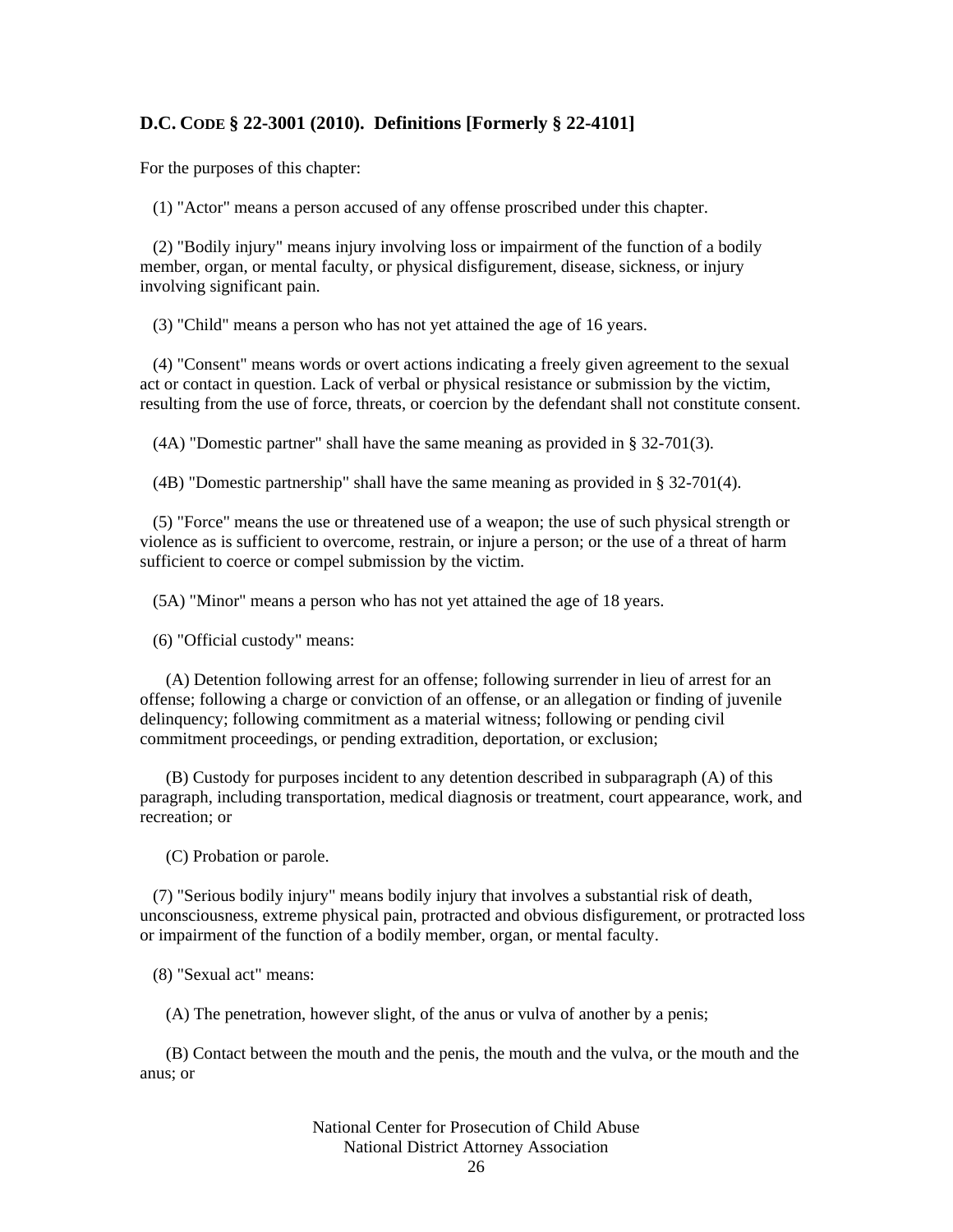### D.C. CODE § 22-3001 (2010). Definitions [Formerly § 22-4101]

For the purposes of this chapter:

(1) "Actor" means a person accused of any offense proscribed under this chapter.

(2) "Bodily injury" means injury involving loss or impairment of the function of a bodily member, organ, or mental faculty, or physical disfigurement, disease, sickness, or injury involving significant pain.

(3) "Child" means a person who has not yet attained the age of 16 years.

(4) "Consent" means words or overt actions indicating a freely given agreement to the sexual act or contact in question. Lack of verbal or physical resistance or submission by the victim, resulting from the use of force, threats, or coercion by the defendant shall not constitute consent.

(4A) "Domestic partner" shall have the same meaning as provided in § 32-701(3).

(4B) "Domestic partnership" shall have the same meaning as provided in § 32-701(4).

(5) "Force" means the use or threatened use of a weapon; the use of such physical strength or violence as is sufficient to overcome, restrain, or injure a person; or the use of a threat of harm sufficient to coerce or compel submission by the victim.

(5A) "Minor" means a person who has not yet attained the age of 18 years.

(6) "Official custody" means:

(A) Detention following arrest for an offense; following surrender in lieu of arrest for an offense; following a charge or conviction of an offense, or an allegation or finding of juvenile delinquency; following commitment as a material witness; following or pending civil commitment proceedings, or pending extradition, deportation, or exclusion;

(B) Custody for purposes incident to any detention described in subparagraph (A) of this paragraph, including transportation, medical diagnosis or treatment, court appearance, work, and recreation; or

(C) Probation or parole.

(7) "Serious bodily injury" means bodily injury that involves a substantial risk of death, unconsciousness, extreme physical pain, protracted and obvious disfigurement, or protracted loss or impairment of the function of a bodily member, organ, or mental faculty.

(8) "Sexual act" means:

(A) The penetration, however slight, of the anus or vulva of another by a penis;

(B) Contact between the mouth and the penis, the mouth and the vulva, or the mouth and the anus; or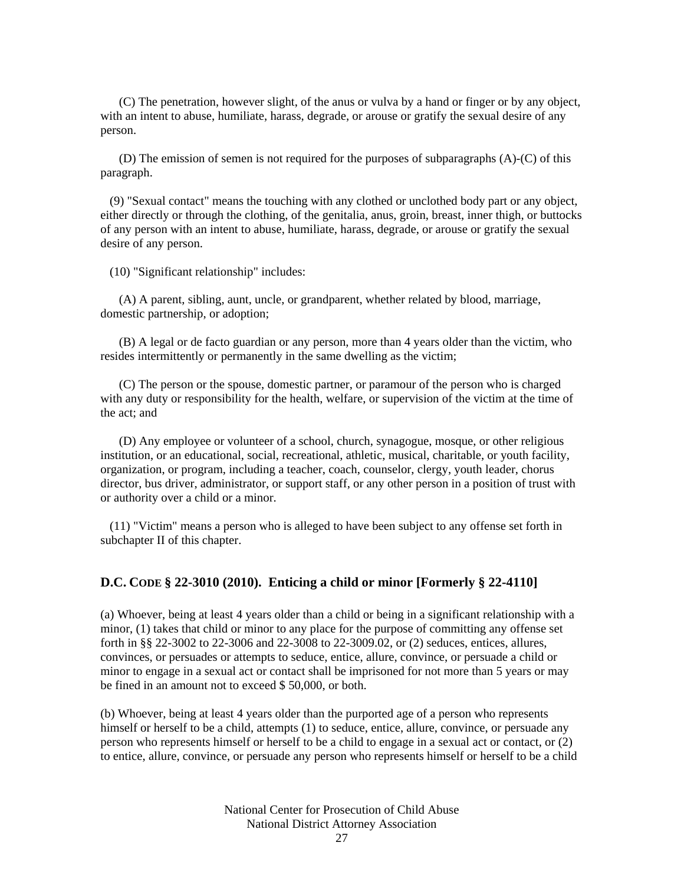(C) The penetration, however slight, of the anus or vulva by a hand or finger or by any object, with an intent to abuse, humiliate, harass, degrade, or arouse or gratify the sexual desire of any person.

(D) The emission of semen is not required for the purposes of subparagraphs (A)-(C) of this paragraph.

(9) "Sexual contact" means the touching with any clothed or unclothed body part or any object, either directly or through the clothing, of the genitalia, anus, groin, breast, inner thigh, or buttocks of any person with an intent to abuse, humiliate, harass, degrade, or arouse or gratify the sexual desire of any person.

(10) "Significant relationship" includes:

(A) A parent, sibling, aunt, uncle, or grandparent, whether related by blood, marriage, domestic partnership, or adoption;

(B) A legal or de facto guardian or any person, more than 4 years older than the victim, who resides intermittently or permanently in the same dwelling as the victim;

(C) The person or the spouse, domestic partner, or paramour of the person who is charged with any duty or responsibility for the health, welfare, or supervision of the victim at the time of the act; and

(D) Any employee or volunteer of a school, church, synagogue, mosque, or other religious institution, or an educational, social, recreational, athletic, musical, charitable, or youth facility, organization, or program, including a teacher, coach, counselor, clergy, youth leader, chorus director, bus driver, administrator, or support staff, or any other person in a position of trust with or authority over a child or a minor.

(11) "Victim" means a person who is alleged to have been subject to any offense set forth in subchapter II of this chapter.

### D.C. CODE § 22-3010 (2010). Enticing a child or minor [Formerly § 22-4110]

(a) Whoever, being at least 4 years older than a child or being in a significant relationship with a minor, (1) takes that child or minor to any place for the purpose of committing any offense set forth in §§ 22-3002 to 22-3006 and 22-3008 to 22-3009.02, or (2) seduces, entices, allures, convinces, or persuades or attempts to seduce, entice, allure, convince, or persuade a child or minor to engage in a sexual act or contact shall be imprisoned for not more than 5 years or may be fined in an amount not to exceed $ 50,000, or both.

(b) Whoever, being at least 4 years older than the purported age of a person who represents himself or herself to be a child, attempts (1) to seduce, entice, allure, convince, or persuade any person who represents himself or herself to be a child to engage in a sexual act or contact, or (2) to entice, allure, convince, or persuade any person who represents himself or herself to be a child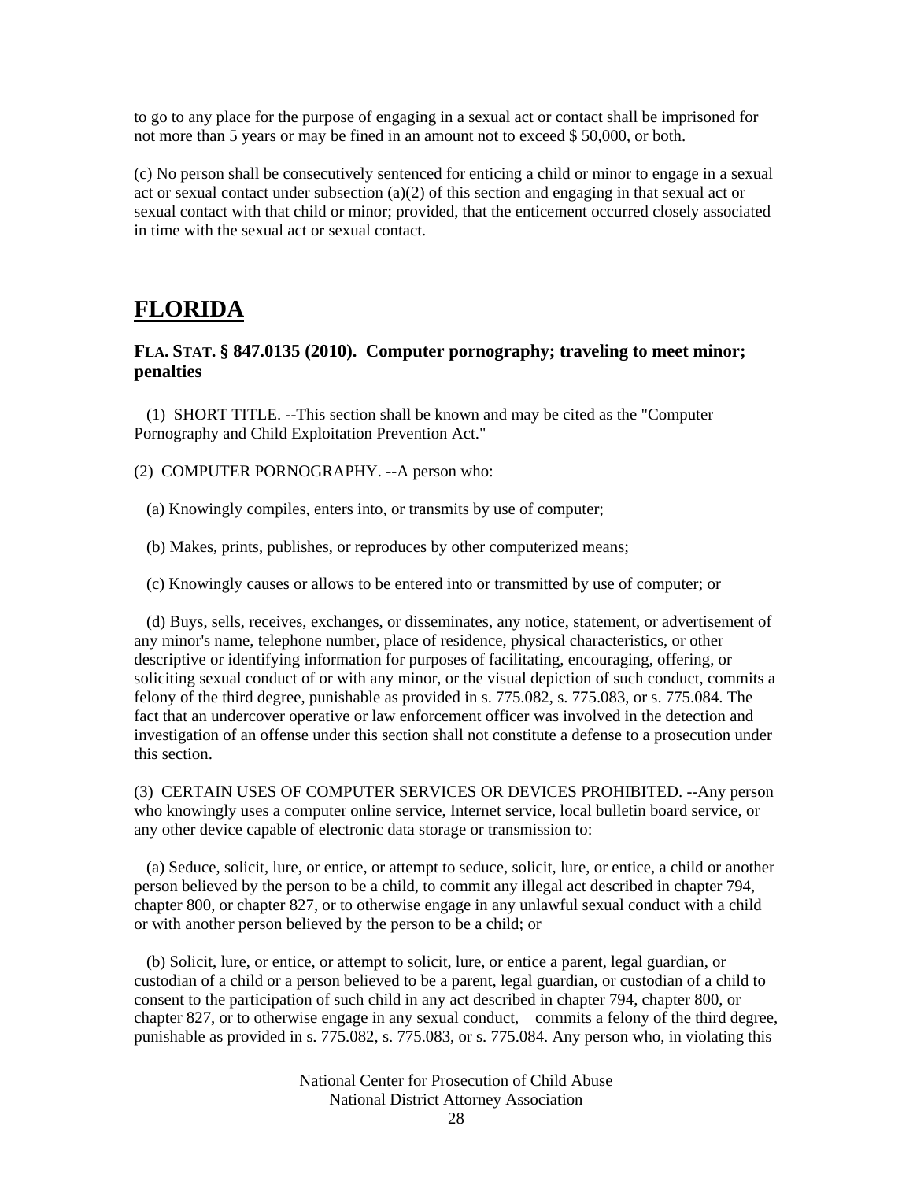to go to any place for the purpose of engaging in a sexual act or contact shall be imprisoned for not more than 5 years or may be fined in an amount not to exceed $ 50,000, or both.

(c) No person shall be consecutively sentenced for enticing a child or minor to engage in a sexual act or sexual contact under subsection (a)(2) of this section and engaging in that sexual act or sexual contact with that child or minor; provided, that the enticement occurred closely associated in time with the sexual act or sexual contact.

# FLORIDA

### FLA. STAT. § 847.0135 (2010). Computer pornography; traveling to meet minor; penalties

(1) SHORT TITLE. --This section shall be known and may be cited as the "Computer Pornography and Child Exploitation Prevention Act."

(2) COMPUTER PORNOGRAPHY. --A person who:

(a) Knowingly compiles, enters into, or transmits by use of computer;

(b) Makes, prints, publishes, or reproduces by other computerized means;

(c) Knowingly causes or allows to be entered into or transmitted by use of computer; or

(d) Buys, sells, receives, exchanges, or disseminates, any notice, statement, or advertisement of any minor's name, telephone number, place of residence, physical characteristics, or other descriptive or identifying information for purposes of facilitating, encouraging, offering, or soliciting sexual conduct of or with any minor, or the visual depiction of such conduct, commits a felony of the third degree, punishable as provided in s. 775.082, s. 775.083, or s. 775.084. The fact that an undercover operative or law enforcement officer was involved in the detection and investigation of an offense under this section shall not constitute a defense to a prosecution under this section.

(3) CERTAIN USES OF COMPUTER SERVICES OR DEVICES PROHIBITED. --Any person who knowingly uses a computer online service, Internet service, local bulletin board service, or any other device capable of electronic data storage or transmission to:

(a) Seduce, solicit, lure, or entice, or attempt to seduce, solicit, lure, or entice, a child or another person believed by the person to be a child, to commit any illegal act described in chapter 794, chapter 800, or chapter 827, or to otherwise engage in any unlawful sexual conduct with a child or with another person believed by the person to be a child; or

(b) Solicit, lure, or entice, or attempt to solicit, lure, or entice a parent, legal guardian, or custodian of a child or a person believed to be a parent, legal guardian, or custodian of a child to consent to the participation of such child in any act described in chapter 794, chapter 800, or chapter 827, or to otherwise engage in any sexual conduct, commits a felony of the third degree, punishable as provided in s. 775.082, s. 775.083, or s. 775.084. Any person who, in violating this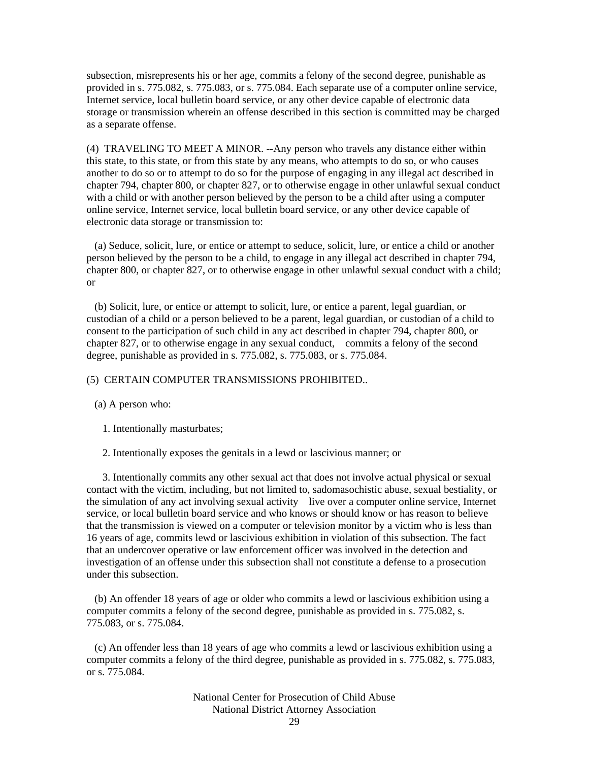subsection, misrepresents his or her age, commits a felony of the second degree, punishable as provided in s. 775.082, s. 775.083, or s. 775.084. Each separate use of a computer online service, Internet service, local bulletin board service, or any other device capable of electronic data storage or transmission wherein an offense described in this section is committed may be charged as a separate offense.

(4) TRAVELING TO MEET A MINOR. --Any person who travels any distance either within this state, to this state, or from this state by any means, who attempts to do so, or who causes another to do so or to attempt to do so for the purpose of engaging in any illegal act described in chapter 794, chapter 800, or chapter 827, or to otherwise engage in other unlawful sexual conduct with a child or with another person believed by the person to be a child after using a computer online service, Internet service, local bulletin board service, or any other device capable of electronic data storage or transmission to:

(a) Seduce, solicit, lure, or entice or attempt to seduce, solicit, lure, or entice a child or another person believed by the person to be a child, to engage in any illegal act described in chapter 794, chapter 800, or chapter 827, or to otherwise engage in other unlawful sexual conduct with a child; or

(b) Solicit, lure, or entice or attempt to solicit, lure, or entice a parent, legal guardian, or custodian of a child or a person believed to be a parent, legal guardian, or custodian of a child to consent to the participation of such child in any act described in chapter 794, chapter 800, or chapter 827, or to otherwise engage in any sexual conduct, commits a felony of the second degree, punishable as provided in s. 775.082, s. 775.083, or s. 775.084.

(5) CERTAIN COMPUTER TRANSMISSIONS PROHIBITED..

(a) A person who:

1. Intentionally masturbates;

2. Intentionally exposes the genitals in a lewd or lascivious manner; or

3. Intentionally commits any other sexual act that does not involve actual physical or sexual contact with the victim, including, but not limited to, sadomasochistic abuse, sexual bestiality, or the simulation of any act involving sexual activity live over a computer online service, Internet service, or local bulletin board service and who knows or should know or has reason to believe that the transmission is viewed on a computer or television monitor by a victim who is less than 16 years of age, commits lewd or lascivious exhibition in violation of this subsection. The fact that an undercover operative or law enforcement officer was involved in the detection and investigation of an offense under this subsection shall not constitute a defense to a prosecution under this subsection.

(b) An offender 18 years of age or older who commits a lewd or lascivious exhibition using a computer commits a felony of the second degree, punishable as provided in s. 775.082, s. 775.083, or s. 775.084.

(c) An offender less than 18 years of age who commits a lewd or lascivious exhibition using a computer commits a felony of the third degree, punishable as provided in s. 775.082, s. 775.083, or s. 775.084.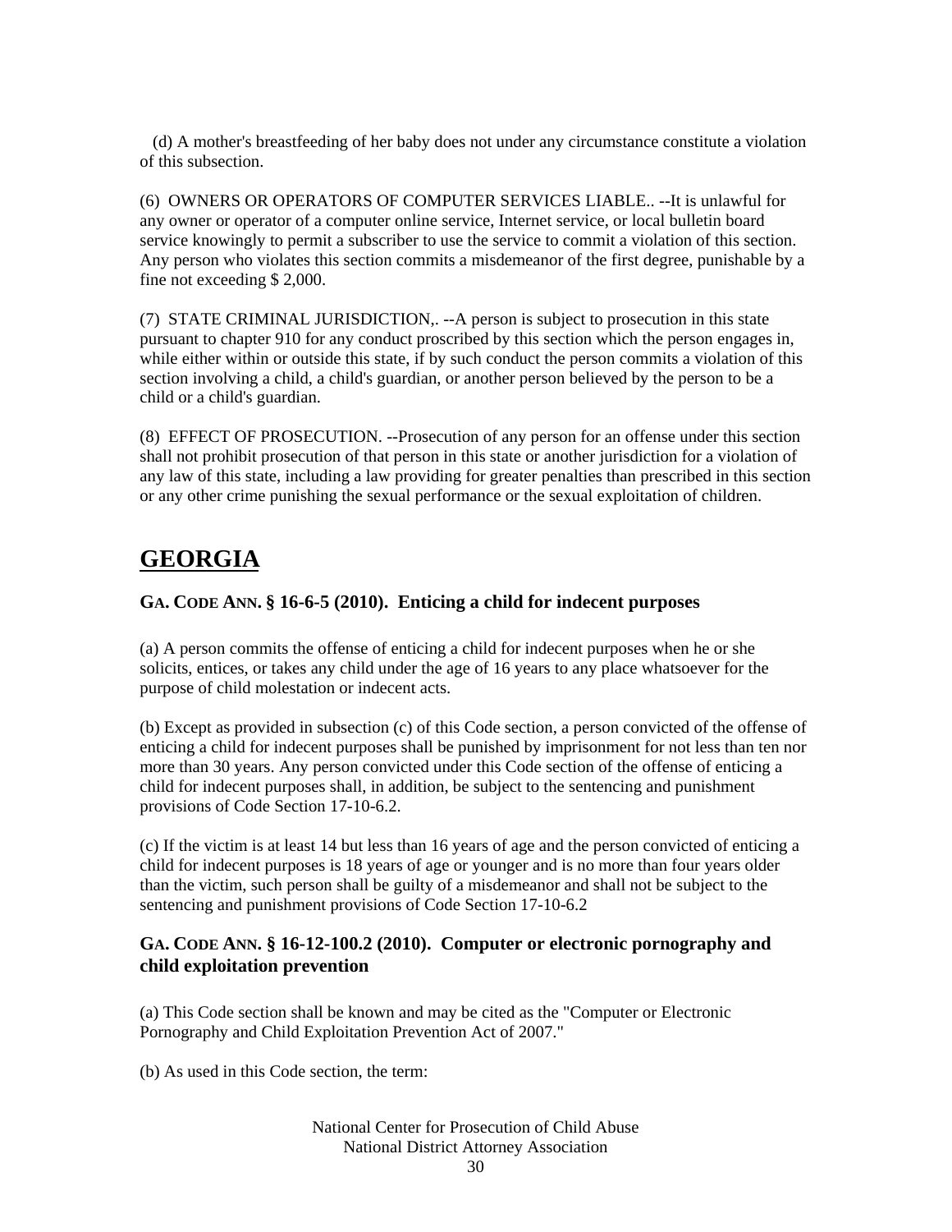(d) A mother's breastfeeding of her baby does not under any circumstance constitute a violation of this subsection.

(6) OWNERS OR OPERATORS OF COMPUTER SERVICES LIABLE.. --It is unlawful for any owner or operator of a computer online service, Internet service, or local bulletin board service knowingly to permit a subscriber to use the service to commit a violation of this section. Any person who violates this section commits a misdemeanor of the first degree, punishable by a fine not exceeding $ 2,000.

(7) STATE CRIMINAL JURISDICTION,. --A person is subject to prosecution in this state pursuant to chapter 910 for any conduct proscribed by this section which the person engages in, while either within or outside this state, if by such conduct the person commits a violation of this section involving a child, a child's guardian, or another person believed by the person to be a child or a child's guardian.

(8) EFFECT OF PROSECUTION. --Prosecution of any person for an offense under this section shall not prohibit prosecution of that person in this state or another jurisdiction for a violation of any law of this state, including a law providing for greater penalties than prescribed in this section or any other crime punishing the sexual performance or the sexual exploitation of children.

## GEORGIA

### GA. CODE ANN. § 16-6-5 (2010). Enticing a child for indecent purposes

(a) A person commits the offense of enticing a child for indecent purposes when he or she solicits, entices, or takes any child under the age of 16 years to any place whatsoever for the purpose of child molestation or indecent acts.

(b) Except as provided in subsection (c) of this Code section, a person convicted of the offense of enticing a child for indecent purposes shall be punished by imprisonment for not less than ten nor more than 30 years. Any person convicted under this Code section of the offense of enticing a child for indecent purposes shall, in addition, be subject to the sentencing and punishment provisions of Code Section 17-10-6.2.

(c) If the victim is at least 14 but less than 16 years of age and the person convicted of enticing a child for indecent purposes is 18 years of age or younger and is no more than four years older than the victim, such person shall be guilty of a misdemeanor and shall not be subject to the sentencing and punishment provisions of Code Section 17-10-6.2

### GA. CODE ANN. § 16-12-100.2 (2010). Computer or electronic pornography and child exploitation prevention

(a) This Code section shall be known and may be cited as the "Computer or Electronic Pornography and Child Exploitation Prevention Act of 2007."

(b) As used in this Code section, the term: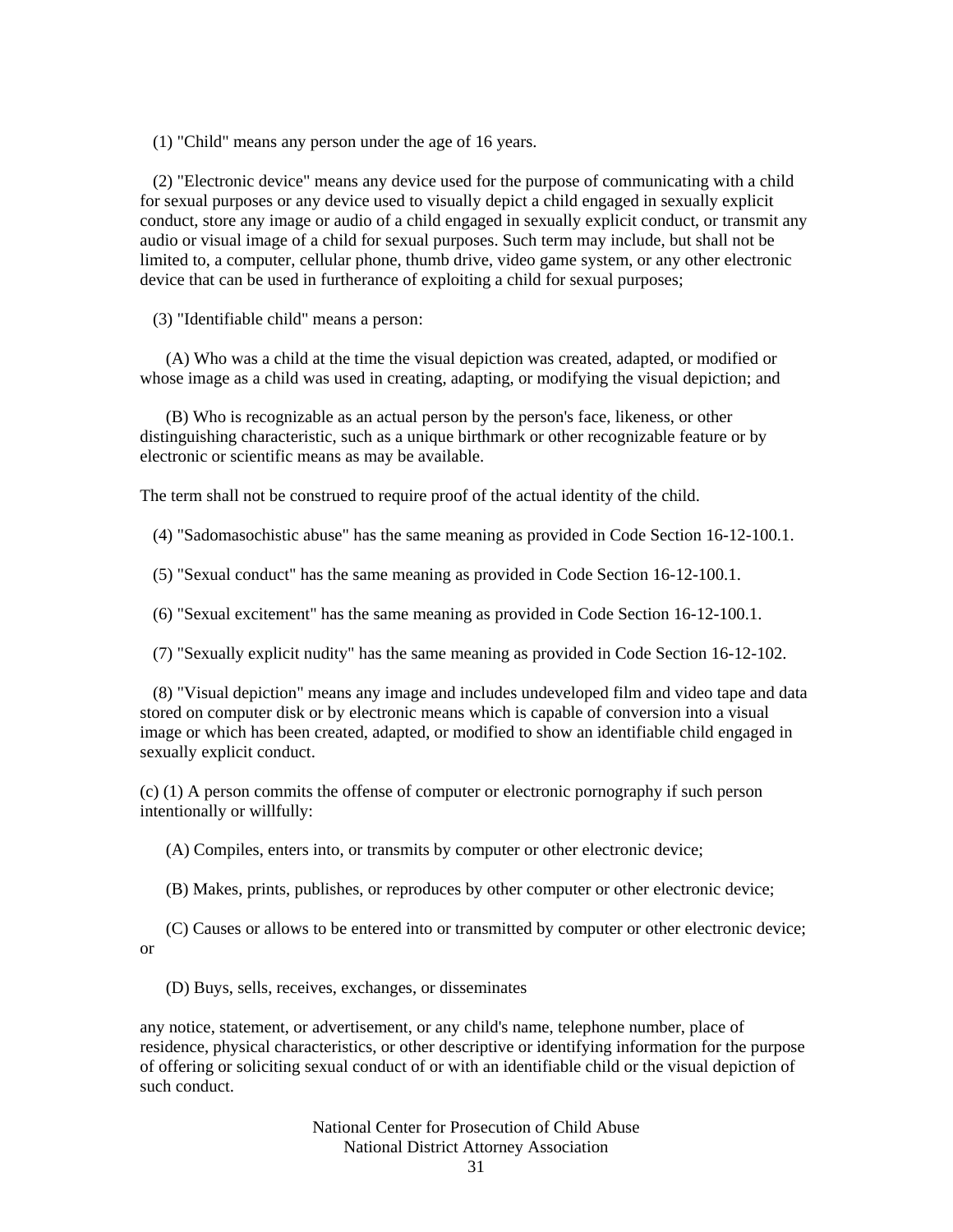(1) "Child" means any person under the age of 16 years.

(2) "Electronic device" means any device used for the purpose of communicating with a child for sexual purposes or any device used to visually depict a child engaged in sexually explicit conduct, store any image or audio of a child engaged in sexually explicit conduct, or transmit any audio or visual image of a child for sexual purposes. Such term may include, but shall not be limited to, a computer, cellular phone, thumb drive, video game system, or any other electronic device that can be used in furtherance of exploiting a child for sexual purposes;

(3) "Identifiable child" means a person:

(A) Who was a child at the time the visual depiction was created, adapted, or modified or whose image as a child was used in creating, adapting, or modifying the visual depiction; and

(B) Who is recognizable as an actual person by the person's face, likeness, or other distinguishing characteristic, such as a unique birthmark or other recognizable feature or by electronic or scientific means as may be available.

The term shall not be construed to require proof of the actual identity of the child.

(4) "Sadomasochistic abuse" has the same meaning as provided in Code Section 16-12-100.1.

(5) "Sexual conduct" has the same meaning as provided in Code Section 16-12-100.1.

(6) "Sexual excitement" has the same meaning as provided in Code Section 16-12-100.1.

(7) "Sexually explicit nudity" has the same meaning as provided in Code Section 16-12-102.

(8) "Visual depiction" means any image and includes undeveloped film and video tape and data stored on computer disk or by electronic means which is capable of conversion into a visual image or which has been created, adapted, or modified to show an identifiable child engaged in sexually explicit conduct.

(c) (1) A person commits the offense of computer or electronic pornography if such person intentionally or willfully:

(A) Compiles, enters into, or transmits by computer or other electronic device;

(B) Makes, prints, publishes, or reproduces by other computer or other electronic device;

(C) Causes or allows to be entered into or transmitted by computer or other electronic device; or

(D) Buys, sells, receives, exchanges, or disseminates

any notice, statement, or advertisement, or any child's name, telephone number, place of residence, physical characteristics, or other descriptive or identifying information for the purpose of offering or soliciting sexual conduct of or with an identifiable child or the visual depiction of such conduct.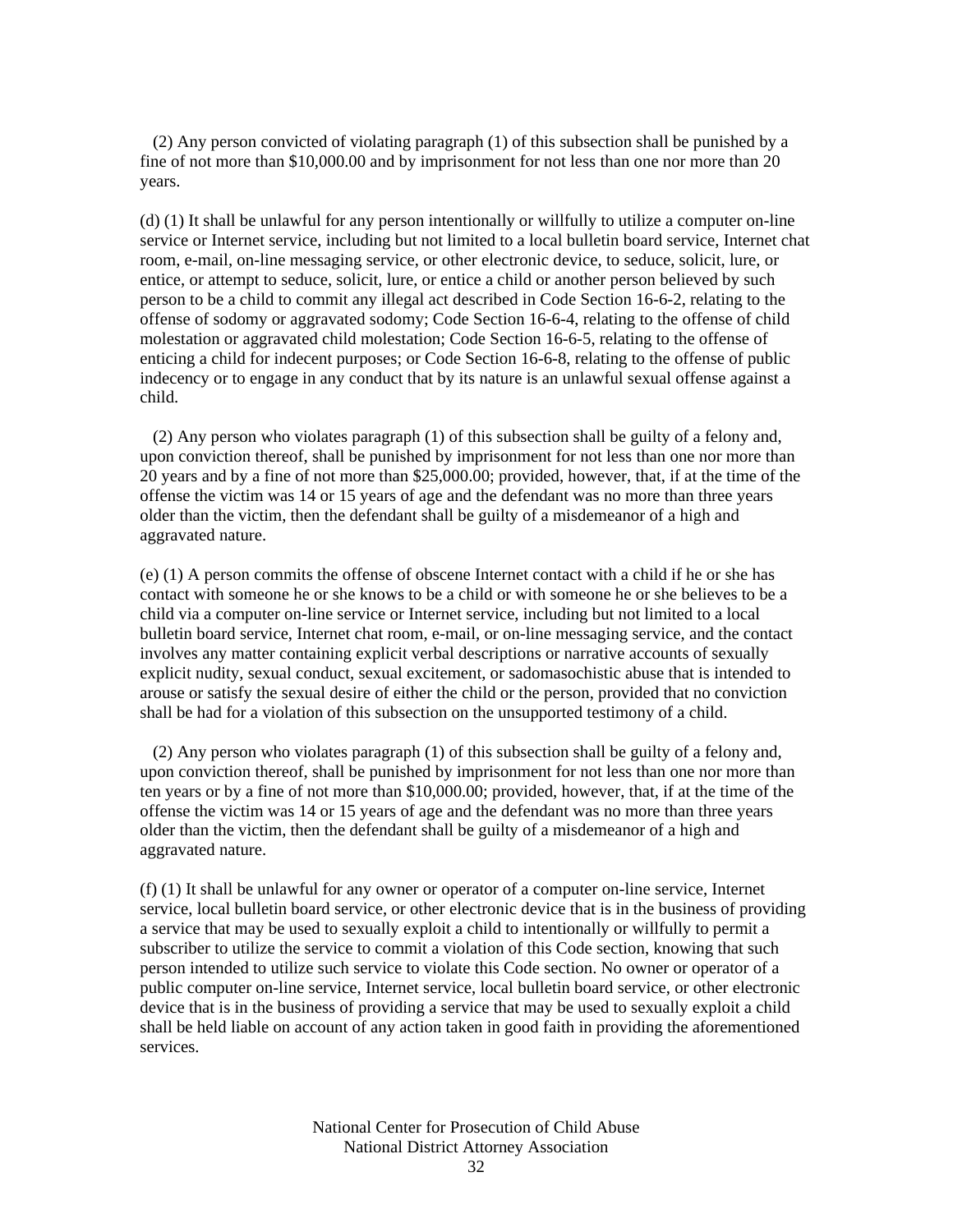(2) Any person convicted of violating paragraph (1) of this subsection shall be punished by a fine of not more than $10,000.00 and by imprisonment for not less than one nor more than 20 years.

(d) (1) It shall be unlawful for any person intentionally or willfully to utilize a computer on-line service or Internet service, including but not limited to a local bulletin board service, Internet chat room, e-mail, on-line messaging service, or other electronic device, to seduce, solicit, lure, or entice, or attempt to seduce, solicit, lure, or entice a child or another person believed by such person to be a child to commit any illegal act described in Code Section 16-6-2, relating to the offense of sodomy or aggravated sodomy; Code Section 16-6-4, relating to the offense of child molestation or aggravated child molestation; Code Section 16-6-5, relating to the offense of enticing a child for indecent purposes; or Code Section 16-6-8, relating to the offense of public indecency or to engage in any conduct that by its nature is an unlawful sexual offense against a child.

(2) Any person who violates paragraph (1) of this subsection shall be guilty of a felony and, upon conviction thereof, shall be punished by imprisonment for not less than one nor more than 20 years and by a fine of not more than $25,000.00; provided, however, that, if at the time of the offense the victim was 14 or 15 years of age and the defendant was no more than three years older than the victim, then the defendant shall be guilty of a misdemeanor of a high and aggravated nature.

(e) (1) A person commits the offense of obscene Internet contact with a child if he or she has contact with someone he or she knows to be a child or with someone he or she believes to be a child via a computer on-line service or Internet service, including but not limited to a local bulletin board service, Internet chat room, e-mail, or on-line messaging service, and the contact involves any matter containing explicit verbal descriptions or narrative accounts of sexually explicit nudity, sexual conduct, sexual excitement, or sadomasochistic abuse that is intended to arouse or satisfy the sexual desire of either the child or the person, provided that no conviction shall be had for a violation of this subsection on the unsupported testimony of a child.

(2) Any person who violates paragraph (1) of this subsection shall be guilty of a felony and, upon conviction thereof, shall be punished by imprisonment for not less than one nor more than ten years or by a fine of not more than $10,000.00; provided, however, that, if at the time of the offense the victim was 14 or 15 years of age and the defendant was no more than three years older than the victim, then the defendant shall be guilty of a misdemeanor of a high and aggravated nature.

(f) (1) It shall be unlawful for any owner or operator of a computer on-line service, Internet service, local bulletin board service, or other electronic device that is in the business of providing a service that may be used to sexually exploit a child to intentionally or willfully to permit a subscriber to utilize the service to commit a violation of this Code section, knowing that such person intended to utilize such service to violate this Code section. No owner or operator of a public computer on-line service, Internet service, local bulletin board service, or other electronic device that is in the business of providing a service that may be used to sexually exploit a child shall be held liable on account of any action taken in good faith in providing the aforementioned services.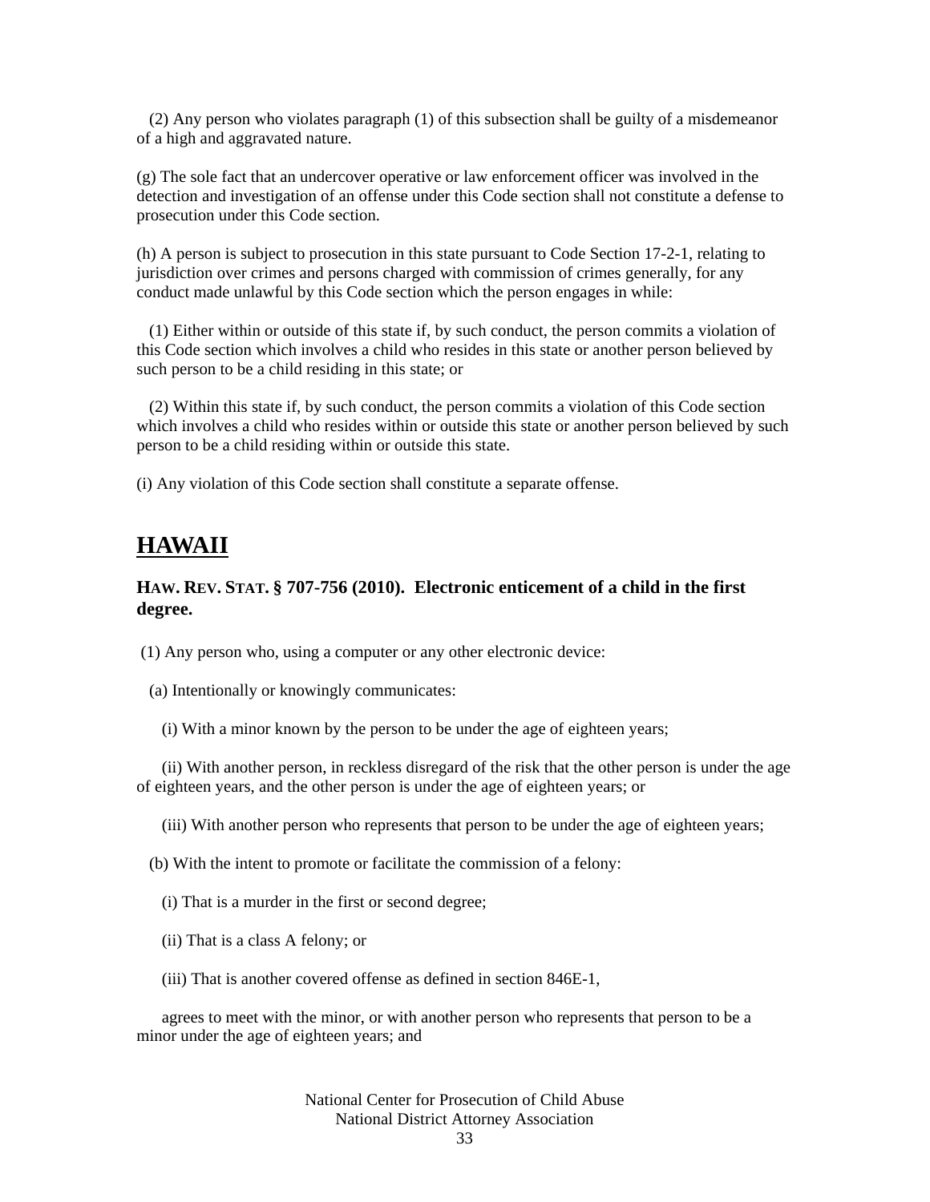(2) Any person who violates paragraph (1) of this subsection shall be guilty of a misdemeanor of a high and aggravated nature.

(g) The sole fact that an undercover operative or law enforcement officer was involved in the detection and investigation of an offense under this Code section shall not constitute a defense to prosecution under this Code section.

(h) A person is subject to prosecution in this state pursuant to Code Section 17-2-1, relating to jurisdiction over crimes and persons charged with commission of crimes generally, for any conduct made unlawful by this Code section which the person engages in while:

(1) Either within or outside of this state if, by such conduct, the person commits a violation of this Code section which involves a child who resides in this state or another person believed by such person to be a child residing in this state; or

(2) Within this state if, by such conduct, the person commits a violation of this Code section which involves a child who resides within or outside this state or another person believed by such person to be a child residing within or outside this state.

(i) Any violation of this Code section shall constitute a separate offense.

## HAWAII

### HAW. REV. STAT. § 707-756 (2010). Electronic enticement of a child in the first degree.

(1) Any person who, using a computer or any other electronic device:

(a) Intentionally or knowingly communicates:

(i) With a minor known by the person to be under the age of eighteen years;

(ii) With another person, in reckless disregard of the risk that the other person is under the age of eighteen years, and the other person is under the age of eighteen years; or

(iii) With another person who represents that person to be under the age of eighteen years;

(b) With the intent to promote or facilitate the commission of a felony:

(i) That is a murder in the first or second degree;

(ii) That is a class A felony; or

(iii) That is another covered offense as defined in section 846E-1,

agrees to meet with the minor, or with another person who represents that person to be a minor under the age of eighteen years; and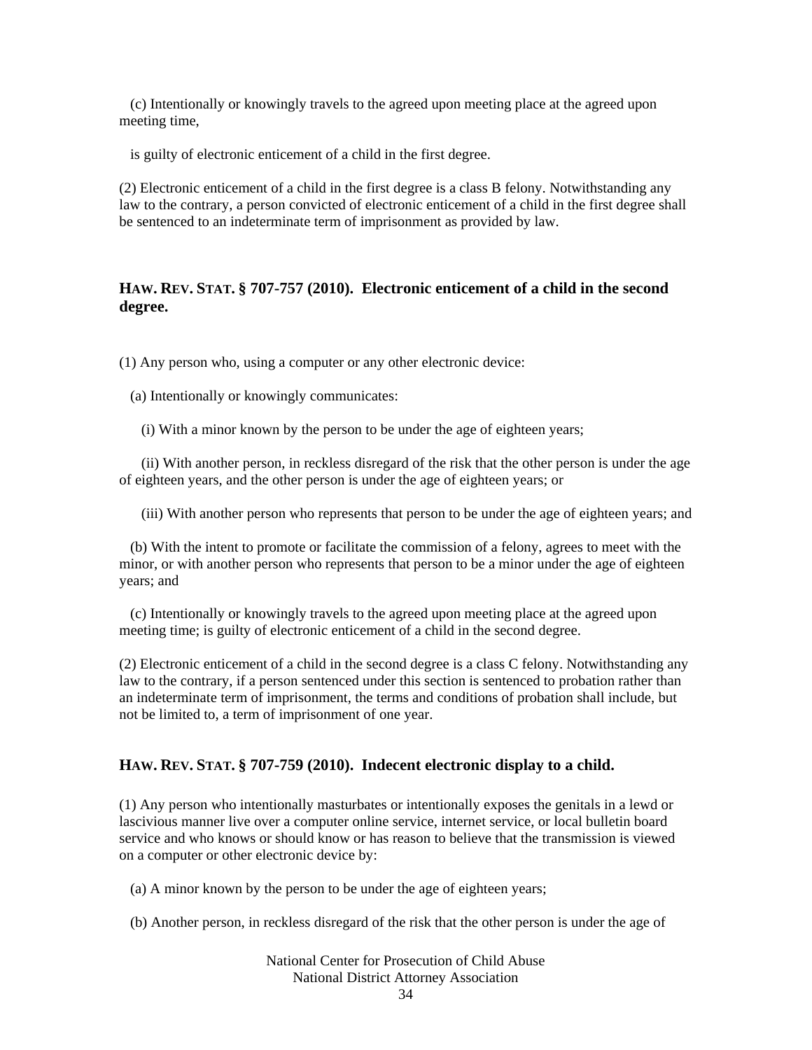(c) Intentionally or knowingly travels to the agreed upon meeting place at the agreed upon meeting time,

is guilty of electronic enticement of a child in the first degree.

(2) Electronic enticement of a child in the first degree is a class B felony. Notwithstanding any law to the contrary, a person convicted of electronic enticement of a child in the first degree shall be sentenced to an indeterminate term of imprisonment as provided by law.

### HAW. REV. STAT. § 707-757 (2010). Electronic enticement of a child in the second degree.

(1) Any person who, using a computer or any other electronic device:

(a) Intentionally or knowingly communicates:

(i) With a minor known by the person to be under the age of eighteen years;

(ii) With another person, in reckless disregard of the risk that the other person is under the age of eighteen years, and the other person is under the age of eighteen years; or

(iii) With another person who represents that person to be under the age of eighteen years; and

(b) With the intent to promote or facilitate the commission of a felony, agrees to meet with the minor, or with another person who represents that person to be a minor under the age of eighteen years; and

(c) Intentionally or knowingly travels to the agreed upon meeting place at the agreed upon meeting time; is guilty of electronic enticement of a child in the second degree.

(2) Electronic enticement of a child in the second degree is a class C felony. Notwithstanding any law to the contrary, if a person sentenced under this section is sentenced to probation rather than an indeterminate term of imprisonment, the terms and conditions of probation shall include, but not be limited to, a term of imprisonment of one year.

### HAW. REV. STAT. § 707-759 (2010). Indecent electronic display to a child.

(1) Any person who intentionally masturbates or intentionally exposes the genitals in a lewd or lascivious manner live over a computer online service, internet service, or local bulletin board service and who knows or should know or has reason to believe that the transmission is viewed on a computer or other electronic device by:

(a) A minor known by the person to be under the age of eighteen years;

(b) Another person, in reckless disregard of the risk that the other person is under the age of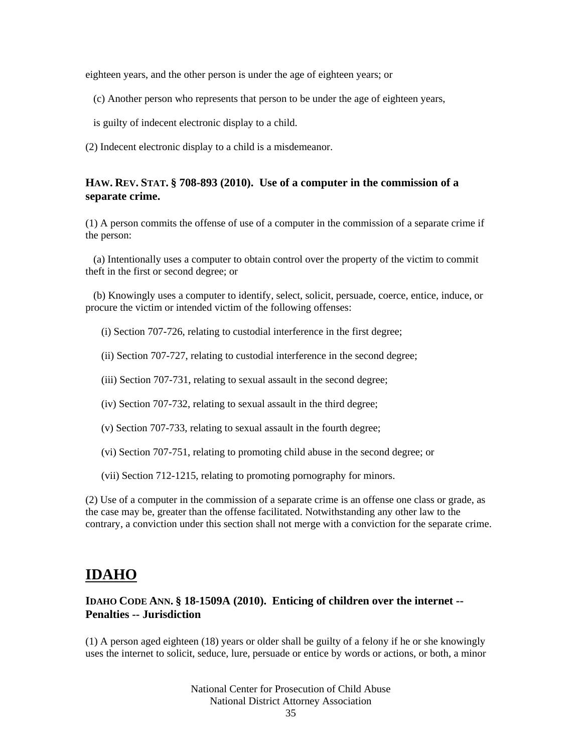eighteen years, and the other person is under the age of eighteen years; or

(c) Another person who represents that person to be under the age of eighteen years,

is guilty of indecent electronic display to a child.

(2) Indecent electronic display to a child is a misdemeanor.

### HAW. REV. STAT. § 708-893 (2010). Use of a computer in the commission of a separate crime.

(1) A person commits the offense of use of a computer in the commission of a separate crime if the person:

(a) Intentionally uses a computer to obtain control over the property of the victim to commit theft in the first or second degree; or

(b) Knowingly uses a computer to identify, select, solicit, persuade, coerce, entice, induce, or procure the victim or intended victim of the following offenses:

(i) Section 707-726, relating to custodial interference in the first degree;

(ii) Section 707-727, relating to custodial interference in the second degree;

(iii) Section 707-731, relating to sexual assault in the second degree;

(iv) Section 707-732, relating to sexual assault in the third degree;

(v) Section 707-733, relating to sexual assault in the fourth degree;

(vi) Section 707-751, relating to promoting child abuse in the second degree; or

(vii) Section 712-1215, relating to promoting pornography for minors.

(2) Use of a computer in the commission of a separate crime is an offense one class or grade, as the case may be, greater than the offense facilitated. Notwithstanding any other law to the contrary, a conviction under this section shall not merge with a conviction for the separate crime.

## IDAHO

### IDAHO CODE ANN. § 18-1509A (2010). Enticing of children over the internet -- Penalties -- Jurisdiction

(1) A person aged eighteen (18) years or older shall be guilty of a felony if he or she knowingly uses the internet to solicit, seduce, lure, persuade or entice by words or actions, or both, a minor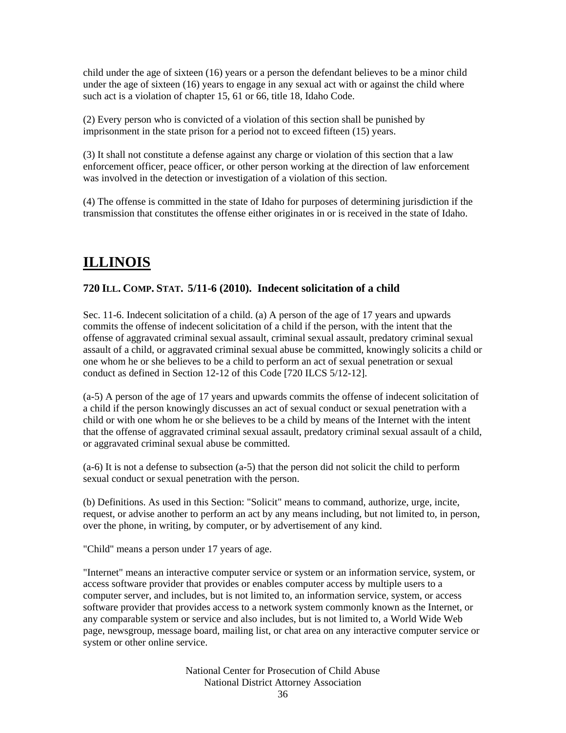child under the age of sixteen (16) years or a person the defendant believes to be a minor child under the age of sixteen (16) years to engage in any sexual act with or against the child where such act is a violation of chapter 15, 61 or 66, title 18, Idaho Code.

(2) Every person who is convicted of a violation of this section shall be punished by imprisonment in the state prison for a period not to exceed fifteen (15) years.

(3) It shall not constitute a defense against any charge or violation of this section that a law enforcement officer, peace officer, or other person working at the direction of law enforcement was involved in the detection or investigation of a violation of this section.

(4) The offense is committed in the state of Idaho for purposes of determining jurisdiction if the transmission that constitutes the offense either originates in or is received in the state of Idaho.

# ILLINOIS

### 720 ILL. COMP. STAT. 5/11-6 (2010). Indecent solicitation of a child

Sec. 11-6. Indecent solicitation of a child. (a) A person of the age of 17 years and upwards commits the offense of indecent solicitation of a child if the person, with the intent that the offense of aggravated criminal sexual assault, criminal sexual assault, predatory criminal sexual assault of a child, or aggravated criminal sexual abuse be committed, knowingly solicits a child or one whom he or she believes to be a child to perform an act of sexual penetration or sexual conduct as defined in Section 12-12 of this Code [720 ILCS 5/12-12].

(a-5) A person of the age of 17 years and upwards commits the offense of indecent solicitation of a child if the person knowingly discusses an act of sexual conduct or sexual penetration with a child or with one whom he or she believes to be a child by means of the Internet with the intent that the offense of aggravated criminal sexual assault, predatory criminal sexual assault of a child, or aggravated criminal sexual abuse be committed.

(a-6) It is not a defense to subsection (a-5) that the person did not solicit the child to perform sexual conduct or sexual penetration with the person.

(b) Definitions. As used in this Section: "Solicit" means to command, authorize, urge, incite, request, or advise another to perform an act by any means including, but not limited to, in person, over the phone, in writing, by computer, or by advertisement of any kind.

"Child" means a person under 17 years of age.

"Internet" means an interactive computer service or system or an information service, system, or access software provider that provides or enables computer access by multiple users to a computer server, and includes, but is not limited to, an information service, system, or access software provider that provides access to a network system commonly known as the Internet, or any comparable system or service and also includes, but is not limited to, a World Wide Web page, newsgroup, message board, mailing list, or chat area on any interactive computer service or system or other online service.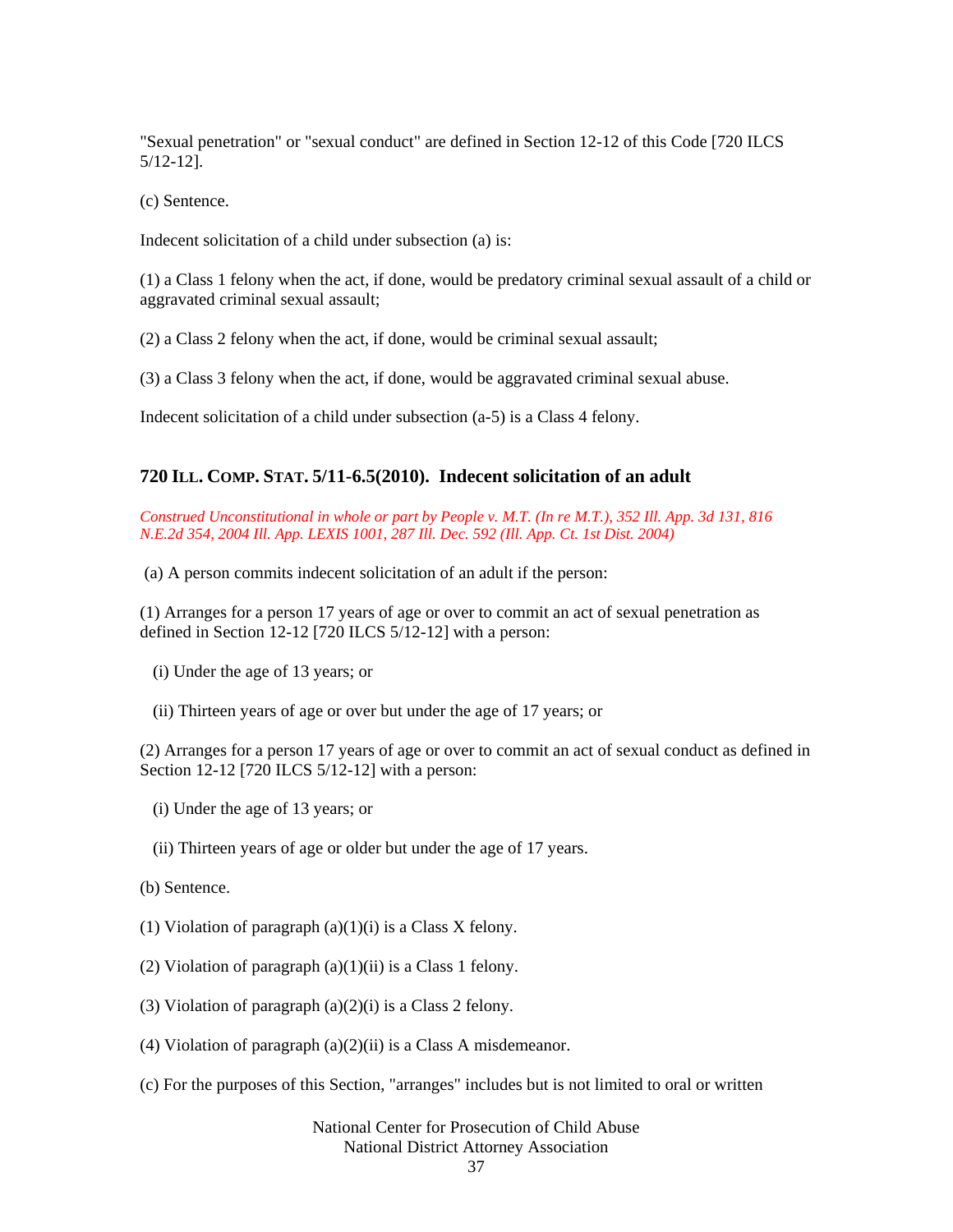"Sexual penetration" or "sexual conduct" are defined in Section 12-12 of this Code [720 ILCS 5/12-12].

(c) Sentence.

Indecent solicitation of a child under subsection (a) is:

(1) a Class 1 felony when the act, if done, would be predatory criminal sexual assault of a child or aggravated criminal sexual assault;

(2) a Class 2 felony when the act, if done, would be criminal sexual assault;

(3) a Class 3 felony when the act, if done, would be aggravated criminal sexual abuse.

Indecent solicitation of a child under subsection (a-5) is a Class 4 felony.

### 720 ILL. COMP. STAT. 5/11-6.5(2010). Indecent solicitation of an adult

*Construed Unconstitutional in whole or part by People v. M.T. (In re M.T.), 352 Ill. App. 3d 131, 816 N.E.2d 354, 2004 Ill. App. LEXIS 1001, 287 Ill. Dec. 592 (Ill. App. Ct. 1st Dist. 2004)*

(a) A person commits indecent solicitation of an adult if the person:

(1) Arranges for a person 17 years of age or over to commit an act of sexual penetration as defined in Section 12-12 [720 ILCS 5/12-12] with a person:

(i) Under the age of 13 years; or

(ii) Thirteen years of age or over but under the age of 17 years; or

(2) Arranges for a person 17 years of age or over to commit an act of sexual conduct as defined in Section 12-12 [720 ILCS 5/12-12] with a person:

(i) Under the age of 13 years; or

(ii) Thirteen years of age or older but under the age of 17 years.

(b) Sentence.

(1) Violation of paragraph (a)(1)(i) is a Class X felony.

(2) Violation of paragraph (a)(1)(ii) is a Class 1 felony.

(3) Violation of paragraph (a)(2)(i) is a Class 2 felony.

(4) Violation of paragraph (a)(2)(ii) is a Class A misdemeanor.

(c) For the purposes of this Section, "arranges" includes but is not limited to oral or written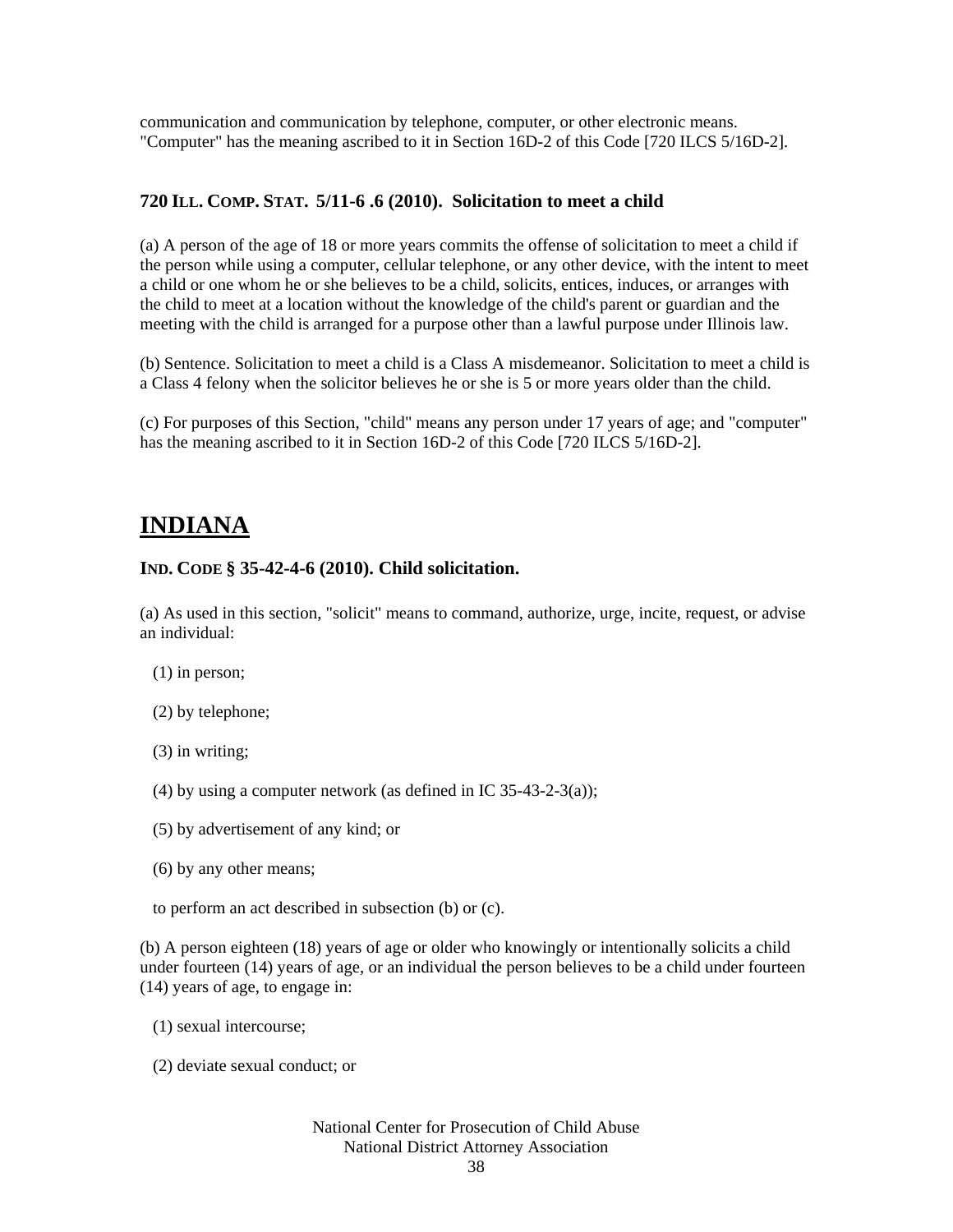communication and communication by telephone, computer, or other electronic means. "Computer" has the meaning ascribed to it in Section 16D-2 of this Code [720 ILCS 5/16D-2].

### 720 ILL. COMP. STAT. 5/11-6 .6 (2010). Solicitation to meet a child

(a) A person of the age of 18 or more years commits the offense of solicitation to meet a child if the person while using a computer, cellular telephone, or any other device, with the intent to meet a child or one whom he or she believes to be a child, solicits, entices, induces, or arranges with the child to meet at a location without the knowledge of the child's parent or guardian and the meeting with the child is arranged for a purpose other than a lawful purpose under Illinois law.

(b) Sentence. Solicitation to meet a child is a Class A misdemeanor. Solicitation to meet a child is a Class 4 felony when the solicitor believes he or she is 5 or more years older than the child.

(c) For purposes of this Section, "child" means any person under 17 years of age; and "computer" has the meaning ascribed to it in Section 16D-2 of this Code [720 ILCS 5/16D-2].

## INDIANA

### IND. CODE § 35-42-4-6 (2010). Child solicitation.

(a) As used in this section, "solicit" means to command, authorize, urge, incite, request, or advise an individual:

(1) in person;

(2) by telephone;

(3) in writing;

(4) by using a computer network (as defined in IC 35-43-2-3(a));

(5) by advertisement of any kind; or

(6) by any other means;

to perform an act described in subsection (b) or (c).

(b) A person eighteen (18) years of age or older who knowingly or intentionally solicits a child under fourteen (14) years of age, or an individual the person believes to be a child under fourteen (14) years of age, to engage in:

(1) sexual intercourse;

(2) deviate sexual conduct; or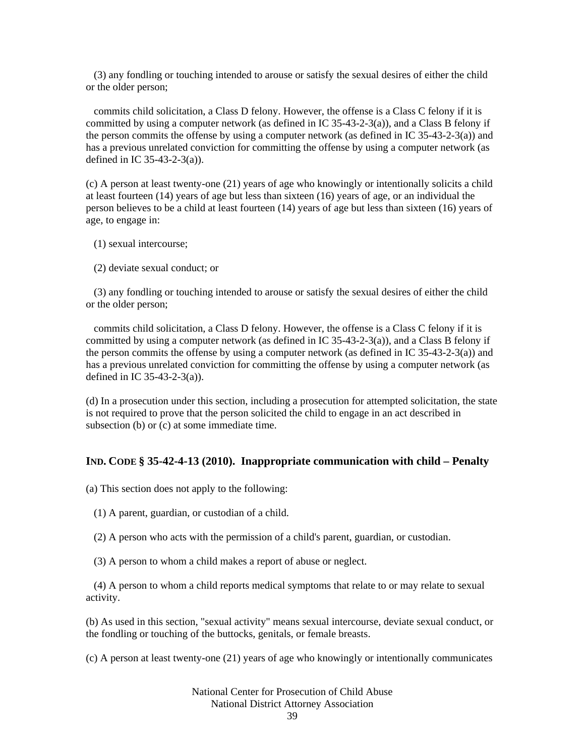(3) any fondling or touching intended to arouse or satisfy the sexual desires of either the child or the older person;

commits child solicitation, a Class D felony. However, the offense is a Class C felony if it is committed by using a computer network (as defined in IC 35-43-2-3(a)), and a Class B felony if the person commits the offense by using a computer network (as defined in IC 35-43-2-3(a)) and has a previous unrelated conviction for committing the offense by using a computer network (as defined in IC 35-43-2-3(a)).

(c) A person at least twenty-one (21) years of age who knowingly or intentionally solicits a child at least fourteen (14) years of age but less than sixteen (16) years of age, or an individual the person believes to be a child at least fourteen (14) years of age but less than sixteen (16) years of age, to engage in:

(1) sexual intercourse;

(2) deviate sexual conduct; or

(3) any fondling or touching intended to arouse or satisfy the sexual desires of either the child or the older person;

commits child solicitation, a Class D felony. However, the offense is a Class C felony if it is committed by using a computer network (as defined in IC 35-43-2-3(a)), and a Class B felony if the person commits the offense by using a computer network (as defined in IC 35-43-2-3(a)) and has a previous unrelated conviction for committing the offense by using a computer network (as defined in IC 35-43-2-3(a)).

(d) In a prosecution under this section, including a prosecution for attempted solicitation, the state is not required to prove that the person solicited the child to engage in an act described in subsection (b) or (c) at some immediate time.

### IND. CODE § 35-42-4-13 (2010). Inappropriate communication with child – Penalty

(a) This section does not apply to the following:

(1) A parent, guardian, or custodian of a child.

(2) A person who acts with the permission of a child's parent, guardian, or custodian.

(3) A person to whom a child makes a report of abuse or neglect.

(4) A person to whom a child reports medical symptoms that relate to or may relate to sexual activity.

(b) As used in this section, "sexual activity" means sexual intercourse, deviate sexual conduct, or the fondling or touching of the buttocks, genitals, or female breasts.

(c) A person at least twenty-one (21) years of age who knowingly or intentionally communicates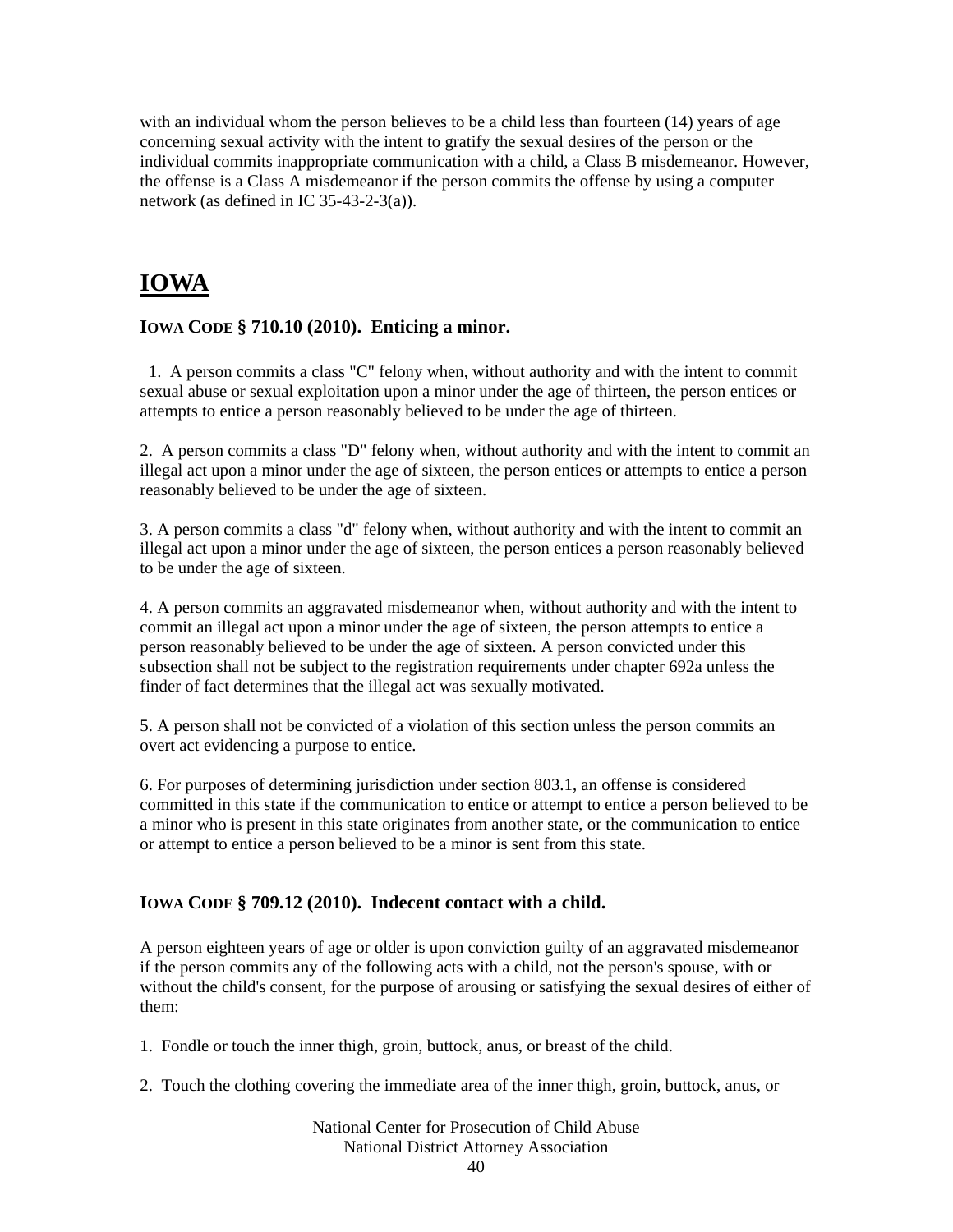with an individual whom the person believes to be a child less than fourteen (14) years of age concerning sexual activity with the intent to gratify the sexual desires of the person or the individual commits inappropriate communication with a child, a Class B misdemeanor. However, the offense is a Class A misdemeanor if the person commits the offense by using a computer network (as defined in IC 35-43-2-3(a)).

# IOWA

### IOWA CODE § 710.10 (2010). Enticing a minor.

1. A person commits a class "C" felony when, without authority and with the intent to commit sexual abuse or sexual exploitation upon a minor under the age of thirteen, the person entices or attempts to entice a person reasonably believed to be under the age of thirteen.

2. A person commits a class "D" felony when, without authority and with the intent to commit an illegal act upon a minor under the age of sixteen, the person entices or attempts to entice a person reasonably believed to be under the age of sixteen.

3. A person commits a class "d" felony when, without authority and with the intent to commit an illegal act upon a minor under the age of sixteen, the person entices a person reasonably believed to be under the age of sixteen.

4. A person commits an aggravated misdemeanor when, without authority and with the intent to commit an illegal act upon a minor under the age of sixteen, the person attempts to entice a person reasonably believed to be under the age of sixteen. A person convicted under this subsection shall not be subject to the registration requirements under chapter 692a unless the finder of fact determines that the illegal act was sexually motivated.

5. A person shall not be convicted of a violation of this section unless the person commits an overt act evidencing a purpose to entice.

6. For purposes of determining jurisdiction under section 803.1, an offense is considered committed in this state if the communication to entice or attempt to entice a person believed to be a minor who is present in this state originates from another state, or the communication to entice or attempt to entice a person believed to be a minor is sent from this state.

### IOWA CODE § 709.12 (2010). Indecent contact with a child.

A person eighteen years of age or older is upon conviction guilty of an aggravated misdemeanor if the person commits any of the following acts with a child, not the person's spouse, with or without the child's consent, for the purpose of arousing or satisfying the sexual desires of either of them:

1. Fondle or touch the inner thigh, groin, buttock, anus, or breast of the child.

2. Touch the clothing covering the immediate area of the inner thigh, groin, buttock, anus, or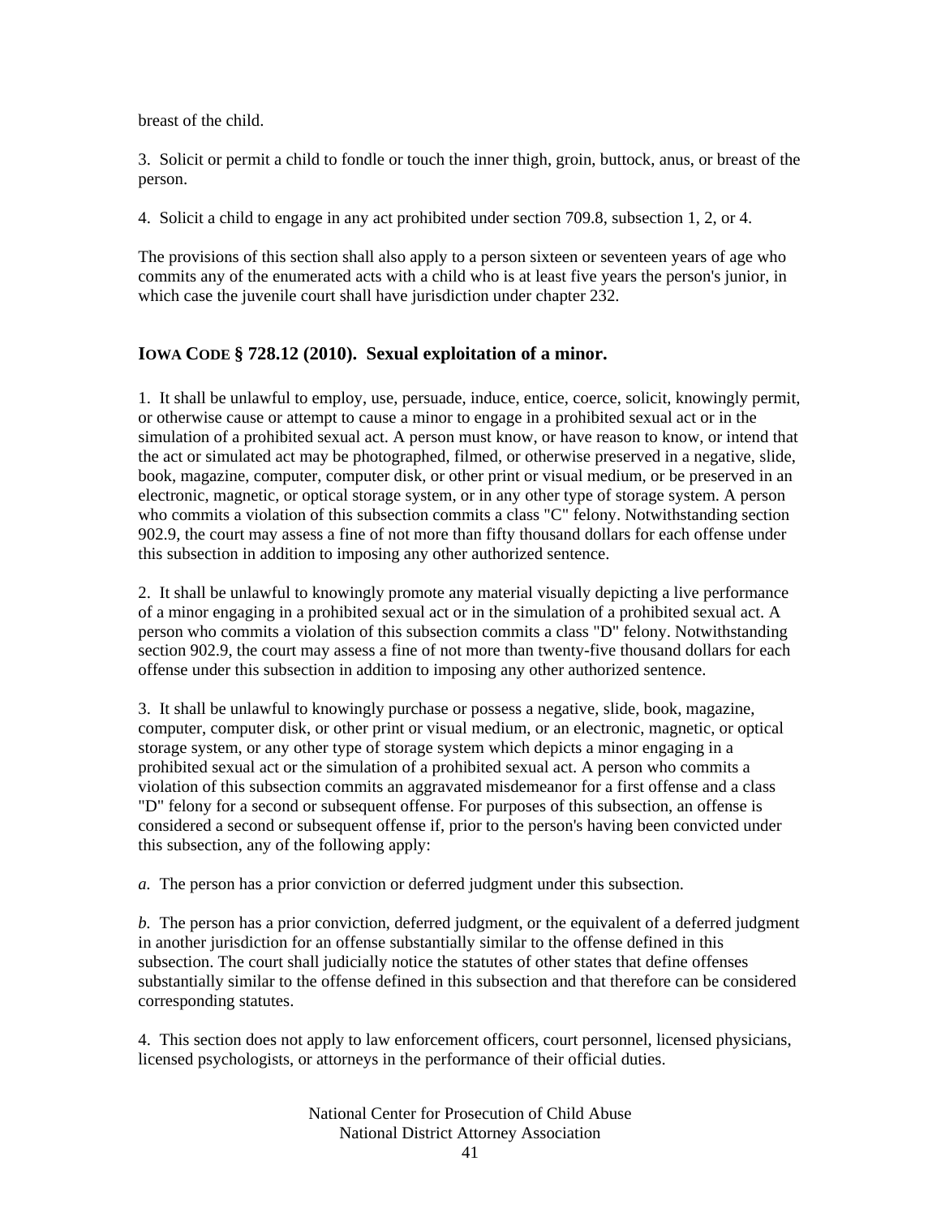breast of the child.

3. Solicit or permit a child to fondle or touch the inner thigh, groin, buttock, anus, or breast of the person.

4. Solicit a child to engage in any act prohibited under section 709.8, subsection 1, 2, or 4.

The provisions of this section shall also apply to a person sixteen or seventeen years of age who commits any of the enumerated acts with a child who is at least five years the person's junior, in which case the juvenile court shall have jurisdiction under chapter 232.

### IOWA CODE § 728.12 (2010). Sexual exploitation of a minor.

1. It shall be unlawful to employ, use, persuade, induce, entice, coerce, solicit, knowingly permit, or otherwise cause or attempt to cause a minor to engage in a prohibited sexual act or in the simulation of a prohibited sexual act. A person must know, or have reason to know, or intend that the act or simulated act may be photographed, filmed, or otherwise preserved in a negative, slide, book, magazine, computer, computer disk, or other print or visual medium, or be preserved in an electronic, magnetic, or optical storage system, or in any other type of storage system. A person who commits a violation of this subsection commits a class "C" felony. Notwithstanding section 902.9, the court may assess a fine of not more than fifty thousand dollars for each offense under this subsection in addition to imposing any other authorized sentence.

2. It shall be unlawful to knowingly promote any material visually depicting a live performance of a minor engaging in a prohibited sexual act or in the simulation of a prohibited sexual act. A person who commits a violation of this subsection commits a class "D" felony. Notwithstanding section 902.9, the court may assess a fine of not more than twenty-five thousand dollars for each offense under this subsection in addition to imposing any other authorized sentence.

3. It shall be unlawful to knowingly purchase or possess a negative, slide, book, magazine, computer, computer disk, or other print or visual medium, or an electronic, magnetic, or optical storage system, or any other type of storage system which depicts a minor engaging in a prohibited sexual act or the simulation of a prohibited sexual act. A person who commits a violation of this subsection commits an aggravated misdemeanor for a first offense and a class "D" felony for a second or subsequent offense. For purposes of this subsection, an offense is considered a second or subsequent offense if, prior to the person's having been convicted under this subsection, any of the following apply:

*a.* The person has a prior conviction or deferred judgment under this subsection.

*b.* The person has a prior conviction, deferred judgment, or the equivalent of a deferred judgment in another jurisdiction for an offense substantially similar to the offense defined in this subsection. The court shall judicially notice the statutes of other states that define offenses substantially similar to the offense defined in this subsection and that therefore can be considered corresponding statutes.

4. This section does not apply to law enforcement officers, court personnel, licensed physicians, licensed psychologists, or attorneys in the performance of their official duties.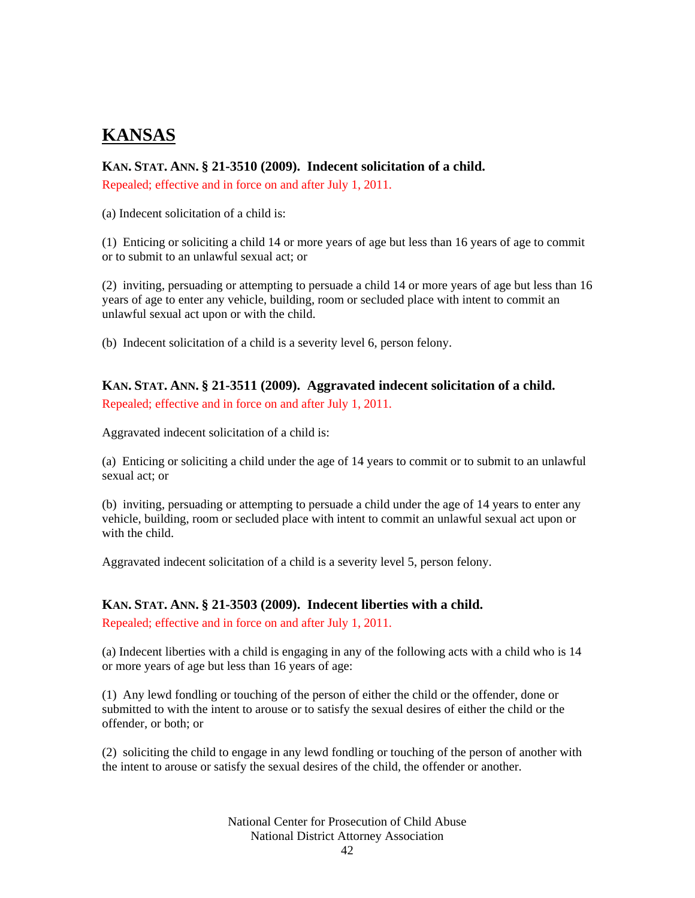# KANSAS

**KAN. STAT. ANN. § 21-3510 (2009). Indecent solicitation of a child.**

Repealed; effective and in force on and after July 1, 2011.

(a) Indecent solicitation of a child is:

(1) Enticing or soliciting a child 14 or more years of age but less than 16 years of age to commit or to submit to an unlawful sexual act; or

(2) inviting, persuading or attempting to persuade a child 14 or more years of age but less than 16 years of age to enter any vehicle, building, room or secluded place with intent to commit an unlawful sexual act upon or with the child.

(b) Indecent solicitation of a child is a severity level 6, person felony.

**KAN. STAT. ANN. § 21-3511 (2009). Aggravated indecent solicitation of a child.**

Repealed; effective and in force on and after July 1, 2011.

Aggravated indecent solicitation of a child is:

(a) Enticing or soliciting a child under the age of 14 years to commit or to submit to an unlawful sexual act; or

(b) inviting, persuading or attempting to persuade a child under the age of 14 years to enter any vehicle, building, room or secluded place with intent to commit an unlawful sexual act upon or with the child.

Aggravated indecent solicitation of a child is a severity level 5, person felony.

**KAN. STAT. ANN. § 21-3503 (2009). Indecent liberties with a child.**

Repealed; effective and in force on and after July 1, 2011.

(a) Indecent liberties with a child is engaging in any of the following acts with a child who is 14 or more years of age but less than 16 years of age:

(1) Any lewd fondling or touching of the person of either the child or the offender, done or submitted to with the intent to arouse or to satisfy the sexual desires of either the child or the offender, or both; or

(2) soliciting the child to engage in any lewd fondling or touching of the person of another with the intent to arouse or satisfy the sexual desires of the child, the offender or another.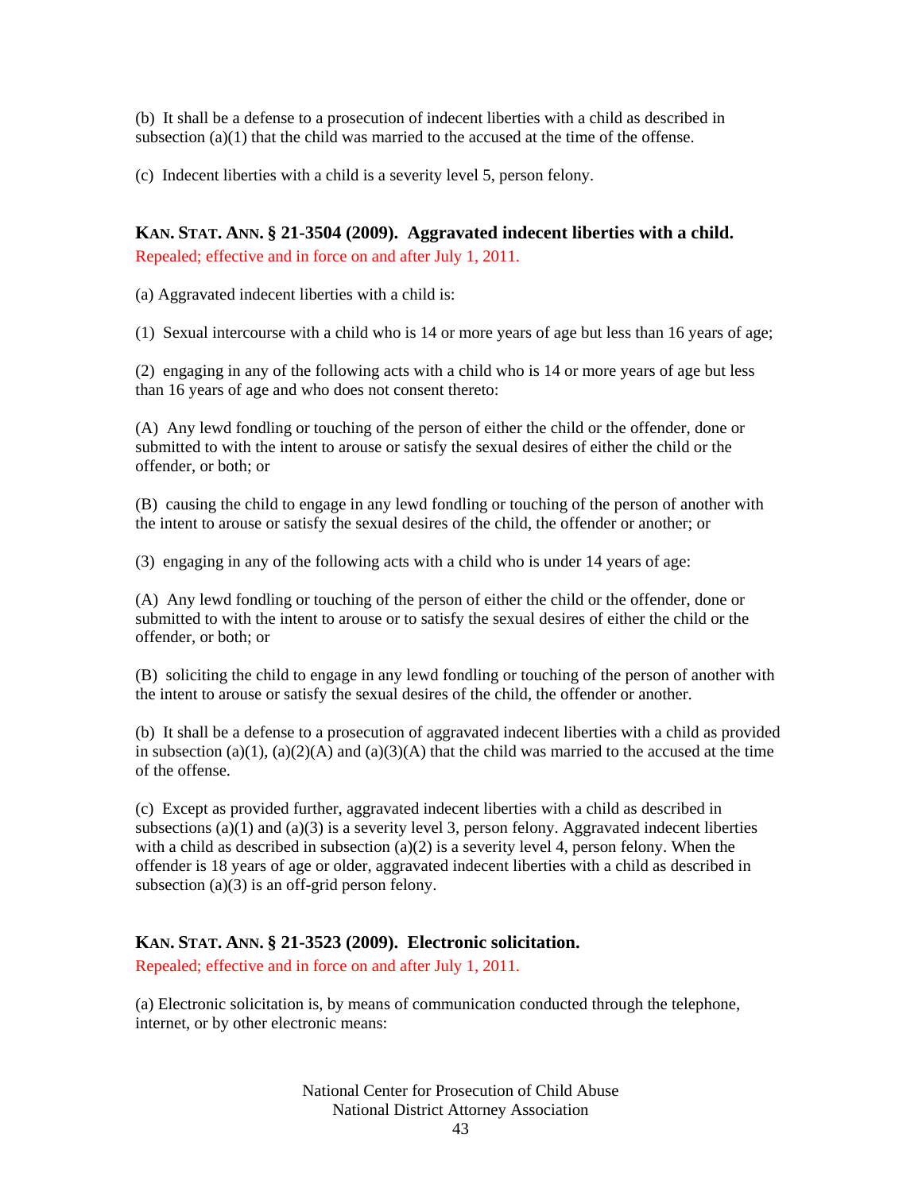(b) It shall be a defense to a prosecution of indecent liberties with a child as described in subsection (a)(1) that the child was married to the accused at the time of the offense.

(c) Indecent liberties with a child is a severity level 5, person felony.

### KAN. STAT. ANN. § 21-3504 (2009). Aggravated indecent liberties with a child.

Repealed; effective and in force on and after July 1, 2011.

(a) Aggravated indecent liberties with a child is:

(1) Sexual intercourse with a child who is 14 or more years of age but less than 16 years of age;

(2) engaging in any of the following acts with a child who is 14 or more years of age but less than 16 years of age and who does not consent thereto:

(A) Any lewd fondling or touching of the person of either the child or the offender, done or submitted to with the intent to arouse or satisfy the sexual desires of either the child or the offender, or both; or

(B) causing the child to engage in any lewd fondling or touching of the person of another with the intent to arouse or satisfy the sexual desires of the child, the offender or another; or

(3) engaging in any of the following acts with a child who is under 14 years of age:

(A) Any lewd fondling or touching of the person of either the child or the offender, done or submitted to with the intent to arouse or to satisfy the sexual desires of either the child or the offender, or both; or

(B) soliciting the child to engage in any lewd fondling or touching of the person of another with the intent to arouse or satisfy the sexual desires of the child, the offender or another.

(b) It shall be a defense to a prosecution of aggravated indecent liberties with a child as provided in subsection (a)(1), (a)(2)(A) and (a)(3)(A) that the child was married to the accused at the time of the offense.

(c) Except as provided further, aggravated indecent liberties with a child as described in subsections (a)(1) and (a)(3) is a severity level 3, person felony. Aggravated indecent liberties with a child as described in subsection (a)(2) is a severity level 4, person felony. When the offender is 18 years of age or older, aggravated indecent liberties with a child as described in subsection (a)(3) is an off-grid person felony.

### KAN. STAT. ANN. § 21-3523 (2009). Electronic solicitation.

Repealed; effective and in force on and after July 1, 2011.

(a) Electronic solicitation is, by means of communication conducted through the telephone, internet, or by other electronic means: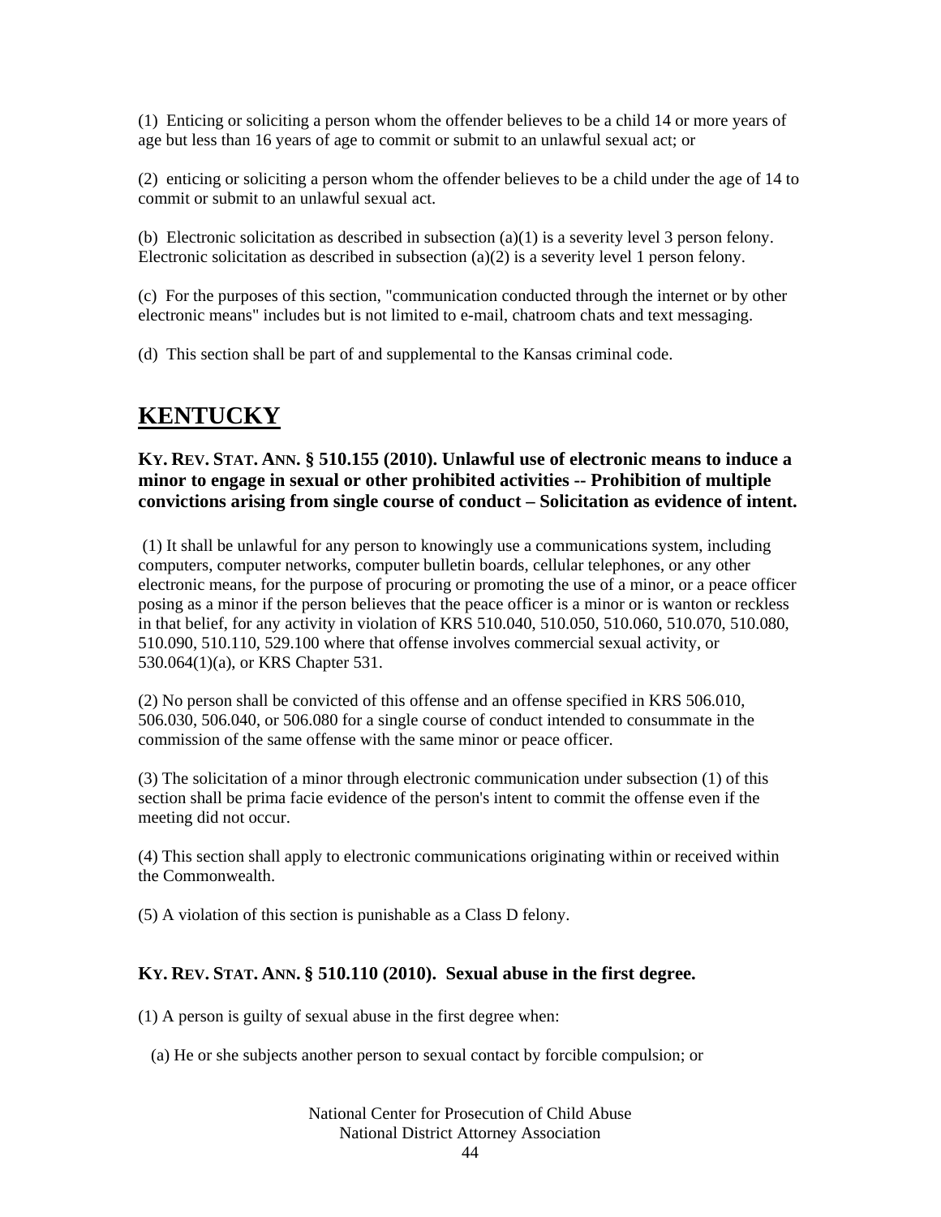(1) Enticing or soliciting a person whom the offender believes to be a child 14 or more years of age but less than 16 years of age to commit or submit to an unlawful sexual act; or

(2) enticing or soliciting a person whom the offender believes to be a child under the age of 14 to commit or submit to an unlawful sexual act.

(b) Electronic solicitation as described in subsection (a)(1) is a severity level 3 person felony. Electronic solicitation as described in subsection (a)(2) is a severity level 1 person felony.

(c) For the purposes of this section, "communication conducted through the internet or by other electronic means" includes but is not limited to e-mail, chatroom chats and text messaging.

(d) This section shall be part of and supplemental to the Kansas criminal code.

# KENTUCKY

### KY. REV. STAT. ANN. § 510.155 (2010). Unlawful use of electronic means to induce a minor to engage in sexual or other prohibited activities -- Prohibition of multiple convictions arising from single course of conduct – Solicitation as evidence of intent.

(1) It shall be unlawful for any person to knowingly use a communications system, including computers, computer networks, computer bulletin boards, cellular telephones, or any other electronic means, for the purpose of procuring or promoting the use of a minor, or a peace officer posing as a minor if the person believes that the peace officer is a minor or is wanton or reckless in that belief, for any activity in violation of KRS 510.040, 510.050, 510.060, 510.070, 510.080, 510.090, 510.110, 529.100 where that offense involves commercial sexual activity, or 530.064(1)(a), or KRS Chapter 531.

(2) No person shall be convicted of this offense and an offense specified in KRS 506.010, 506.030, 506.040, or 506.080 for a single course of conduct intended to consummate in the commission of the same offense with the same minor or peace officer.

(3) The solicitation of a minor through electronic communication under subsection (1) of this section shall be prima facie evidence of the person's intent to commit the offense even if the meeting did not occur.

(4) This section shall apply to electronic communications originating within or received within the Commonwealth.

(5) A violation of this section is punishable as a Class D felony.

### KY. REV. STAT. ANN. § 510.110 (2010). Sexual abuse in the first degree.

(1) A person is guilty of sexual abuse in the first degree when:

(a) He or she subjects another person to sexual contact by forcible compulsion; or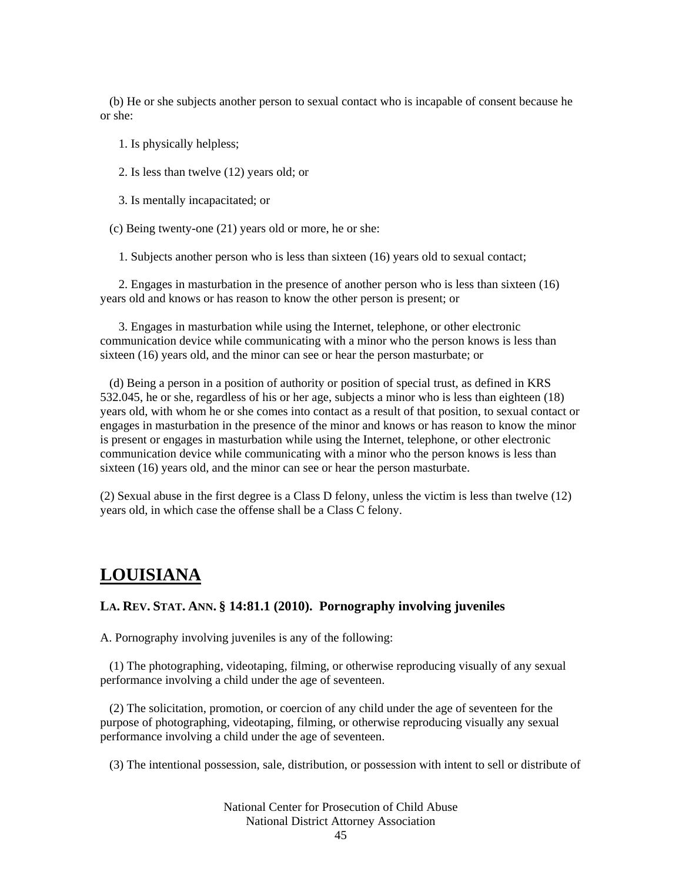(b) He or she subjects another person to sexual contact who is incapable of consent because he or she:

1. Is physically helpless;

2. Is less than twelve (12) years old; or

3. Is mentally incapacitated; or

(c) Being twenty-one (21) years old or more, he or she:

1. Subjects another person who is less than sixteen (16) years old to sexual contact;

2. Engages in masturbation in the presence of another person who is less than sixteen (16) years old and knows or has reason to know the other person is present; or

3. Engages in masturbation while using the Internet, telephone, or other electronic communication device while communicating with a minor who the person knows is less than sixteen (16) years old, and the minor can see or hear the person masturbate; or

(d) Being a person in a position of authority or position of special trust, as defined in KRS 532.045, he or she, regardless of his or her age, subjects a minor who is less than eighteen (18) years old, with whom he or she comes into contact as a result of that position, to sexual contact or engages in masturbation in the presence of the minor and knows or has reason to know the minor is present or engages in masturbation while using the Internet, telephone, or other electronic communication device while communicating with a minor who the person knows is less than sixteen (16) years old, and the minor can see or hear the person masturbate.

(2) Sexual abuse in the first degree is a Class D felony, unless the victim is less than twelve (12) years old, in which case the offense shall be a Class C felony.

## LOUISIANA

### LA. REV. STAT. ANN. § 14:81.1 (2010). Pornography involving juveniles

A. Pornography involving juveniles is any of the following:

(1) The photographing, videotaping, filming, or otherwise reproducing visually of any sexual performance involving a child under the age of seventeen.

(2) The solicitation, promotion, or coercion of any child under the age of seventeen for the purpose of photographing, videotaping, filming, or otherwise reproducing visually any sexual performance involving a child under the age of seventeen.

(3) The intentional possession, sale, distribution, or possession with intent to sell or distribute of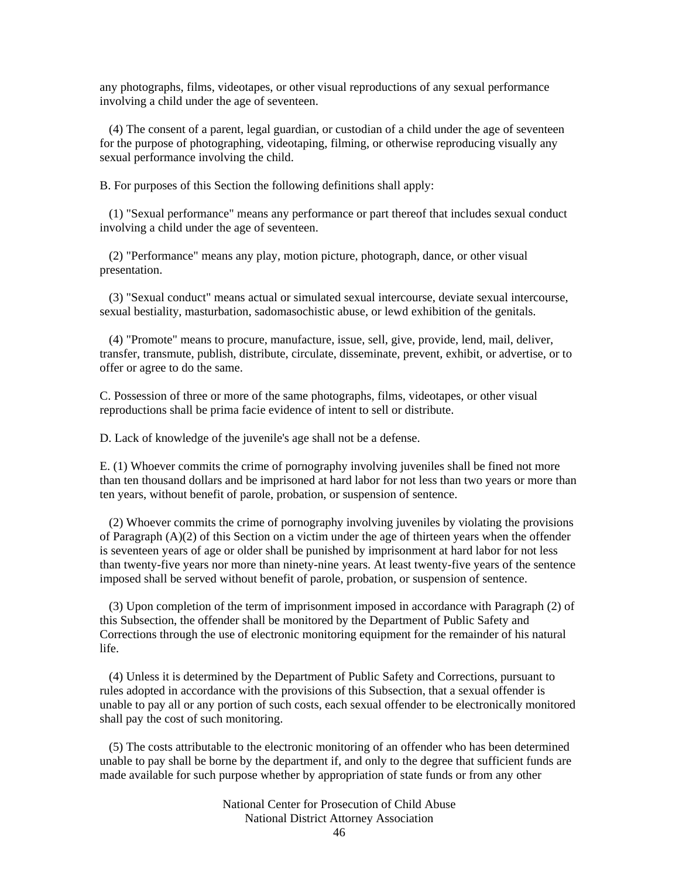any photographs, films, videotapes, or other visual reproductions of any sexual performance involving a child under the age of seventeen.

(4) The consent of a parent, legal guardian, or custodian of a child under the age of seventeen for the purpose of photographing, videotaping, filming, or otherwise reproducing visually any sexual performance involving the child.

B. For purposes of this Section the following definitions shall apply:

(1) "Sexual performance" means any performance or part thereof that includes sexual conduct involving a child under the age of seventeen.

(2) "Performance" means any play, motion picture, photograph, dance, or other visual presentation.

(3) "Sexual conduct" means actual or simulated sexual intercourse, deviate sexual intercourse, sexual bestiality, masturbation, sadomasochistic abuse, or lewd exhibition of the genitals.

(4) "Promote" means to procure, manufacture, issue, sell, give, provide, lend, mail, deliver, transfer, transmute, publish, distribute, circulate, disseminate, prevent, exhibit, or advertise, or to offer or agree to do the same.

C. Possession of three or more of the same photographs, films, videotapes, or other visual reproductions shall be prima facie evidence of intent to sell or distribute.

D. Lack of knowledge of the juvenile's age shall not be a defense.

E. (1) Whoever commits the crime of pornography involving juveniles shall be fined not more than ten thousand dollars and be imprisoned at hard labor for not less than two years or more than ten years, without benefit of parole, probation, or suspension of sentence.

(2) Whoever commits the crime of pornography involving juveniles by violating the provisions of Paragraph (A)(2) of this Section on a victim under the age of thirteen years when the offender is seventeen years of age or older shall be punished by imprisonment at hard labor for not less than twenty-five years nor more than ninety-nine years. At least twenty-five years of the sentence imposed shall be served without benefit of parole, probation, or suspension of sentence.

(3) Upon completion of the term of imprisonment imposed in accordance with Paragraph (2) of this Subsection, the offender shall be monitored by the Department of Public Safety and Corrections through the use of electronic monitoring equipment for the remainder of his natural life.

(4) Unless it is determined by the Department of Public Safety and Corrections, pursuant to rules adopted in accordance with the provisions of this Subsection, that a sexual offender is unable to pay all or any portion of such costs, each sexual offender to be electronically monitored shall pay the cost of such monitoring.

(5) The costs attributable to the electronic monitoring of an offender who has been determined unable to pay shall be borne by the department if, and only to the degree that sufficient funds are made available for such purpose whether by appropriation of state funds or from any other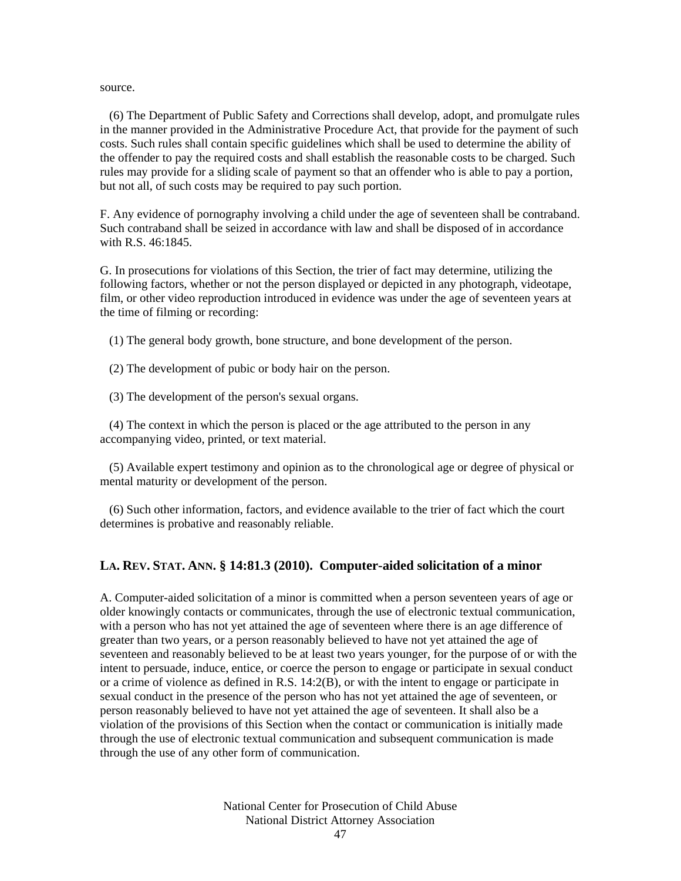source.

(6) The Department of Public Safety and Corrections shall develop, adopt, and promulgate rules in the manner provided in the Administrative Procedure Act, that provide for the payment of such costs. Such rules shall contain specific guidelines which shall be used to determine the ability of the offender to pay the required costs and shall establish the reasonable costs to be charged. Such rules may provide for a sliding scale of payment so that an offender who is able to pay a portion, but not all, of such costs may be required to pay such portion.

F. Any evidence of pornography involving a child under the age of seventeen shall be contraband. Such contraband shall be seized in accordance with law and shall be disposed of in accordance with R.S. 46:1845.

G. In prosecutions for violations of this Section, the trier of fact may determine, utilizing the following factors, whether or not the person displayed or depicted in any photograph, videotape, film, or other video reproduction introduced in evidence was under the age of seventeen years at the time of filming or recording:

(1) The general body growth, bone structure, and bone development of the person.

(2) The development of pubic or body hair on the person.

(3) The development of the person's sexual organs.

(4) The context in which the person is placed or the age attributed to the person in any accompanying video, printed, or text material.

(5) Available expert testimony and opinion as to the chronological age or degree of physical or mental maturity or development of the person.

(6) Such other information, factors, and evidence available to the trier of fact which the court determines is probative and reasonably reliable.

### LA. REV. STAT. ANN. § 14:81.3 (2010). Computer-aided solicitation of a minor

A. Computer-aided solicitation of a minor is committed when a person seventeen years of age or older knowingly contacts or communicates, through the use of electronic textual communication, with a person who has not yet attained the age of seventeen where there is an age difference of greater than two years, or a person reasonably believed to have not yet attained the age of seventeen and reasonably believed to be at least two years younger, for the purpose of or with the intent to persuade, induce, entice, or coerce the person to engage or participate in sexual conduct or a crime of violence as defined in R.S. 14:2(B), or with the intent to engage or participate in sexual conduct in the presence of the person who has not yet attained the age of seventeen, or person reasonably believed to have not yet attained the age of seventeen. It shall also be a violation of the provisions of this Section when the contact or communication is initially made through the use of electronic textual communication and subsequent communication is made through the use of any other form of communication.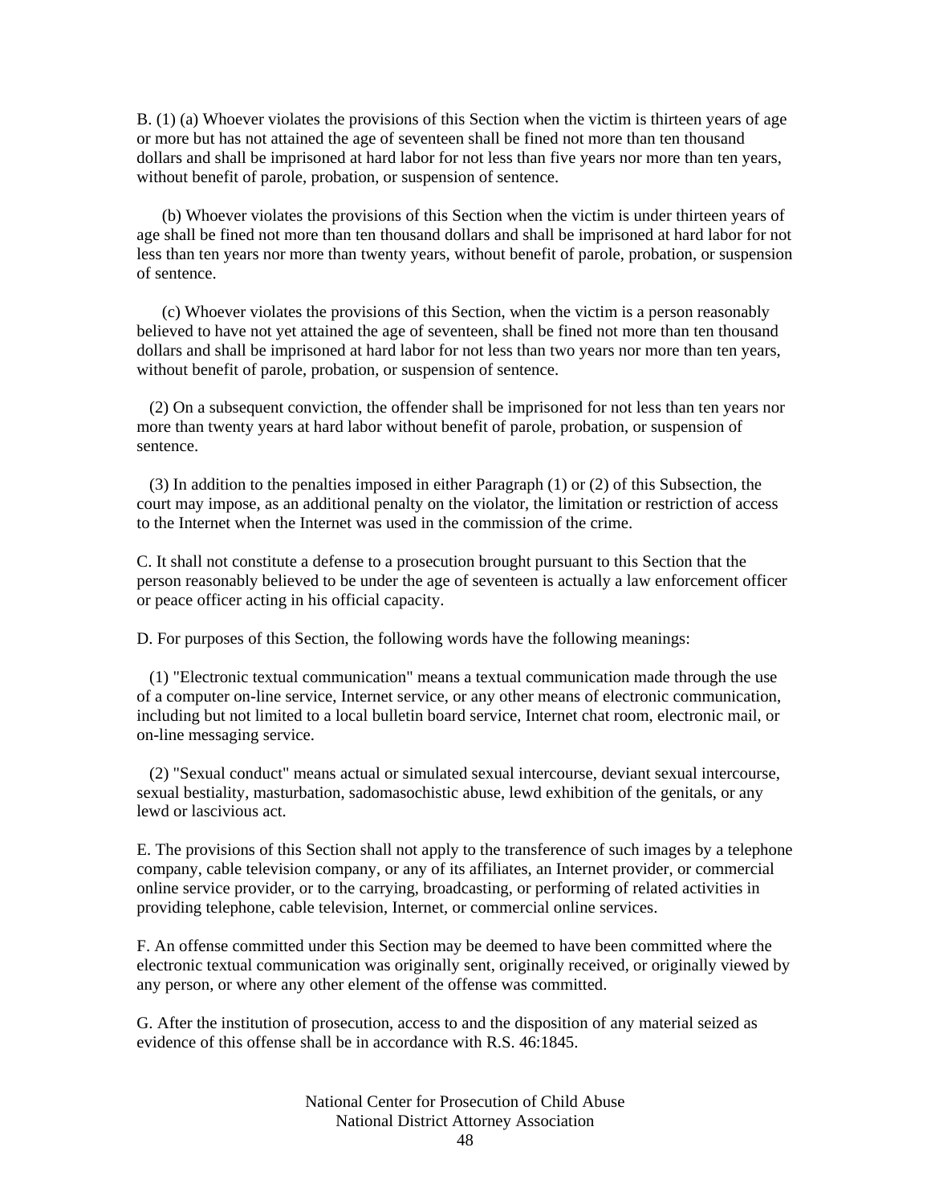B. (1) (a) Whoever violates the provisions of this Section when the victim is thirteen years of age or more but has not attained the age of seventeen shall be fined not more than ten thousand dollars and shall be imprisoned at hard labor for not less than five years nor more than ten years, without benefit of parole, probation, or suspension of sentence.

(b) Whoever violates the provisions of this Section when the victim is under thirteen years of age shall be fined not more than ten thousand dollars and shall be imprisoned at hard labor for not less than ten years nor more than twenty years, without benefit of parole, probation, or suspension of sentence.

(c) Whoever violates the provisions of this Section, when the victim is a person reasonably believed to have not yet attained the age of seventeen, shall be fined not more than ten thousand dollars and shall be imprisoned at hard labor for not less than two years nor more than ten years, without benefit of parole, probation, or suspension of sentence.

(2) On a subsequent conviction, the offender shall be imprisoned for not less than ten years nor more than twenty years at hard labor without benefit of parole, probation, or suspension of sentence.

(3) In addition to the penalties imposed in either Paragraph (1) or (2) of this Subsection, the court may impose, as an additional penalty on the violator, the limitation or restriction of access to the Internet when the Internet was used in the commission of the crime.

C. It shall not constitute a defense to a prosecution brought pursuant to this Section that the person reasonably believed to be under the age of seventeen is actually a law enforcement officer or peace officer acting in his official capacity.

D. For purposes of this Section, the following words have the following meanings:

(1) "Electronic textual communication" means a textual communication made through the use of a computer on-line service, Internet service, or any other means of electronic communication, including but not limited to a local bulletin board service, Internet chat room, electronic mail, or on-line messaging service.

(2) "Sexual conduct" means actual or simulated sexual intercourse, deviant sexual intercourse, sexual bestiality, masturbation, sadomasochistic abuse, lewd exhibition of the genitals, or any lewd or lascivious act.

E. The provisions of this Section shall not apply to the transference of such images by a telephone company, cable television company, or any of its affiliates, an Internet provider, or commercial online service provider, or to the carrying, broadcasting, or performing of related activities in providing telephone, cable television, Internet, or commercial online services.

F. An offense committed under this Section may be deemed to have been committed where the electronic textual communication was originally sent, originally received, or originally viewed by any person, or where any other element of the offense was committed.

G. After the institution of prosecution, access to and the disposition of any material seized as evidence of this offense shall be in accordance with R.S. 46:1845.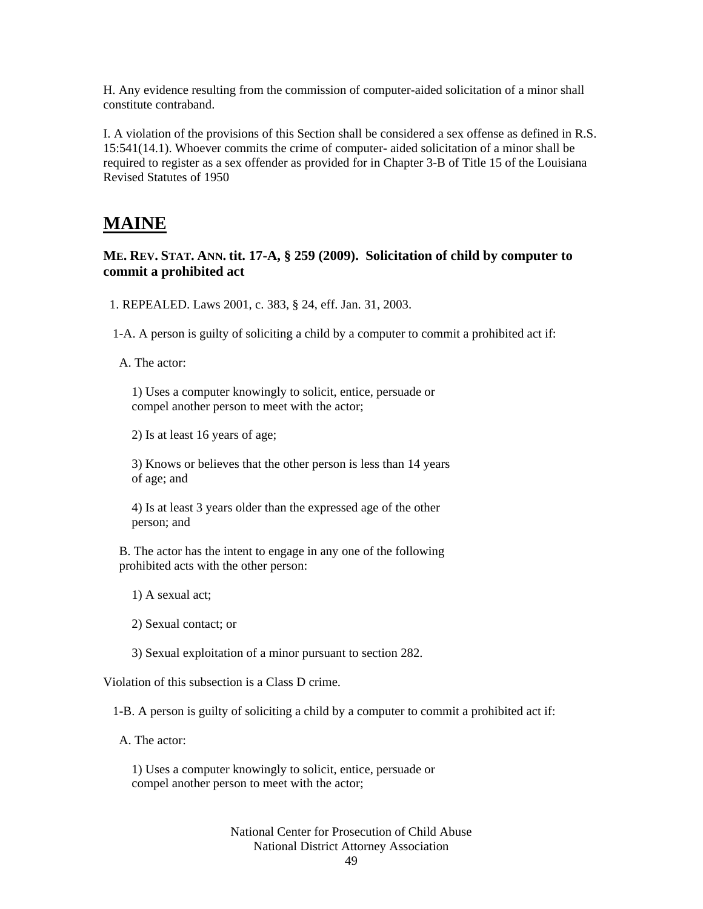H. Any evidence resulting from the commission of computer-aided solicitation of a minor shall constitute contraband.

I. A violation of the provisions of this Section shall be considered a sex offense as defined in R.S. 15:541(14.1). Whoever commits the crime of computer- aided solicitation of a minor shall be required to register as a sex offender as provided for in Chapter 3-B of Title 15 of the Louisiana Revised Statutes of 1950

# MAINE

### ME. REV. STAT. ANN. tit. 17-A, § 259 (2009). Solicitation of child by computer to commit a prohibited act

1. REPEALED. Laws 2001, c. 383, § 24, eff. Jan. 31, 2003.

1-A. A person is guilty of soliciting a child by a computer to commit a prohibited act if:

A. The actor:

1) Uses a computer knowingly to solicit, entice, persuade or compel another person to meet with the actor;

2) Is at least 16 years of age;

3) Knows or believes that the other person is less than 14 years of age; and

4) Is at least 3 years older than the expressed age of the other person; and

B. The actor has the intent to engage in any one of the following prohibited acts with the other person:

1) A sexual act;

2) Sexual contact; or

3) Sexual exploitation of a minor pursuant to section 282.

Violation of this subsection is a Class D crime.

1-B. A person is guilty of soliciting a child by a computer to commit a prohibited act if:

A. The actor:

1) Uses a computer knowingly to solicit, entice, persuade or compel another person to meet with the actor;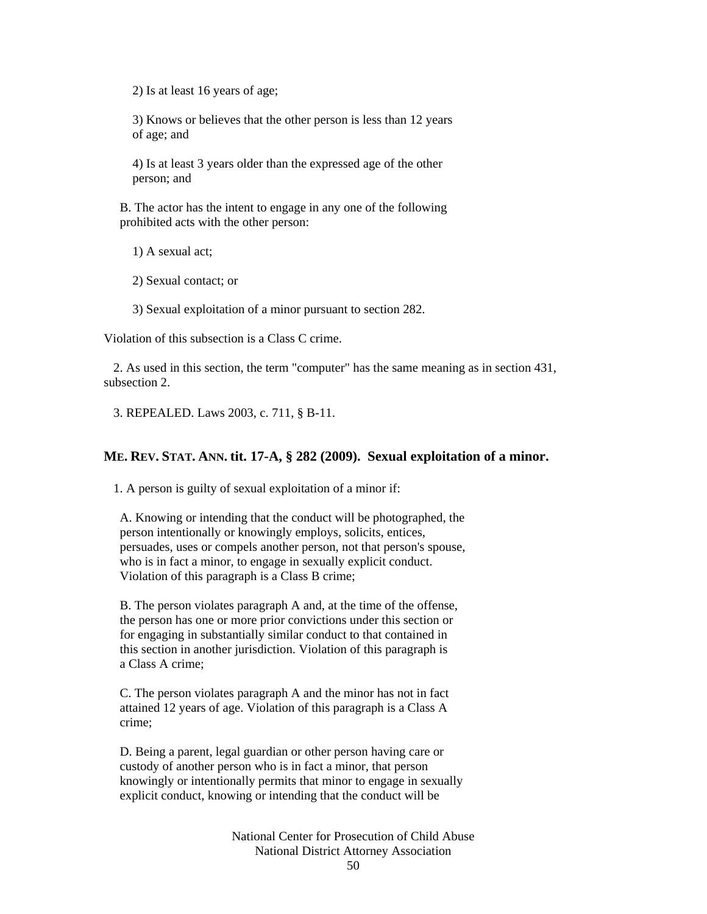2) Is at least 16 years of age;

3) Knows or believes that the other person is less than 12 years of age; and

4) Is at least 3 years older than the expressed age of the other person; and

B. The actor has the intent to engage in any one of the following prohibited acts with the other person:

1) A sexual act;

2) Sexual contact; or

3) Sexual exploitation of a minor pursuant to section 282.

Violation of this subsection is a Class C crime.

2. As used in this section, the term "computer" has the same meaning as in section 431, subsection 2.

3. REPEALED. Laws 2003, c. 711, § B-11.

### ME. REV. STAT. ANN. tit. 17-A, § 282 (2009). Sexual exploitation of a minor.

1. A person is guilty of sexual exploitation of a minor if:

A. Knowing or intending that the conduct will be photographed, the person intentionally or knowingly employs, solicits, entices, persuades, uses or compels another person, not that person's spouse, who is in fact a minor, to engage in sexually explicit conduct. Violation of this paragraph is a Class B crime;

B. The person violates paragraph A and, at the time of the offense, the person has one or more prior convictions under this section or for engaging in substantially similar conduct to that contained in this section in another jurisdiction. Violation of this paragraph is a Class A crime;

C. The person violates paragraph A and the minor has not in fact attained 12 years of age. Violation of this paragraph is a Class A crime;

D. Being a parent, legal guardian or other person having care or custody of another person who is in fact a minor, that person knowingly or intentionally permits that minor to engage in sexually explicit conduct, knowing or intending that the conduct will be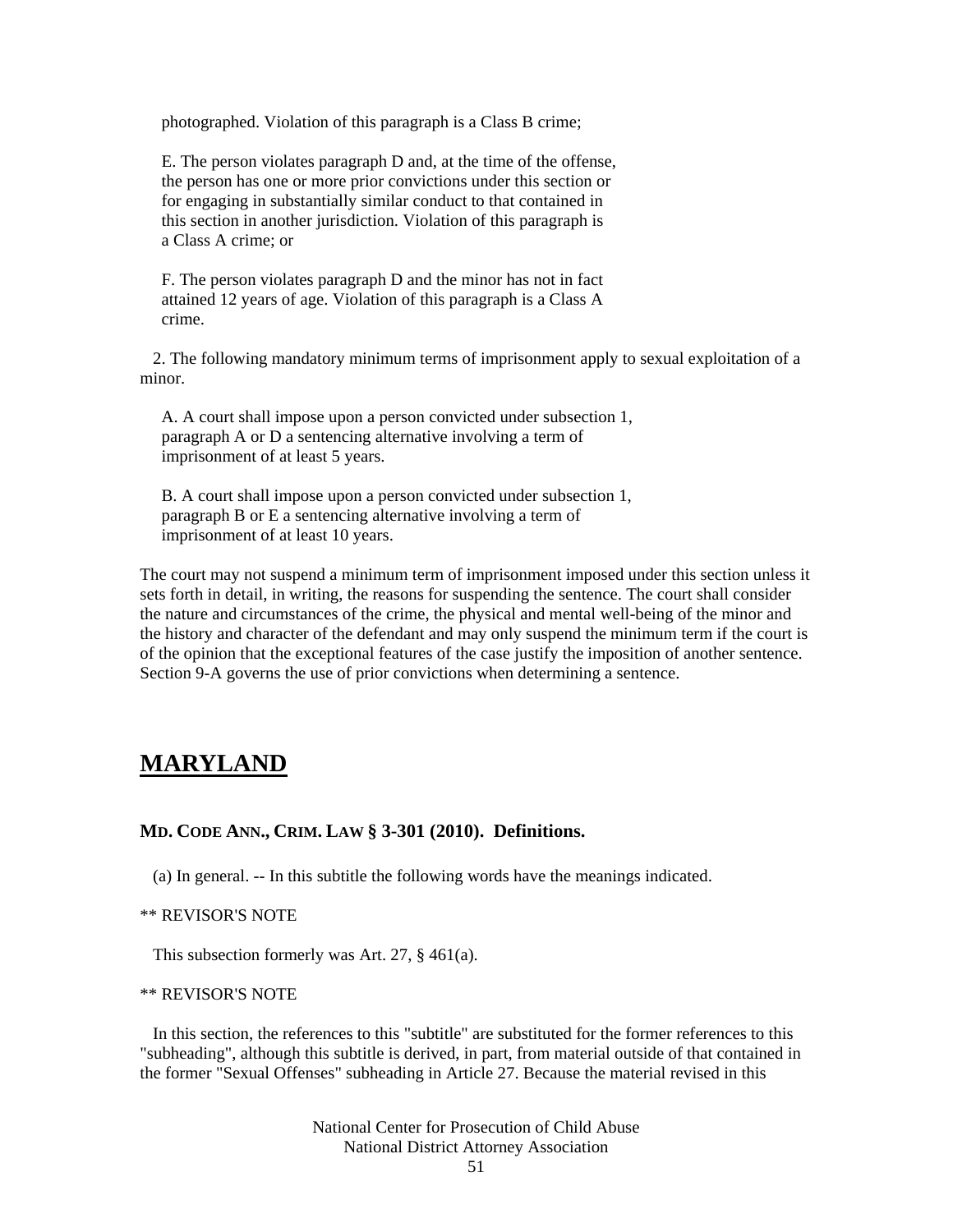photographed. Violation of this paragraph is a Class B crime;

E. The person violates paragraph D and, at the time of the offense, the person has one or more prior convictions under this section or for engaging in substantially similar conduct to that contained in this section in another jurisdiction. Violation of this paragraph is a Class A crime; or

F. The person violates paragraph D and the minor has not in fact attained 12 years of age. Violation of this paragraph is a Class A crime.

2. The following mandatory minimum terms of imprisonment apply to sexual exploitation of a minor.

A. A court shall impose upon a person convicted under subsection 1, paragraph A or D a sentencing alternative involving a term of imprisonment of at least 5 years.

B. A court shall impose upon a person convicted under subsection 1, paragraph B or E a sentencing alternative involving a term of imprisonment of at least 10 years.

The court may not suspend a minimum term of imprisonment imposed under this section unless it sets forth in detail, in writing, the reasons for suspending the sentence. The court shall consider the nature and circumstances of the crime, the physical and mental well-being of the minor and the history and character of the defendant and may only suspend the minimum term if the court is of the opinion that the exceptional features of the case justify the imposition of another sentence. Section 9-A governs the use of prior convictions when determining a sentence.

# MARYLAND

### MD. CODE ANN., CRIM. LAW § 3-301 (2010). Definitions.

(a) In general. -- In this subtitle the following words have the meanings indicated.

** REVISOR'S NOTE

This subsection formerly was Art. 27, § 461(a).

** REVISOR'S NOTE

In this section, the references to this "subtitle" are substituted for the former references to this "subheading", although this subtitle is derived, in part, from material outside of that contained in the former "Sexual Offenses" subheading in Article 27. Because the material revised in this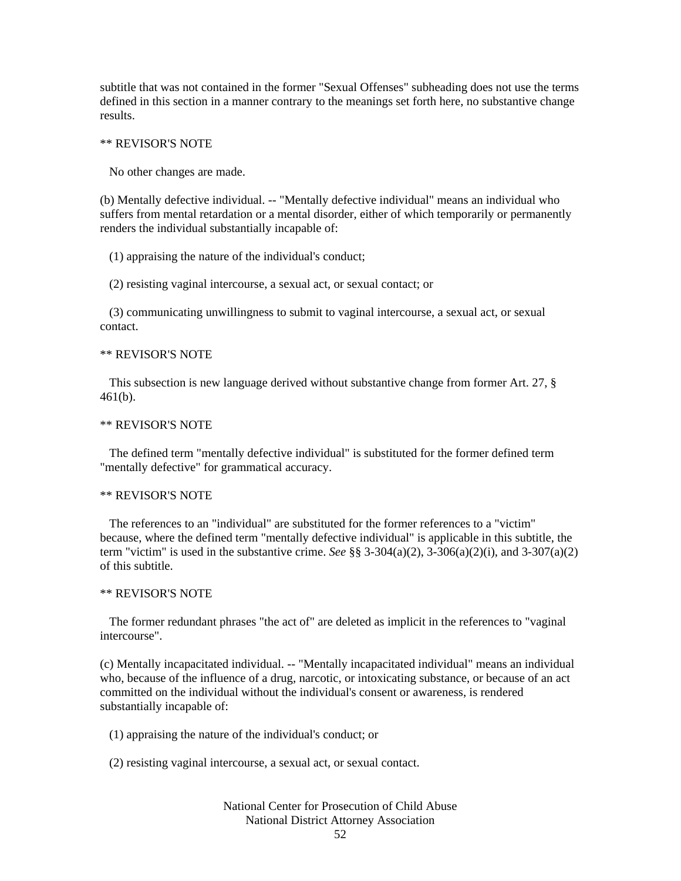subtitle that was not contained in the former "Sexual Offenses" subheading does not use the terms defined in this section in a manner contrary to the meanings set forth here, no substantive change results.

** REVISOR'S NOTE

No other changes are made.

(b) Mentally defective individual. -- "Mentally defective individual" means an individual who suffers from mental retardation or a mental disorder, either of which temporarily or permanently renders the individual substantially incapable of:

(1) appraising the nature of the individual's conduct;

(2) resisting vaginal intercourse, a sexual act, or sexual contact; or

(3) communicating unwillingness to submit to vaginal intercourse, a sexual act, or sexual contact.

** REVISOR'S NOTE

This subsection is new language derived without substantive change from former Art. 27, § 461(b).

** REVISOR'S NOTE

The defined term "mentally defective individual" is substituted for the former defined term "mentally defective" for grammatical accuracy.

** REVISOR'S NOTE

The references to an "individual" are substituted for the former references to a "victim" because, where the defined term "mentally defective individual" is applicable in this subtitle, the term "victim" is used in the substantive crime. *See* §§ 3-304(a)(2), 3-306(a)(2)(i), and 3-307(a)(2) of this subtitle.

** REVISOR'S NOTE

The former redundant phrases "the act of" are deleted as implicit in the references to "vaginal intercourse".

(c) Mentally incapacitated individual. -- "Mentally incapacitated individual" means an individual who, because of the influence of a drug, narcotic, or intoxicating substance, or because of an act committed on the individual without the individual's consent or awareness, is rendered substantially incapable of:

(1) appraising the nature of the individual's conduct; or

(2) resisting vaginal intercourse, a sexual act, or sexual contact.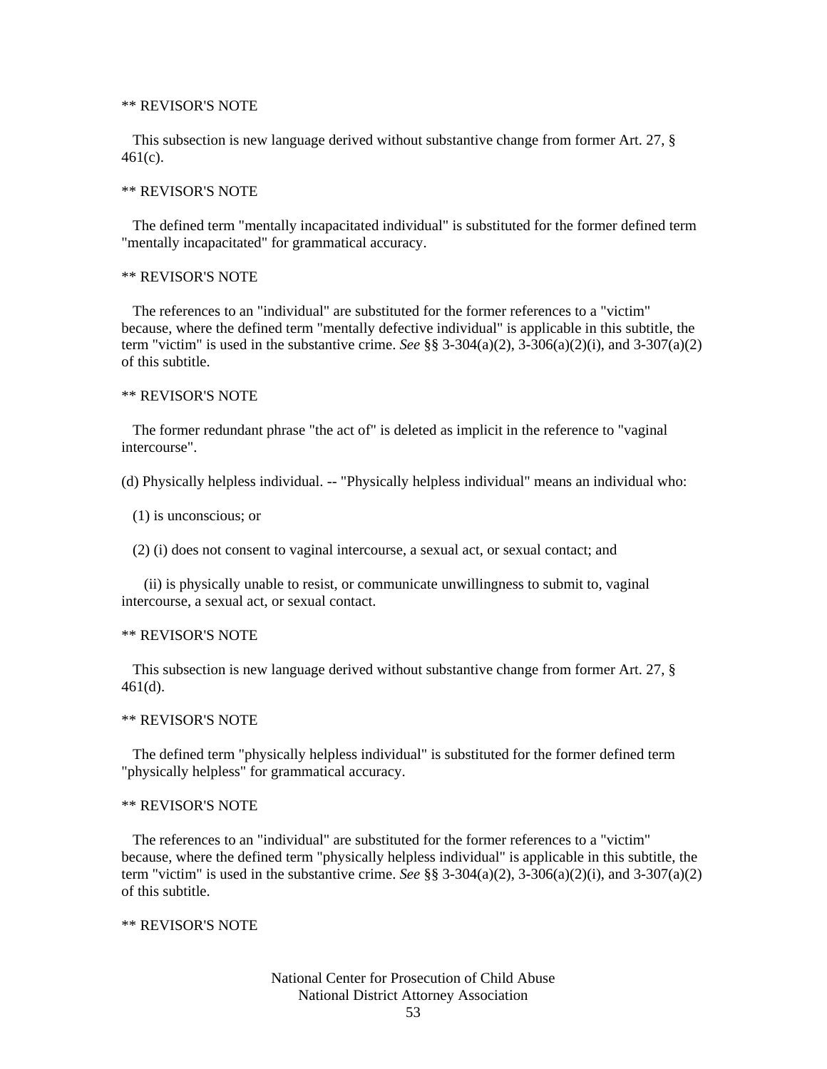** REVISOR'S NOTE

This subsection is new language derived without substantive change from former Art. 27, § 461(c).

** REVISOR'S NOTE

The defined term "mentally incapacitated individual" is substituted for the former defined term "mentally incapacitated" for grammatical accuracy.

** REVISOR'S NOTE

The references to an "individual" are substituted for the former references to a "victim" because, where the defined term "mentally defective individual" is applicable in this subtitle, the term "victim" is used in the substantive crime. *See* §§ 3-304(a)(2), 3-306(a)(2)(i), and 3-307(a)(2) of this subtitle.

** REVISOR'S NOTE

The former redundant phrase "the act of" is deleted as implicit in the reference to "vaginal intercourse".

(d) Physically helpless individual. -- "Physically helpless individual" means an individual who:

(1) is unconscious; or

(2) (i) does not consent to vaginal intercourse, a sexual act, or sexual contact; and

(ii) is physically unable to resist, or communicate unwillingness to submit to, vaginal intercourse, a sexual act, or sexual contact.

** REVISOR'S NOTE

This subsection is new language derived without substantive change from former Art. 27, § 461(d).

** REVISOR'S NOTE

The defined term "physically helpless individual" is substituted for the former defined term "physically helpless" for grammatical accuracy.

** REVISOR'S NOTE

The references to an "individual" are substituted for the former references to a "victim" because, where the defined term "physically helpless individual" is applicable in this subtitle, the term "victim" is used in the substantive crime. *See* §§ 3-304(a)(2), 3-306(a)(2)(i), and 3-307(a)(2) of this subtitle.

** REVISOR'S NOTE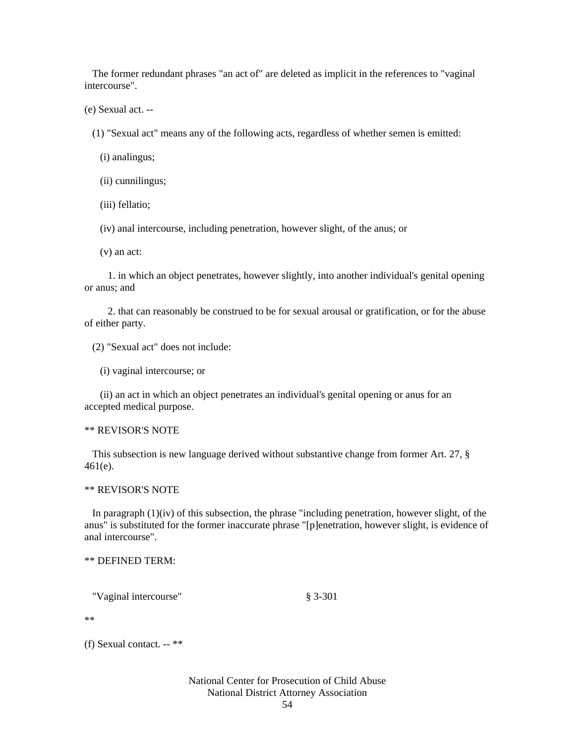The former redundant phrases "an act of" are deleted as implicit in the references to "vaginal intercourse".

(e) Sexual act. --

(1) "Sexual act" means any of the following acts, regardless of whether semen is emitted:

(i) analingus;

(ii) cunnilingus;

(iii) fellatio;

(iv) anal intercourse, including penetration, however slight, of the anus; or

(v) an act:

1. in which an object penetrates, however slightly, into another individual's genital opening or anus; and

2. that can reasonably be construed to be for sexual arousal or gratification, or for the abuse of either party.

(2) "Sexual act" does not include:

(i) vaginal intercourse; or

(ii) an act in which an object penetrates an individual's genital opening or anus for an accepted medical purpose.

** REVISOR'S NOTE

This subsection is new language derived without substantive change from former Art. 27, § 461(e).

** REVISOR'S NOTE

In paragraph (1)(iv) of this subsection, the phrase "including penetration, however slight, of the anus" is substituted for the former inaccurate phrase "[p]enetration, however slight, is evidence of anal intercourse".

** DEFINED TERM:

"Vaginal intercourse" § 3-301

**

(f) Sexual contact. -- **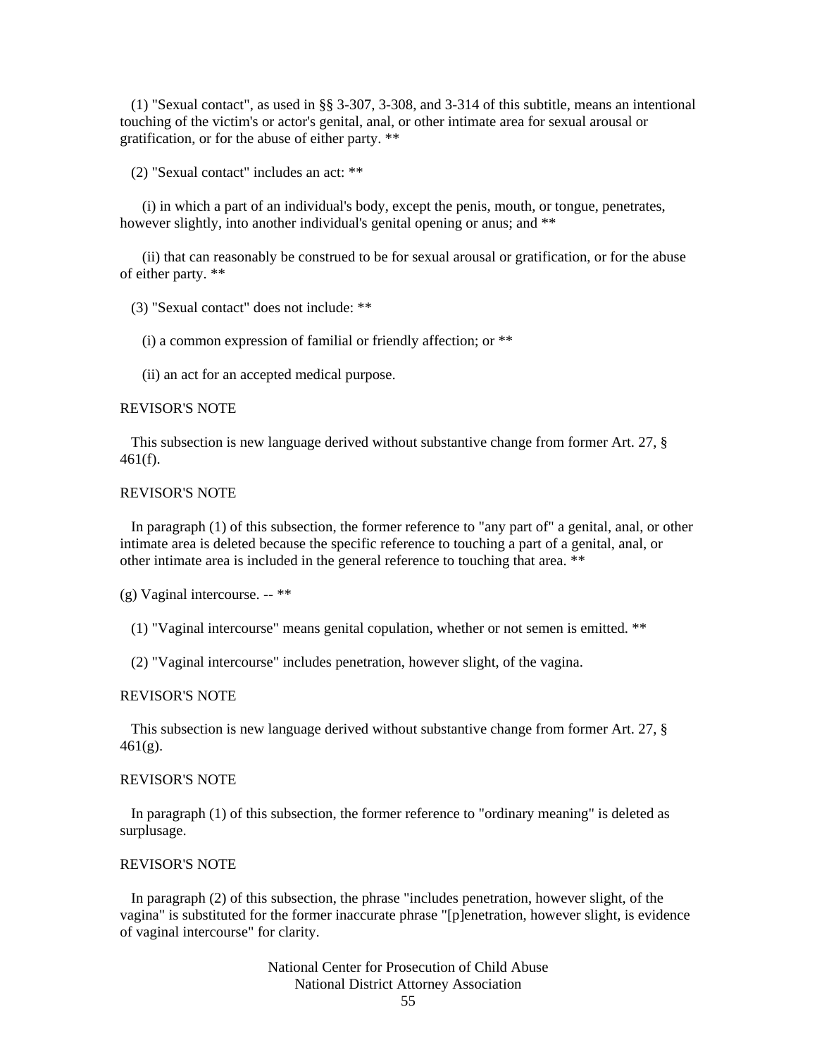(1) "Sexual contact", as used in §§ 3-307, 3-308, and 3-314 of this subtitle, means an intentional touching of the victim's or actor's genital, anal, or other intimate area for sexual arousal or gratification, or for the abuse of either party. **

(2) "Sexual contact" includes an act: **

(i) in which a part of an individual's body, except the penis, mouth, or tongue, penetrates, however slightly, into another individual's genital opening or anus; and **

(ii) that can reasonably be construed to be for sexual arousal or gratification, or for the abuse of either party. **

(3) "Sexual contact" does not include: **

(i) a common expression of familial or friendly affection; or **

(ii) an act for an accepted medical purpose.

REVISOR'S NOTE

This subsection is new language derived without substantive change from former Art. 27, § 461(f).

REVISOR'S NOTE

In paragraph (1) of this subsection, the former reference to "any part of" a genital, anal, or other intimate area is deleted because the specific reference to touching a part of a genital, anal, or other intimate area is included in the general reference to touching that area. **

(g) Vaginal intercourse. -- **

(1) "Vaginal intercourse" means genital copulation, whether or not semen is emitted. **

(2) "Vaginal intercourse" includes penetration, however slight, of the vagina.

REVISOR'S NOTE

This subsection is new language derived without substantive change from former Art. 27, § 461(g).

REVISOR'S NOTE

In paragraph (1) of this subsection, the former reference to "ordinary meaning" is deleted as surplusage.

REVISOR'S NOTE

In paragraph (2) of this subsection, the phrase "includes penetration, however slight, of the vagina" is substituted for the former inaccurate phrase "[p]enetration, however slight, is evidence of vaginal intercourse" for clarity.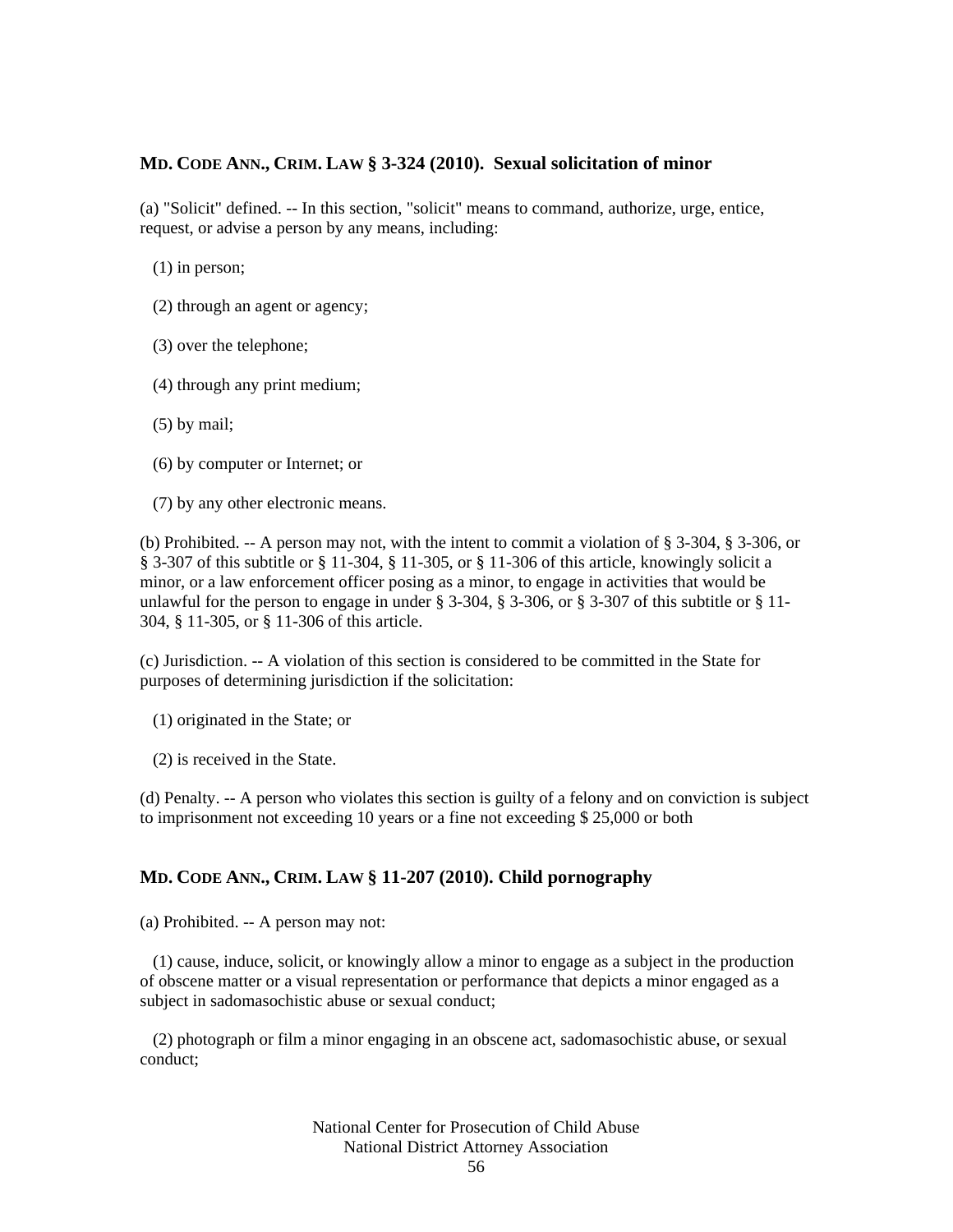### **MD. CODE ANN., CRIM. LAW § 3-324 (2010). Sexual solicitation of minor**

(a) "Solicit" defined. -- In this section, "solicit" means to command, authorize, urge, entice, request, or advise a person by any means, including:

(1) in person;

(2) through an agent or agency;

(3) over the telephone;

(4) through any print medium;

(5) by mail;

(6) by computer or Internet; or

(7) by any other electronic means.

(b) Prohibited. -- A person may not, with the intent to commit a violation of § 3-304, § 3-306, or § 3-307 of this subtitle or § 11-304, § 11-305, or § 11-306 of this article, knowingly solicit a minor, or a law enforcement officer posing as a minor, to engage in activities that would be unlawful for the person to engage in under § 3-304, § 3-306, or § 3-307 of this subtitle or § 11-304, § 11-305, or § 11-306 of this article.

(c) Jurisdiction. -- A violation of this section is considered to be committed in the State for purposes of determining jurisdiction if the solicitation:

(1) originated in the State; or

(2) is received in the State.

(d) Penalty. -- A person who violates this section is guilty of a felony and on conviction is subject to imprisonment not exceeding 10 years or a fine not exceeding $ 25,000 or both

### **MD. CODE ANN., CRIM. LAW § 11-207 (2010). Child pornography**

(a) Prohibited. -- A person may not:

(1) cause, induce, solicit, or knowingly allow a minor to engage as a subject in the production of obscene matter or a visual representation or performance that depicts a minor engaged as a subject in sadomasochistic abuse or sexual conduct;

(2) photograph or film a minor engaging in an obscene act, sadomasochistic abuse, or sexual conduct;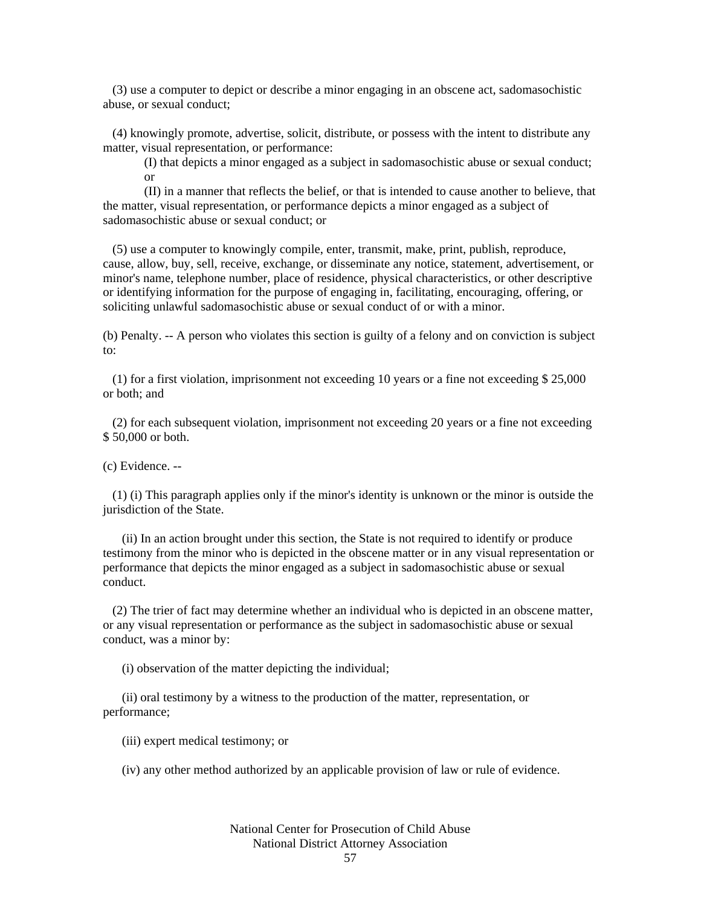(3) use a computer to depict or describe a minor engaging in an obscene act, sadomasochistic abuse, or sexual conduct;

(4) knowingly promote, advertise, solicit, distribute, or possess with the intent to distribute any matter, visual representation, or performance:

(I) that depicts a minor engaged as a subject in sadomasochistic abuse or sexual conduct; or

(II) in a manner that reflects the belief, or that is intended to cause another to believe, that the matter, visual representation, or performance depicts a minor engaged as a subject of sadomasochistic abuse or sexual conduct; or

(5) use a computer to knowingly compile, enter, transmit, make, print, publish, reproduce, cause, allow, buy, sell, receive, exchange, or disseminate any notice, statement, advertisement, or minor's name, telephone number, place of residence, physical characteristics, or other descriptive or identifying information for the purpose of engaging in, facilitating, encouraging, offering, or soliciting unlawful sadomasochistic abuse or sexual conduct of or with a minor.

(b) Penalty. -- A person who violates this section is guilty of a felony and on conviction is subject to:

(1) for a first violation, imprisonment not exceeding 10 years or a fine not exceeding $ 25,000 or both; and

(2) for each subsequent violation, imprisonment not exceeding 20 years or a fine not exceeding $ 50,000 or both.

(c) Evidence. --

(1) (i) This paragraph applies only if the minor's identity is unknown or the minor is outside the jurisdiction of the State.

(ii) In an action brought under this section, the State is not required to identify or produce testimony from the minor who is depicted in the obscene matter or in any visual representation or performance that depicts the minor engaged as a subject in sadomasochistic abuse or sexual conduct.

(2) The trier of fact may determine whether an individual who is depicted in an obscene matter, or any visual representation or performance as the subject in sadomasochistic abuse or sexual conduct, was a minor by:

(i) observation of the matter depicting the individual;

(ii) oral testimony by a witness to the production of the matter, representation, or performance;

(iii) expert medical testimony; or

(iv) any other method authorized by an applicable provision of law or rule of evidence.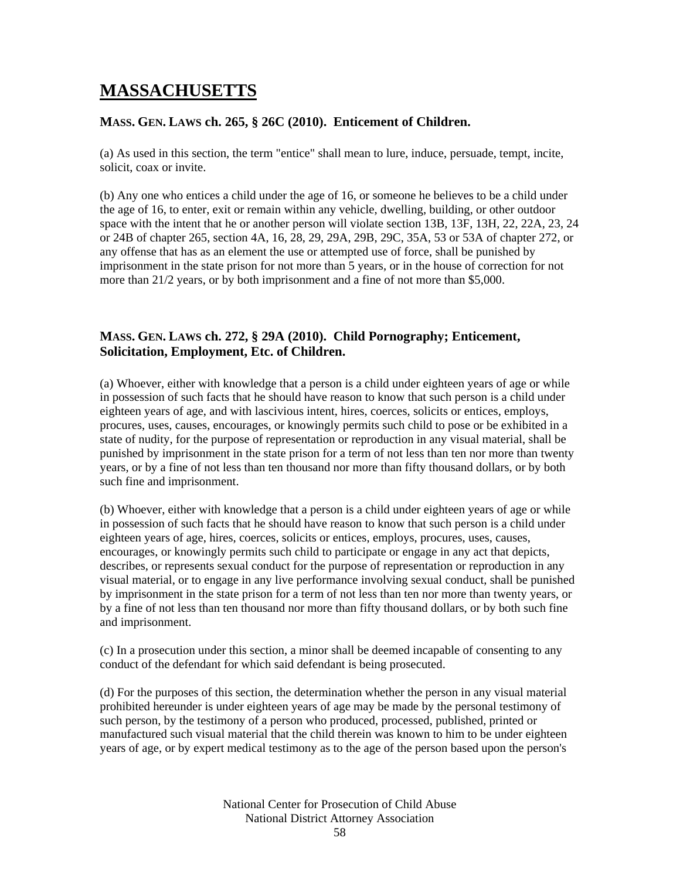# MASSACHUSETTS

### MASS. GEN. LAWS ch. 265, § 26C (2010). Enticement of Children.

(a) As used in this section, the term "entice" shall mean to lure, induce, persuade, tempt, incite, solicit, coax or invite.

(b) Any one who entices a child under the age of 16, or someone he believes to be a child under the age of 16, to enter, exit or remain within any vehicle, dwelling, building, or other outdoor space with the intent that he or another person will violate section 13B, 13F, 13H, 22, 22A, 23, 24 or 24B of chapter 265, section 4A, 16, 28, 29, 29A, 29B, 29C, 35A, 53 or 53A of chapter 272, or any offense that has as an element the use or attempted use of force, shall be punished by imprisonment in the state prison for not more than 5 years, or in the house of correction for not more than 21/2 years, or by both imprisonment and a fine of not more than $5,000.

### MASS. GEN. LAWS ch. 272, § 29A (2010). Child Pornography; Enticement, Solicitation, Employment, Etc. of Children.

(a) Whoever, either with knowledge that a person is a child under eighteen years of age or while in possession of such facts that he should have reason to know that such person is a child under eighteen years of age, and with lascivious intent, hires, coerces, solicits or entices, employs, procures, uses, causes, encourages, or knowingly permits such child to pose or be exhibited in a state of nudity, for the purpose of representation or reproduction in any visual material, shall be punished by imprisonment in the state prison for a term of not less than ten nor more than twenty years, or by a fine of not less than ten thousand nor more than fifty thousand dollars, or by both such fine and imprisonment.

(b) Whoever, either with knowledge that a person is a child under eighteen years of age or while in possession of such facts that he should have reason to know that such person is a child under eighteen years of age, hires, coerces, solicits or entices, employs, procures, uses, causes, encourages, or knowingly permits such child to participate or engage in any act that depicts, describes, or represents sexual conduct for the purpose of representation or reproduction in any visual material, or to engage in any live performance involving sexual conduct, shall be punished by imprisonment in the state prison for a term of not less than ten nor more than twenty years, or by a fine of not less than ten thousand nor more than fifty thousand dollars, or by both such fine and imprisonment.

(c) In a prosecution under this section, a minor shall be deemed incapable of consenting to any conduct of the defendant for which said defendant is being prosecuted.

(d) For the purposes of this section, the determination whether the person in any visual material prohibited hereunder is under eighteen years of age may be made by the personal testimony of such person, by the testimony of a person who produced, processed, published, printed or manufactured such visual material that the child therein was known to him to be under eighteen years of age, or by expert medical testimony as to the age of the person based upon the person's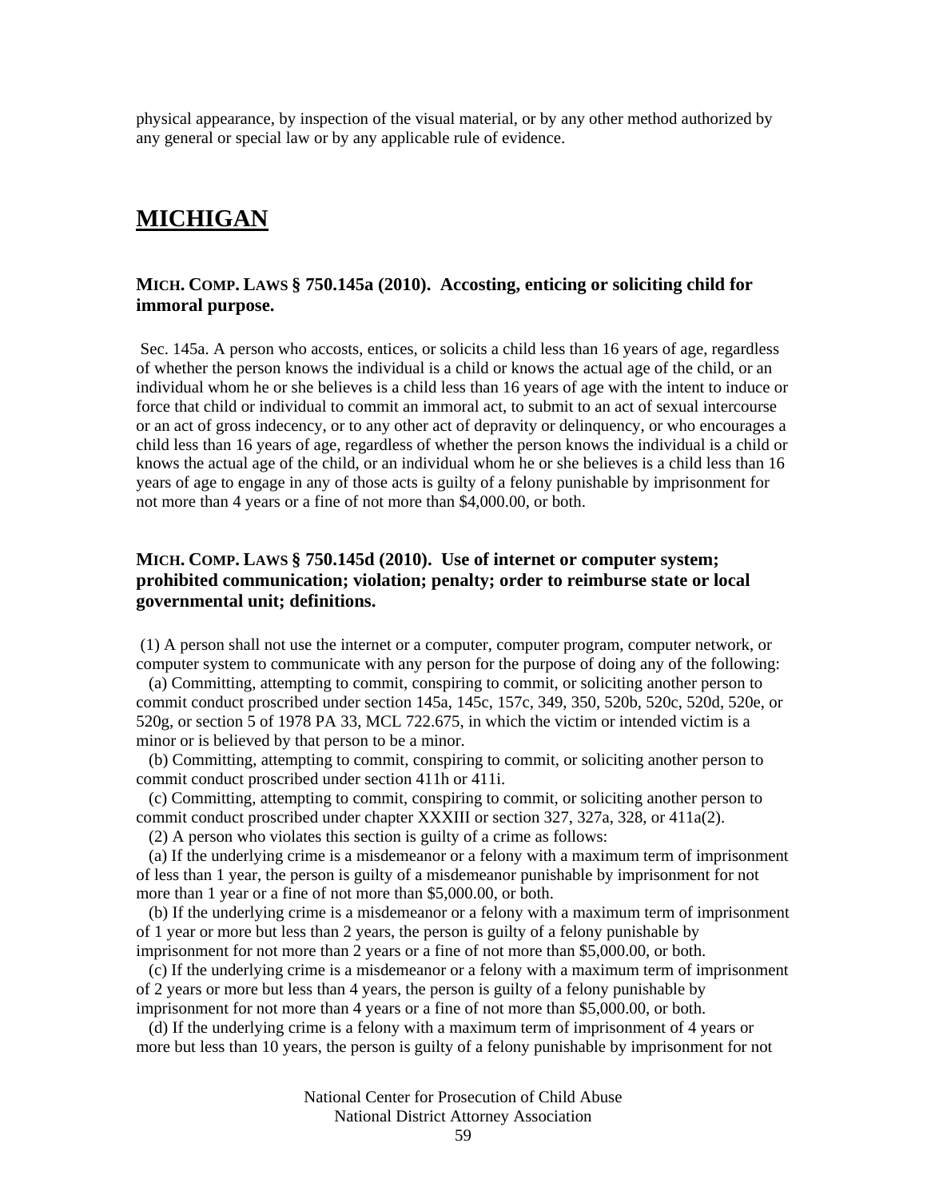physical appearance, by inspection of the visual material, or by any other method authorized by any general or special law or by any applicable rule of evidence.

## MICHIGAN

### MICH. COMP. LAWS § 750.145a (2010). Accosting, enticing or soliciting child for immoral purpose.

Sec. 145a. A person who accosts, entices, or solicits a child less than 16 years of age, regardless of whether the person knows the individual is a child or knows the actual age of the child, or an individual whom he or she believes is a child less than 16 years of age with the intent to induce or force that child or individual to commit an immoral act, to submit to an act of sexual intercourse or an act of gross indecency, or to any other act of depravity or delinquency, or who encourages a child less than 16 years of age, regardless of whether the person knows the individual is a child or knows the actual age of the child, or an individual whom he or she believes is a child less than 16 years of age to engage in any of those acts is guilty of a felony punishable by imprisonment for not more than 4 years or a fine of not more than $4,000.00, or both.

### MICH. COMP. LAWS § 750.145d (2010). Use of internet or computer system; prohibited communication; violation; penalty; order to reimburse state or local governmental unit; definitions.

(1) A person shall not use the internet or a computer, computer program, computer network, or computer system to communicate with any person for the purpose of doing any of the following:

(a) Committing, attempting to commit, conspiring to commit, or soliciting another person to commit conduct proscribed under section 145a, 145c, 157c, 349, 350, 520b, 520c, 520d, 520e, or 520g, or section 5 of 1978 PA 33, MCL 722.675, in which the victim or intended victim is a minor or is believed by that person to be a minor.

(b) Committing, attempting to commit, conspiring to commit, or soliciting another person to commit conduct proscribed under section 411h or 411i.

(c) Committing, attempting to commit, conspiring to commit, or soliciting another person to commit conduct proscribed under chapter XXXIII or section 327, 327a, 328, or 411a(2).

(2) A person who violates this section is guilty of a crime as follows:

(a) If the underlying crime is a misdemeanor or a felony with a maximum term of imprisonment of less than 1 year, the person is guilty of a misdemeanor punishable by imprisonment for not more than 1 year or a fine of not more than $5,000.00, or both.

(b) If the underlying crime is a misdemeanor or a felony with a maximum term of imprisonment of 1 year or more but less than 2 years, the person is guilty of a felony punishable by imprisonment for not more than 2 years or a fine of not more than $5,000.00, or both.

(c) If the underlying crime is a misdemeanor or a felony with a maximum term of imprisonment of 2 years or more but less than 4 years, the person is guilty of a felony punishable by imprisonment for not more than 4 years or a fine of not more than $5,000.00, or both.

(d) If the underlying crime is a felony with a maximum term of imprisonment of 4 years or more but less than 10 years, the person is guilty of a felony punishable by imprisonment for not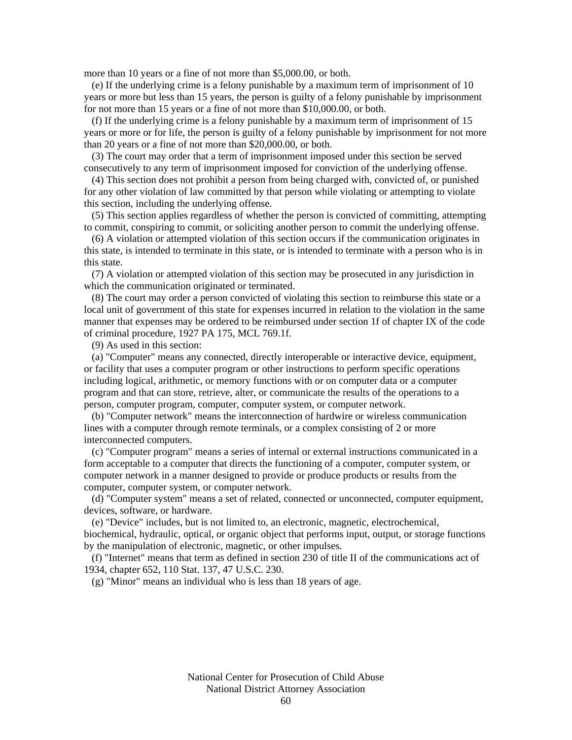more than 10 years or a fine of not more than $5,000.00, or both.

(e) If the underlying crime is a felony punishable by a maximum term of imprisonment of 10 years or more but less than 15 years, the person is guilty of a felony punishable by imprisonment for not more than 15 years or a fine of not more than $10,000.00, or both.

(f) If the underlying crime is a felony punishable by a maximum term of imprisonment of 15 years or more or for life, the person is guilty of a felony punishable by imprisonment for not more than 20 years or a fine of not more than $20,000.00, or both.

(3) The court may order that a term of imprisonment imposed under this section be served consecutively to any term of imprisonment imposed for conviction of the underlying offense.

(4) This section does not prohibit a person from being charged with, convicted of, or punished for any other violation of law committed by that person while violating or attempting to violate this section, including the underlying offense.

(5) This section applies regardless of whether the person is convicted of committing, attempting to commit, conspiring to commit, or soliciting another person to commit the underlying offense.

(6) A violation or attempted violation of this section occurs if the communication originates in this state, is intended to terminate in this state, or is intended to terminate with a person who is in this state.

(7) A violation or attempted violation of this section may be prosecuted in any jurisdiction in which the communication originated or terminated.

(8) The court may order a person convicted of violating this section to reimburse this state or a local unit of government of this state for expenses incurred in relation to the violation in the same manner that expenses may be ordered to be reimbursed under section 1f of chapter IX of the code of criminal procedure, 1927 PA 175, MCL 769.1f.

(9) As used in this section:

(a) "Computer" means any connected, directly interoperable or interactive device, equipment, or facility that uses a computer program or other instructions to perform specific operations including logical, arithmetic, or memory functions with or on computer data or a computer program and that can store, retrieve, alter, or communicate the results of the operations to a person, computer program, computer, computer system, or computer network.

(b) "Computer network" means the interconnection of hardwire or wireless communication lines with a computer through remote terminals, or a complex consisting of 2 or more interconnected computers.

(c) "Computer program" means a series of internal or external instructions communicated in a form acceptable to a computer that directs the functioning of a computer, computer system, or computer network in a manner designed to provide or produce products or results from the computer, computer system, or computer network.

(d) "Computer system" means a set of related, connected or unconnected, computer equipment, devices, software, or hardware.

(e) "Device" includes, but is not limited to, an electronic, magnetic, electrochemical, biochemical, hydraulic, optical, or organic object that performs input, output, or storage functions by the manipulation of electronic, magnetic, or other impulses.

(f) "Internet" means that term as defined in section 230 of title II of the communications act of 1934, chapter 652, 110 Stat. 137, 47 U.S.C. 230.

(g) "Minor" means an individual who is less than 18 years of age.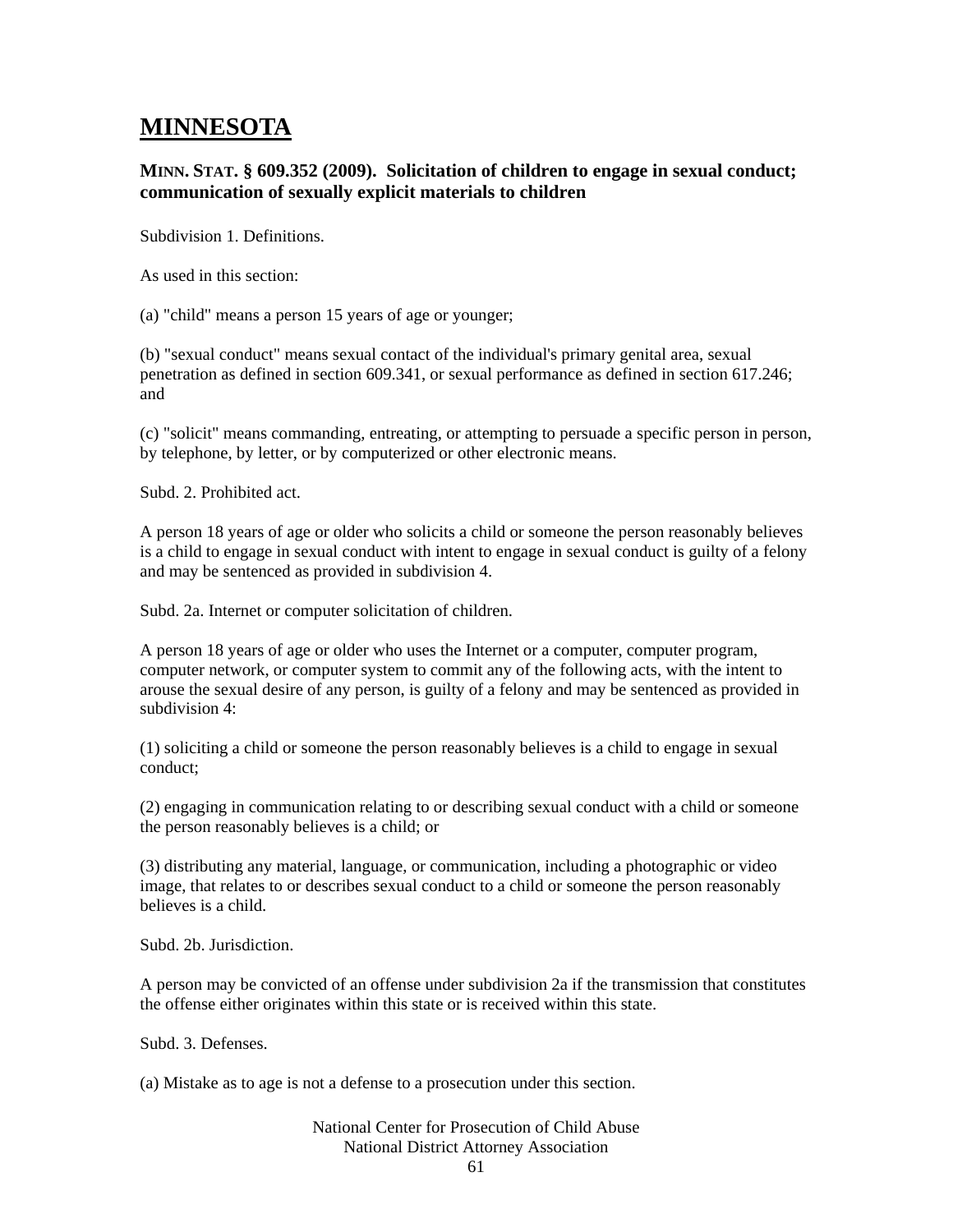# MINNESOTA

**MINN. STAT. § 609.352 (2009). Solicitation of children to engage in sexual conduct; communication of sexually explicit materials to children**

Subdivision 1. Definitions.

As used in this section:

(a) "child" means a person 15 years of age or younger;

(b) "sexual conduct" means sexual contact of the individual's primary genital area, sexual penetration as defined in section 609.341, or sexual performance as defined in section 617.246; and

(c) "solicit" means commanding, entreating, or attempting to persuade a specific person in person, by telephone, by letter, or by computerized or other electronic means.

Subd. 2. Prohibited act.

A person 18 years of age or older who solicits a child or someone the person reasonably believes is a child to engage in sexual conduct with intent to engage in sexual conduct is guilty of a felony and may be sentenced as provided in subdivision 4.

Subd. 2a. Internet or computer solicitation of children.

A person 18 years of age or older who uses the Internet or a computer, computer program, computer network, or computer system to commit any of the following acts, with the intent to arouse the sexual desire of any person, is guilty of a felony and may be sentenced as provided in subdivision 4:

(1) soliciting a child or someone the person reasonably believes is a child to engage in sexual conduct;

(2) engaging in communication relating to or describing sexual conduct with a child or someone the person reasonably believes is a child; or

(3) distributing any material, language, or communication, including a photographic or video image, that relates to or describes sexual conduct to a child or someone the person reasonably believes is a child.

Subd. 2b. Jurisdiction.

A person may be convicted of an offense under subdivision 2a if the transmission that constitutes the offense either originates within this state or is received within this state.

Subd. 3. Defenses.

(a) Mistake as to age is not a defense to a prosecution under this section.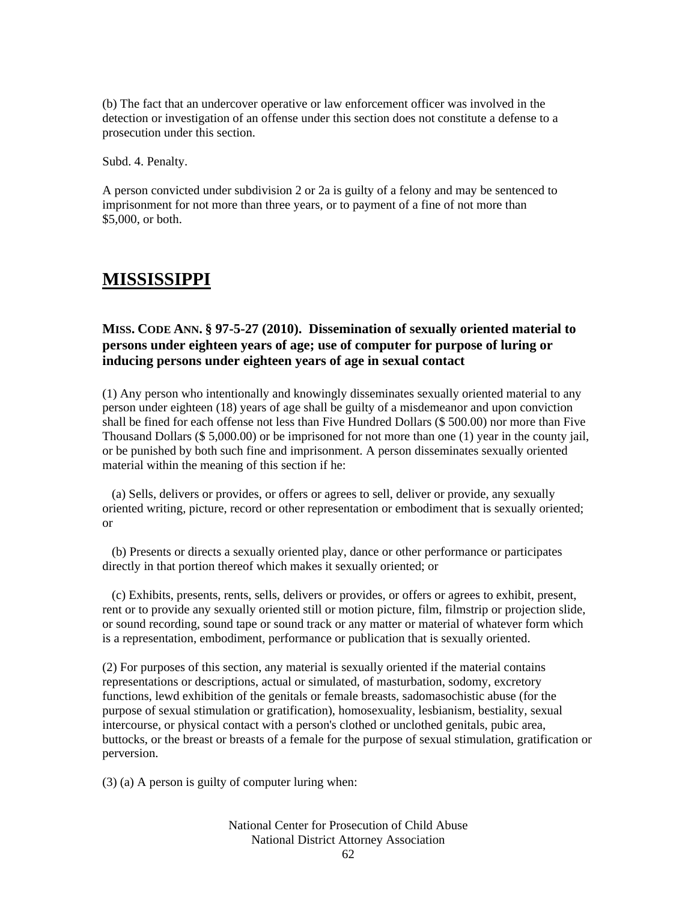(b) The fact that an undercover operative or law enforcement officer was involved in the detection or investigation of an offense under this section does not constitute a defense to a prosecution under this section.

Subd. 4. Penalty.

A person convicted under subdivision 2 or 2a is guilty of a felony and may be sentenced to imprisonment for not more than three years, or to payment of a fine of not more than $5,000, or both.

# MISSISSIPPI

### MISS. CODE ANN. § 97-5-27 (2010). Dissemination of sexually oriented material to persons under eighteen years of age; use of computer for purpose of luring or inducing persons under eighteen years of age in sexual contact

(1) Any person who intentionally and knowingly disseminates sexually oriented material to any person under eighteen (18) years of age shall be guilty of a misdemeanor and upon conviction shall be fined for each offense not less than Five Hundred Dollars ($ 500.00) nor more than Five Thousand Dollars ($ 5,000.00) or be imprisoned for not more than one (1) year in the county jail, or be punished by both such fine and imprisonment. A person disseminates sexually oriented material within the meaning of this section if he:

(a) Sells, delivers or provides, or offers or agrees to sell, deliver or provide, any sexually oriented writing, picture, record or other representation or embodiment that is sexually oriented; or

(b) Presents or directs a sexually oriented play, dance or other performance or participates directly in that portion thereof which makes it sexually oriented; or

(c) Exhibits, presents, rents, sells, delivers or provides, or offers or agrees to exhibit, present, rent or to provide any sexually oriented still or motion picture, film, filmstrip or projection slide, or sound recording, sound tape or sound track or any matter or material of whatever form which is a representation, embodiment, performance or publication that is sexually oriented.

(2) For purposes of this section, any material is sexually oriented if the material contains representations or descriptions, actual or simulated, of masturbation, sodomy, excretory functions, lewd exhibition of the genitals or female breasts, sadomasochistic abuse (for the purpose of sexual stimulation or gratification), homosexuality, lesbianism, bestiality, sexual intercourse, or physical contact with a person's clothed or unclothed genitals, pubic area, buttocks, or the breast or breasts of a female for the purpose of sexual stimulation, gratification or perversion.

(3) (a) A person is guilty of computer luring when: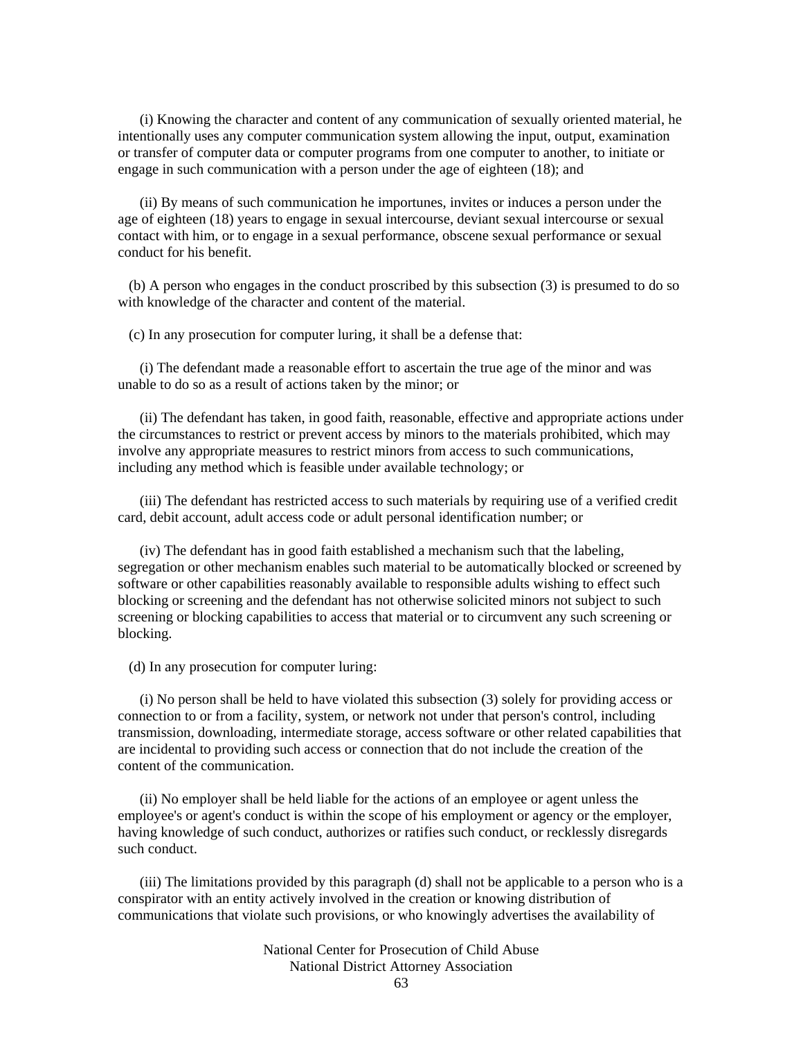(i) Knowing the character and content of any communication of sexually oriented material, he intentionally uses any computer communication system allowing the input, output, examination or transfer of computer data or computer programs from one computer to another, to initiate or engage in such communication with a person under the age of eighteen (18); and

(ii) By means of such communication he importunes, invites or induces a person under the age of eighteen (18) years to engage in sexual intercourse, deviant sexual intercourse or sexual contact with him, or to engage in a sexual performance, obscene sexual performance or sexual conduct for his benefit.

(b) A person who engages in the conduct proscribed by this subsection (3) is presumed to do so with knowledge of the character and content of the material.

(c) In any prosecution for computer luring, it shall be a defense that:

(i) The defendant made a reasonable effort to ascertain the true age of the minor and was unable to do so as a result of actions taken by the minor; or

(ii) The defendant has taken, in good faith, reasonable, effective and appropriate actions under the circumstances to restrict or prevent access by minors to the materials prohibited, which may involve any appropriate measures to restrict minors from access to such communications, including any method which is feasible under available technology; or

(iii) The defendant has restricted access to such materials by requiring use of a verified credit card, debit account, adult access code or adult personal identification number; or

(iv) The defendant has in good faith established a mechanism such that the labeling, segregation or other mechanism enables such material to be automatically blocked or screened by software or other capabilities reasonably available to responsible adults wishing to effect such blocking or screening and the defendant has not otherwise solicited minors not subject to such screening or blocking capabilities to access that material or to circumvent any such screening or blocking.

(d) In any prosecution for computer luring:

(i) No person shall be held to have violated this subsection (3) solely for providing access or connection to or from a facility, system, or network not under that person's control, including transmission, downloading, intermediate storage, access software or other related capabilities that are incidental to providing such access or connection that do not include the creation of the content of the communication.

(ii) No employer shall be held liable for the actions of an employee or agent unless the employee's or agent's conduct is within the scope of his employment or agency or the employer, having knowledge of such conduct, authorizes or ratifies such conduct, or recklessly disregards such conduct.

(iii) The limitations provided by this paragraph (d) shall not be applicable to a person who is a conspirator with an entity actively involved in the creation or knowing distribution of communications that violate such provisions, or who knowingly advertises the availability of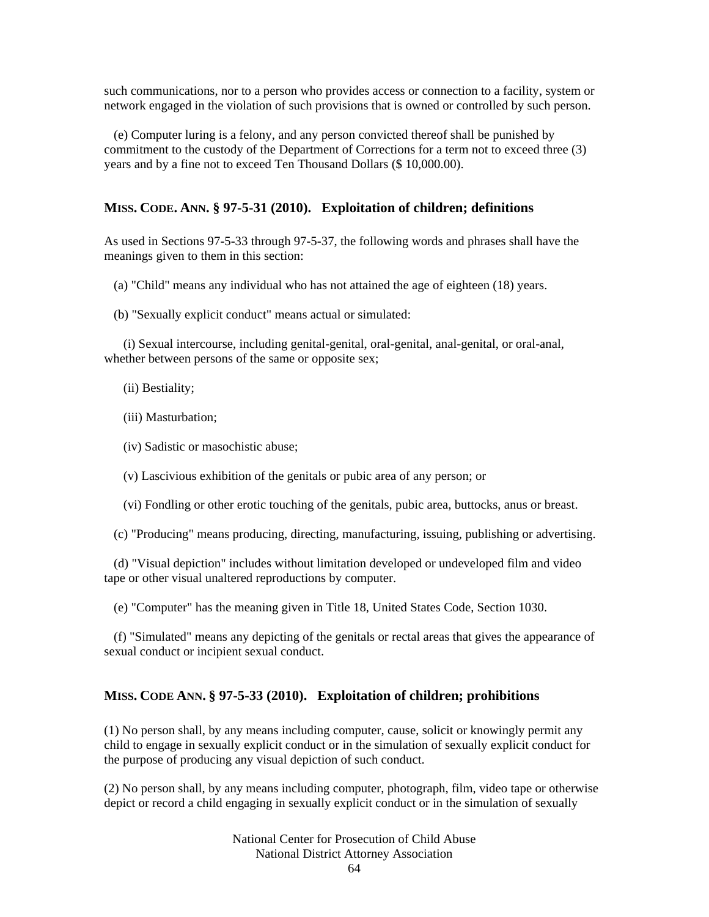such communications, nor to a person who provides access or connection to a facility, system or network engaged in the violation of such provisions that is owned or controlled by such person.

(e) Computer luring is a felony, and any person convicted thereof shall be punished by commitment to the custody of the Department of Corrections for a term not to exceed three (3) years and by a fine not to exceed Ten Thousand Dollars ($ 10,000.00).

### MISS. CODE. ANN. § 97-5-31 (2010). Exploitation of children; definitions

As used in Sections 97-5-33 through 97-5-37, the following words and phrases shall have the meanings given to them in this section:

(a) "Child" means any individual who has not attained the age of eighteen (18) years.

(b) "Sexually explicit conduct" means actual or simulated:

(i) Sexual intercourse, including genital-genital, oral-genital, anal-genital, or oral-anal, whether between persons of the same or opposite sex;

(ii) Bestiality;

(iii) Masturbation;

(iv) Sadistic or masochistic abuse;

(v) Lascivious exhibition of the genitals or pubic area of any person; or

(vi) Fondling or other erotic touching of the genitals, pubic area, buttocks, anus or breast.

(c) "Producing" means producing, directing, manufacturing, issuing, publishing or advertising.

(d) "Visual depiction" includes without limitation developed or undeveloped film and video tape or other visual unaltered reproductions by computer.

(e) "Computer" has the meaning given in Title 18, United States Code, Section 1030.

(f) "Simulated" means any depicting of the genitals or rectal areas that gives the appearance of sexual conduct or incipient sexual conduct.

### MISS. CODE ANN. § 97-5-33 (2010). Exploitation of children; prohibitions

(1) No person shall, by any means including computer, cause, solicit or knowingly permit any child to engage in sexually explicit conduct or in the simulation of sexually explicit conduct for the purpose of producing any visual depiction of such conduct.

(2) No person shall, by any means including computer, photograph, film, video tape or otherwise depict or record a child engaging in sexually explicit conduct or in the simulation of sexually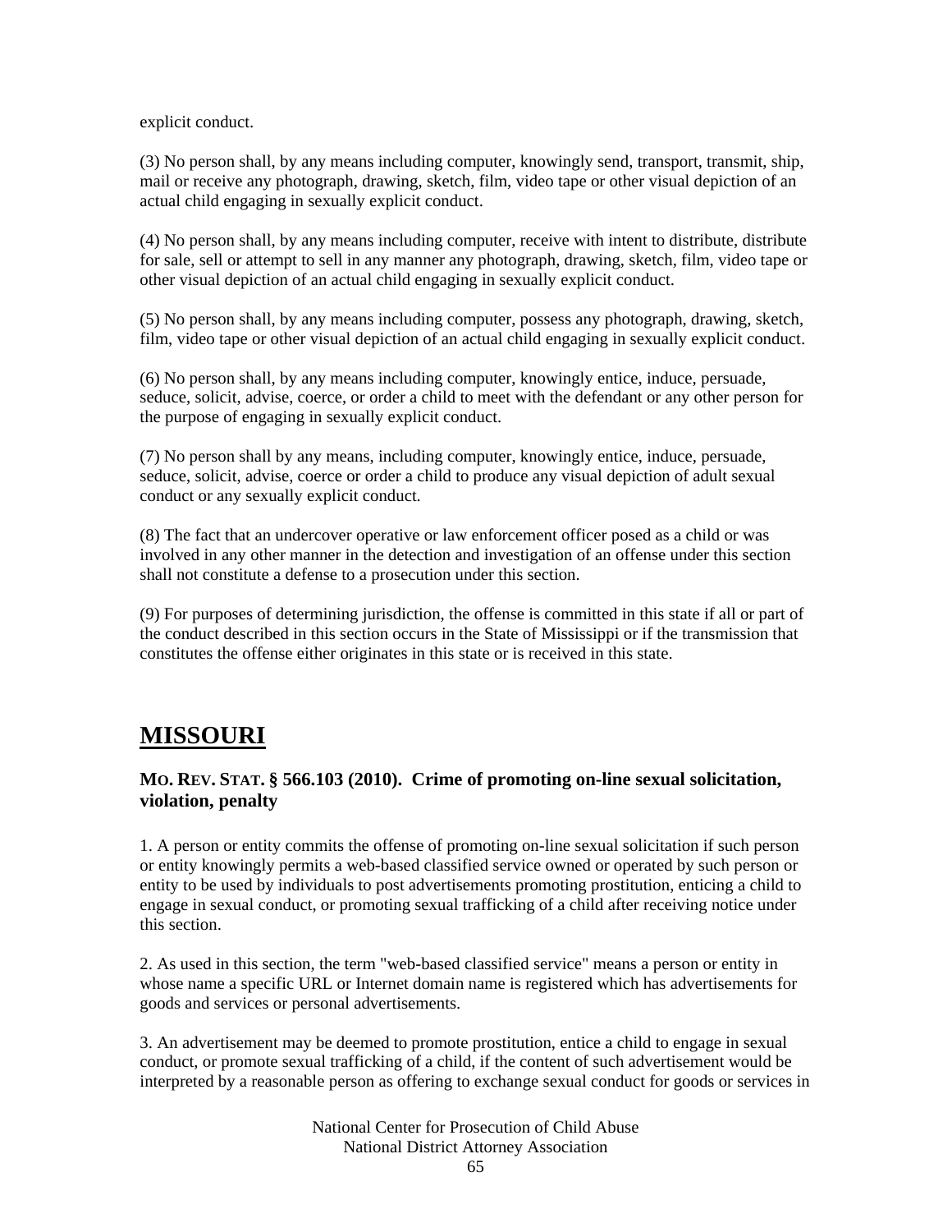explicit conduct.

(3) No person shall, by any means including computer, knowingly send, transport, transmit, ship, mail or receive any photograph, drawing, sketch, film, video tape or other visual depiction of an actual child engaging in sexually explicit conduct.

(4) No person shall, by any means including computer, receive with intent to distribute, distribute for sale, sell or attempt to sell in any manner any photograph, drawing, sketch, film, video tape or other visual depiction of an actual child engaging in sexually explicit conduct.

(5) No person shall, by any means including computer, possess any photograph, drawing, sketch, film, video tape or other visual depiction of an actual child engaging in sexually explicit conduct.

(6) No person shall, by any means including computer, knowingly entice, induce, persuade, seduce, solicit, advise, coerce, or order a child to meet with the defendant or any other person for the purpose of engaging in sexually explicit conduct.

(7) No person shall by any means, including computer, knowingly entice, induce, persuade, seduce, solicit, advise, coerce or order a child to produce any visual depiction of adult sexual conduct or any sexually explicit conduct.

(8) The fact that an undercover operative or law enforcement officer posed as a child or was involved in any other manner in the detection and investigation of an offense under this section shall not constitute a defense to a prosecution under this section.

(9) For purposes of determining jurisdiction, the offense is committed in this state if all or part of the conduct described in this section occurs in the State of Mississippi or if the transmission that constitutes the offense either originates in this state or is received in this state.

# MISSOURI

### MO. REV. STAT. § 566.103 (2010). Crime of promoting on-line sexual solicitation, violation, penalty

1. A person or entity commits the offense of promoting on-line sexual solicitation if such person or entity knowingly permits a web-based classified service owned or operated by such person or entity to be used by individuals to post advertisements promoting prostitution, enticing a child to engage in sexual conduct, or promoting sexual trafficking of a child after receiving notice under this section.

2. As used in this section, the term "web-based classified service" means a person or entity in whose name a specific URL or Internet domain name is registered which has advertisements for goods and services or personal advertisements.

3. An advertisement may be deemed to promote prostitution, entice a child to engage in sexual conduct, or promote sexual trafficking of a child, if the content of such advertisement would be interpreted by a reasonable person as offering to exchange sexual conduct for goods or services in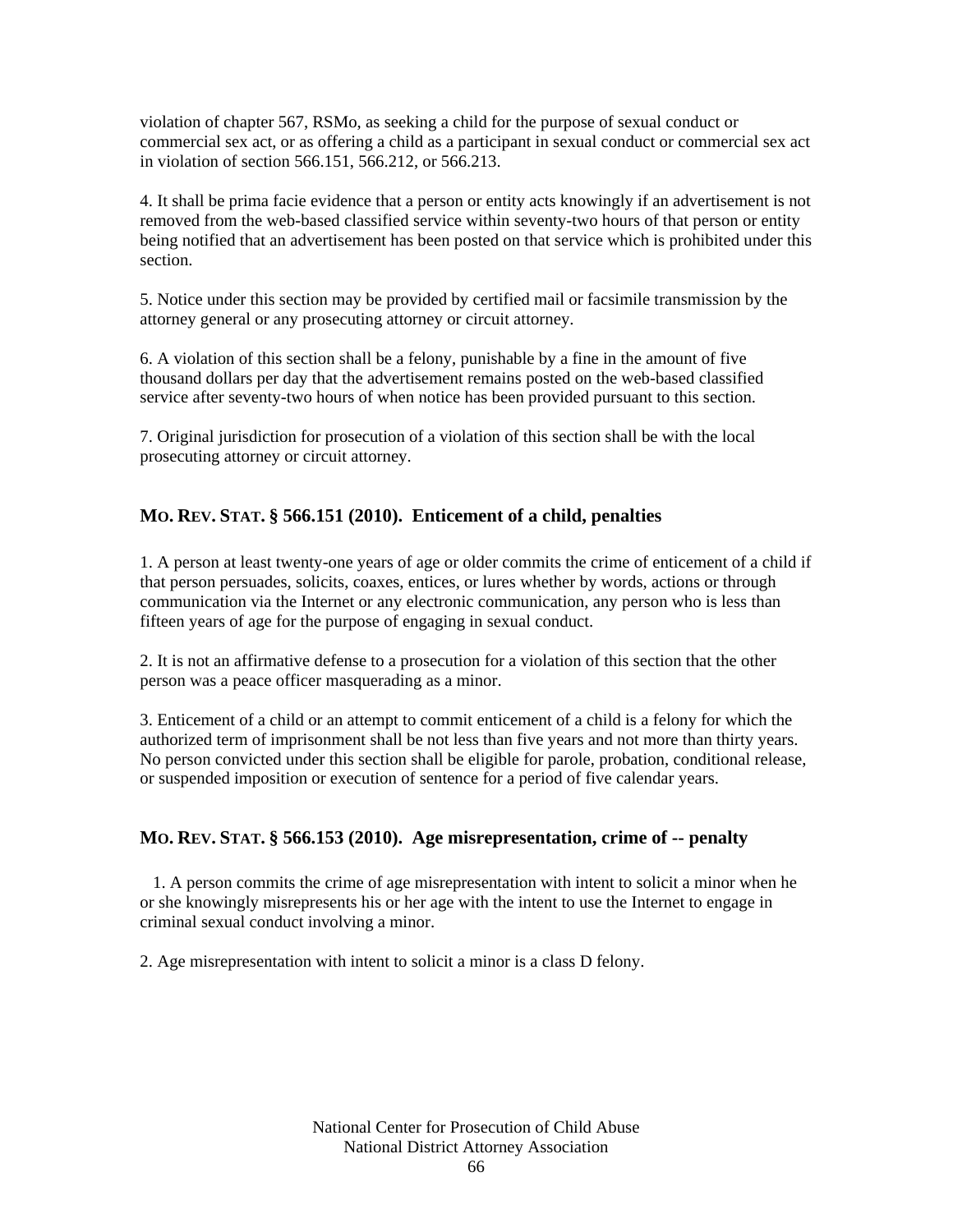violation of chapter 567, RSMo, as seeking a child for the purpose of sexual conduct or commercial sex act, or as offering a child as a participant in sexual conduct or commercial sex act in violation of section 566.151, 566.212, or 566.213.

4. It shall be prima facie evidence that a person or entity acts knowingly if an advertisement is not removed from the web-based classified service within seventy-two hours of that person or entity being notified that an advertisement has been posted on that service which is prohibited under this section.

5. Notice under this section may be provided by certified mail or facsimile transmission by the attorney general or any prosecuting attorney or circuit attorney.

6. A violation of this section shall be a felony, punishable by a fine in the amount of five thousand dollars per day that the advertisement remains posted on the web-based classified service after seventy-two hours of when notice has been provided pursuant to this section.

7. Original jurisdiction for prosecution of a violation of this section shall be with the local prosecuting attorney or circuit attorney.

## MO. REV. STAT. § 566.151 (2010). Enticement of a child, penalties

1. A person at least twenty-one years of age or older commits the crime of enticement of a child if that person persuades, solicits, coaxes, entices, or lures whether by words, actions or through communication via the Internet or any electronic communication, any person who is less than fifteen years of age for the purpose of engaging in sexual conduct.

2. It is not an affirmative defense to a prosecution for a violation of this section that the other person was a peace officer masquerading as a minor.

3. Enticement of a child or an attempt to commit enticement of a child is a felony for which the authorized term of imprisonment shall be not less than five years and not more than thirty years. No person convicted under this section shall be eligible for parole, probation, conditional release, or suspended imposition or execution of sentence for a period of five calendar years.

## MO. REV. STAT. § 566.153 (2010). Age misrepresentation, crime of -- penalty

1. A person commits the crime of age misrepresentation with intent to solicit a minor when he or she knowingly misrepresents his or her age with the intent to use the Internet to engage in criminal sexual conduct involving a minor.

2. Age misrepresentation with intent to solicit a minor is a class D felony.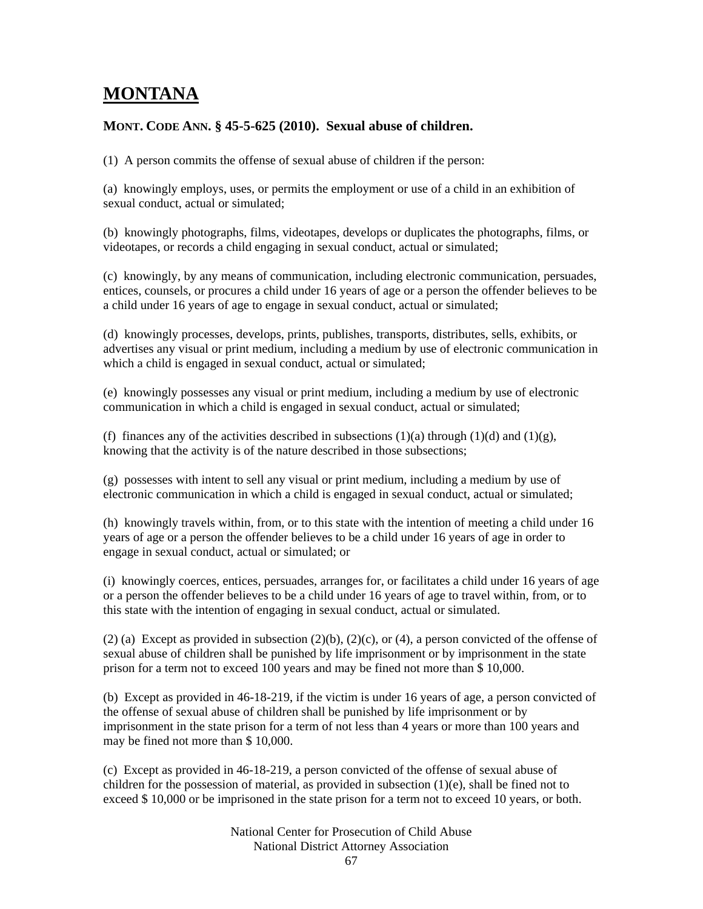# MONTANA

### MONT. CODE ANN. § 45-5-625 (2010). Sexual abuse of children.

(1) A person commits the offense of sexual abuse of children if the person:

(a) knowingly employs, uses, or permits the employment or use of a child in an exhibition of sexual conduct, actual or simulated;

(b) knowingly photographs, films, videotapes, develops or duplicates the photographs, films, or videotapes, or records a child engaging in sexual conduct, actual or simulated;

(c) knowingly, by any means of communication, including electronic communication, persuades, entices, counsels, or procures a child under 16 years of age or a person the offender believes to be a child under 16 years of age to engage in sexual conduct, actual or simulated;

(d) knowingly processes, develops, prints, publishes, transports, distributes, sells, exhibits, or advertises any visual or print medium, including a medium by use of electronic communication in which a child is engaged in sexual conduct, actual or simulated;

(e) knowingly possesses any visual or print medium, including a medium by use of electronic communication in which a child is engaged in sexual conduct, actual or simulated;

(f) finances any of the activities described in subsections (1)(a) through (1)(d) and (1)(g), knowing that the activity is of the nature described in those subsections;

(g) possesses with intent to sell any visual or print medium, including a medium by use of electronic communication in which a child is engaged in sexual conduct, actual or simulated;

(h) knowingly travels within, from, or to this state with the intention of meeting a child under 16 years of age or a person the offender believes to be a child under 16 years of age in order to engage in sexual conduct, actual or simulated; or

(i) knowingly coerces, entices, persuades, arranges for, or facilitates a child under 16 years of age or a person the offender believes to be a child under 16 years of age to travel within, from, or to this state with the intention of engaging in sexual conduct, actual or simulated.

(2) (a) Except as provided in subsection (2)(b), (2)(c), or (4), a person convicted of the offense of sexual abuse of children shall be punished by life imprisonment or by imprisonment in the state prison for a term not to exceed 100 years and may be fined not more than $ 10,000.

(b) Except as provided in 46-18-219, if the victim is under 16 years of age, a person convicted of the offense of sexual abuse of children shall be punished by life imprisonment or by imprisonment in the state prison for a term of not less than 4 years or more than 100 years and may be fined not more than $ 10,000.

(c) Except as provided in 46-18-219, a person convicted of the offense of sexual abuse of children for the possession of material, as provided in subsection (1)(e), shall be fined not to exceed $ 10,000 or be imprisoned in the state prison for a term not to exceed 10 years, or both.

National Center for Prosecution of Child Abuse
National District Attorney Association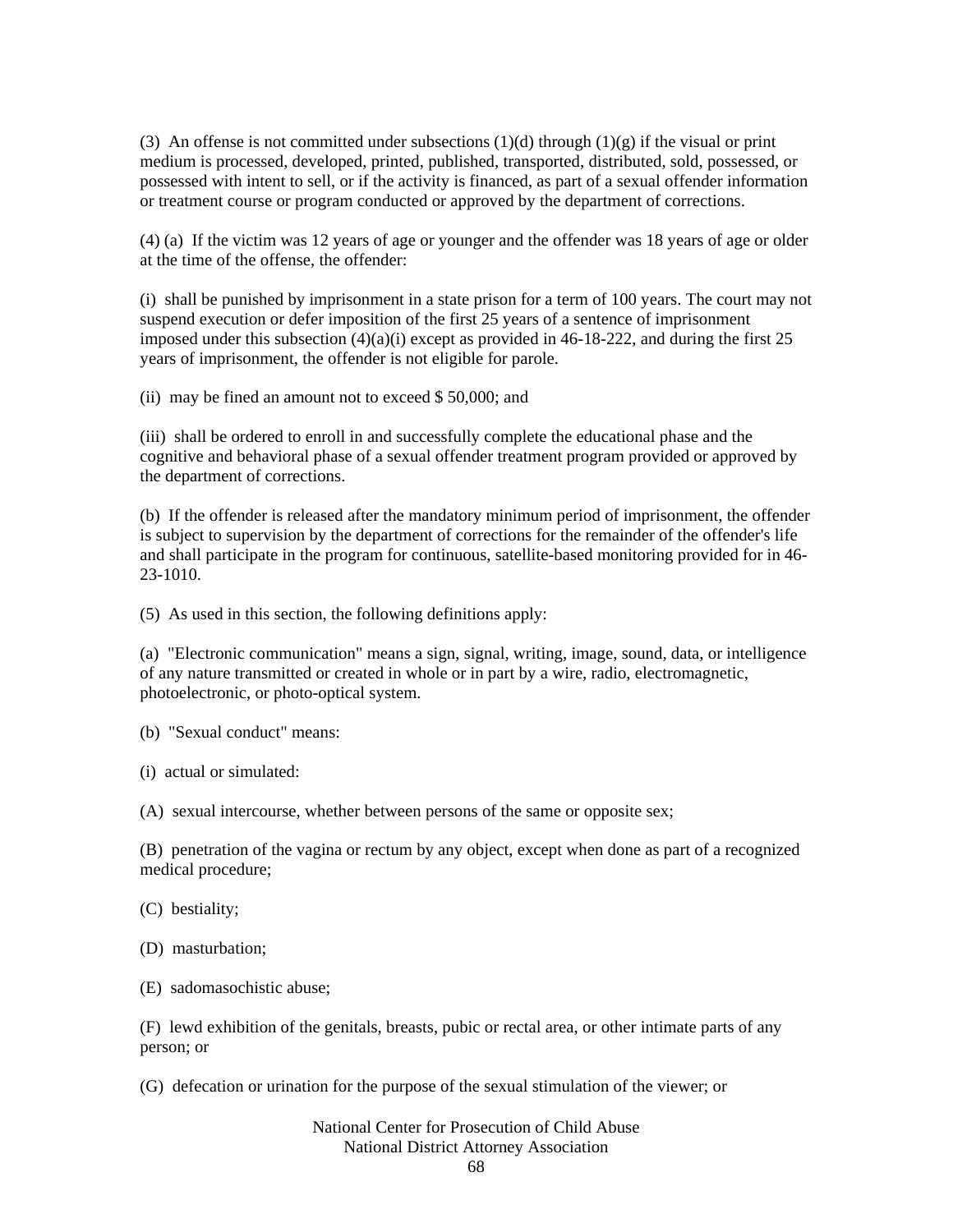(3) An offense is not committed under subsections (1)(d) through (1)(g) if the visual or print medium is processed, developed, printed, published, transported, distributed, sold, possessed, or possessed with intent to sell, or if the activity is financed, as part of a sexual offender information or treatment course or program conducted or approved by the department of corrections.

(4) (a) If the victim was 12 years of age or younger and the offender was 18 years of age or older at the time of the offense, the offender:

(i) shall be punished by imprisonment in a state prison for a term of 100 years. The court may not suspend execution or defer imposition of the first 25 years of a sentence of imprisonment imposed under this subsection (4)(a)(i) except as provided in 46-18-222, and during the first 25 years of imprisonment, the offender is not eligible for parole.

(ii) may be fined an amount not to exceed $ 50,000; and

(iii) shall be ordered to enroll in and successfully complete the educational phase and the cognitive and behavioral phase of a sexual offender treatment program provided or approved by the department of corrections.

(b) If the offender is released after the mandatory minimum period of imprisonment, the offender is subject to supervision by the department of corrections for the remainder of the offender's life and shall participate in the program for continuous, satellite-based monitoring provided for in 46-23-1010.

(5) As used in this section, the following definitions apply:

(a) "Electronic communication" means a sign, signal, writing, image, sound, data, or intelligence of any nature transmitted or created in whole or in part by a wire, radio, electromagnetic, photoelectronic, or photo-optical system.

(b) "Sexual conduct" means:

(i) actual or simulated:

(A) sexual intercourse, whether between persons of the same or opposite sex;

(B) penetration of the vagina or rectum by any object, except when done as part of a recognized medical procedure;

(C) bestiality;

(D) masturbation;

(E) sadomasochistic abuse;

(F) lewd exhibition of the genitals, breasts, pubic or rectal area, or other intimate parts of any person; or

(G) defecation or urination for the purpose of the sexual stimulation of the viewer; or

National Center for Prosecution of Child Abuse
National District Attorney Association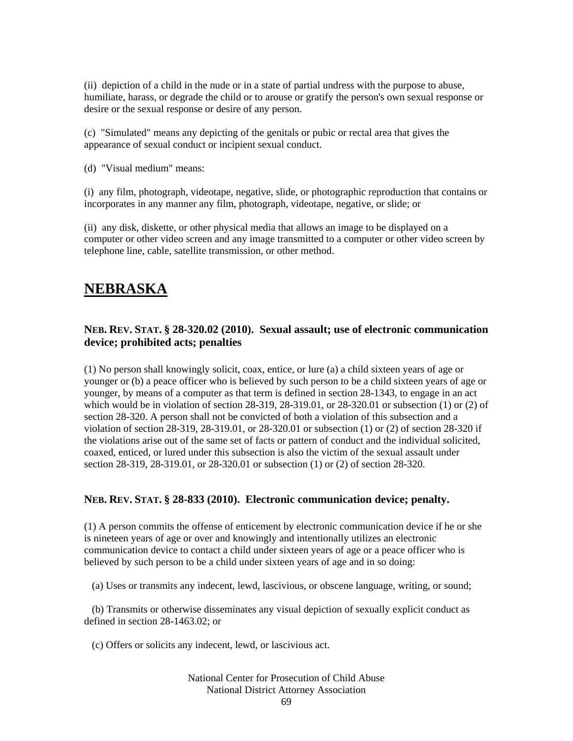(ii) depiction of a child in the nude or in a state of partial undress with the purpose to abuse, humiliate, harass, or degrade the child or to arouse or gratify the person's own sexual response or desire or the sexual response or desire of any person.

(c) "Simulated" means any depicting of the genitals or pubic or rectal area that gives the appearance of sexual conduct or incipient sexual conduct.

(d) "Visual medium" means:

(i) any film, photograph, videotape, negative, slide, or photographic reproduction that contains or incorporates in any manner any film, photograph, videotape, negative, or slide; or

(ii) any disk, diskette, or other physical media that allows an image to be displayed on a computer or other video screen and any image transmitted to a computer or other video screen by telephone line, cable, satellite transmission, or other method.

## NEBRASKA

### NEB. REV. STAT. § 28-320.02 (2010). Sexual assault; use of electronic communication device; prohibited acts; penalties

(1) No person shall knowingly solicit, coax, entice, or lure (a) a child sixteen years of age or younger or (b) a peace officer who is believed by such person to be a child sixteen years of age or younger, by means of a computer as that term is defined in section 28-1343, to engage in an act which would be in violation of section 28-319, 28-319.01, or 28-320.01 or subsection (1) or (2) of section 28-320. A person shall not be convicted of both a violation of this subsection and a violation of section 28-319, 28-319.01, or 28-320.01 or subsection (1) or (2) of section 28-320 if the violations arise out of the same set of facts or pattern of conduct and the individual solicited, coaxed, enticed, or lured under this subsection is also the victim of the sexual assault under section 28-319, 28-319.01, or 28-320.01 or subsection (1) or (2) of section 28-320.

### NEB. REV. STAT. § 28-833 (2010). Electronic communication device; penalty.

(1) A person commits the offense of enticement by electronic communication device if he or she is nineteen years of age or over and knowingly and intentionally utilizes an electronic communication device to contact a child under sixteen years of age or a peace officer who is believed by such person to be a child under sixteen years of age and in so doing:

(a) Uses or transmits any indecent, lewd, lascivious, or obscene language, writing, or sound;

(b) Transmits or otherwise disseminates any visual depiction of sexually explicit conduct as defined in section 28-1463.02; or

(c) Offers or solicits any indecent, lewd, or lascivious act.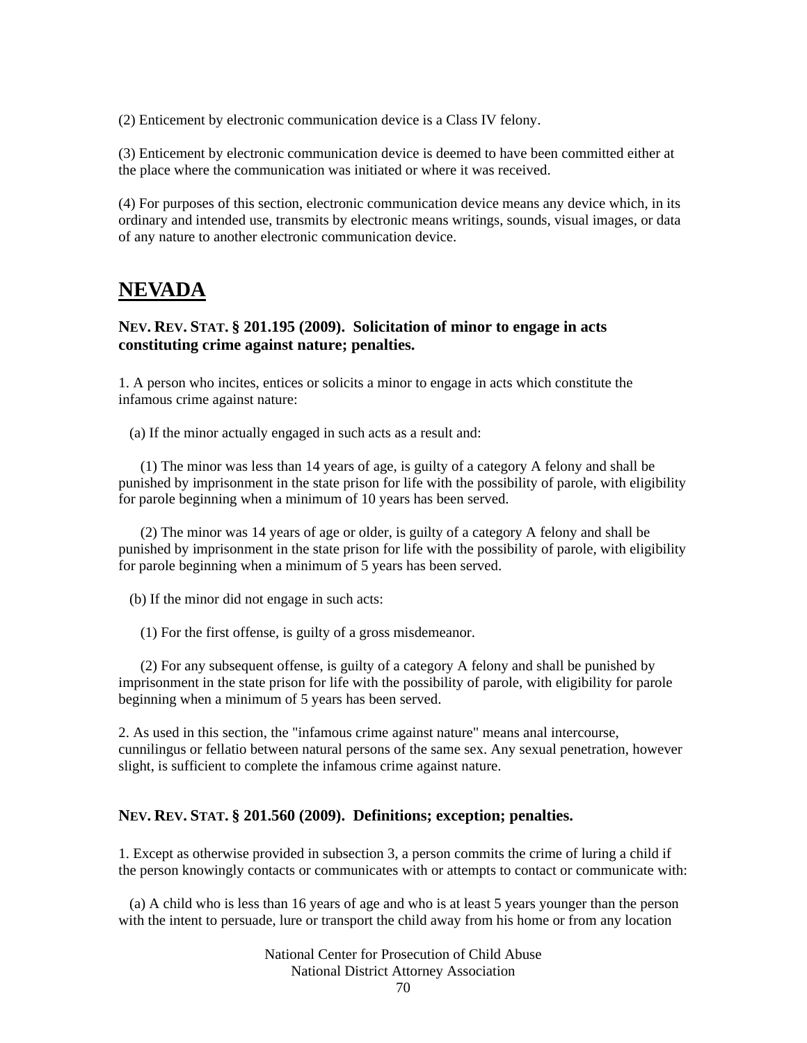(2) Enticement by electronic communication device is a Class IV felony.

(3) Enticement by electronic communication device is deemed to have been committed either at the place where the communication was initiated or where it was received.

(4) For purposes of this section, electronic communication device means any device which, in its ordinary and intended use, transmits by electronic means writings, sounds, visual images, or data of any nature to another electronic communication device.

## NEVADA

### NEV. REV. STAT. § 201.195 (2009). Solicitation of minor to engage in acts constituting crime against nature; penalties.

1. A person who incites, entices or solicits a minor to engage in acts which constitute the infamous crime against nature:

(a) If the minor actually engaged in such acts as a result and:

(1) The minor was less than 14 years of age, is guilty of a category A felony and shall be punished by imprisonment in the state prison for life with the possibility of parole, with eligibility for parole beginning when a minimum of 10 years has been served.

(2) The minor was 14 years of age or older, is guilty of a category A felony and shall be punished by imprisonment in the state prison for life with the possibility of parole, with eligibility for parole beginning when a minimum of 5 years has been served.

(b) If the minor did not engage in such acts:

(1) For the first offense, is guilty of a gross misdemeanor.

(2) For any subsequent offense, is guilty of a category A felony and shall be punished by imprisonment in the state prison for life with the possibility of parole, with eligibility for parole beginning when a minimum of 5 years has been served.

2. As used in this section, the "infamous crime against nature" means anal intercourse, cunnilingus or fellatio between natural persons of the same sex. Any sexual penetration, however slight, is sufficient to complete the infamous crime against nature.

### NEV. REV. STAT. § 201.560 (2009). Definitions; exception; penalties.

1. Except as otherwise provided in subsection 3, a person commits the crime of luring a child if the person knowingly contacts or communicates with or attempts to contact or communicate with:

(a) A child who is less than 16 years of age and who is at least 5 years younger than the person with the intent to persuade, lure or transport the child away from his home or from any location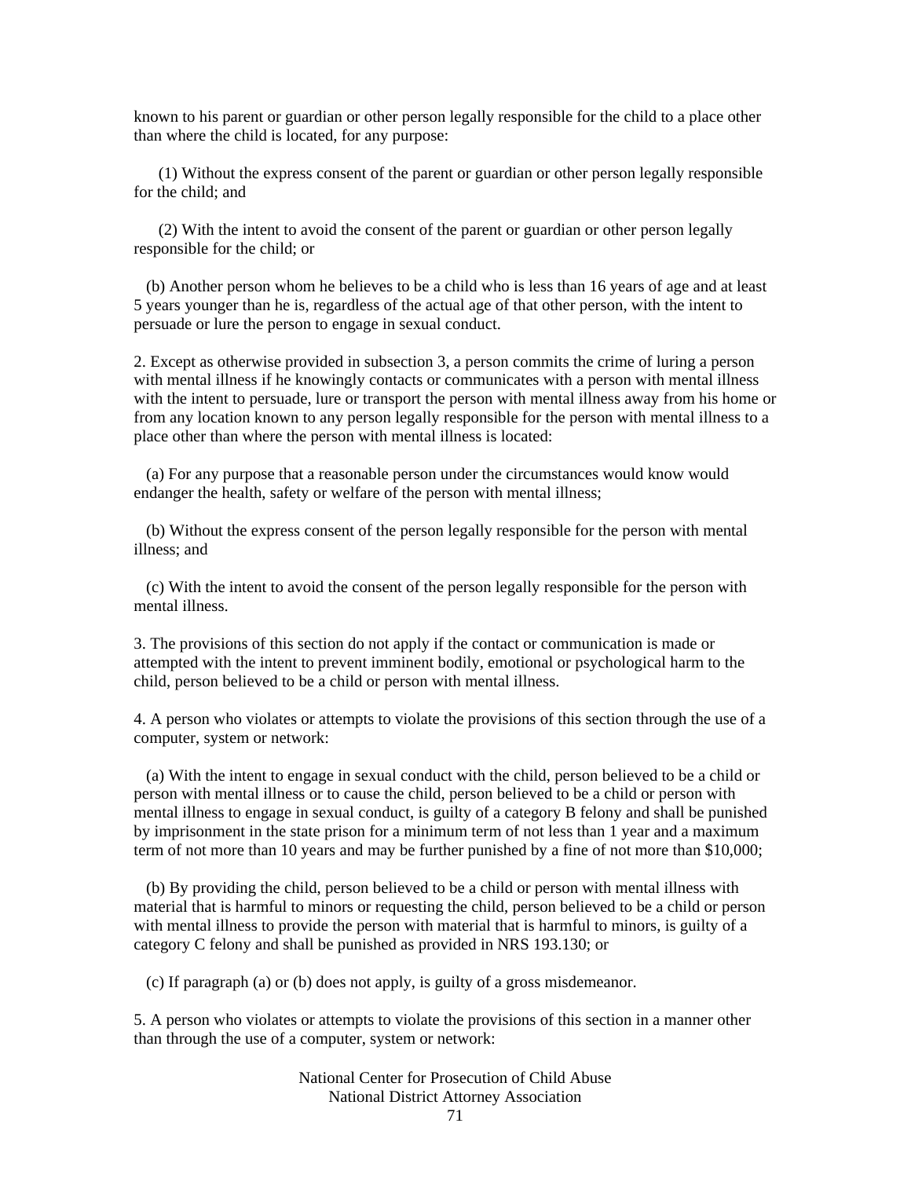known to his parent or guardian or other person legally responsible for the child to a place other than where the child is located, for any purpose:

(1) Without the express consent of the parent or guardian or other person legally responsible for the child; and

(2) With the intent to avoid the consent of the parent or guardian or other person legally responsible for the child; or

(b) Another person whom he believes to be a child who is less than 16 years of age and at least 5 years younger than he is, regardless of the actual age of that other person, with the intent to persuade or lure the person to engage in sexual conduct.

2. Except as otherwise provided in subsection 3, a person commits the crime of luring a person with mental illness if he knowingly contacts or communicates with a person with mental illness with the intent to persuade, lure or transport the person with mental illness away from his home or from any location known to any person legally responsible for the person with mental illness to a place other than where the person with mental illness is located:

(a) For any purpose that a reasonable person under the circumstances would know would endanger the health, safety or welfare of the person with mental illness;

(b) Without the express consent of the person legally responsible for the person with mental illness; and

(c) With the intent to avoid the consent of the person legally responsible for the person with mental illness.

3. The provisions of this section do not apply if the contact or communication is made or attempted with the intent to prevent imminent bodily, emotional or psychological harm to the child, person believed to be a child or person with mental illness.

4. A person who violates or attempts to violate the provisions of this section through the use of a computer, system or network:

(a) With the intent to engage in sexual conduct with the child, person believed to be a child or person with mental illness or to cause the child, person believed to be a child or person with mental illness to engage in sexual conduct, is guilty of a category B felony and shall be punished by imprisonment in the state prison for a minimum term of not less than 1 year and a maximum term of not more than 10 years and may be further punished by a fine of not more than $10,000;

(b) By providing the child, person believed to be a child or person with mental illness with material that is harmful to minors or requesting the child, person believed to be a child or person with mental illness to provide the person with material that is harmful to minors, is guilty of a category C felony and shall be punished as provided in NRS 193.130; or

(c) If paragraph (a) or (b) does not apply, is guilty of a gross misdemeanor.

5. A person who violates or attempts to violate the provisions of this section in a manner other than through the use of a computer, system or network: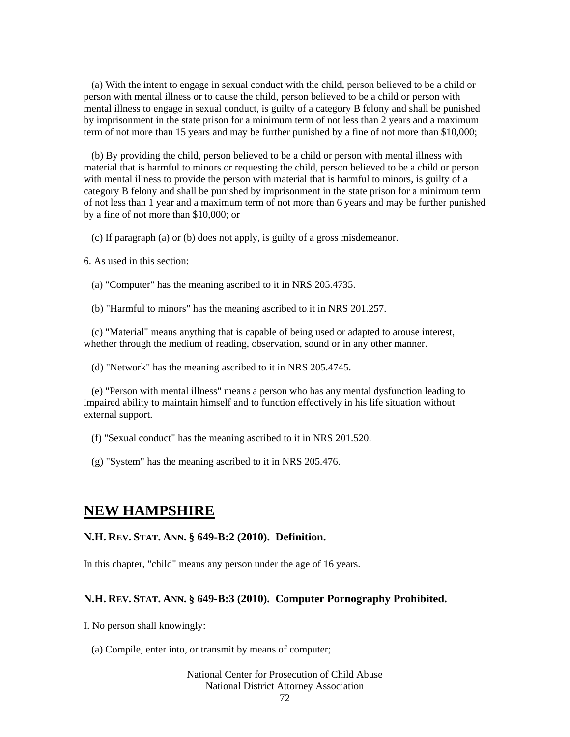(a) With the intent to engage in sexual conduct with the child, person believed to be a child or person with mental illness or to cause the child, person believed to be a child or person with mental illness to engage in sexual conduct, is guilty of a category B felony and shall be punished by imprisonment in the state prison for a minimum term of not less than 2 years and a maximum term of not more than 15 years and may be further punished by a fine of not more than $10,000;

(b) By providing the child, person believed to be a child or person with mental illness with material that is harmful to minors or requesting the child, person believed to be a child or person with mental illness to provide the person with material that is harmful to minors, is guilty of a category B felony and shall be punished by imprisonment in the state prison for a minimum term of not less than 1 year and a maximum term of not more than 6 years and may be further punished by a fine of not more than $10,000; or

(c) If paragraph (a) or (b) does not apply, is guilty of a gross misdemeanor.

6. As used in this section:

(a) "Computer" has the meaning ascribed to it in NRS 205.4735.

(b) "Harmful to minors" has the meaning ascribed to it in NRS 201.257.

(c) "Material" means anything that is capable of being used or adapted to arouse interest, whether through the medium of reading, observation, sound or in any other manner.

(d) "Network" has the meaning ascribed to it in NRS 205.4745.

(e) "Person with mental illness" means a person who has any mental dysfunction leading to impaired ability to maintain himself and to function effectively in his life situation without external support.

(f) "Sexual conduct" has the meaning ascribed to it in NRS 201.520.

(g) "System" has the meaning ascribed to it in NRS 205.476.

## NEW HAMPSHIRE

### N.H. Rev. Stat. Ann. § 649-B:2 (2010). Definition.

In this chapter, "child" means any person under the age of 16 years.

### N.H. Rev. Stat. Ann. § 649-B:3 (2010). Computer Pornography Prohibited.

I. No person shall knowingly:

(a) Compile, enter into, or transmit by means of computer;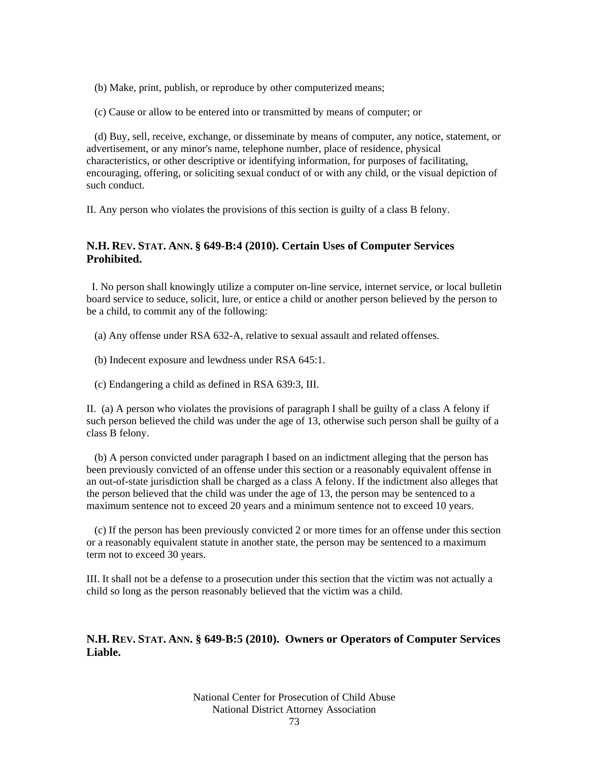(b) Make, print, publish, or reproduce by other computerized means;

(c) Cause or allow to be entered into or transmitted by means of computer; or

(d) Buy, sell, receive, exchange, or disseminate by means of computer, any notice, statement, or advertisement, or any minor's name, telephone number, place of residence, physical characteristics, or other descriptive or identifying information, for purposes of facilitating, encouraging, offering, or soliciting sexual conduct of or with any child, or the visual depiction of such conduct.

II. Any person who violates the provisions of this section is guilty of a class B felony.

### N.H. REV. STAT. ANN. § 649-B:4 (2010). Certain Uses of Computer Services Prohibited.

I. No person shall knowingly utilize a computer on-line service, internet service, or local bulletin board service to seduce, solicit, lure, or entice a child or another person believed by the person to be a child, to commit any of the following:

(a) Any offense under RSA 632-A, relative to sexual assault and related offenses.

(b) Indecent exposure and lewdness under RSA 645:1.

(c) Endangering a child as defined in RSA 639:3, III.

II. (a) A person who violates the provisions of paragraph I shall be guilty of a class A felony if such person believed the child was under the age of 13, otherwise such person shall be guilty of a class B felony.

(b) A person convicted under paragraph I based on an indictment alleging that the person has been previously convicted of an offense under this section or a reasonably equivalent offense in an out-of-state jurisdiction shall be charged as a class A felony. If the indictment also alleges that the person believed that the child was under the age of 13, the person may be sentenced to a maximum sentence not to exceed 20 years and a minimum sentence not to exceed 10 years.

(c) If the person has been previously convicted 2 or more times for an offense under this section or a reasonably equivalent statute in another state, the person may be sentenced to a maximum term not to exceed 30 years.

III. It shall not be a defense to a prosecution under this section that the victim was not actually a child so long as the person reasonably believed that the victim was a child.

### N.H. REV. STAT. ANN. § 649-B:5 (2010). Owners or Operators of Computer Services Liable.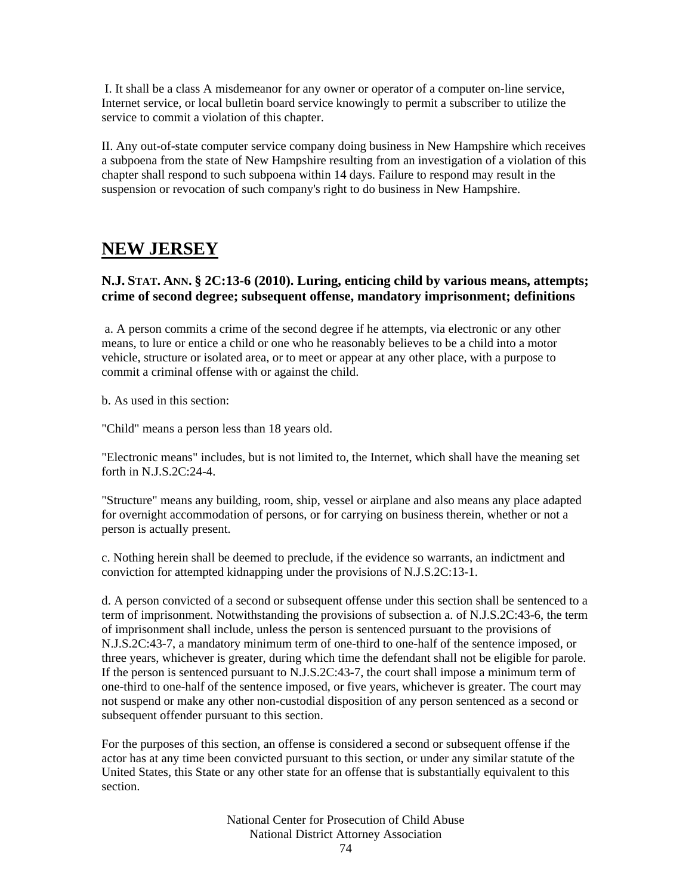I. It shall be a class A misdemeanor for any owner or operator of a computer on-line service, Internet service, or local bulletin board service knowingly to permit a subscriber to utilize the service to commit a violation of this chapter.

II. Any out-of-state computer service company doing business in New Hampshire which receives a subpoena from the state of New Hampshire resulting from an investigation of a violation of this chapter shall respond to such subpoena within 14 days. Failure to respond may result in the suspension or revocation of such company's right to do business in New Hampshire.

## NEW JERSEY

### N.J. STAT. ANN. § 2C:13-6 (2010). Luring, enticing child by various means, attempts; crime of second degree; subsequent offense, mandatory imprisonment; definitions

a. A person commits a crime of the second degree if he attempts, via electronic or any other means, to lure or entice a child or one who he reasonably believes to be a child into a motor vehicle, structure or isolated area, or to meet or appear at any other place, with a purpose to commit a criminal offense with or against the child.

b. As used in this section:

"Child" means a person less than 18 years old.

"Electronic means" includes, but is not limited to, the Internet, which shall have the meaning set forth in N.J.S.2C:24-4.

"Structure" means any building, room, ship, vessel or airplane and also means any place adapted for overnight accommodation of persons, or for carrying on business therein, whether or not a person is actually present.

c. Nothing herein shall be deemed to preclude, if the evidence so warrants, an indictment and conviction for attempted kidnapping under the provisions of N.J.S.2C:13-1.

d. A person convicted of a second or subsequent offense under this section shall be sentenced to a term of imprisonment. Notwithstanding the provisions of subsection a. of N.J.S.2C:43-6, the term of imprisonment shall include, unless the person is sentenced pursuant to the provisions of N.J.S.2C:43-7, a mandatory minimum term of one-third to one-half of the sentence imposed, or three years, whichever is greater, during which time the defendant shall not be eligible for parole. If the person is sentenced pursuant to N.J.S.2C:43-7, the court shall impose a minimum term of one-third to one-half of the sentence imposed, or five years, whichever is greater. The court may not suspend or make any other non-custodial disposition of any person sentenced as a second or subsequent offender pursuant to this section.

For the purposes of this section, an offense is considered a second or subsequent offense if the actor has at any time been convicted pursuant to this section, or under any similar statute of the United States, this State or any other state for an offense that is substantially equivalent to this section.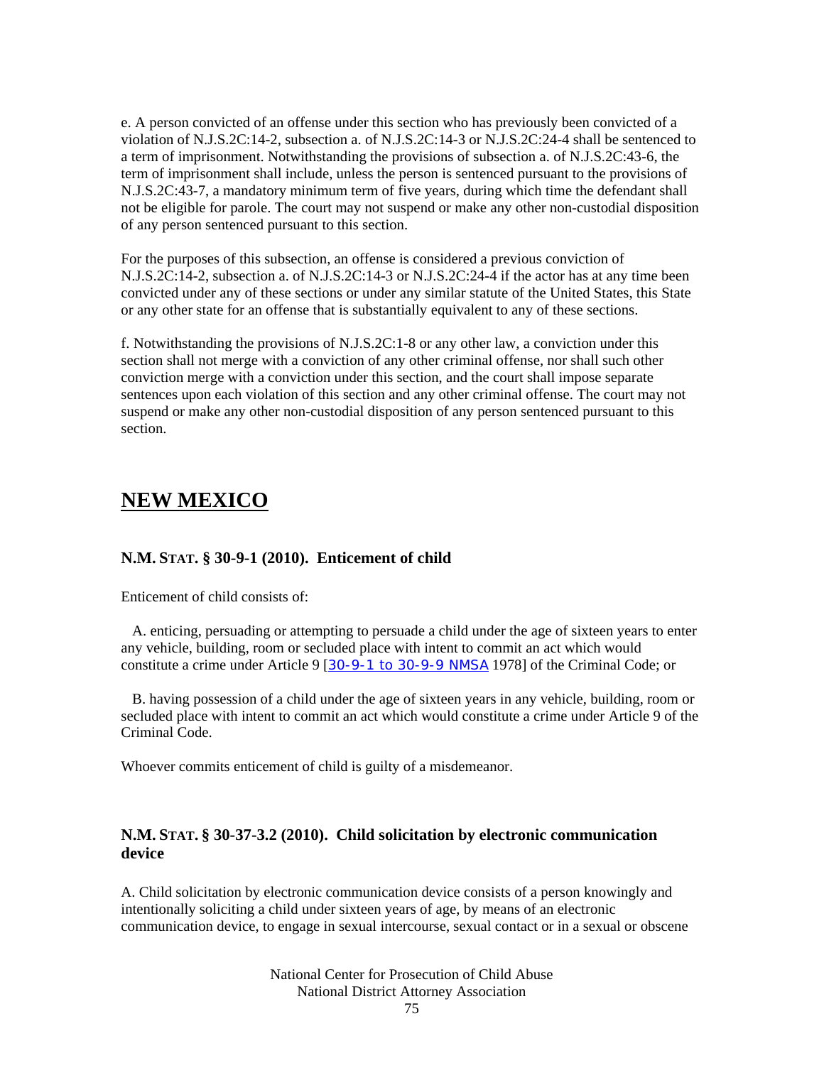e. A person convicted of an offense under this section who has previously been convicted of a violation of N.J.S.2C:14-2, subsection a. of N.J.S.2C:14-3 or N.J.S.2C:24-4 shall be sentenced to a term of imprisonment. Notwithstanding the provisions of subsection a. of N.J.S.2C:43-6, the term of imprisonment shall include, unless the person is sentenced pursuant to the provisions of N.J.S.2C:43-7, a mandatory minimum term of five years, during which time the defendant shall not be eligible for parole. The court may not suspend or make any other non-custodial disposition of any person sentenced pursuant to this section.

For the purposes of this subsection, an offense is considered a previous conviction of N.J.S.2C:14-2, subsection a. of N.J.S.2C:14-3 or N.J.S.2C:24-4 if the actor has at any time been convicted under any of these sections or under any similar statute of the United States, this State or any other state for an offense that is substantially equivalent to any of these sections.

f. Notwithstanding the provisions of N.J.S.2C:1-8 or any other law, a conviction under this section shall not merge with a conviction of any other criminal offense, nor shall such other conviction merge with a conviction under this section, and the court shall impose separate sentences upon each violation of this section and any other criminal offense. The court may not suspend or make any other non-custodial disposition of any person sentenced pursuant to this section.

# NEW MEXICO

### N.M. STAT. § 30-9-1 (2010). Enticement of child

Enticement of child consists of:

A. enticing, persuading or attempting to persuade a child under the age of sixteen years to enter any vehicle, building, room or secluded place with intent to commit an act which would constitute a crime under Article 9 [30-9-1 to 30-9-9 NMSA 1978] of the Criminal Code; or

B. having possession of a child under the age of sixteen years in any vehicle, building, room or secluded place with intent to commit an act which would constitute a crime under Article 9 of the Criminal Code.

Whoever commits enticement of child is guilty of a misdemeanor.

### N.M. STAT. § 30-37-3.2 (2010). Child solicitation by electronic communication device

A. Child solicitation by electronic communication device consists of a person knowingly and intentionally soliciting a child under sixteen years of age, by means of an electronic communication device, to engage in sexual intercourse, sexual contact or in a sexual or obscene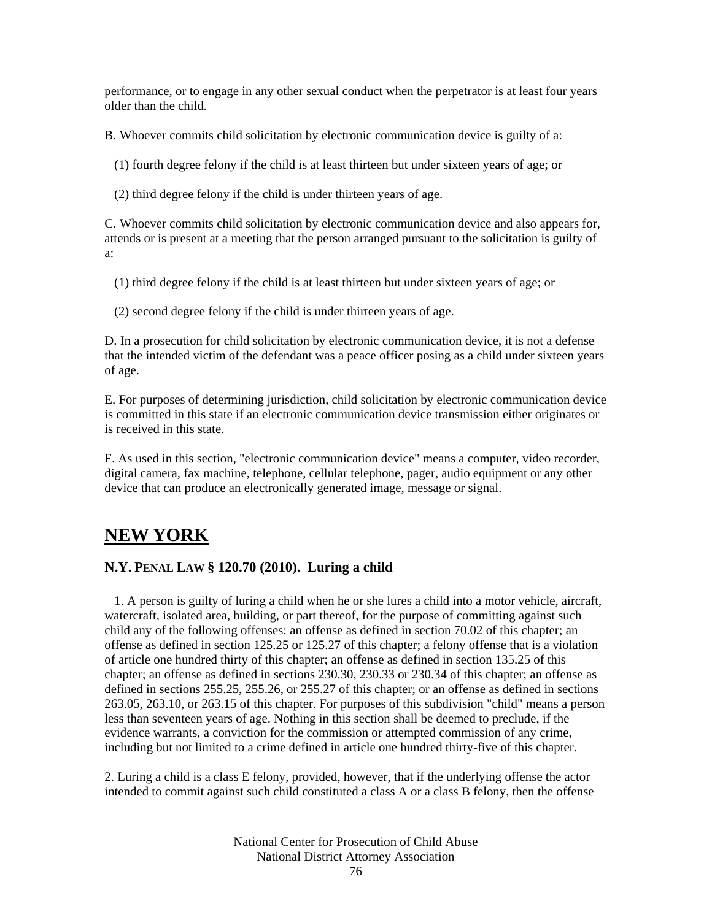performance, or to engage in any other sexual conduct when the perpetrator is at least four years older than the child.

B. Whoever commits child solicitation by electronic communication device is guilty of a:

(1) fourth degree felony if the child is at least thirteen but under sixteen years of age; or

(2) third degree felony if the child is under thirteen years of age.

C. Whoever commits child solicitation by electronic communication device and also appears for, attends or is present at a meeting that the person arranged pursuant to the solicitation is guilty of a:

(1) third degree felony if the child is at least thirteen but under sixteen years of age; or

(2) second degree felony if the child is under thirteen years of age.

D. In a prosecution for child solicitation by electronic communication device, it is not a defense that the intended victim of the defendant was a peace officer posing as a child under sixteen years of age.

E. For purposes of determining jurisdiction, child solicitation by electronic communication device is committed in this state if an electronic communication device transmission either originates or is received in this state.

F. As used in this section, "electronic communication device" means a computer, video recorder, digital camera, fax machine, telephone, cellular telephone, pager, audio equipment or any other device that can produce an electronically generated image, message or signal.

## NEW YORK

### N.Y. PENAL LAW § 120.70 (2010). Luring a child

1. A person is guilty of luring a child when he or she lures a child into a motor vehicle, aircraft, watercraft, isolated area, building, or part thereof, for the purpose of committing against such child any of the following offenses: an offense as defined in section 70.02 of this chapter; an offense as defined in section 125.25 or 125.27 of this chapter; a felony offense that is a violation of article one hundred thirty of this chapter; an offense as defined in section 135.25 of this chapter; an offense as defined in sections 230.30, 230.33 or 230.34 of this chapter; an offense as defined in sections 255.25, 255.26, or 255.27 of this chapter; or an offense as defined in sections 263.05, 263.10, or 263.15 of this chapter. For purposes of this subdivision "child" means a person less than seventeen years of age. Nothing in this section shall be deemed to preclude, if the evidence warrants, a conviction for the commission or attempted commission of any crime, including but not limited to a crime defined in article one hundred thirty-five of this chapter.

2. Luring a child is a class E felony, provided, however, that if the underlying offense the actor intended to commit against such child constituted a class A or a class B felony, then the offense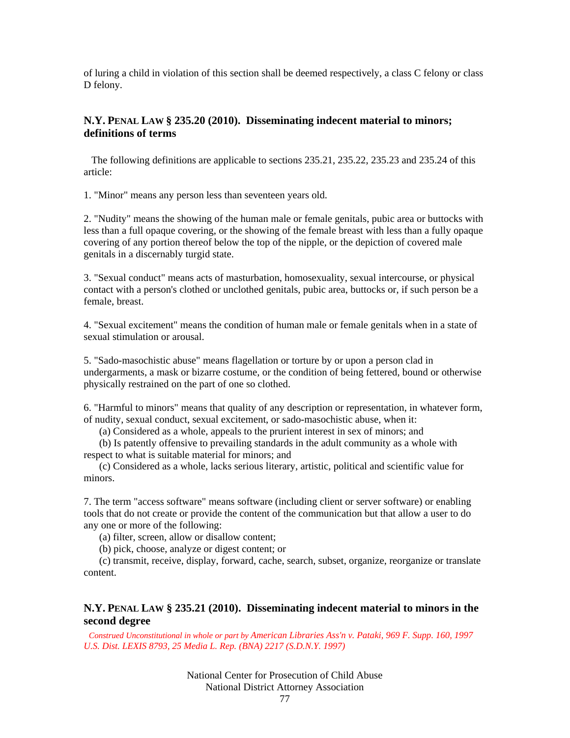of luring a child in violation of this section shall be deemed respectively, a class C felony or class D felony.

### N.Y. PENAL LAW § 235.20 (2010). Disseminating indecent material to minors; definitions of terms

The following definitions are applicable to sections 235.21, 235.22, 235.23 and 235.24 of this article:

1. "Minor" means any person less than seventeen years old.

2. "Nudity" means the showing of the human male or female genitals, pubic area or buttocks with less than a full opaque covering, or the showing of the female breast with less than a fully opaque covering of any portion thereof below the top of the nipple, or the depiction of covered male genitals in a discernably turgid state.

3. "Sexual conduct" means acts of masturbation, homosexuality, sexual intercourse, or physical contact with a person's clothed or unclothed genitals, pubic area, buttocks or, if such person be a female, breast.

4. "Sexual excitement" means the condition of human male or female genitals when in a state of sexual stimulation or arousal.

5. "Sado-masochistic abuse" means flagellation or torture by or upon a person clad in undergarments, a mask or bizarre costume, or the condition of being fettered, bound or otherwise physically restrained on the part of one so clothed.

6. "Harmful to minors" means that quality of any description or representation, in whatever form, of nudity, sexual conduct, sexual excitement, or sado-masochistic abuse, when it:

(a) Considered as a whole, appeals to the prurient interest in sex of minors; and

(b) Is patently offensive to prevailing standards in the adult community as a whole with respect to what is suitable material for minors; and

(c) Considered as a whole, lacks serious literary, artistic, political and scientific value for minors.

7. The term "access software" means software (including client or server software) or enabling tools that do not create or provide the content of the communication but that allow a user to do any one or more of the following:

(a) filter, screen, allow or disallow content;

(b) pick, choose, analyze or digest content; or

(c) transmit, receive, display, forward, cache, search, subset, organize, reorganize or translate content.

### N.Y. PENAL LAW § 235.21 (2010). Disseminating indecent material to minors in the second degree

*Construed Unconstitutional in whole or part by American Libraries Ass'n v. Pataki, 969 F. Supp. 160, 1997 U.S. Dist. LEXIS 8793, 25 Media L. Rep. (BNA) 2217 (S.D.N.Y. 1997)*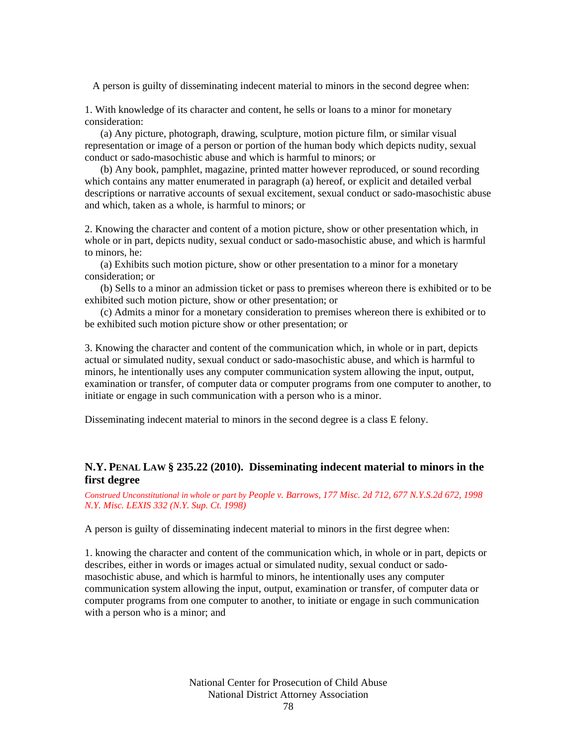A person is guilty of disseminating indecent material to minors in the second degree when:

1. With knowledge of its character and content, he sells or loans to a minor for monetary consideration:

(a) Any picture, photograph, drawing, sculpture, motion picture film, or similar visual representation or image of a person or portion of the human body which depicts nudity, sexual conduct or sado-masochistic abuse and which is harmful to minors; or

(b) Any book, pamphlet, magazine, printed matter however reproduced, or sound recording which contains any matter enumerated in paragraph (a) hereof, or explicit and detailed verbal descriptions or narrative accounts of sexual excitement, sexual conduct or sado-masochistic abuse and which, taken as a whole, is harmful to minors; or

2. Knowing the character and content of a motion picture, show or other presentation which, in whole or in part, depicts nudity, sexual conduct or sado-masochistic abuse, and which is harmful to minors, he:

(a) Exhibits such motion picture, show or other presentation to a minor for a monetary consideration; or

(b) Sells to a minor an admission ticket or pass to premises whereon there is exhibited or to be exhibited such motion picture, show or other presentation; or

(c) Admits a minor for a monetary consideration to premises whereon there is exhibited or to be exhibited such motion picture show or other presentation; or

3. Knowing the character and content of the communication which, in whole or in part, depicts actual or simulated nudity, sexual conduct or sado-masochistic abuse, and which is harmful to minors, he intentionally uses any computer communication system allowing the input, output, examination or transfer, of computer data or computer programs from one computer to another, to initiate or engage in such communication with a person who is a minor.

Disseminating indecent material to minors in the second degree is a class E felony.

### N.Y. PENAL LAW § 235.22 (2010). Disseminating indecent material to minors in the first degree

*Construed Unconstitutional in whole or part by People v. Barrows, 177 Misc. 2d 712, 677 N.Y.S.2d 672, 1998 N.Y. Misc. LEXIS 332 (N.Y. Sup. Ct. 1998)*

A person is guilty of disseminating indecent material to minors in the first degree when:

1. knowing the character and content of the communication which, in whole or in part, depicts or describes, either in words or images actual or simulated nudity, sexual conduct or sado-masochistic abuse, and which is harmful to minors, he intentionally uses any computer communication system allowing the input, output, examination or transfer, of computer data or computer programs from one computer to another, to initiate or engage in such communication with a person who is a minor; and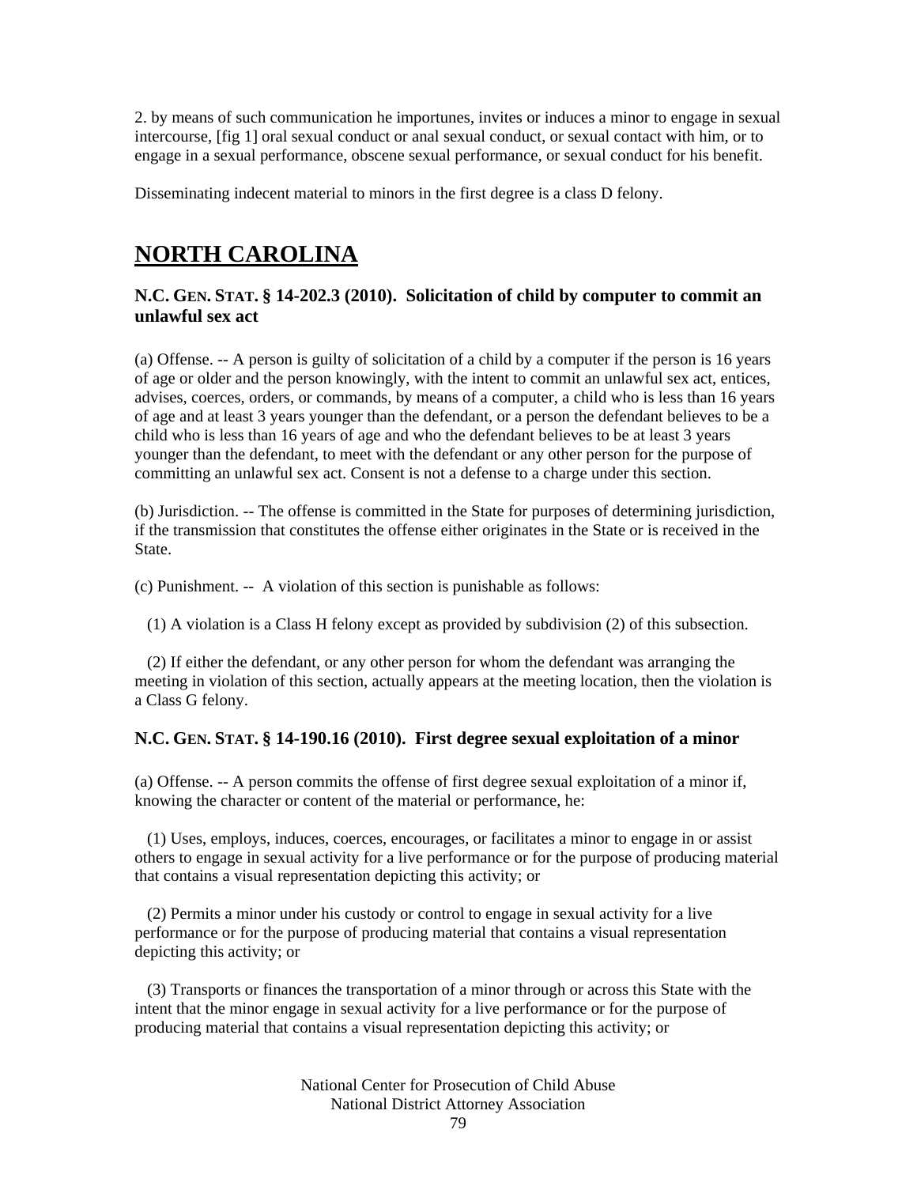2. by means of such communication he importunes, invites or induces a minor to engage in sexual intercourse, [fig 1] oral sexual conduct or anal sexual conduct, or sexual contact with him, or to engage in a sexual performance, obscene sexual performance, or sexual conduct for his benefit.

Disseminating indecent material to minors in the first degree is a class D felony.

# NORTH CAROLINA

### N.C. GEN. STAT. § 14-202.3 (2010). Solicitation of child by computer to commit an unlawful sex act

(a) Offense. -- A person is guilty of solicitation of a child by a computer if the person is 16 years of age or older and the person knowingly, with the intent to commit an unlawful sex act, entices, advises, coerces, orders, or commands, by means of a computer, a child who is less than 16 years of age and at least 3 years younger than the defendant, or a person the defendant believes to be a child who is less than 16 years of age and who the defendant believes to be at least 3 years younger than the defendant, to meet with the defendant or any other person for the purpose of committing an unlawful sex act. Consent is not a defense to a charge under this section.

(b) Jurisdiction. -- The offense is committed in the State for purposes of determining jurisdiction, if the transmission that constitutes the offense either originates in the State or is received in the State.

(c) Punishment. -- A violation of this section is punishable as follows:

(1) A violation is a Class H felony except as provided by subdivision (2) of this subsection.

(2) If either the defendant, or any other person for whom the defendant was arranging the meeting in violation of this section, actually appears at the meeting location, then the violation is a Class G felony.

### N.C. GEN. STAT. § 14-190.16 (2010). First degree sexual exploitation of a minor

(a) Offense. -- A person commits the offense of first degree sexual exploitation of a minor if, knowing the character or content of the material or performance, he:

(1) Uses, employs, induces, coerces, encourages, or facilitates a minor to engage in or assist others to engage in sexual activity for a live performance or for the purpose of producing material that contains a visual representation depicting this activity; or

(2) Permits a minor under his custody or control to engage in sexual activity for a live performance or for the purpose of producing material that contains a visual representation depicting this activity; or

(3) Transports or finances the transportation of a minor through or across this State with the intent that the minor engage in sexual activity for a live performance or for the purpose of producing material that contains a visual representation depicting this activity; or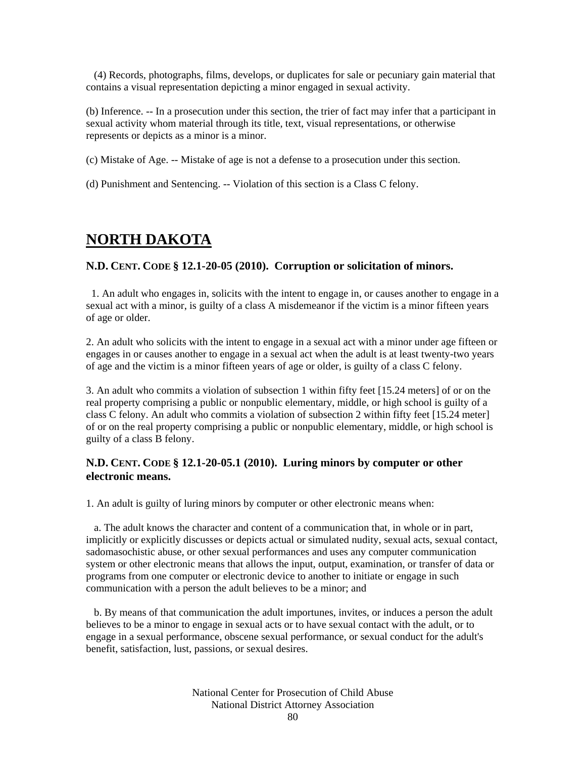(4) Records, photographs, films, develops, or duplicates for sale or pecuniary gain material that contains a visual representation depicting a minor engaged in sexual activity.

(b) Inference. -- In a prosecution under this section, the trier of fact may infer that a participant in sexual activity whom material through its title, text, visual representations, or otherwise represents or depicts as a minor is a minor.

(c) Mistake of Age. -- Mistake of age is not a defense to a prosecution under this section.

(d) Punishment and Sentencing. -- Violation of this section is a Class C felony.

# NORTH DAKOTA

### N.D. CENT. CODE § 12.1-20-05 (2010). Corruption or solicitation of minors.

1. An adult who engages in, solicits with the intent to engage in, or causes another to engage in a sexual act with a minor, is guilty of a class A misdemeanor if the victim is a minor fifteen years of age or older.

2. An adult who solicits with the intent to engage in a sexual act with a minor under age fifteen or engages in or causes another to engage in a sexual act when the adult is at least twenty-two years of age and the victim is a minor fifteen years of age or older, is guilty of a class C felony.

3. An adult who commits a violation of subsection 1 within fifty feet [15.24 meters] of or on the real property comprising a public or nonpublic elementary, middle, or high school is guilty of a class C felony. An adult who commits a violation of subsection 2 within fifty feet [15.24 meter] of or on the real property comprising a public or nonpublic elementary, middle, or high school is guilty of a class B felony.

### N.D. CENT. CODE § 12.1-20-05.1 (2010). Luring minors by computer or other electronic means.

1. An adult is guilty of luring minors by computer or other electronic means when:

a. The adult knows the character and content of a communication that, in whole or in part, implicitly or explicitly discusses or depicts actual or simulated nudity, sexual acts, sexual contact, sadomasochistic abuse, or other sexual performances and uses any computer communication system or other electronic means that allows the input, output, examination, or transfer of data or programs from one computer or electronic device to another to initiate or engage in such communication with a person the adult believes to be a minor; and

b. By means of that communication the adult importunes, invites, or induces a person the adult believes to be a minor to engage in sexual acts or to have sexual contact with the adult, or to engage in a sexual performance, obscene sexual performance, or sexual conduct for the adult's benefit, satisfaction, lust, passions, or sexual desires.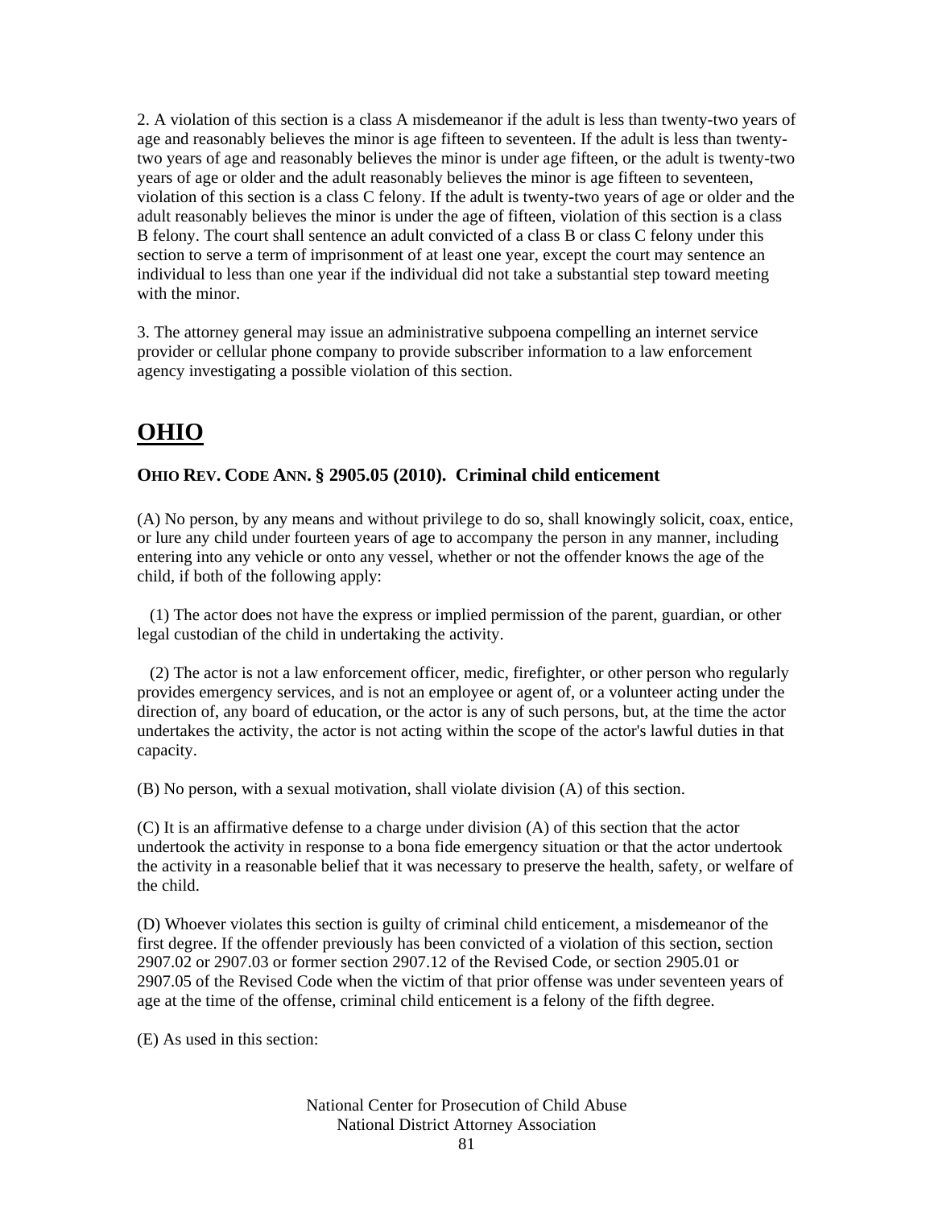2. A violation of this section is a class A misdemeanor if the adult is less than twenty-two years of age and reasonably believes the minor is age fifteen to seventeen. If the adult is less than twenty-two years of age and reasonably believes the minor is under age fifteen, or the adult is twenty-two years of age or older and the adult reasonably believes the minor is age fifteen to seventeen, violation of this section is a class C felony. If the adult is twenty-two years of age or older and the adult reasonably believes the minor is under the age of fifteen, violation of this section is a class B felony. The court shall sentence an adult convicted of a class B or class C felony under this section to serve a term of imprisonment of at least one year, except the court may sentence an individual to less than one year if the individual did not take a substantial step toward meeting with the minor.

3. The attorney general may issue an administrative subpoena compelling an internet service provider or cellular phone company to provide subscriber information to a law enforcement agency investigating a possible violation of this section.

# OHIO

### OHIO REV. CODE ANN. § 2905.05 (2010). Criminal child enticement

(A) No person, by any means and without privilege to do so, shall knowingly solicit, coax, entice, or lure any child under fourteen years of age to accompany the person in any manner, including entering into any vehicle or onto any vessel, whether or not the offender knows the age of the child, if both of the following apply:

(1) The actor does not have the express or implied permission of the parent, guardian, or other legal custodian of the child in undertaking the activity.

(2) The actor is not a law enforcement officer, medic, firefighter, or other person who regularly provides emergency services, and is not an employee or agent of, or a volunteer acting under the direction of, any board of education, or the actor is any of such persons, but, at the time the actor undertakes the activity, the actor is not acting within the scope of the actor's lawful duties in that capacity.

(B) No person, with a sexual motivation, shall violate division (A) of this section.

(C) It is an affirmative defense to a charge under division (A) of this section that the actor undertook the activity in response to a bona fide emergency situation or that the actor undertook the activity in a reasonable belief that it was necessary to preserve the health, safety, or welfare of the child.

(D) Whoever violates this section is guilty of criminal child enticement, a misdemeanor of the first degree. If the offender previously has been convicted of a violation of this section, section 2907.02 or 2907.03 or former section 2907.12 of the Revised Code, or section 2905.01 or 2907.05 of the Revised Code when the victim of that prior offense was under seventeen years of age at the time of the offense, criminal child enticement is a felony of the fifth degree.

(E) As used in this section: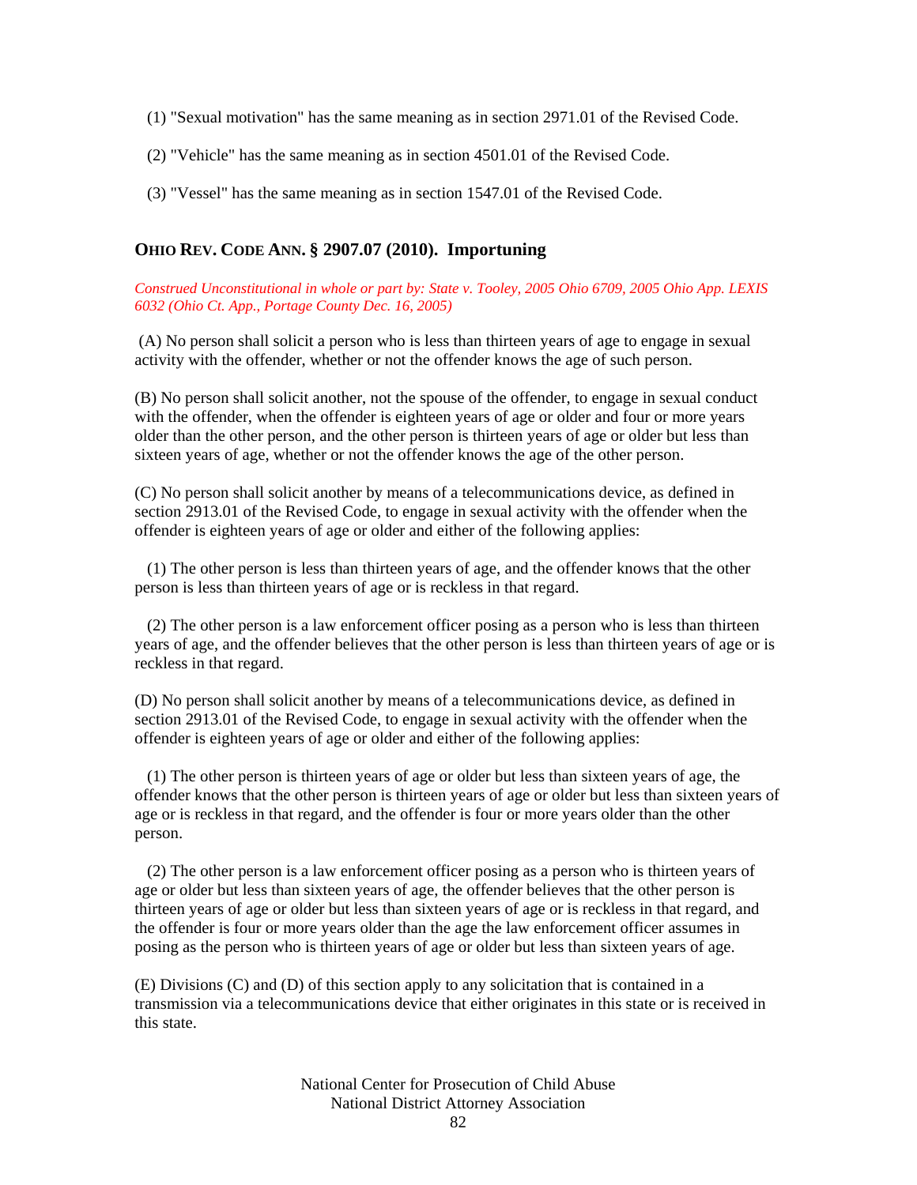(1) "Sexual motivation" has the same meaning as in section 2971.01 of the Revised Code.

(2) "Vehicle" has the same meaning as in section 4501.01 of the Revised Code.

(3) "Vessel" has the same meaning as in section 1547.01 of the Revised Code.

### OHIO REV. CODE ANN. § 2907.07 (2010). Importuning

*Construed Unconstitutional in whole or part by: State v. Tooley, 2005 Ohio 6709, 2005 Ohio App. LEXIS 6032 (Ohio Ct. App., Portage County Dec. 16, 2005)*

(A) No person shall solicit a person who is less than thirteen years of age to engage in sexual activity with the offender, whether or not the offender knows the age of such person.

(B) No person shall solicit another, not the spouse of the offender, to engage in sexual conduct with the offender, when the offender is eighteen years of age or older and four or more years older than the other person, and the other person is thirteen years of age or older but less than sixteen years of age, whether or not the offender knows the age of the other person.

(C) No person shall solicit another by means of a telecommunications device, as defined in section 2913.01 of the Revised Code, to engage in sexual activity with the offender when the offender is eighteen years of age or older and either of the following applies:

(1) The other person is less than thirteen years of age, and the offender knows that the other person is less than thirteen years of age or is reckless in that regard.

(2) The other person is a law enforcement officer posing as a person who is less than thirteen years of age, and the offender believes that the other person is less than thirteen years of age or is reckless in that regard.

(D) No person shall solicit another by means of a telecommunications device, as defined in section 2913.01 of the Revised Code, to engage in sexual activity with the offender when the offender is eighteen years of age or older and either of the following applies:

(1) The other person is thirteen years of age or older but less than sixteen years of age, the offender knows that the other person is thirteen years of age or older but less than sixteen years of age or is reckless in that regard, and the offender is four or more years older than the other person.

(2) The other person is a law enforcement officer posing as a person who is thirteen years of age or older but less than sixteen years of age, the offender believes that the other person is thirteen years of age or older but less than sixteen years of age or is reckless in that regard, and the offender is four or more years older than the age the law enforcement officer assumes in posing as the person who is thirteen years of age or older but less than sixteen years of age.

(E) Divisions (C) and (D) of this section apply to any solicitation that is contained in a transmission via a telecommunications device that either originates in this state or is received in this state.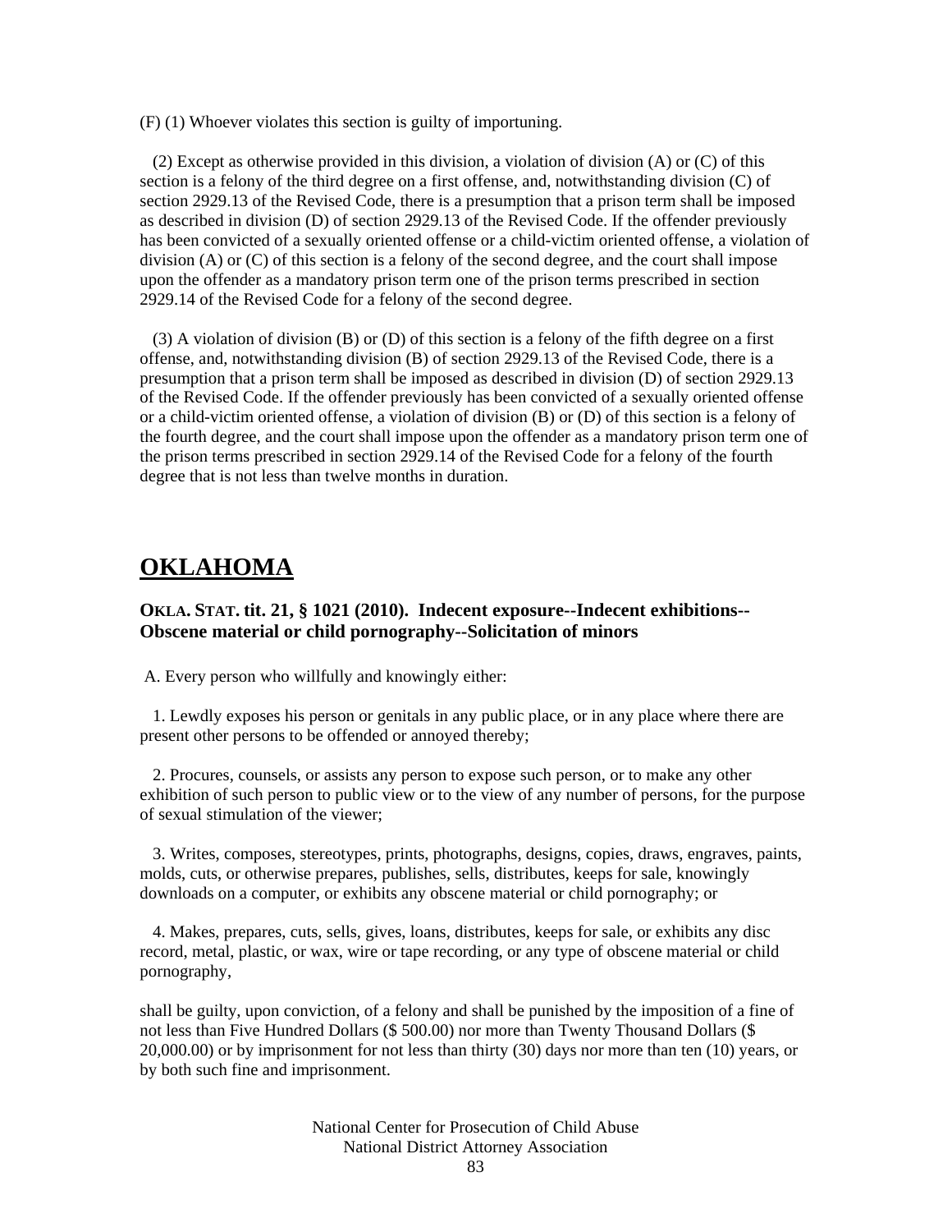(F) (1) Whoever violates this section is guilty of importuning.

(2) Except as otherwise provided in this division, a violation of division (A) or (C) of this section is a felony of the third degree on a first offense, and, notwithstanding division (C) of section 2929.13 of the Revised Code, there is a presumption that a prison term shall be imposed as described in division (D) of section 2929.13 of the Revised Code. If the offender previously has been convicted of a sexually oriented offense or a child-victim oriented offense, a violation of division (A) or (C) of this section is a felony of the second degree, and the court shall impose upon the offender as a mandatory prison term one of the prison terms prescribed in section 2929.14 of the Revised Code for a felony of the second degree.

(3) A violation of division (B) or (D) of this section is a felony of the fifth degree on a first offense, and, notwithstanding division (B) of section 2929.13 of the Revised Code, there is a presumption that a prison term shall be imposed as described in division (D) of section 2929.13 of the Revised Code. If the offender previously has been convicted of a sexually oriented offense or a child-victim oriented offense, a violation of division (B) or (D) of this section is a felony of the fourth degree, and the court shall impose upon the offender as a mandatory prison term one of the prison terms prescribed in section 2929.14 of the Revised Code for a felony of the fourth degree that is not less than twelve months in duration.

## OKLAHOMA

### OKLA. STAT. tit. 21, § 1021 (2010). Indecent exposure--Indecent exhibitions--Obscene material or child pornography--Solicitation of minors

A. Every person who willfully and knowingly either:

1. Lewdly exposes his person or genitals in any public place, or in any place where there are present other persons to be offended or annoyed thereby;

2. Procures, counsels, or assists any person to expose such person, or to make any other exhibition of such person to public view or to the view of any number of persons, for the purpose of sexual stimulation of the viewer;

3. Writes, composes, stereotypes, prints, photographs, designs, copies, draws, engraves, paints, molds, cuts, or otherwise prepares, publishes, sells, distributes, keeps for sale, knowingly downloads on a computer, or exhibits any obscene material or child pornography; or

4. Makes, prepares, cuts, sells, gives, loans, distributes, keeps for sale, or exhibits any disc record, metal, plastic, or wax, wire or tape recording, or any type of obscene material or child pornography,

shall be guilty, upon conviction, of a felony and shall be punished by the imposition of a fine of not less than Five Hundred Dollars ($ 500.00) nor more than Twenty Thousand Dollars ($ 20,000.00) or by imprisonment for not less than thirty (30) days nor more than ten (10) years, or by both such fine and imprisonment.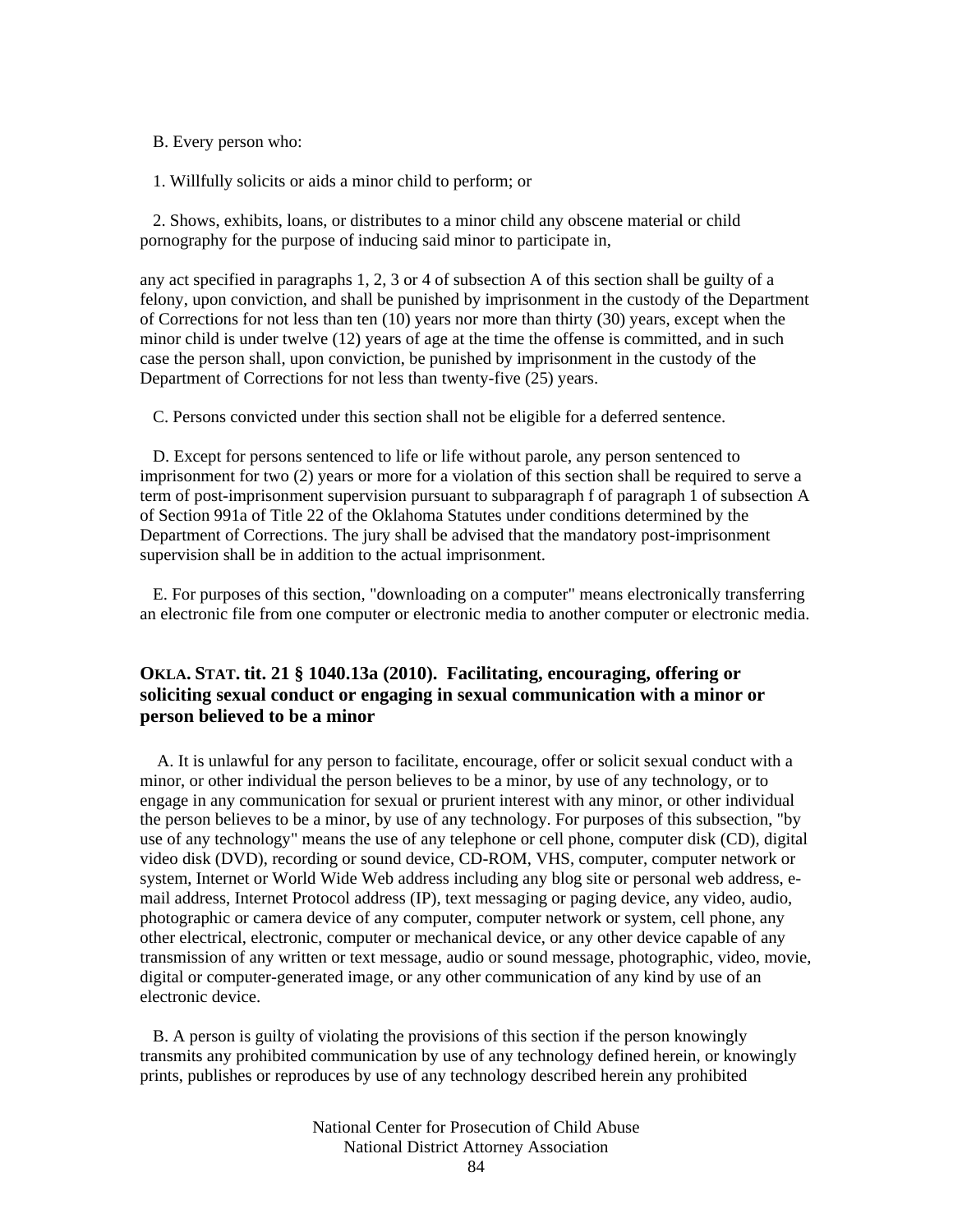B. Every person who:

1. Willfully solicits or aids a minor child to perform; or

2. Shows, exhibits, loans, or distributes to a minor child any obscene material or child pornography for the purpose of inducing said minor to participate in,

any act specified in paragraphs 1, 2, 3 or 4 of subsection A of this section shall be guilty of a felony, upon conviction, and shall be punished by imprisonment in the custody of the Department of Corrections for not less than ten (10) years nor more than thirty (30) years, except when the minor child is under twelve (12) years of age at the time the offense is committed, and in such case the person shall, upon conviction, be punished by imprisonment in the custody of the Department of Corrections for not less than twenty-five (25) years.

C. Persons convicted under this section shall not be eligible for a deferred sentence.

D. Except for persons sentenced to life or life without parole, any person sentenced to imprisonment for two (2) years or more for a violation of this section shall be required to serve a term of post-imprisonment supervision pursuant to subparagraph f of paragraph 1 of subsection A of Section 991a of Title 22 of the Oklahoma Statutes under conditions determined by the Department of Corrections. The jury shall be advised that the mandatory post-imprisonment supervision shall be in addition to the actual imprisonment.

E. For purposes of this section, "downloading on a computer" means electronically transferring an electronic file from one computer or electronic media to another computer or electronic media.

### OKLA. STAT. tit. 21 § 1040.13a (2010). Facilitating, encouraging, offering or soliciting sexual conduct or engaging in sexual communication with a minor or person believed to be a minor

A. It is unlawful for any person to facilitate, encourage, offer or solicit sexual conduct with a minor, or other individual the person believes to be a minor, by use of any technology, or to engage in any communication for sexual or prurient interest with any minor, or other individual the person believes to be a minor, by use of any technology. For purposes of this subsection, "by use of any technology" means the use of any telephone or cell phone, computer disk (CD), digital video disk (DVD), recording or sound device, CD-ROM, VHS, computer, computer network or system, Internet or World Wide Web address including any blog site or personal web address, e-mail address, Internet Protocol address (IP), text messaging or paging device, any video, audio, photographic or camera device of any computer, computer network or system, cell phone, any other electrical, electronic, computer or mechanical device, or any other device capable of any transmission of any written or text message, audio or sound message, photographic, video, movie, digital or computer-generated image, or any other communication of any kind by use of an electronic device.

B. A person is guilty of violating the provisions of this section if the person knowingly transmits any prohibited communication by use of any technology defined herein, or knowingly prints, publishes or reproduces by use of any technology described herein any prohibited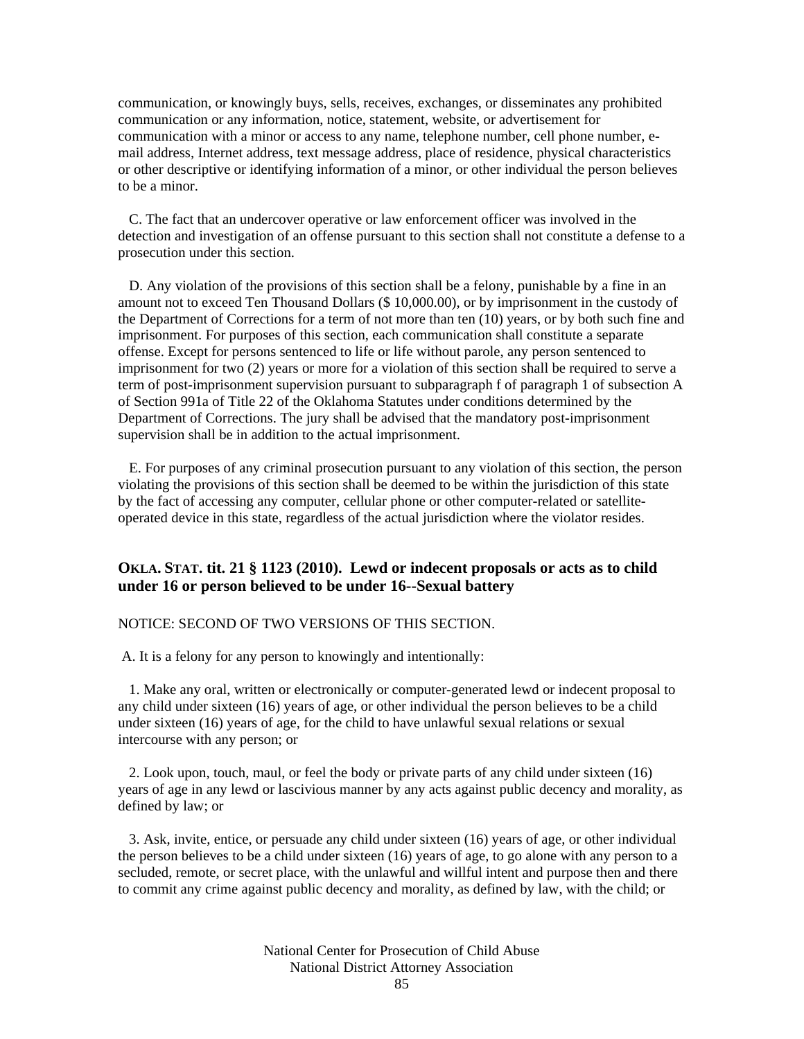communication, or knowingly buys, sells, receives, exchanges, or disseminates any prohibited communication or any information, notice, statement, website, or advertisement for communication with a minor or access to any name, telephone number, cell phone number, e-mail address, Internet address, text message address, place of residence, physical characteristics or other descriptive or identifying information of a minor, or other individual the person believes to be a minor.

C. The fact that an undercover operative or law enforcement officer was involved in the detection and investigation of an offense pursuant to this section shall not constitute a defense to a prosecution under this section.

D. Any violation of the provisions of this section shall be a felony, punishable by a fine in an amount not to exceed Ten Thousand Dollars ($ 10,000.00), or by imprisonment in the custody of the Department of Corrections for a term of not more than ten (10) years, or by both such fine and imprisonment. For purposes of this section, each communication shall constitute a separate offense. Except for persons sentenced to life or life without parole, any person sentenced to imprisonment for two (2) years or more for a violation of this section shall be required to serve a term of post-imprisonment supervision pursuant to subparagraph f of paragraph 1 of subsection A of Section 991a of Title 22 of the Oklahoma Statutes under conditions determined by the Department of Corrections. The jury shall be advised that the mandatory post-imprisonment supervision shall be in addition to the actual imprisonment.

E. For purposes of any criminal prosecution pursuant to any violation of this section, the person violating the provisions of this section shall be deemed to be within the jurisdiction of this state by the fact of accessing any computer, cellular phone or other computer-related or satellite-operated device in this state, regardless of the actual jurisdiction where the violator resides.

### OKLA. STAT. tit. 21 § 1123 (2010). Lewd or indecent proposals or acts as to child under 16 or person believed to be under 16--Sexual battery

NOTICE: SECOND OF TWO VERSIONS OF THIS SECTION.

A. It is a felony for any person to knowingly and intentionally:

1. Make any oral, written or electronically or computer-generated lewd or indecent proposal to any child under sixteen (16) years of age, or other individual the person believes to be a child under sixteen (16) years of age, for the child to have unlawful sexual relations or sexual intercourse with any person; or

2. Look upon, touch, maul, or feel the body or private parts of any child under sixteen (16) years of age in any lewd or lascivious manner by any acts against public decency and morality, as defined by law; or

3. Ask, invite, entice, or persuade any child under sixteen (16) years of age, or other individual the person believes to be a child under sixteen (16) years of age, to go alone with any person to a secluded, remote, or secret place, with the unlawful and willful intent and purpose then and there to commit any crime against public decency and morality, as defined by law, with the child; or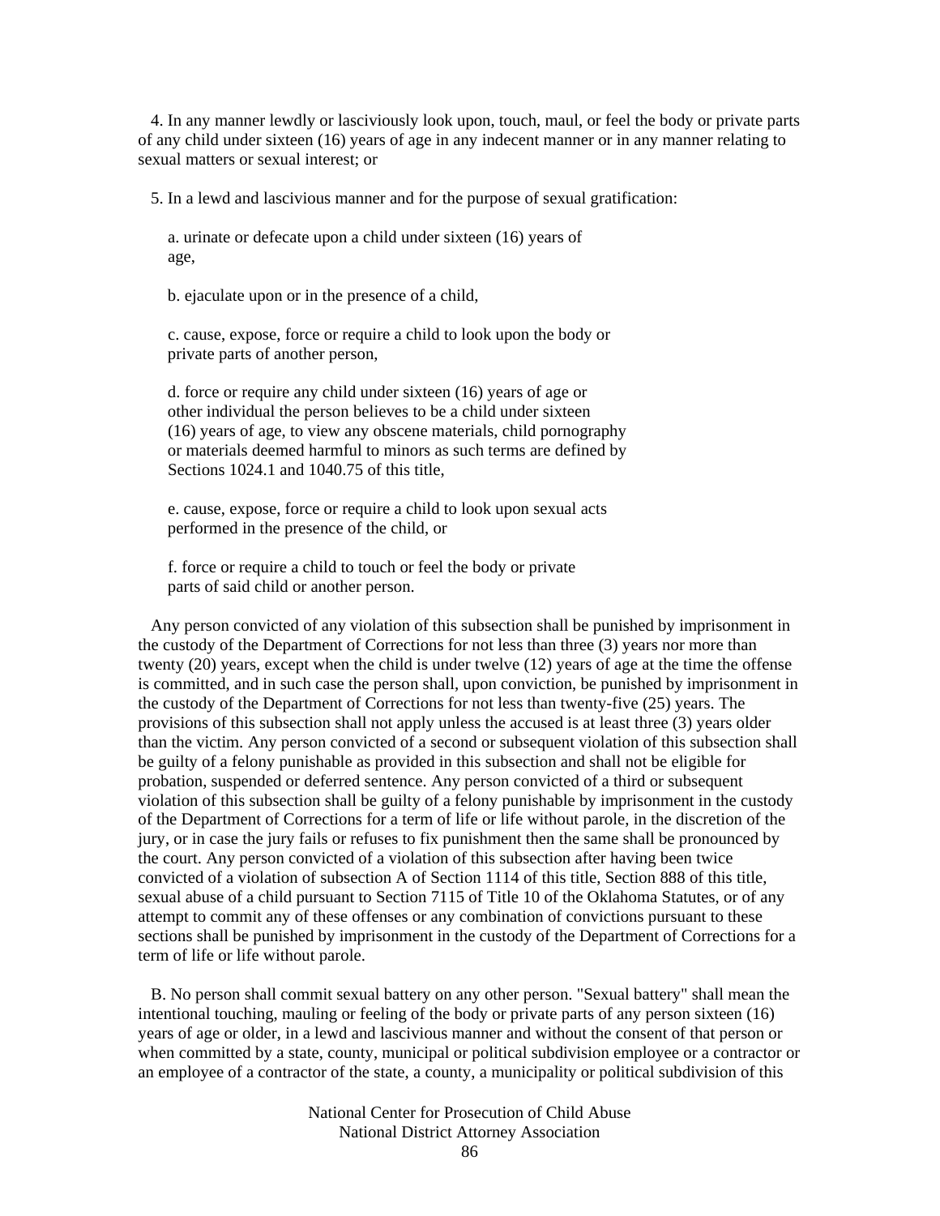4. In any manner lewdly or lasciviously look upon, touch, maul, or feel the body or private parts of any child under sixteen (16) years of age in any indecent manner or in any manner relating to sexual matters or sexual interest; or

5. In a lewd and lascivious manner and for the purpose of sexual gratification:

a. urinate or defecate upon a child under sixteen (16) years of age,

b. ejaculate upon or in the presence of a child,

c. cause, expose, force or require a child to look upon the body or private parts of another person,

d. force or require any child under sixteen (16) years of age or other individual the person believes to be a child under sixteen (16) years of age, to view any obscene materials, child pornography or materials deemed harmful to minors as such terms are defined by Sections 1024.1 and 1040.75 of this title,

e. cause, expose, force or require a child to look upon sexual acts performed in the presence of the child, or

f. force or require a child to touch or feel the body or private parts of said child or another person.

Any person convicted of any violation of this subsection shall be punished by imprisonment in the custody of the Department of Corrections for not less than three (3) years nor more than twenty (20) years, except when the child is under twelve (12) years of age at the time the offense is committed, and in such case the person shall, upon conviction, be punished by imprisonment in the custody of the Department of Corrections for not less than twenty-five (25) years. The provisions of this subsection shall not apply unless the accused is at least three (3) years older than the victim. Any person convicted of a second or subsequent violation of this subsection shall be guilty of a felony punishable as provided in this subsection and shall not be eligible for probation, suspended or deferred sentence. Any person convicted of a third or subsequent violation of this subsection shall be guilty of a felony punishable by imprisonment in the custody of the Department of Corrections for a term of life or life without parole, in the discretion of the jury, or in case the jury fails or refuses to fix punishment then the same shall be pronounced by the court. Any person convicted of a violation of this subsection after having been twice convicted of a violation of subsection A of Section 1114 of this title, Section 888 of this title, sexual abuse of a child pursuant to Section 7115 of Title 10 of the Oklahoma Statutes, or of any attempt to commit any of these offenses or any combination of convictions pursuant to these sections shall be punished by imprisonment in the custody of the Department of Corrections for a term of life or life without parole.

B. No person shall commit sexual battery on any other person. "Sexual battery" shall mean the intentional touching, mauling or feeling of the body or private parts of any person sixteen (16) years of age or older, in a lewd and lascivious manner and without the consent of that person or when committed by a state, county, municipal or political subdivision employee or a contractor or an employee of a contractor of the state, a county, a municipality or political subdivision of this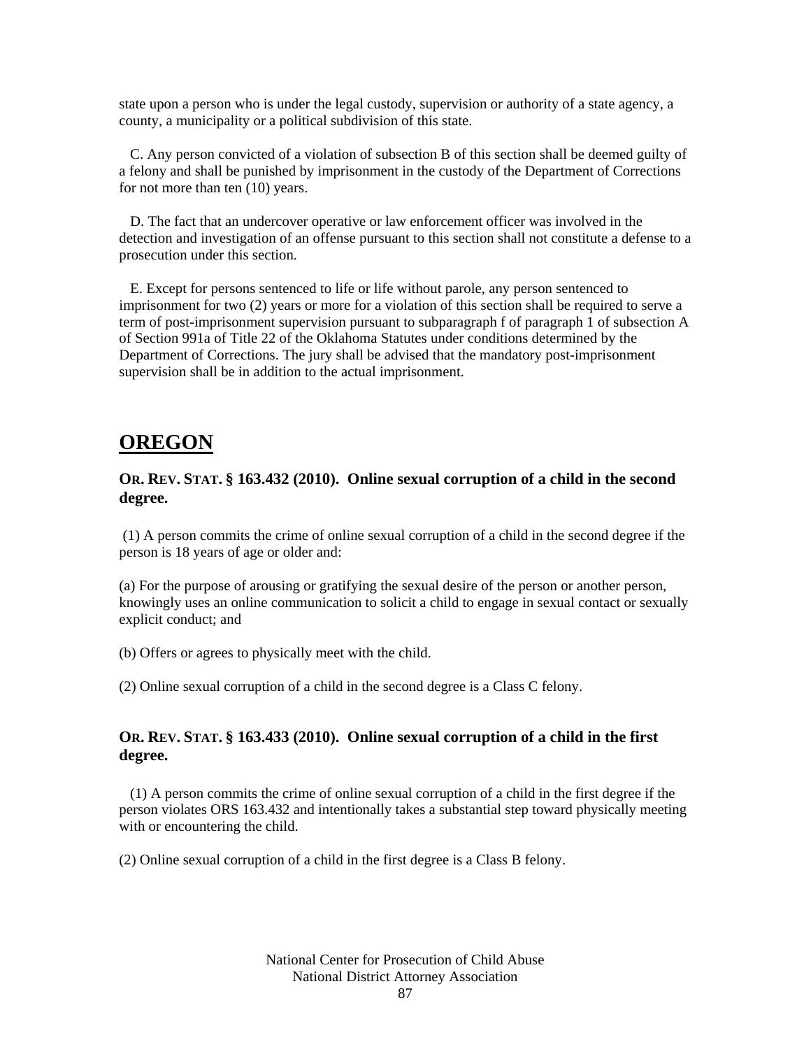state upon a person who is under the legal custody, supervision or authority of a state agency, a county, a municipality or a political subdivision of this state.

C. Any person convicted of a violation of subsection B of this section shall be deemed guilty of a felony and shall be punished by imprisonment in the custody of the Department of Corrections for not more than ten (10) years.

D. The fact that an undercover operative or law enforcement officer was involved in the detection and investigation of an offense pursuant to this section shall not constitute a defense to a prosecution under this section.

E. Except for persons sentenced to life or life without parole, any person sentenced to imprisonment for two (2) years or more for a violation of this section shall be required to serve a term of post-imprisonment supervision pursuant to subparagraph f of paragraph 1 of subsection A of Section 991a of Title 22 of the Oklahoma Statutes under conditions determined by the Department of Corrections. The jury shall be advised that the mandatory post-imprisonment supervision shall be in addition to the actual imprisonment.

## OREGON

### OR. REV. STAT. § 163.432 (2010). Online sexual corruption of a child in the second degree.

(1) A person commits the crime of online sexual corruption of a child in the second degree if the person is 18 years of age or older and:

(a) For the purpose of arousing or gratifying the sexual desire of the person or another person, knowingly uses an online communication to solicit a child to engage in sexual contact or sexually explicit conduct; and

(b) Offers or agrees to physically meet with the child.

(2) Online sexual corruption of a child in the second degree is a Class C felony.

### OR. REV. STAT. § 163.433 (2010). Online sexual corruption of a child in the first degree.

(1) A person commits the crime of online sexual corruption of a child in the first degree if the person violates ORS 163.432 and intentionally takes a substantial step toward physically meeting with or encountering the child.

(2) Online sexual corruption of a child in the first degree is a Class B felony.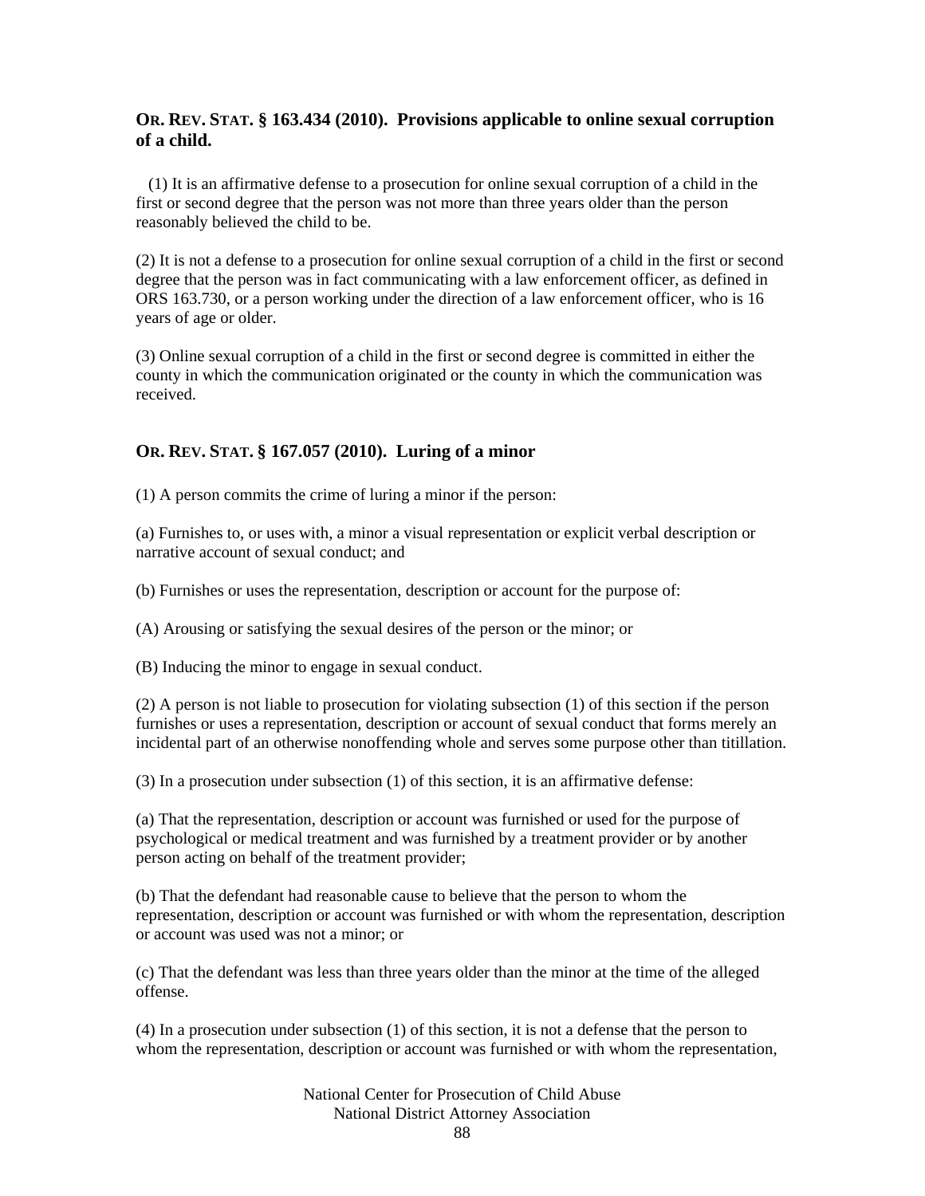### OR. REV. STAT. § 163.434 (2010). Provisions applicable to online sexual corruption of a child.

(1) It is an affirmative defense to a prosecution for online sexual corruption of a child in the first or second degree that the person was not more than three years older than the person reasonably believed the child to be.

(2) It is not a defense to a prosecution for online sexual corruption of a child in the first or second degree that the person was in fact communicating with a law enforcement officer, as defined in ORS 163.730, or a person working under the direction of a law enforcement officer, who is 16 years of age or older.

(3) Online sexual corruption of a child in the first or second degree is committed in either the county in which the communication originated or the county in which the communication was received.

### OR. REV. STAT. § 167.057 (2010). Luring of a minor

(1) A person commits the crime of luring a minor if the person:

(a) Furnishes to, or uses with, a minor a visual representation or explicit verbal description or narrative account of sexual conduct; and

(b) Furnishes or uses the representation, description or account for the purpose of:

(A) Arousing or satisfying the sexual desires of the person or the minor; or

(B) Inducing the minor to engage in sexual conduct.

(2) A person is not liable to prosecution for violating subsection (1) of this section if the person furnishes or uses a representation, description or account of sexual conduct that forms merely an incidental part of an otherwise nonoffending whole and serves some purpose other than titillation.

(3) In a prosecution under subsection (1) of this section, it is an affirmative defense:

(a) That the representation, description or account was furnished or used for the purpose of psychological or medical treatment and was furnished by a treatment provider or by another person acting on behalf of the treatment provider;

(b) That the defendant had reasonable cause to believe that the person to whom the representation, description or account was furnished or with whom the representation, description or account was used was not a minor; or

(c) That the defendant was less than three years older than the minor at the time of the alleged offense.

(4) In a prosecution under subsection (1) of this section, it is not a defense that the person to whom the representation, description or account was furnished or with whom the representation,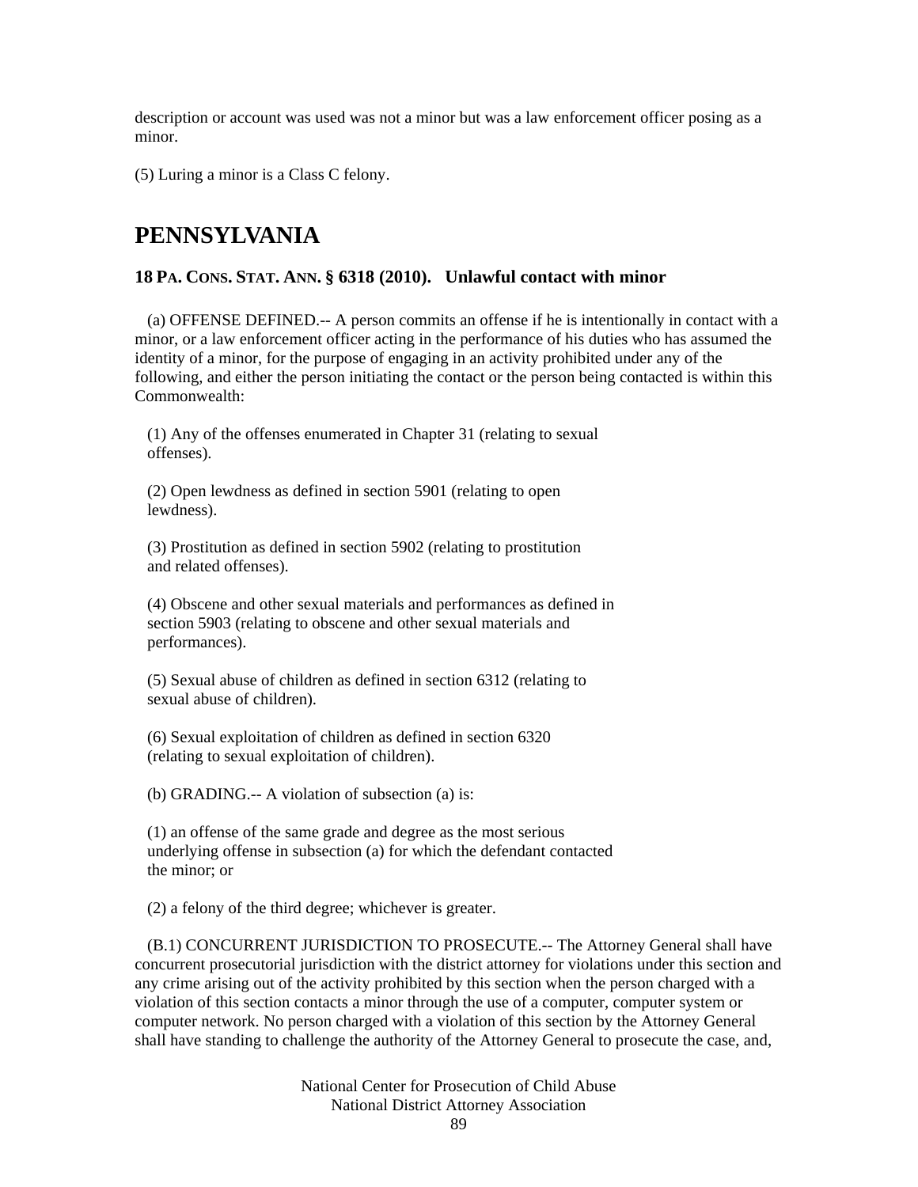description or account was used was not a minor but was a law enforcement officer posing as a minor.

(5) Luring a minor is a Class C felony.

# PENNSYLVANIA

### 18 PA. CONS. STAT. ANN. § 6318 (2010). Unlawful contact with minor

(a) OFFENSE DEFINED.-- A person commits an offense if he is intentionally in contact with a minor, or a law enforcement officer acting in the performance of his duties who has assumed the identity of a minor, for the purpose of engaging in an activity prohibited under any of the following, and either the person initiating the contact or the person being contacted is within this Commonwealth:

(1) Any of the offenses enumerated in Chapter 31 (relating to sexual offenses).

(2) Open lewdness as defined in section 5901 (relating to open lewdness).

(3) Prostitution as defined in section 5902 (relating to prostitution and related offenses).

(4) Obscene and other sexual materials and performances as defined in section 5903 (relating to obscene and other sexual materials and performances).

(5) Sexual abuse of children as defined in section 6312 (relating to sexual abuse of children).

(6) Sexual exploitation of children as defined in section 6320 (relating to sexual exploitation of children).

(b) GRADING.-- A violation of subsection (a) is:

(1) an offense of the same grade and degree as the most serious underlying offense in subsection (a) for which the defendant contacted the minor; or

(2) a felony of the third degree; whichever is greater.

(B.1) CONCURRENT JURISDICTION TO PROSECUTE.-- The Attorney General shall have concurrent prosecutorial jurisdiction with the district attorney for violations under this section and any crime arising out of the activity prohibited by this section when the person charged with a violation of this section contacts a minor through the use of a computer, computer system or computer network. No person charged with a violation of this section by the Attorney General shall have standing to challenge the authority of the Attorney General to prosecute the case, and,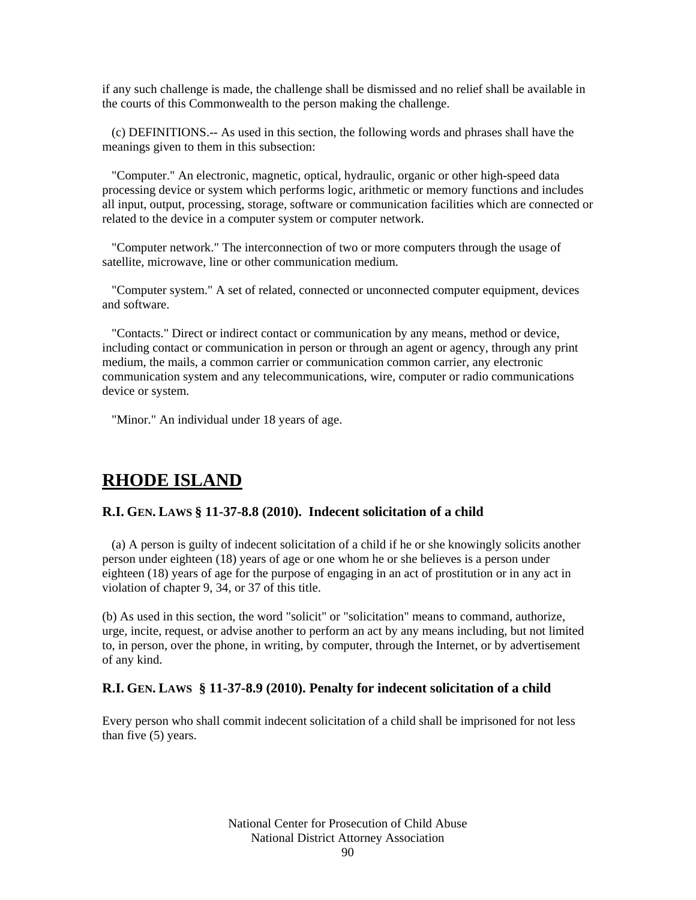if any such challenge is made, the challenge shall be dismissed and no relief shall be available in the courts of this Commonwealth to the person making the challenge.

(c) DEFINITIONS.-- As used in this section, the following words and phrases shall have the meanings given to them in this subsection:

"Computer." An electronic, magnetic, optical, hydraulic, organic or other high-speed data processing device or system which performs logic, arithmetic or memory functions and includes all input, output, processing, storage, software or communication facilities which are connected or related to the device in a computer system or computer network.

"Computer network." The interconnection of two or more computers through the usage of satellite, microwave, line or other communication medium.

"Computer system." A set of related, connected or unconnected computer equipment, devices and software.

"Contacts." Direct or indirect contact or communication by any means, method or device, including contact or communication in person or through an agent or agency, through any print medium, the mails, a common carrier or communication common carrier, any electronic communication system and any telecommunications, wire, computer or radio communications device or system.

"Minor." An individual under 18 years of age.

## RHODE ISLAND

### R.I. GEN. LAWS § 11-37-8.8 (2010). Indecent solicitation of a child

(a) A person is guilty of indecent solicitation of a child if he or she knowingly solicits another person under eighteen (18) years of age or one whom he or she believes is a person under eighteen (18) years of age for the purpose of engaging in an act of prostitution or in any act in violation of chapter 9, 34, or 37 of this title.

(b) As used in this section, the word "solicit" or "solicitation" means to command, authorize, urge, incite, request, or advise another to perform an act by any means including, but not limited to, in person, over the phone, in writing, by computer, through the Internet, or by advertisement of any kind.

### R.I. GEN. LAWS § 11-37-8.9 (2010). Penalty for indecent solicitation of a child

Every person who shall commit indecent solicitation of a child shall be imprisoned for not less than five (5) years.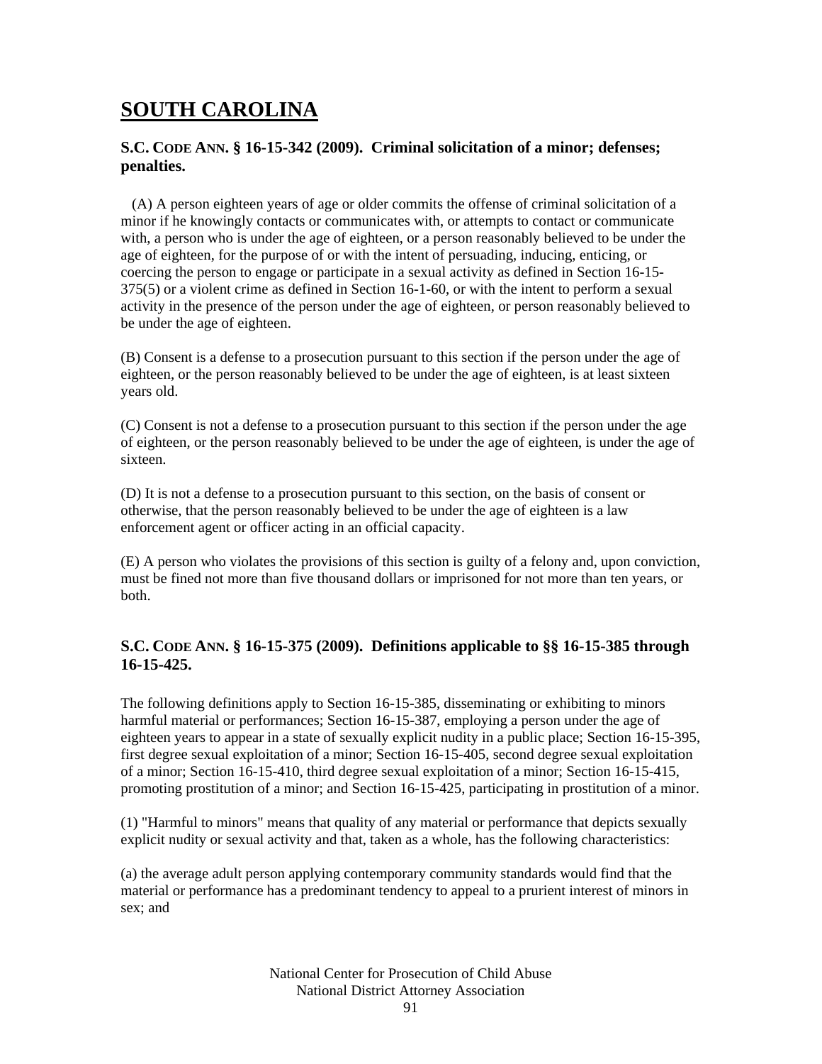# SOUTH CAROLINA

### S.C. CODE ANN. § 16-15-342 (2009). Criminal solicitation of a minor; defenses; penalties.

(A) A person eighteen years of age or older commits the offense of criminal solicitation of a minor if he knowingly contacts or communicates with, or attempts to contact or communicate with, a person who is under the age of eighteen, or a person reasonably believed to be under the age of eighteen, for the purpose of or with the intent of persuading, inducing, enticing, or coercing the person to engage or participate in a sexual activity as defined in Section 16-15-375(5) or a violent crime as defined in Section 16-1-60, or with the intent to perform a sexual activity in the presence of the person under the age of eighteen, or person reasonably believed to be under the age of eighteen.

(B) Consent is a defense to a prosecution pursuant to this section if the person under the age of eighteen, or the person reasonably believed to be under the age of eighteen, is at least sixteen years old.

(C) Consent is not a defense to a prosecution pursuant to this section if the person under the age of eighteen, or the person reasonably believed to be under the age of eighteen, is under the age of sixteen.

(D) It is not a defense to a prosecution pursuant to this section, on the basis of consent or otherwise, that the person reasonably believed to be under the age of eighteen is a law enforcement agent or officer acting in an official capacity.

(E) A person who violates the provisions of this section is guilty of a felony and, upon conviction, must be fined not more than five thousand dollars or imprisoned for not more than ten years, or both.

### S.C. CODE ANN. § 16-15-375 (2009). Definitions applicable to §§ 16-15-385 through 16-15-425.

The following definitions apply to Section 16-15-385, disseminating or exhibiting to minors harmful material or performances; Section 16-15-387, employing a person under the age of eighteen years to appear in a state of sexually explicit nudity in a public place; Section 16-15-395, first degree sexual exploitation of a minor; Section 16-15-405, second degree sexual exploitation of a minor; Section 16-15-410, third degree sexual exploitation of a minor; Section 16-15-415, promoting prostitution of a minor; and Section 16-15-425, participating in prostitution of a minor.

(1) "Harmful to minors" means that quality of any material or performance that depicts sexually explicit nudity or sexual activity and that, taken as a whole, has the following characteristics:

(a) the average adult person applying contemporary community standards would find that the material or performance has a predominant tendency to appeal to a prurient interest of minors in sex; and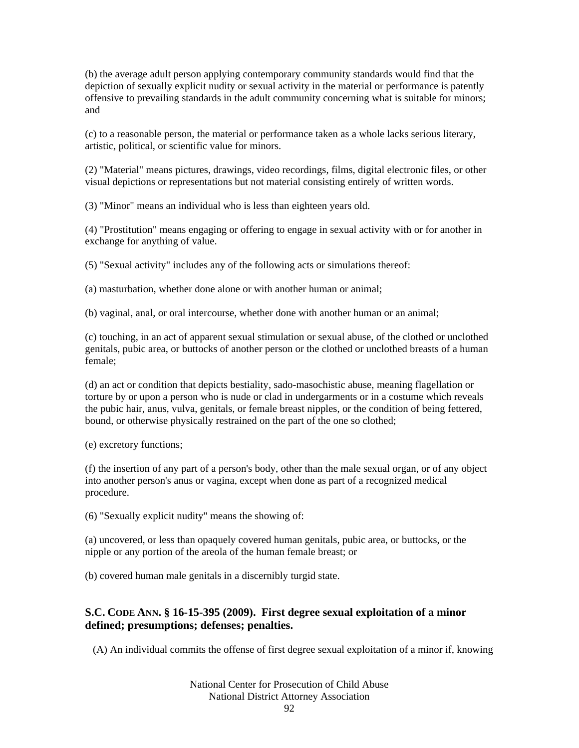(b) the average adult person applying contemporary community standards would find that the depiction of sexually explicit nudity or sexual activity in the material or performance is patently offensive to prevailing standards in the adult community concerning what is suitable for minors; and

(c) to a reasonable person, the material or performance taken as a whole lacks serious literary, artistic, political, or scientific value for minors.

(2) "Material" means pictures, drawings, video recordings, films, digital electronic files, or other visual depictions or representations but not material consisting entirely of written words.

(3) "Minor" means an individual who is less than eighteen years old.

(4) "Prostitution" means engaging or offering to engage in sexual activity with or for another in exchange for anything of value.

(5) "Sexual activity" includes any of the following acts or simulations thereof:

(a) masturbation, whether done alone or with another human or animal;

(b) vaginal, anal, or oral intercourse, whether done with another human or an animal;

(c) touching, in an act of apparent sexual stimulation or sexual abuse, of the clothed or unclothed genitals, pubic area, or buttocks of another person or the clothed or unclothed breasts of a human female;

(d) an act or condition that depicts bestiality, sado-masochistic abuse, meaning flagellation or torture by or upon a person who is nude or clad in undergarments or in a costume which reveals the pubic hair, anus, vulva, genitals, or female breast nipples, or the condition of being fettered, bound, or otherwise physically restrained on the part of the one so clothed;

(e) excretory functions;

(f) the insertion of any part of a person's body, other than the male sexual organ, or of any object into another person's anus or vagina, except when done as part of a recognized medical procedure.

(6) "Sexually explicit nudity" means the showing of:

(a) uncovered, or less than opaquely covered human genitals, pubic area, or buttocks, or the nipple or any portion of the areola of the human female breast; or

(b) covered human male genitals in a discernibly turgid state.

### S.C. CODE ANN. § 16-15-395 (2009). First degree sexual exploitation of a minor defined; presumptions; defenses; penalties.

(A) An individual commits the offense of first degree sexual exploitation of a minor if, knowing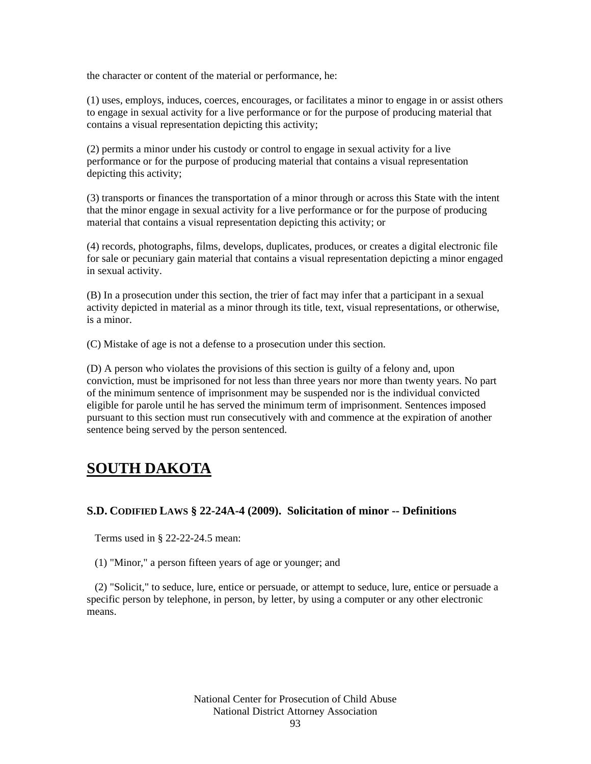the character or content of the material or performance, he:

(1) uses, employs, induces, coerces, encourages, or facilitates a minor to engage in or assist others to engage in sexual activity for a live performance or for the purpose of producing material that contains a visual representation depicting this activity;

(2) permits a minor under his custody or control to engage in sexual activity for a live performance or for the purpose of producing material that contains a visual representation depicting this activity;

(3) transports or finances the transportation of a minor through or across this State with the intent that the minor engage in sexual activity for a live performance or for the purpose of producing material that contains a visual representation depicting this activity; or

(4) records, photographs, films, develops, duplicates, produces, or creates a digital electronic file for sale or pecuniary gain material that contains a visual representation depicting a minor engaged in sexual activity.

(B) In a prosecution under this section, the trier of fact may infer that a participant in a sexual activity depicted in material as a minor through its title, text, visual representations, or otherwise, is a minor.

(C) Mistake of age is not a defense to a prosecution under this section.

(D) A person who violates the provisions of this section is guilty of a felony and, upon conviction, must be imprisoned for not less than three years nor more than twenty years. No part of the minimum sentence of imprisonment may be suspended nor is the individual convicted eligible for parole until he has served the minimum term of imprisonment. Sentences imposed pursuant to this section must run consecutively with and commence at the expiration of another sentence being served by the person sentenced.

# SOUTH DAKOTA

### S.D. CODIFIED LAWS § 22-24A-4 (2009). Solicitation of minor -- Definitions

Terms used in § 22-22-24.5 mean:

(1) "Minor," a person fifteen years of age or younger; and

(2) "Solicit," to seduce, lure, entice or persuade, or attempt to seduce, lure, entice or persuade a specific person by telephone, in person, by letter, by using a computer or any other electronic means.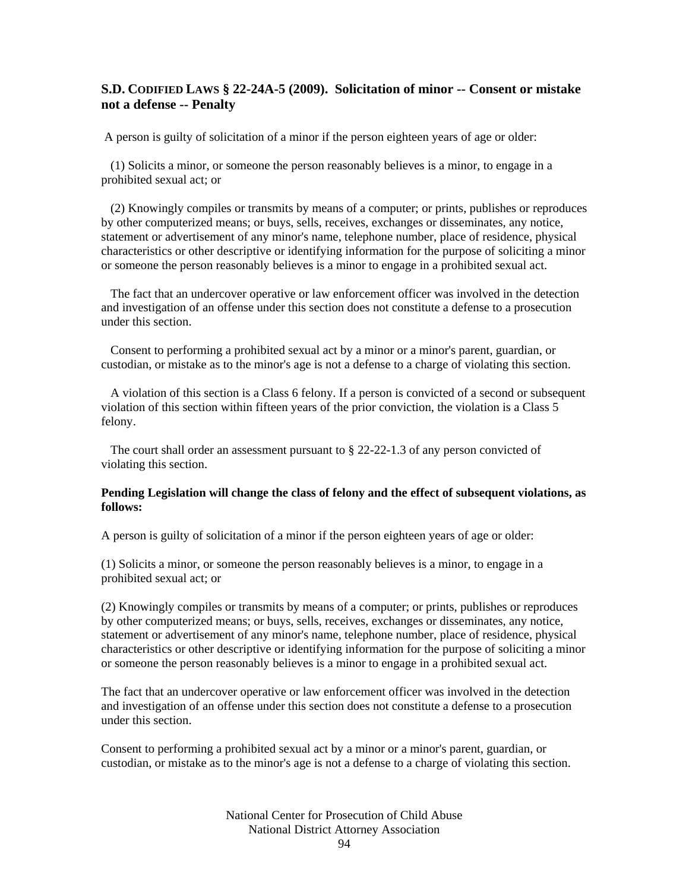### S.D. CODIFIED LAWS § 22-24A-5 (2009). Solicitation of minor -- Consent or mistake not a defense -- Penalty

A person is guilty of solicitation of a minor if the person eighteen years of age or older:

(1) Solicits a minor, or someone the person reasonably believes is a minor, to engage in a prohibited sexual act; or

(2) Knowingly compiles or transmits by means of a computer; or prints, publishes or reproduces by other computerized means; or buys, sells, receives, exchanges or disseminates, any notice, statement or advertisement of any minor's name, telephone number, place of residence, physical characteristics or other descriptive or identifying information for the purpose of soliciting a minor or someone the person reasonably believes is a minor to engage in a prohibited sexual act.

The fact that an undercover operative or law enforcement officer was involved in the detection and investigation of an offense under this section does not constitute a defense to a prosecution under this section.

Consent to performing a prohibited sexual act by a minor or a minor's parent, guardian, or custodian, or mistake as to the minor's age is not a defense to a charge of violating this section.

A violation of this section is a Class 6 felony. If a person is convicted of a second or subsequent violation of this section within fifteen years of the prior conviction, the violation is a Class 5 felony.

The court shall order an assessment pursuant to § 22-22-1.3 of any person convicted of violating this section.

**Pending Legislation will change the class of felony and the effect of subsequent violations, as follows:**

A person is guilty of solicitation of a minor if the person eighteen years of age or older:

(1) Solicits a minor, or someone the person reasonably believes is a minor, to engage in a prohibited sexual act; or

(2) Knowingly compiles or transmits by means of a computer; or prints, publishes or reproduces by other computerized means; or buys, sells, receives, exchanges or disseminates, any notice, statement or advertisement of any minor's name, telephone number, place of residence, physical characteristics or other descriptive or identifying information for the purpose of soliciting a minor or someone the person reasonably believes is a minor to engage in a prohibited sexual act.

The fact that an undercover operative or law enforcement officer was involved in the detection and investigation of an offense under this section does not constitute a defense to a prosecution under this section.

Consent to performing a prohibited sexual act by a minor or a minor's parent, guardian, or custodian, or mistake as to the minor's age is not a defense to a charge of violating this section.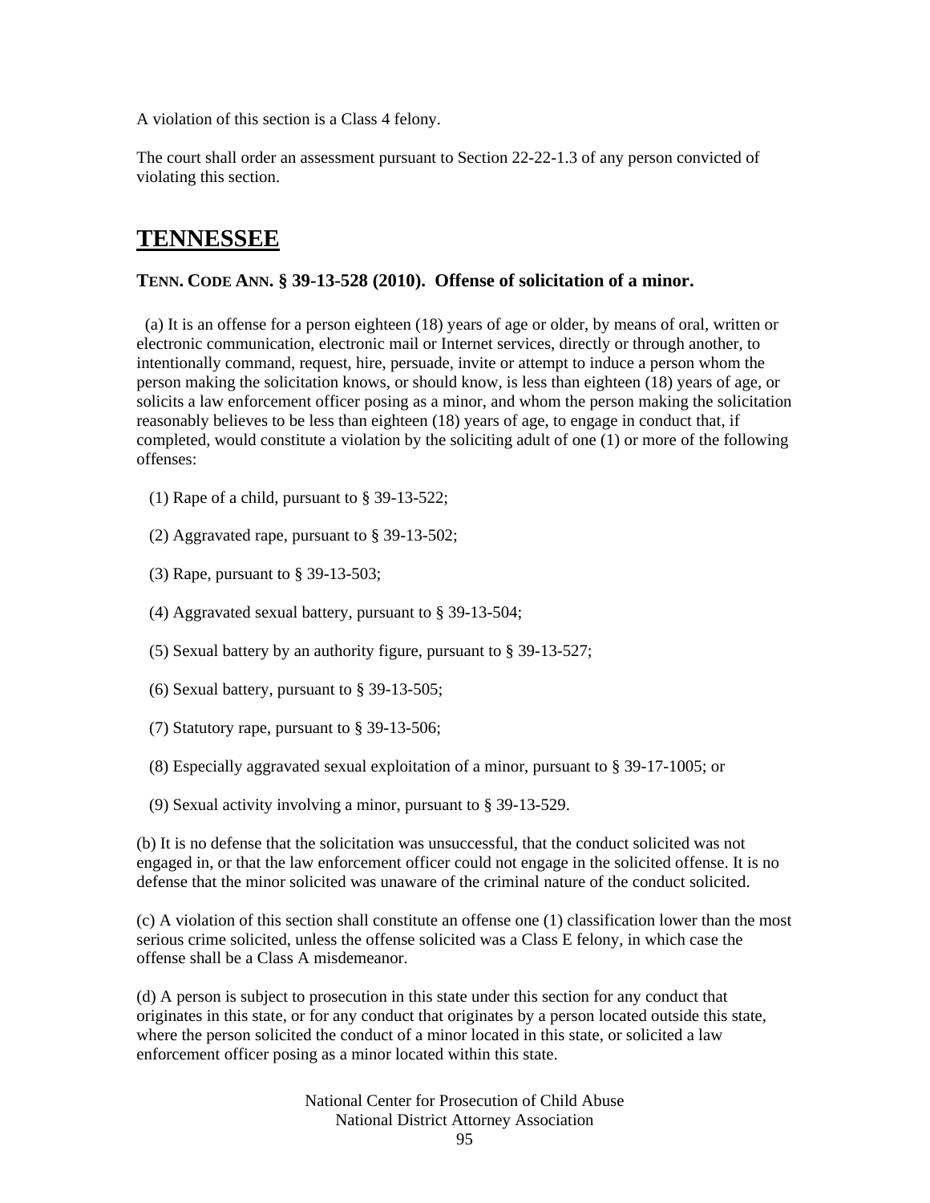A violation of this section is a Class 4 felony.

The court shall order an assessment pursuant to Section 22-22-1.3 of any person convicted of violating this section.

## TENNESSEE

### TENN. CODE ANN. § 39-13-528 (2010). Offense of solicitation of a minor.

(a) It is an offense for a person eighteen (18) years of age or older, by means of oral, written or electronic communication, electronic mail or Internet services, directly or through another, to intentionally command, request, hire, persuade, invite or attempt to induce a person whom the person making the solicitation knows, or should know, is less than eighteen (18) years of age, or solicits a law enforcement officer posing as a minor, and whom the person making the solicitation reasonably believes to be less than eighteen (18) years of age, to engage in conduct that, if completed, would constitute a violation by the soliciting adult of one (1) or more of the following offenses:

(1) Rape of a child, pursuant to § 39-13-522;

(2) Aggravated rape, pursuant to § 39-13-502;

(3) Rape, pursuant to § 39-13-503;

(4) Aggravated sexual battery, pursuant to § 39-13-504;

(5) Sexual battery by an authority figure, pursuant to § 39-13-527;

(6) Sexual battery, pursuant to § 39-13-505;

(7) Statutory rape, pursuant to § 39-13-506;

(8) Especially aggravated sexual exploitation of a minor, pursuant to § 39-17-1005; or

(9) Sexual activity involving a minor, pursuant to § 39-13-529.

(b) It is no defense that the solicitation was unsuccessful, that the conduct solicited was not engaged in, or that the law enforcement officer could not engage in the solicited offense. It is no defense that the minor solicited was unaware of the criminal nature of the conduct solicited.

(c) A violation of this section shall constitute an offense one (1) classification lower than the most serious crime solicited, unless the offense solicited was a Class E felony, in which case the offense shall be a Class A misdemeanor.

(d) A person is subject to prosecution in this state under this section for any conduct that originates in this state, or for any conduct that originates by a person located outside this state, where the person solicited the conduct of a minor located in this state, or solicited a law enforcement officer posing as a minor located within this state.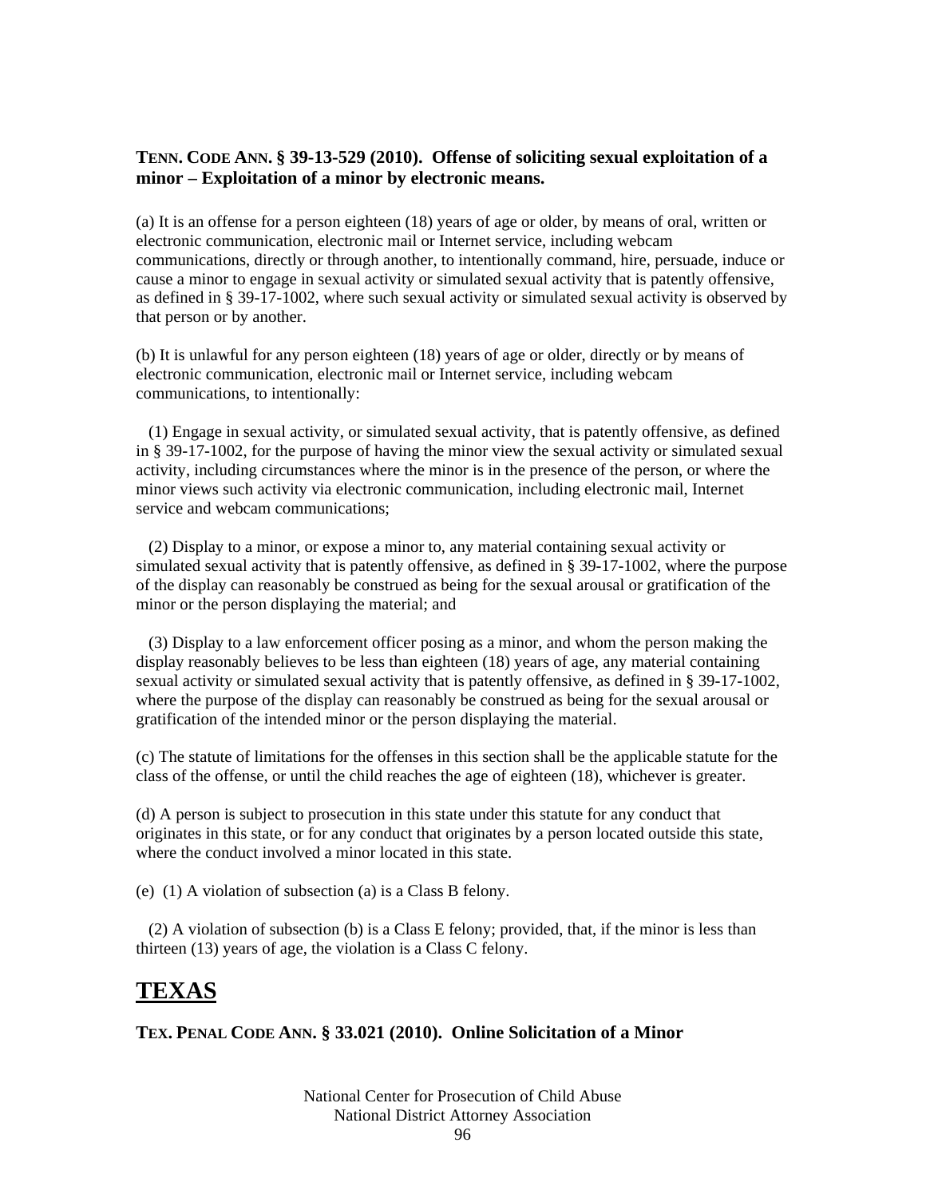**TENN. CODE ANN. § 39-13-529 (2010). Offense of soliciting sexual exploitation of a minor – Exploitation of a minor by electronic means.**

(a) It is an offense for a person eighteen (18) years of age or older, by means of oral, written or electronic communication, electronic mail or Internet service, including webcam communications, directly or through another, to intentionally command, hire, persuade, induce or cause a minor to engage in sexual activity or simulated sexual activity that is patently offensive, as defined in § 39-17-1002, where such sexual activity or simulated sexual activity is observed by that person or by another.

(b) It is unlawful for any person eighteen (18) years of age or older, directly or by means of electronic communication, electronic mail or Internet service, including webcam communications, to intentionally:

(1) Engage in sexual activity, or simulated sexual activity, that is patently offensive, as defined in § 39-17-1002, for the purpose of having the minor view the sexual activity or simulated sexual activity, including circumstances where the minor is in the presence of the person, or where the minor views such activity via electronic communication, including electronic mail, Internet service and webcam communications;

(2) Display to a minor, or expose a minor to, any material containing sexual activity or simulated sexual activity that is patently offensive, as defined in § 39-17-1002, where the purpose of the display can reasonably be construed as being for the sexual arousal or gratification of the minor or the person displaying the material; and

(3) Display to a law enforcement officer posing as a minor, and whom the person making the display reasonably believes to be less than eighteen (18) years of age, any material containing sexual activity or simulated sexual activity that is patently offensive, as defined in § 39-17-1002, where the purpose of the display can reasonably be construed as being for the sexual arousal or gratification of the intended minor or the person displaying the material.

(c) The statute of limitations for the offenses in this section shall be the applicable statute for the class of the offense, or until the child reaches the age of eighteen (18), whichever is greater.

(d) A person is subject to prosecution in this state under this statute for any conduct that originates in this state, or for any conduct that originates by a person located outside this state, where the conduct involved a minor located in this state.

(e) (1) A violation of subsection (a) is a Class B felony.

(2) A violation of subsection (b) is a Class E felony; provided, that, if the minor is less than thirteen (13) years of age, the violation is a Class C felony.

# TEXAS

**TEX. PENAL CODE ANN. § 33.021 (2010). Online Solicitation of a Minor**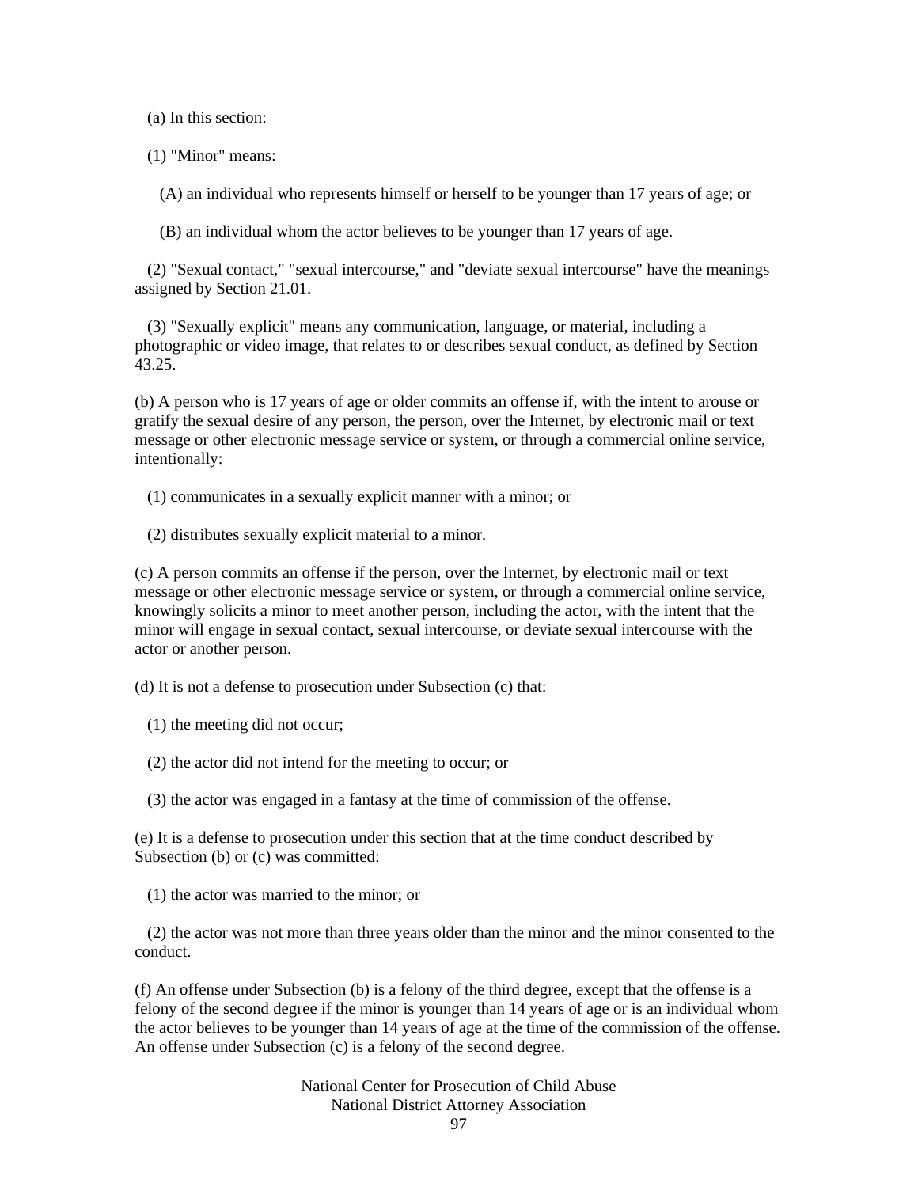(a) In this section:

(1) "Minor" means:

(A) an individual who represents himself or herself to be younger than 17 years of age; or

(B) an individual whom the actor believes to be younger than 17 years of age.

(2) "Sexual contact," "sexual intercourse," and "deviate sexual intercourse" have the meanings assigned by Section 21.01.

(3) "Sexually explicit" means any communication, language, or material, including a photographic or video image, that relates to or describes sexual conduct, as defined by Section 43.25.

(b) A person who is 17 years of age or older commits an offense if, with the intent to arouse or gratify the sexual desire of any person, the person, over the Internet, by electronic mail or text message or other electronic message service or system, or through a commercial online service, intentionally:

(1) communicates in a sexually explicit manner with a minor; or

(2) distributes sexually explicit material to a minor.

(c) A person commits an offense if the person, over the Internet, by electronic mail or text message or other electronic message service or system, or through a commercial online service, knowingly solicits a minor to meet another person, including the actor, with the intent that the minor will engage in sexual contact, sexual intercourse, or deviate sexual intercourse with the actor or another person.

(d) It is not a defense to prosecution under Subsection (c) that:

(1) the meeting did not occur;

(2) the actor did not intend for the meeting to occur; or

(3) the actor was engaged in a fantasy at the time of commission of the offense.

(e) It is a defense to prosecution under this section that at the time conduct described by Subsection (b) or (c) was committed:

(1) the actor was married to the minor; or

(2) the actor was not more than three years older than the minor and the minor consented to the conduct.

(f) An offense under Subsection (b) is a felony of the third degree, except that the offense is a felony of the second degree if the minor is younger than 14 years of age or is an individual whom the actor believes to be younger than 14 years of age at the time of the commission of the offense. An offense under Subsection (c) is a felony of the second degree.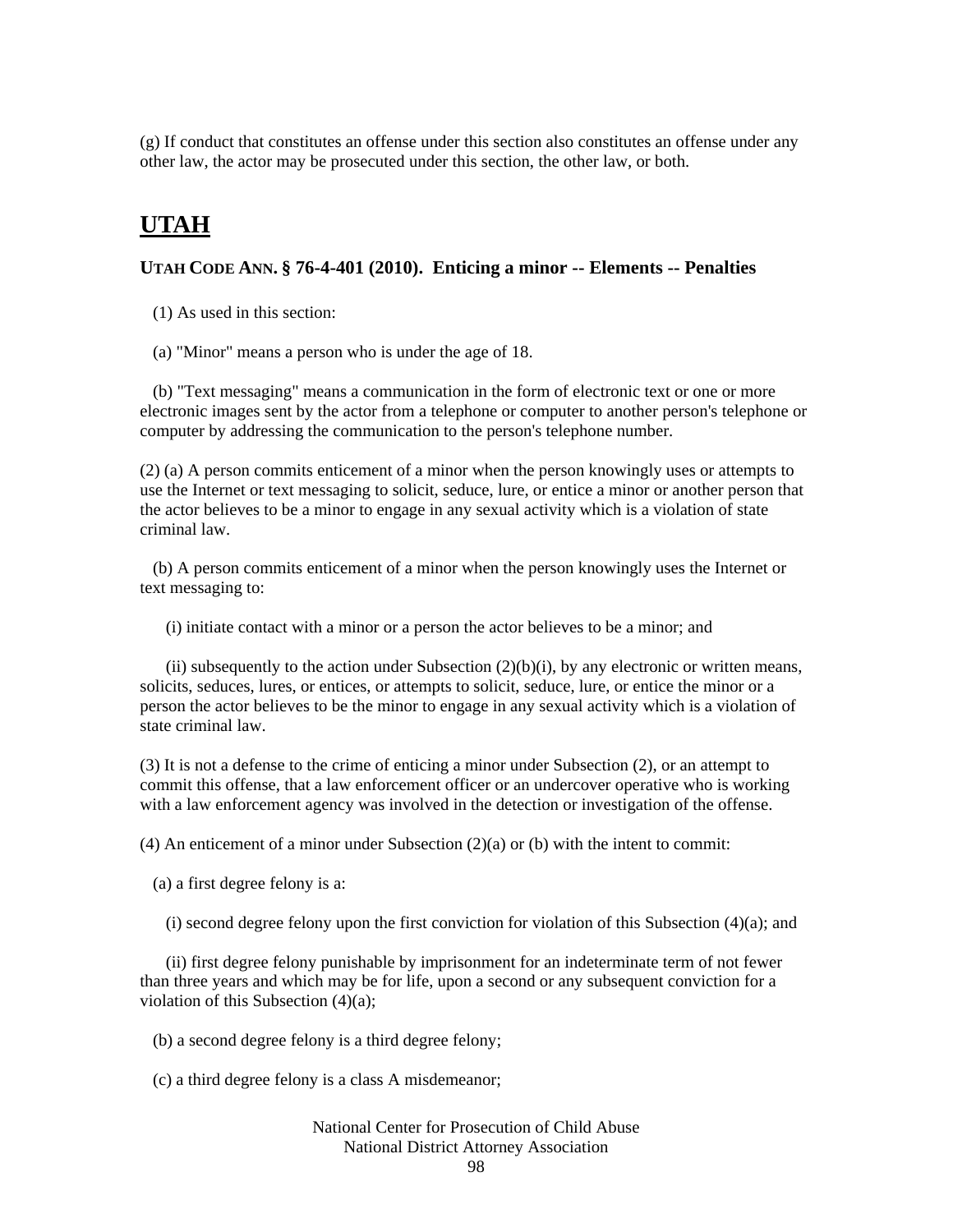(g) If conduct that constitutes an offense under this section also constitutes an offense under any other law, the actor may be prosecuted under this section, the other law, or both.

## UTAH

### UTAH CODE ANN. § 76-4-401 (2010). Enticing a minor -- Elements -- Penalties

(1) As used in this section:

(a) "Minor" means a person who is under the age of 18.

(b) "Text messaging" means a communication in the form of electronic text or one or more electronic images sent by the actor from a telephone or computer to another person's telephone or computer by addressing the communication to the person's telephone number.

(2) (a) A person commits enticement of a minor when the person knowingly uses or attempts to use the Internet or text messaging to solicit, seduce, lure, or entice a minor or another person that the actor believes to be a minor to engage in any sexual activity which is a violation of state criminal law.

(b) A person commits enticement of a minor when the person knowingly uses the Internet or text messaging to:

(i) initiate contact with a minor or a person the actor believes to be a minor; and

(ii) subsequently to the action under Subsection (2)(b)(i), by any electronic or written means, solicits, seduces, lures, or entices, or attempts to solicit, seduce, lure, or entice the minor or a person the actor believes to be the minor to engage in any sexual activity which is a violation of state criminal law.

(3) It is not a defense to the crime of enticing a minor under Subsection (2), or an attempt to commit this offense, that a law enforcement officer or an undercover operative who is working with a law enforcement agency was involved in the detection or investigation of the offense.

(4) An enticement of a minor under Subsection (2)(a) or (b) with the intent to commit:

(a) a first degree felony is a:

(i) second degree felony upon the first conviction for violation of this Subsection (4)(a); and

(ii) first degree felony punishable by imprisonment for an indeterminate term of not fewer than three years and which may be for life, upon a second or any subsequent conviction for a violation of this Subsection (4)(a);

(b) a second degree felony is a third degree felony;

(c) a third degree felony is a class A misdemeanor;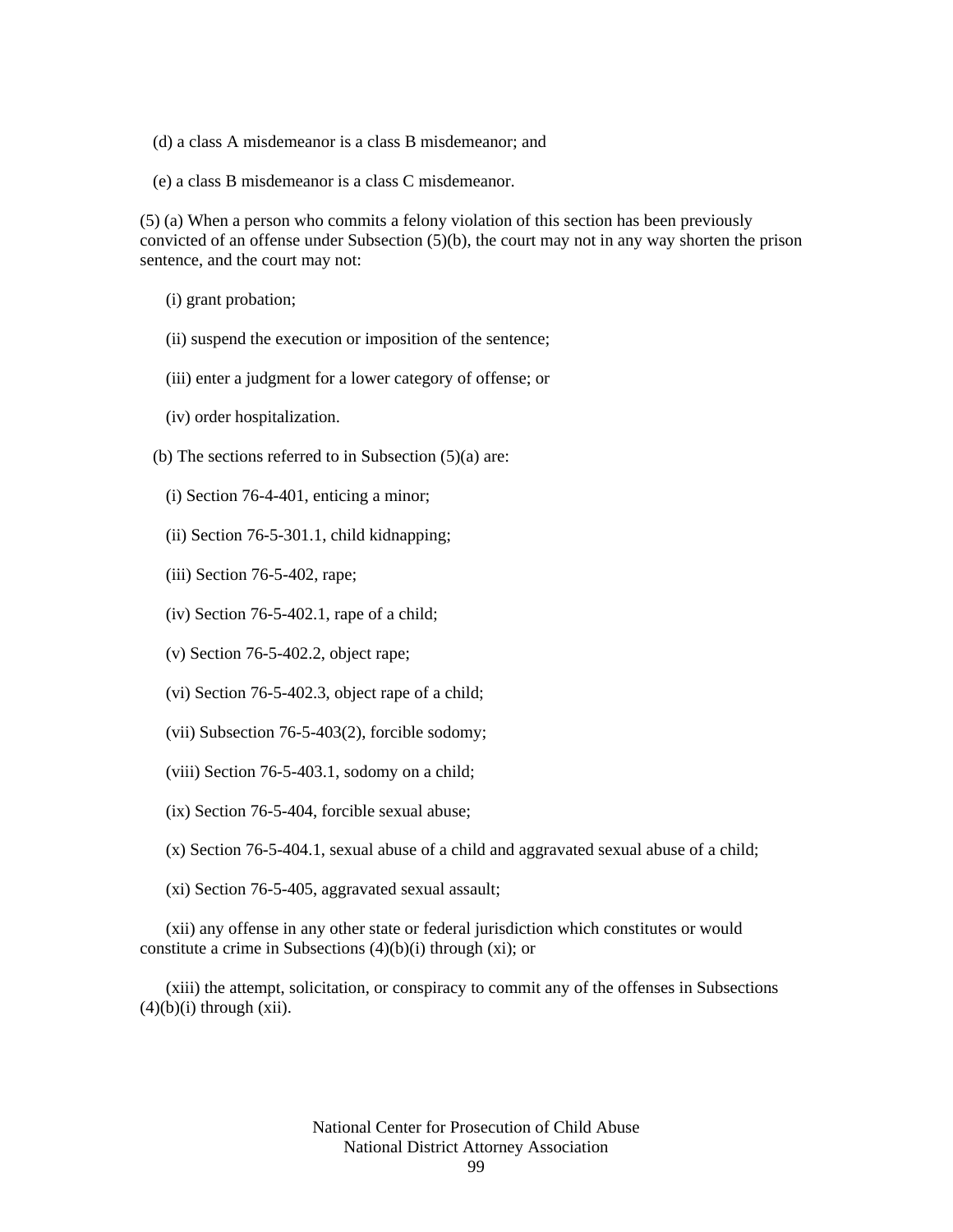(d) a class A misdemeanor is a class B misdemeanor; and

(e) a class B misdemeanor is a class C misdemeanor.

(5) (a) When a person who commits a felony violation of this section has been previously convicted of an offense under Subsection (5)(b), the court may not in any way shorten the prison sentence, and the court may not:

(i) grant probation;

(ii) suspend the execution or imposition of the sentence;

(iii) enter a judgment for a lower category of offense; or

(iv) order hospitalization.

(b) The sections referred to in Subsection (5)(a) are:

(i) Section 76-4-401, enticing a minor;

(ii) Section 76-5-301.1, child kidnapping;

(iii) Section 76-5-402, rape;

(iv) Section 76-5-402.1, rape of a child;

(v) Section 76-5-402.2, object rape;

(vi) Section 76-5-402.3, object rape of a child;

(vii) Subsection 76-5-403(2), forcible sodomy;

(viii) Section 76-5-403.1, sodomy on a child;

(ix) Section 76-5-404, forcible sexual abuse;

(x) Section 76-5-404.1, sexual abuse of a child and aggravated sexual abuse of a child;

(xi) Section 76-5-405, aggravated sexual assault;

(xii) any offense in any other state or federal jurisdiction which constitutes or would constitute a crime in Subsections (4)(b)(i) through (xi); or

(xiii) the attempt, solicitation, or conspiracy to commit any of the offenses in Subsections (4)(b)(i) through (xii).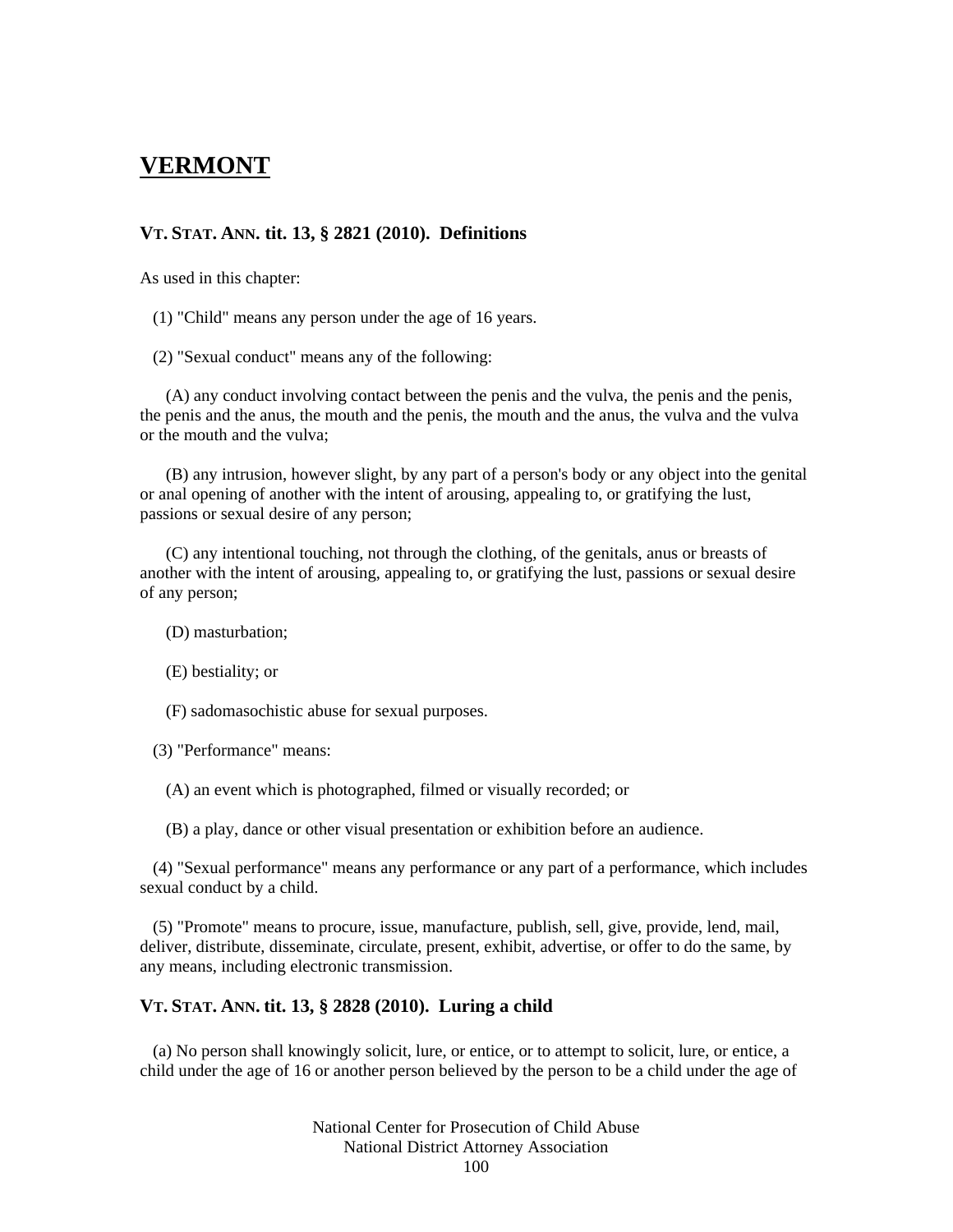# VERMONT

### VT. STAT. ANN. tit. 13, § 2821 (2010). Definitions

As used in this chapter:

(1) "Child" means any person under the age of 16 years.

(2) "Sexual conduct" means any of the following:

(A) any conduct involving contact between the penis and the vulva, the penis and the penis, the penis and the anus, the mouth and the penis, the mouth and the anus, the vulva and the vulva or the mouth and the vulva;

(B) any intrusion, however slight, by any part of a person's body or any object into the genital or anal opening of another with the intent of arousing, appealing to, or gratifying the lust, passions or sexual desire of any person;

(C) any intentional touching, not through the clothing, of the genitals, anus or breasts of another with the intent of arousing, appealing to, or gratifying the lust, passions or sexual desire of any person;

(D) masturbation;

(E) bestiality; or

(F) sadomasochistic abuse for sexual purposes.

(3) "Performance" means:

(A) an event which is photographed, filmed or visually recorded; or

(B) a play, dance or other visual presentation or exhibition before an audience.

(4) "Sexual performance" means any performance or any part of a performance, which includes sexual conduct by a child.

(5) "Promote" means to procure, issue, manufacture, publish, sell, give, provide, lend, mail, deliver, distribute, disseminate, circulate, present, exhibit, advertise, or offer to do the same, by any means, including electronic transmission.

### VT. STAT. ANN. tit. 13, § 2828 (2010). Luring a child

(a) No person shall knowingly solicit, lure, or entice, or to attempt to solicit, lure, or entice, a child under the age of 16 or another person believed by the person to be a child under the age of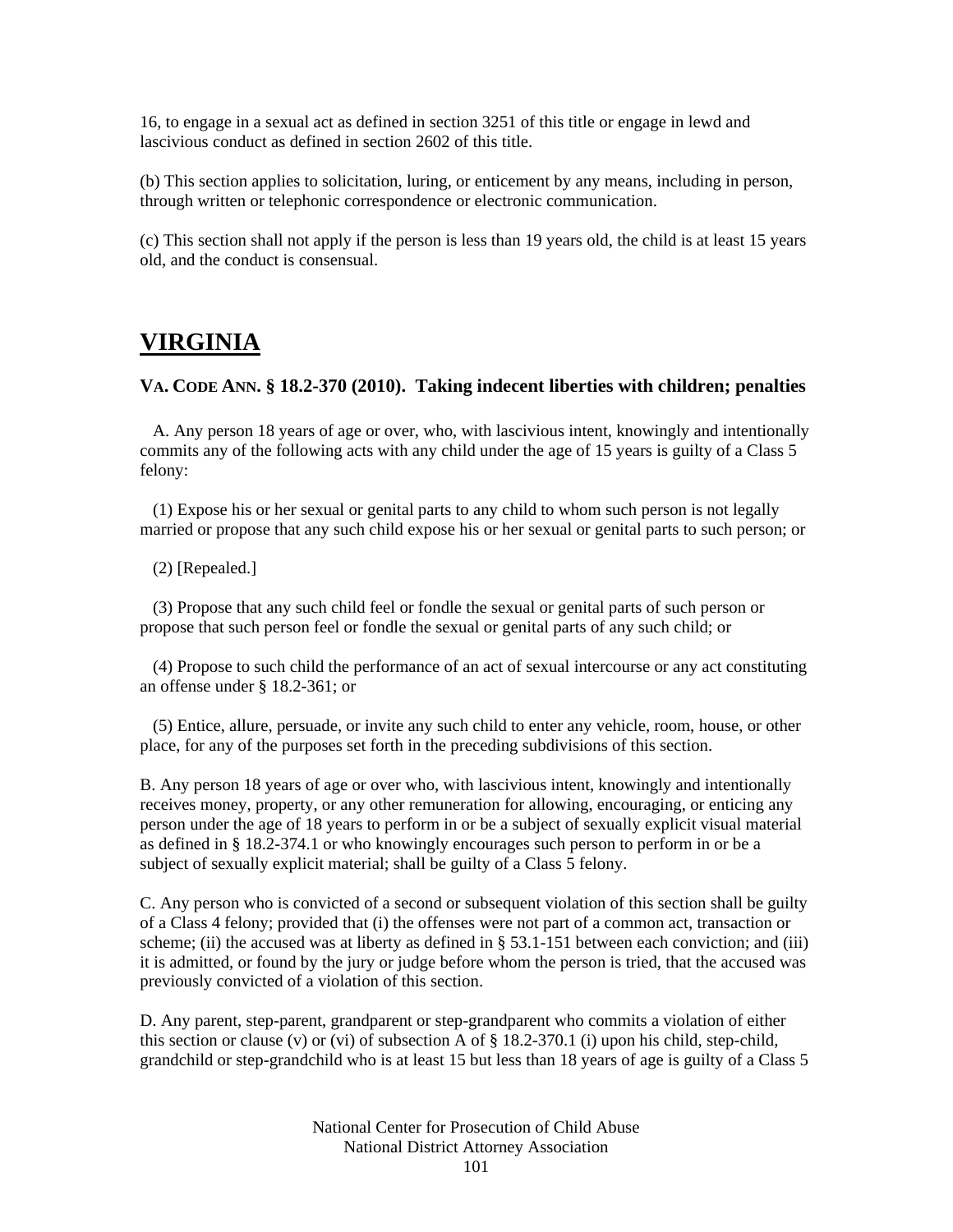16, to engage in a sexual act as defined in section 3251 of this title or engage in lewd and lascivious conduct as defined in section 2602 of this title.

(b) This section applies to solicitation, luring, or enticement by any means, including in person, through written or telephonic correspondence or electronic communication.

(c) This section shall not apply if the person is less than 19 years old, the child is at least 15 years old, and the conduct is consensual.

# VIRGINIA

### VA. CODE ANN. § 18.2-370 (2010). Taking indecent liberties with children; penalties

A. Any person 18 years of age or over, who, with lascivious intent, knowingly and intentionally commits any of the following acts with any child under the age of 15 years is guilty of a Class 5 felony:

(1) Expose his or her sexual or genital parts to any child to whom such person is not legally married or propose that any such child expose his or her sexual or genital parts to such person; or

(2) [Repealed.]

(3) Propose that any such child feel or fondle the sexual or genital parts of such person or propose that such person feel or fondle the sexual or genital parts of any such child; or

(4) Propose to such child the performance of an act of sexual intercourse or any act constituting an offense under § 18.2-361; or

(5) Entice, allure, persuade, or invite any such child to enter any vehicle, room, house, or other place, for any of the purposes set forth in the preceding subdivisions of this section.

B. Any person 18 years of age or over who, with lascivious intent, knowingly and intentionally receives money, property, or any other remuneration for allowing, encouraging, or enticing any person under the age of 18 years to perform in or be a subject of sexually explicit visual material as defined in § 18.2-374.1 or who knowingly encourages such person to perform in or be a subject of sexually explicit material; shall be guilty of a Class 5 felony.

C. Any person who is convicted of a second or subsequent violation of this section shall be guilty of a Class 4 felony; provided that (i) the offenses were not part of a common act, transaction or scheme; (ii) the accused was at liberty as defined in § 53.1-151 between each conviction; and (iii) it is admitted, or found by the jury or judge before whom the person is tried, that the accused was previously convicted of a violation of this section.

D. Any parent, step-parent, grandparent or step-grandparent who commits a violation of either this section or clause (v) or (vi) of subsection A of § 18.2-370.1 (i) upon his child, step-child, grandchild or step-grandchild who is at least 15 but less than 18 years of age is guilty of a Class 5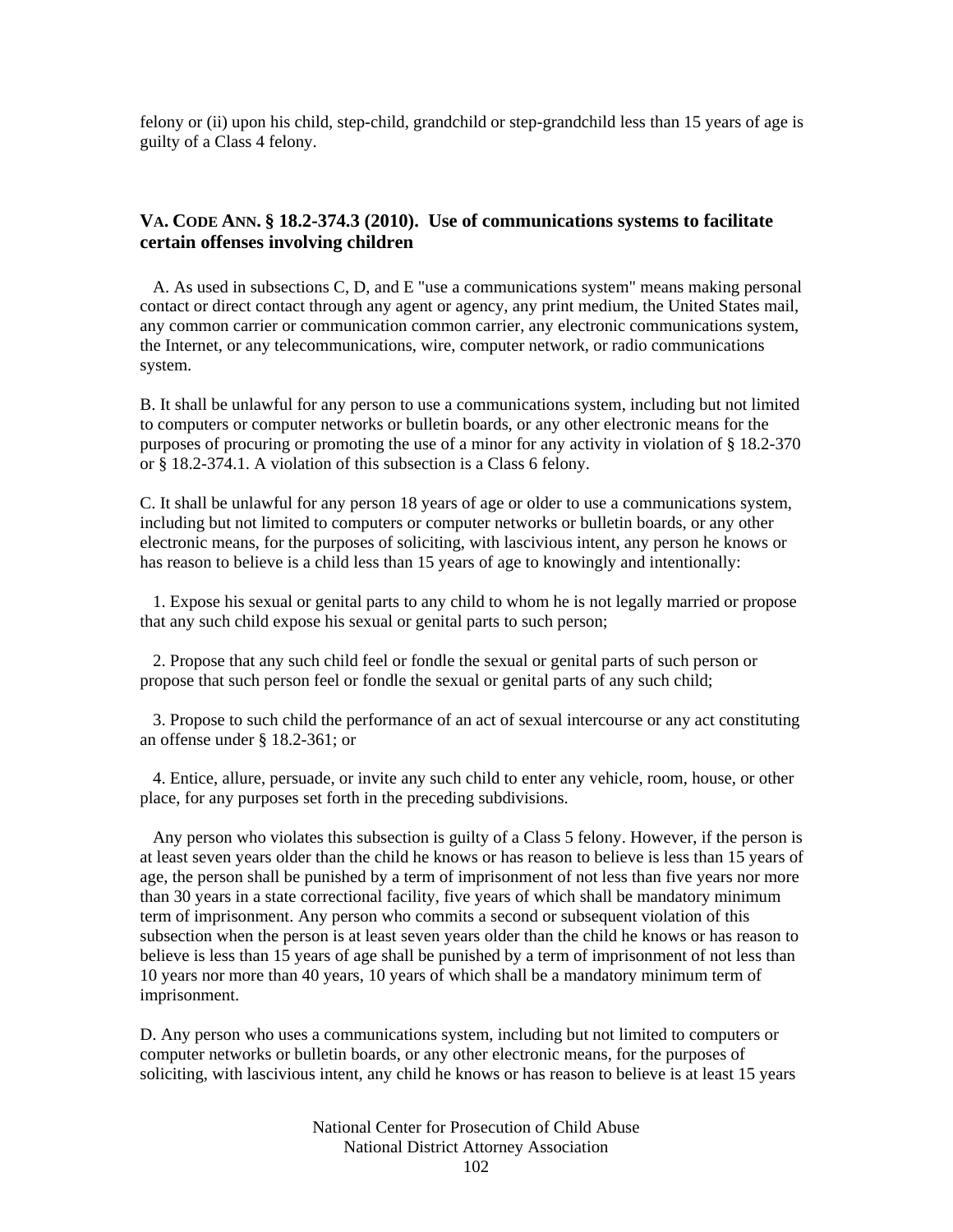felony or (ii) upon his child, step-child, grandchild or step-grandchild less than 15 years of age is guilty of a Class 4 felony.

### VA. CODE ANN. § 18.2-374.3 (2010). Use of communications systems to facilitate certain offenses involving children

A. As used in subsections C, D, and E "use a communications system" means making personal contact or direct contact through any agent or agency, any print medium, the United States mail, any common carrier or communication common carrier, any electronic communications system, the Internet, or any telecommunications, wire, computer network, or radio communications system.

B. It shall be unlawful for any person to use a communications system, including but not limited to computers or computer networks or bulletin boards, or any other electronic means for the purposes of procuring or promoting the use of a minor for any activity in violation of § 18.2-370 or § 18.2-374.1. A violation of this subsection is a Class 6 felony.

C. It shall be unlawful for any person 18 years of age or older to use a communications system, including but not limited to computers or computer networks or bulletin boards, or any other electronic means, for the purposes of soliciting, with lascivious intent, any person he knows or has reason to believe is a child less than 15 years of age to knowingly and intentionally:

1. Expose his sexual or genital parts to any child to whom he is not legally married or propose that any such child expose his sexual or genital parts to such person;

2. Propose that any such child feel or fondle the sexual or genital parts of such person or propose that such person feel or fondle the sexual or genital parts of any such child;

3. Propose to such child the performance of an act of sexual intercourse or any act constituting an offense under § 18.2-361; or

4. Entice, allure, persuade, or invite any such child to enter any vehicle, room, house, or other place, for any purposes set forth in the preceding subdivisions.

Any person who violates this subsection is guilty of a Class 5 felony. However, if the person is at least seven years older than the child he knows or has reason to believe is less than 15 years of age, the person shall be punished by a term of imprisonment of not less than five years nor more than 30 years in a state correctional facility, five years of which shall be mandatory minimum term of imprisonment. Any person who commits a second or subsequent violation of this subsection when the person is at least seven years older than the child he knows or has reason to believe is less than 15 years of age shall be punished by a term of imprisonment of not less than 10 years nor more than 40 years, 10 years of which shall be a mandatory minimum term of imprisonment.

D. Any person who uses a communications system, including but not limited to computers or computer networks or bulletin boards, or any other electronic means, for the purposes of soliciting, with lascivious intent, any child he knows or has reason to believe is at least 15 years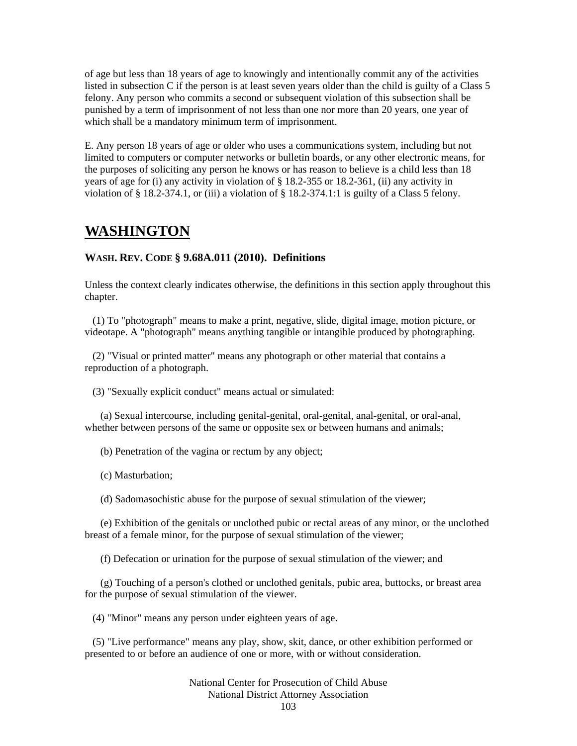of age but less than 18 years of age to knowingly and intentionally commit any of the activities listed in subsection C if the person is at least seven years older than the child is guilty of a Class 5 felony. Any person who commits a second or subsequent violation of this subsection shall be punished by a term of imprisonment of not less than one nor more than 20 years, one year of which shall be a mandatory minimum term of imprisonment.

E. Any person 18 years of age or older who uses a communications system, including but not limited to computers or computer networks or bulletin boards, or any other electronic means, for the purposes of soliciting any person he knows or has reason to believe is a child less than 18 years of age for (i) any activity in violation of § 18.2-355 or 18.2-361, (ii) any activity in violation of § 18.2-374.1, or (iii) a violation of § 18.2-374.1:1 is guilty of a Class 5 felony.

## WASHINGTON

### WASH. REV. CODE § 9.68A.011 (2010). Definitions

Unless the context clearly indicates otherwise, the definitions in this section apply throughout this chapter.

(1) To "photograph" means to make a print, negative, slide, digital image, motion picture, or videotape. A "photograph" means anything tangible or intangible produced by photographing.

(2) "Visual or printed matter" means any photograph or other material that contains a reproduction of a photograph.

(3) "Sexually explicit conduct" means actual or simulated:

(a) Sexual intercourse, including genital-genital, oral-genital, anal-genital, or oral-anal, whether between persons of the same or opposite sex or between humans and animals;

(b) Penetration of the vagina or rectum by any object;

(c) Masturbation;

(d) Sadomasochistic abuse for the purpose of sexual stimulation of the viewer;

(e) Exhibition of the genitals or unclothed pubic or rectal areas of any minor, or the unclothed breast of a female minor, for the purpose of sexual stimulation of the viewer;

(f) Defecation or urination for the purpose of sexual stimulation of the viewer; and

(g) Touching of a person's clothed or unclothed genitals, pubic area, buttocks, or breast area for the purpose of sexual stimulation of the viewer.

(4) "Minor" means any person under eighteen years of age.

(5) "Live performance" means any play, show, skit, dance, or other exhibition performed or presented to or before an audience of one or more, with or without consideration.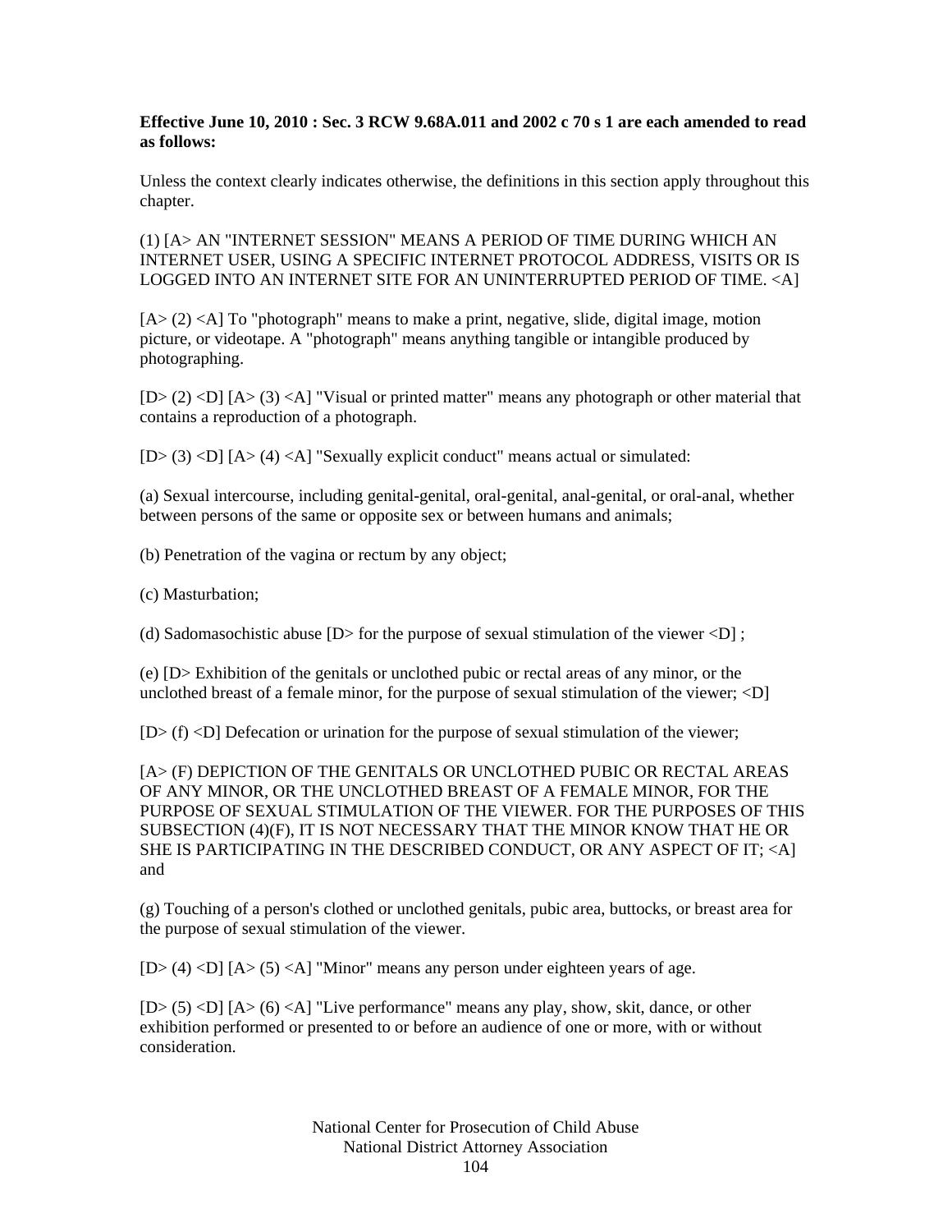**Effective June 10, 2010 : Sec. 3 RCW 9.68A.011 and 2002 c 70 s 1 are each amended to read as follows:**

Unless the context clearly indicates otherwise, the definitions in this section apply throughout this chapter.

(1) [A> AN "INTERNET SESSION" MEANS A PERIOD OF TIME DURING WHICH AN INTERNET USER, USING A SPECIFIC INTERNET PROTOCOL ADDRESS, VISITS OR IS LOGGED INTO AN INTERNET SITE FOR AN UNINTERRUPTED PERIOD OF TIME. <A]

[A> (2) <A] To "photograph" means to make a print, negative, slide, digital image, motion picture, or videotape. A "photograph" means anything tangible or intangible produced by photographing.

[D> (2) <D] [A> (3) <A] "Visual or printed matter" means any photograph or other material that contains a reproduction of a photograph.

[D> (3) <D] [A> (4) <A] "Sexually explicit conduct" means actual or simulated:

(a) Sexual intercourse, including genital-genital, oral-genital, anal-genital, or oral-anal, whether between persons of the same or opposite sex or between humans and animals;

(b) Penetration of the vagina or rectum by any object;

(c) Masturbation;

(d) Sadomasochistic abuse [D> for the purpose of sexual stimulation of the viewer <D] ;

(e) [D> Exhibition of the genitals or unclothed pubic or rectal areas of any minor, or the unclothed breast of a female minor, for the purpose of sexual stimulation of the viewer; <D]

[D> (f) <D] Defecation or urination for the purpose of sexual stimulation of the viewer;

[A> (F) DEPICTION OF THE GENITALS OR UNCLOTHED PUBIC OR RECTAL AREAS OF ANY MINOR, OR THE UNCLOTHED BREAST OF A FEMALE MINOR, FOR THE PURPOSE OF SEXUAL STIMULATION OF THE VIEWER. FOR THE PURPOSES OF THIS SUBSECTION (4)(F), IT IS NOT NECESSARY THAT THE MINOR KNOW THAT HE OR SHE IS PARTICIPATING IN THE DESCRIBED CONDUCT, OR ANY ASPECT OF IT; <A] and

(g) Touching of a person's clothed or unclothed genitals, pubic area, buttocks, or breast area for the purpose of sexual stimulation of the viewer.

[D> (4) <D] [A> (5) <A] "Minor" means any person under eighteen years of age.

[D> (5) <D] [A> (6) <A] "Live performance" means any play, show, skit, dance, or other exhibition performed or presented to or before an audience of one or more, with or without consideration.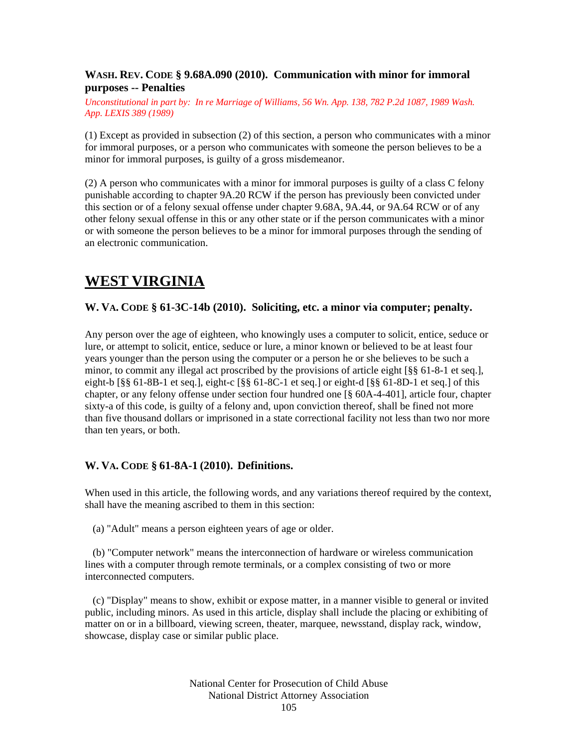### WASH. REV. CODE § 9.68A.090 (2010). Communication with minor for immoral purposes -- Penalties

*Unconstitutional in part by: In re Marriage of Williams, 56 Wn. App. 138, 782 P.2d 1087, 1989 Wash. App. LEXIS 389 (1989)*

(1) Except as provided in subsection (2) of this section, a person who communicates with a minor for immoral purposes, or a person who communicates with someone the person believes to be a minor for immoral purposes, is guilty of a gross misdemeanor.

(2) A person who communicates with a minor for immoral purposes is guilty of a class C felony punishable according to chapter 9A.20 RCW if the person has previously been convicted under this section or of a felony sexual offense under chapter 9.68A, 9A.44, or 9A.64 RCW or of any other felony sexual offense in this or any other state or if the person communicates with a minor or with someone the person believes to be a minor for immoral purposes through the sending of an electronic communication.

## WEST VIRGINIA

### W. VA. CODE § 61-3C-14b (2010). Soliciting, etc. a minor via computer; penalty.

Any person over the age of eighteen, who knowingly uses a computer to solicit, entice, seduce or lure, or attempt to solicit, entice, seduce or lure, a minor known or believed to be at least four years younger than the person using the computer or a person he or she believes to be such a minor, to commit any illegal act proscribed by the provisions of article eight [§§ 61-8-1 et seq.], eight-b [§§ 61-8B-1 et seq.], eight-c [§§ 61-8C-1 et seq.] or eight-d [§§ 61-8D-1 et seq.] of this chapter, or any felony offense under section four hundred one [§ 60A-4-401], article four, chapter sixty-a of this code, is guilty of a felony and, upon conviction thereof, shall be fined not more than five thousand dollars or imprisoned in a state correctional facility not less than two nor more than ten years, or both.

### W. VA. CODE § 61-8A-1 (2010). Definitions.

When used in this article, the following words, and any variations thereof required by the context, shall have the meaning ascribed to them in this section:

(a) "Adult" means a person eighteen years of age or older.

(b) "Computer network" means the interconnection of hardware or wireless communication lines with a computer through remote terminals, or a complex consisting of two or more interconnected computers.

(c) "Display" means to show, exhibit or expose matter, in a manner visible to general or invited public, including minors. As used in this article, display shall include the placing or exhibiting of matter on or in a billboard, viewing screen, theater, marquee, newsstand, display rack, window, showcase, display case or similar public place.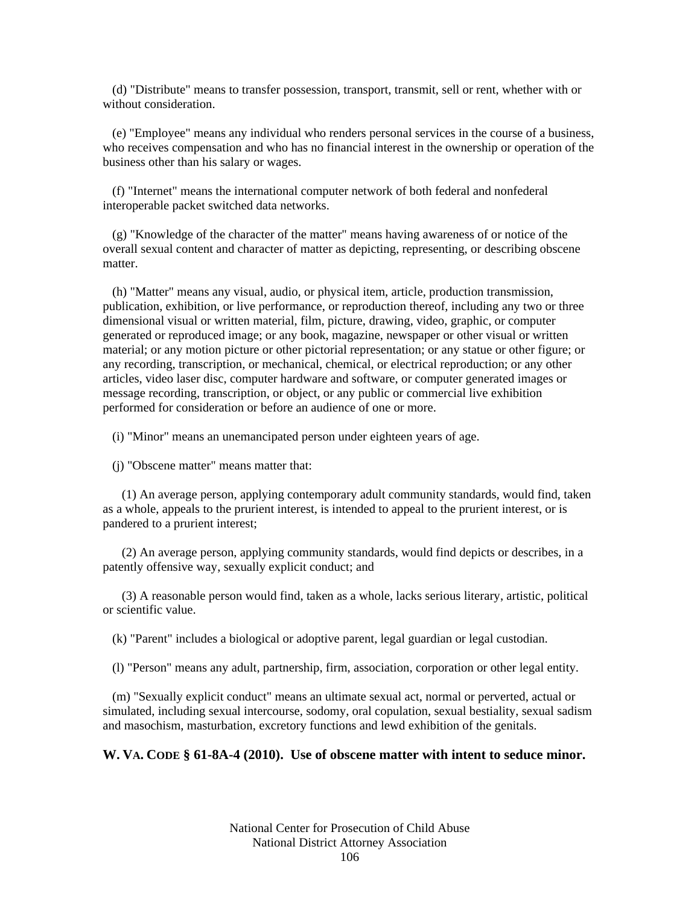(d) "Distribute" means to transfer possession, transport, transmit, sell or rent, whether with or without consideration.

(e) "Employee" means any individual who renders personal services in the course of a business, who receives compensation and who has no financial interest in the ownership or operation of the business other than his salary or wages.

(f) "Internet" means the international computer network of both federal and nonfederal interoperable packet switched data networks.

(g) "Knowledge of the character of the matter" means having awareness of or notice of the overall sexual content and character of matter as depicting, representing, or describing obscene matter.

(h) "Matter" means any visual, audio, or physical item, article, production transmission, publication, exhibition, or live performance, or reproduction thereof, including any two or three dimensional visual or written material, film, picture, drawing, video, graphic, or computer generated or reproduced image; or any book, magazine, newspaper or other visual or written material; or any motion picture or other pictorial representation; or any statue or other figure; or any recording, transcription, or mechanical, chemical, or electrical reproduction; or any other articles, video laser disc, computer hardware and software, or computer generated images or message recording, transcription, or object, or any public or commercial live exhibition performed for consideration or before an audience of one or more.

(i) "Minor" means an unemancipated person under eighteen years of age.

(j) "Obscene matter" means matter that:

(1) An average person, applying contemporary adult community standards, would find, taken as a whole, appeals to the prurient interest, is intended to appeal to the prurient interest, or is pandered to a prurient interest;

(2) An average person, applying community standards, would find depicts or describes, in a patently offensive way, sexually explicit conduct; and

(3) A reasonable person would find, taken as a whole, lacks serious literary, artistic, political or scientific value.

(k) "Parent" includes a biological or adoptive parent, legal guardian or legal custodian.

(l) "Person" means any adult, partnership, firm, association, corporation or other legal entity.

(m) "Sexually explicit conduct" means an ultimate sexual act, normal or perverted, actual or simulated, including sexual intercourse, sodomy, oral copulation, sexual bestiality, sexual sadism and masochism, masturbation, excretory functions and lewd exhibition of the genitals.

**W. VA. CODE § 61-8A-4 (2010). Use of obscene matter with intent to seduce minor.**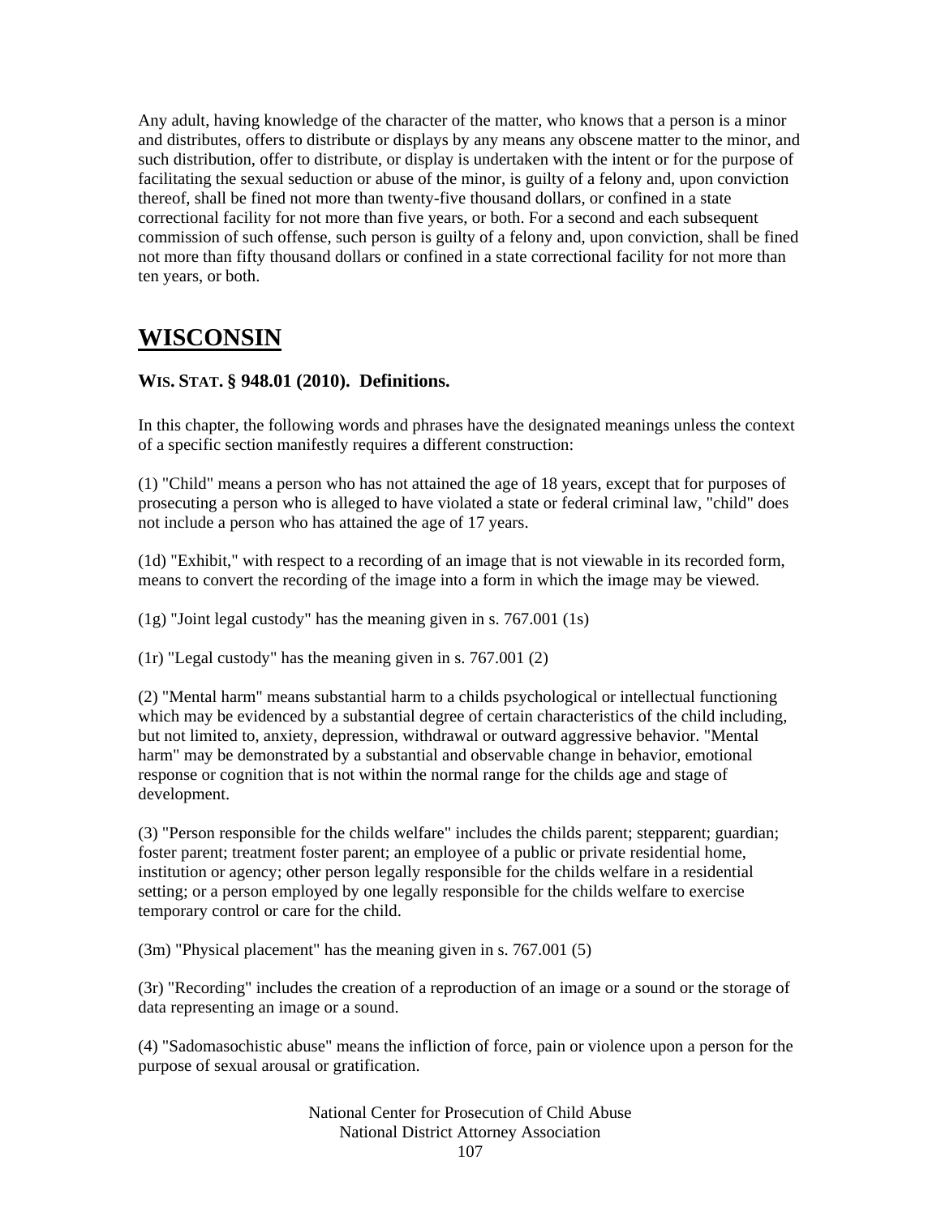Any adult, having knowledge of the character of the matter, who knows that a person is a minor and distributes, offers to distribute or displays by any means any obscene matter to the minor, and such distribution, offer to distribute, or display is undertaken with the intent or for the purpose of facilitating the sexual seduction or abuse of the minor, is guilty of a felony and, upon conviction thereof, shall be fined not more than twenty-five thousand dollars, or confined in a state correctional facility for not more than five years, or both. For a second and each subsequent commission of such offense, such person is guilty of a felony and, upon conviction, shall be fined not more than fifty thousand dollars or confined in a state correctional facility for not more than ten years, or both.

## WISCONSIN

### WIS. STAT. § 948.01 (2010). Definitions.

In this chapter, the following words and phrases have the designated meanings unless the context of a specific section manifestly requires a different construction:

(1) "Child" means a person who has not attained the age of 18 years, except that for purposes of prosecuting a person who is alleged to have violated a state or federal criminal law, "child" does not include a person who has attained the age of 17 years.

(1d) "Exhibit," with respect to a recording of an image that is not viewable in its recorded form, means to convert the recording of the image into a form in which the image may be viewed.

(1g) "Joint legal custody" has the meaning given in s. 767.001 (1s)

(1r) "Legal custody" has the meaning given in s. 767.001 (2)

(2) "Mental harm" means substantial harm to a childs psychological or intellectual functioning which may be evidenced by a substantial degree of certain characteristics of the child including, but not limited to, anxiety, depression, withdrawal or outward aggressive behavior. "Mental harm" may be demonstrated by a substantial and observable change in behavior, emotional response or cognition that is not within the normal range for the childs age and stage of development.

(3) "Person responsible for the childs welfare" includes the childs parent; stepparent; guardian; foster parent; treatment foster parent; an employee of a public or private residential home, institution or agency; other person legally responsible for the childs welfare in a residential setting; or a person employed by one legally responsible for the childs welfare to exercise temporary control or care for the child.

(3m) "Physical placement" has the meaning given in s. 767.001 (5)

(3r) "Recording" includes the creation of a reproduction of an image or a sound or the storage of data representing an image or a sound.

(4) "Sadomasochistic abuse" means the infliction of force, pain or violence upon a person for the purpose of sexual arousal or gratification.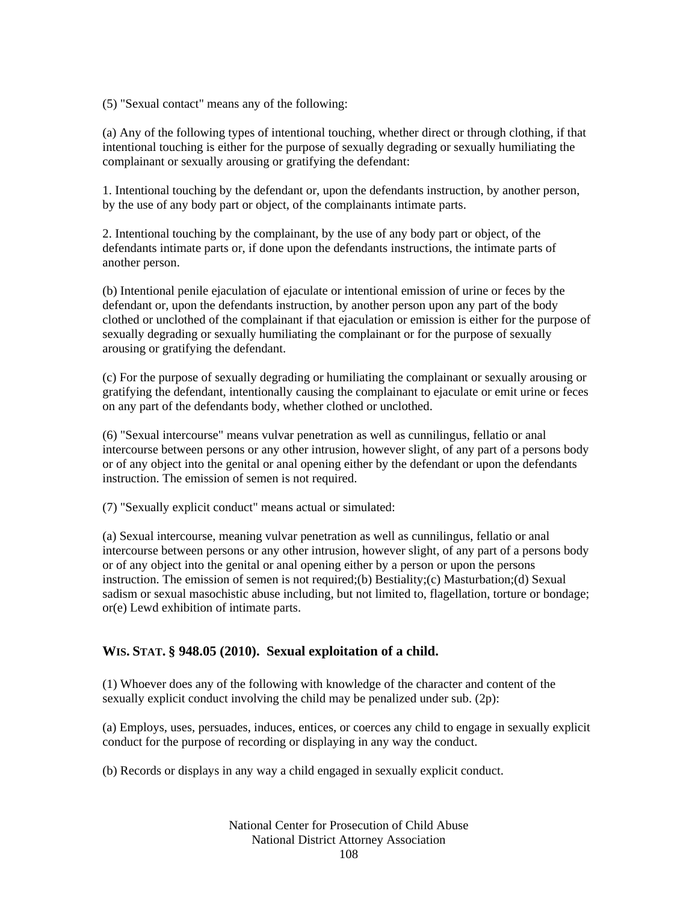(5) "Sexual contact" means any of the following:

(a) Any of the following types of intentional touching, whether direct or through clothing, if that intentional touching is either for the purpose of sexually degrading or sexually humiliating the complainant or sexually arousing or gratifying the defendant:

1. Intentional touching by the defendant or, upon the defendants instruction, by another person, by the use of any body part or object, of the complainants intimate parts.

2. Intentional touching by the complainant, by the use of any body part or object, of the defendants intimate parts or, if done upon the defendants instructions, the intimate parts of another person.

(b) Intentional penile ejaculation of ejaculate or intentional emission of urine or feces by the defendant or, upon the defendants instruction, by another person upon any part of the body clothed or unclothed of the complainant if that ejaculation or emission is either for the purpose of sexually degrading or sexually humiliating the complainant or for the purpose of sexually arousing or gratifying the defendant.

(c) For the purpose of sexually degrading or humiliating the complainant or sexually arousing or gratifying the defendant, intentionally causing the complainant to ejaculate or emit urine or feces on any part of the defendants body, whether clothed or unclothed.

(6) "Sexual intercourse" means vulvar penetration as well as cunnilingus, fellatio or anal intercourse between persons or any other intrusion, however slight, of any part of a persons body or of any object into the genital or anal opening either by the defendant or upon the defendants instruction. The emission of semen is not required.

(7) "Sexually explicit conduct" means actual or simulated:

(a) Sexual intercourse, meaning vulvar penetration as well as cunnilingus, fellatio or anal intercourse between persons or any other intrusion, however slight, of any part of a persons body or of any object into the genital or anal opening either by a person or upon the persons instruction. The emission of semen is not required;(b) Bestiality;(c) Masturbation;(d) Sexual sadism or sexual masochistic abuse including, but not limited to, flagellation, torture or bondage; or(e) Lewd exhibition of intimate parts.

## WIS. STAT. § 948.05 (2010). Sexual exploitation of a child.

(1) Whoever does any of the following with knowledge of the character and content of the sexually explicit conduct involving the child may be penalized under sub. (2p):

(a) Employs, uses, persuades, induces, entices, or coerces any child to engage in sexually explicit conduct for the purpose of recording or displaying in any way the conduct.

(b) Records or displays in any way a child engaged in sexually explicit conduct.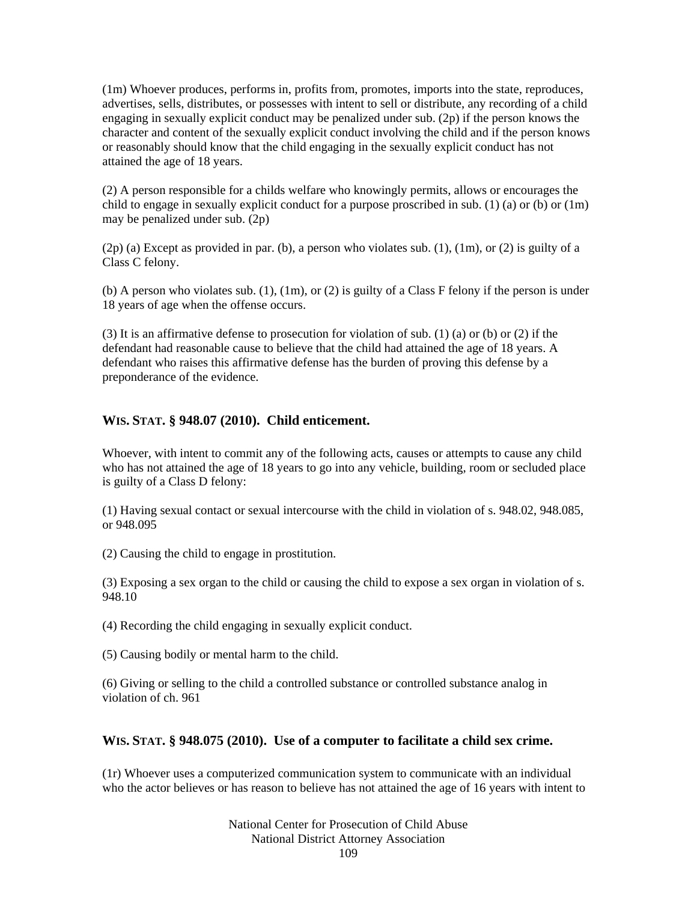(1m) Whoever produces, performs in, profits from, promotes, imports into the state, reproduces, advertises, sells, distributes, or possesses with intent to sell or distribute, any recording of a child engaging in sexually explicit conduct may be penalized under sub. (2p) if the person knows the character and content of the sexually explicit conduct involving the child and if the person knows or reasonably should know that the child engaging in the sexually explicit conduct has not attained the age of 18 years.

(2) A person responsible for a childs welfare who knowingly permits, allows or encourages the child to engage in sexually explicit conduct for a purpose proscribed in sub. (1) (a) or (b) or (1m) may be penalized under sub. (2p)

(2p) (a) Except as provided in par. (b), a person who violates sub. (1), (1m), or (2) is guilty of a Class C felony.

(b) A person who violates sub. (1), (1m), or (2) is guilty of a Class F felony if the person is under 18 years of age when the offense occurs.

(3) It is an affirmative defense to prosecution for violation of sub. (1) (a) or (b) or (2) if the defendant had reasonable cause to believe that the child had attained the age of 18 years. A defendant who raises this affirmative defense has the burden of proving this defense by a preponderance of the evidence.

### WIS. STAT. § 948.07 (2010). Child enticement.

Whoever, with intent to commit any of the following acts, causes or attempts to cause any child who has not attained the age of 18 years to go into any vehicle, building, room or secluded place is guilty of a Class D felony:

(1) Having sexual contact or sexual intercourse with the child in violation of s. 948.02, 948.085, or 948.095

(2) Causing the child to engage in prostitution.

(3) Exposing a sex organ to the child or causing the child to expose a sex organ in violation of s. 948.10

(4) Recording the child engaging in sexually explicit conduct.

(5) Causing bodily or mental harm to the child.

(6) Giving or selling to the child a controlled substance or controlled substance analog in violation of ch. 961

### WIS. STAT. § 948.075 (2010). Use of a computer to facilitate a child sex crime.

(1r) Whoever uses a computerized communication system to communicate with an individual who the actor believes or has reason to believe has not attained the age of 16 years with intent to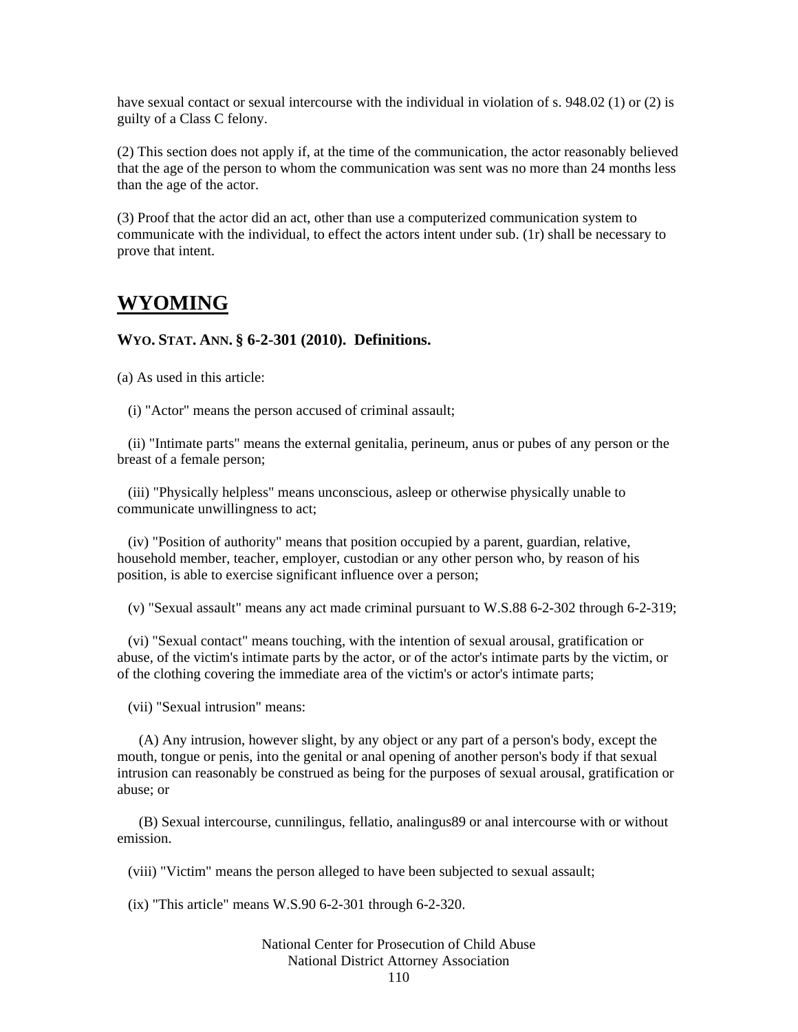have sexual contact or sexual intercourse with the individual in violation of s. 948.02 (1) or (2) is guilty of a Class C felony.

(2) This section does not apply if, at the time of the communication, the actor reasonably believed that the age of the person to whom the communication was sent was no more than 24 months less than the age of the actor.

(3) Proof that the actor did an act, other than use a computerized communication system to communicate with the individual, to effect the actors intent under sub. (1r) shall be necessary to prove that intent.

# WYOMING

### WYO. STAT. ANN. § 6-2-301 (2010). Definitions.

(a) As used in this article:

(i) "Actor" means the person accused of criminal assault;

(ii) "Intimate parts" means the external genitalia, perineum, anus or pubes of any person or the breast of a female person;

(iii) "Physically helpless" means unconscious, asleep or otherwise physically unable to communicate unwillingness to act;

(iv) "Position of authority" means that position occupied by a parent, guardian, relative, household member, teacher, employer, custodian or any other person who, by reason of his position, is able to exercise significant influence over a person;

(v) "Sexual assault" means any act made criminal pursuant to W.S.[88] 6-2-302 through 6-2-319;

(vi) "Sexual contact" means touching, with the intention of sexual arousal, gratification or abuse, of the victim's intimate parts by the actor, or of the actor's intimate parts by the victim, or of the clothing covering the immediate area of the victim's or actor's intimate parts;

(vii) "Sexual intrusion" means:

(A) Any intrusion, however slight, by any object or any part of a person's body, except the mouth, tongue or penis, into the genital or anal opening of another person's body if that sexual intrusion can reasonably be construed as being for the purposes of sexual arousal, gratification or abuse; or

(B) Sexual intercourse, cunnilingus, fellatio, analingus[89] or anal intercourse with or without emission.

(viii) "Victim" means the person alleged to have been subjected to sexual assault;

(ix) "This article" means W.S.[90] 6-2-301 through 6-2-320.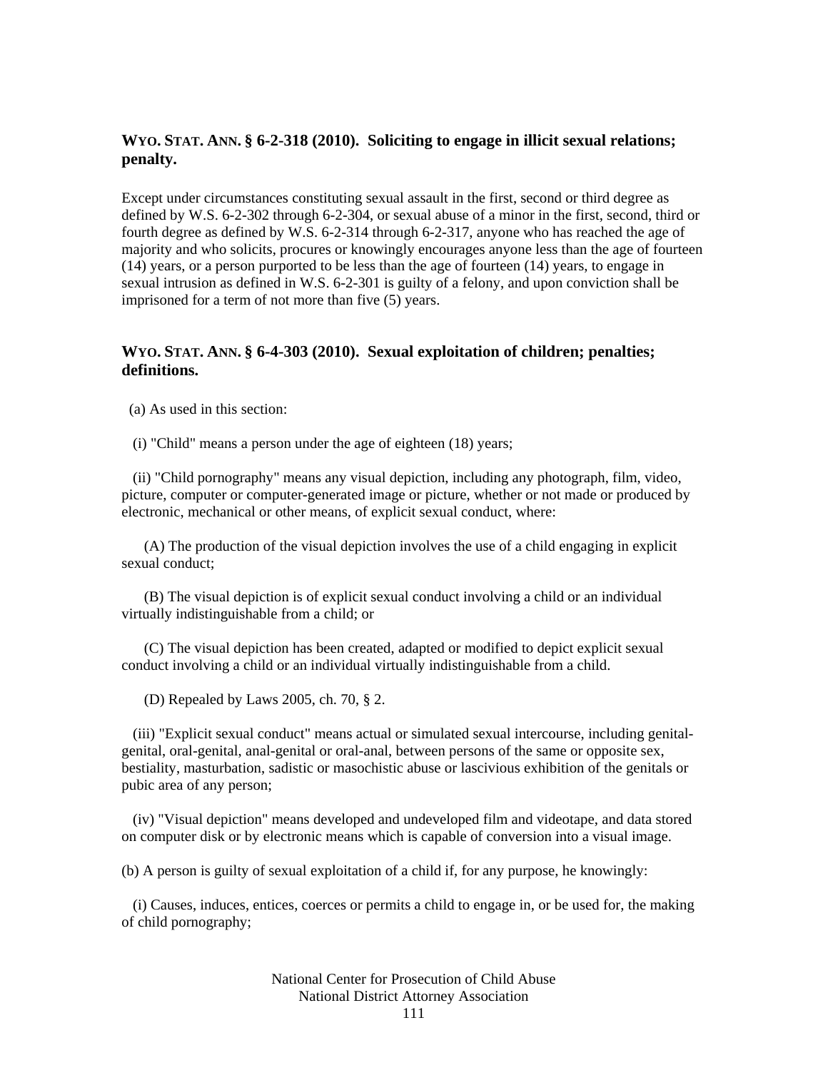### WYO. STAT. ANN. § 6-2-318 (2010). Soliciting to engage in illicit sexual relations; penalty.

Except under circumstances constituting sexual assault in the first, second or third degree as defined by W.S. 6-2-302 through 6-2-304, or sexual abuse of a minor in the first, second, third or fourth degree as defined by W.S. 6-2-314 through 6-2-317, anyone who has reached the age of majority and who solicits, procures or knowingly encourages anyone less than the age of fourteen (14) years, or a person purported to be less than the age of fourteen (14) years, to engage in sexual intrusion as defined in W.S. 6-2-301 is guilty of a felony, and upon conviction shall be imprisoned for a term of not more than five (5) years.

### WYO. STAT. ANN. § 6-4-303 (2010). Sexual exploitation of children; penalties; definitions.

(a) As used in this section:

(i) "Child" means a person under the age of eighteen (18) years;

(ii) "Child pornography" means any visual depiction, including any photograph, film, video, picture, computer or computer-generated image or picture, whether or not made or produced by electronic, mechanical or other means, of explicit sexual conduct, where:

(A) The production of the visual depiction involves the use of a child engaging in explicit sexual conduct;

(B) The visual depiction is of explicit sexual conduct involving a child or an individual virtually indistinguishable from a child; or

(C) The visual depiction has been created, adapted or modified to depict explicit sexual conduct involving a child or an individual virtually indistinguishable from a child.

(D) Repealed by Laws 2005, ch. 70, § 2.

(iii) "Explicit sexual conduct" means actual or simulated sexual intercourse, including genital-genital, oral-genital, anal-genital or oral-anal, between persons of the same or opposite sex, bestiality, masturbation, sadistic or masochistic abuse or lascivious exhibition of the genitals or pubic area of any person;

(iv) "Visual depiction" means developed and undeveloped film and videotape, and data stored on computer disk or by electronic means which is capable of conversion into a visual image.

(b) A person is guilty of sexual exploitation of a child if, for any purpose, he knowingly:

(i) Causes, induces, entices, coerces or permits a child to engage in, or be used for, the making of child pornography;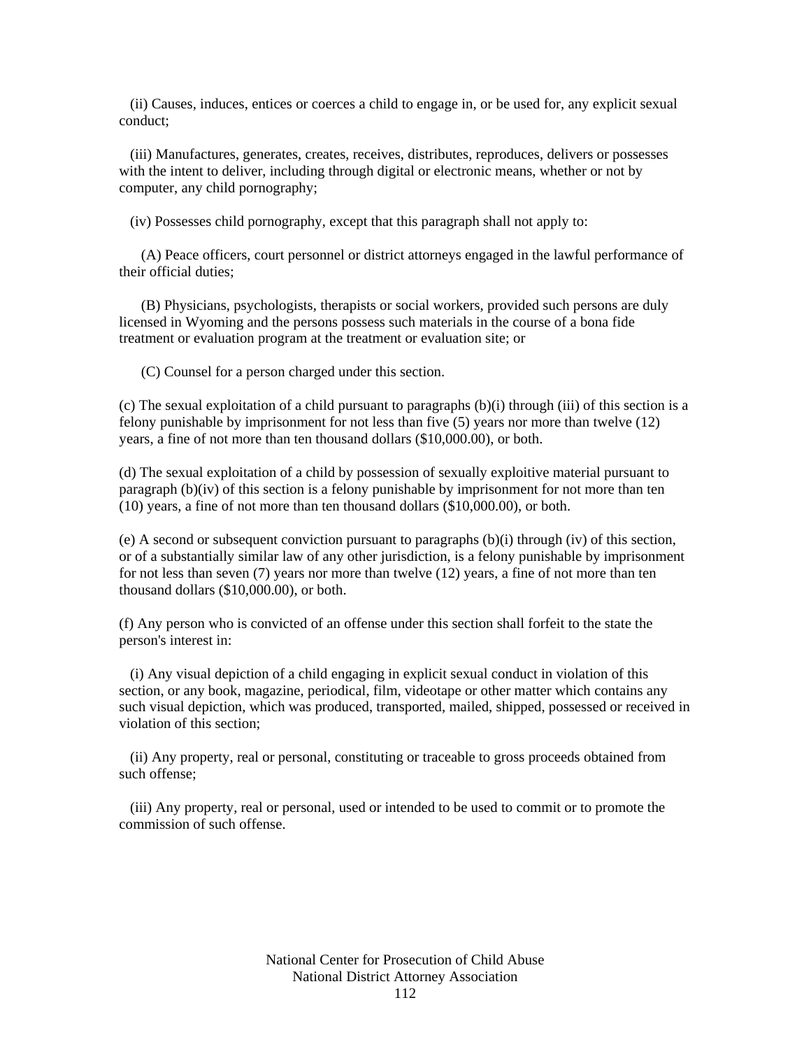(ii) Causes, induces, entices or coerces a child to engage in, or be used for, any explicit sexual conduct;

(iii) Manufactures, generates, creates, receives, distributes, reproduces, delivers or possesses with the intent to deliver, including through digital or electronic means, whether or not by computer, any child pornography;

(iv) Possesses child pornography, except that this paragraph shall not apply to:

(A) Peace officers, court personnel or district attorneys engaged in the lawful performance of their official duties;

(B) Physicians, psychologists, therapists or social workers, provided such persons are duly licensed in Wyoming and the persons possess such materials in the course of a bona fide treatment or evaluation program at the treatment or evaluation site; or

(C) Counsel for a person charged under this section.

(c) The sexual exploitation of a child pursuant to paragraphs (b)(i) through (iii) of this section is a felony punishable by imprisonment for not less than five (5) years nor more than twelve (12) years, a fine of not more than ten thousand dollars ($10,000.00), or both.

(d) The sexual exploitation of a child by possession of sexually exploitive material pursuant to paragraph (b)(iv) of this section is a felony punishable by imprisonment for not more than ten (10) years, a fine of not more than ten thousand dollars ($10,000.00), or both.

(e) A second or subsequent conviction pursuant to paragraphs (b)(i) through (iv) of this section, or of a substantially similar law of any other jurisdiction, is a felony punishable by imprisonment for not less than seven (7) years nor more than twelve (12) years, a fine of not more than ten thousand dollars ($10,000.00), or both.

(f) Any person who is convicted of an offense under this section shall forfeit to the state the person's interest in:

(i) Any visual depiction of a child engaging in explicit sexual conduct in violation of this section, or any book, magazine, periodical, film, videotape or other matter which contains any such visual depiction, which was produced, transported, mailed, shipped, possessed or received in violation of this section;

(ii) Any property, real or personal, constituting or traceable to gross proceeds obtained from such offense;

(iii) Any property, real or personal, used or intended to be used to commit or to promote the commission of such offense.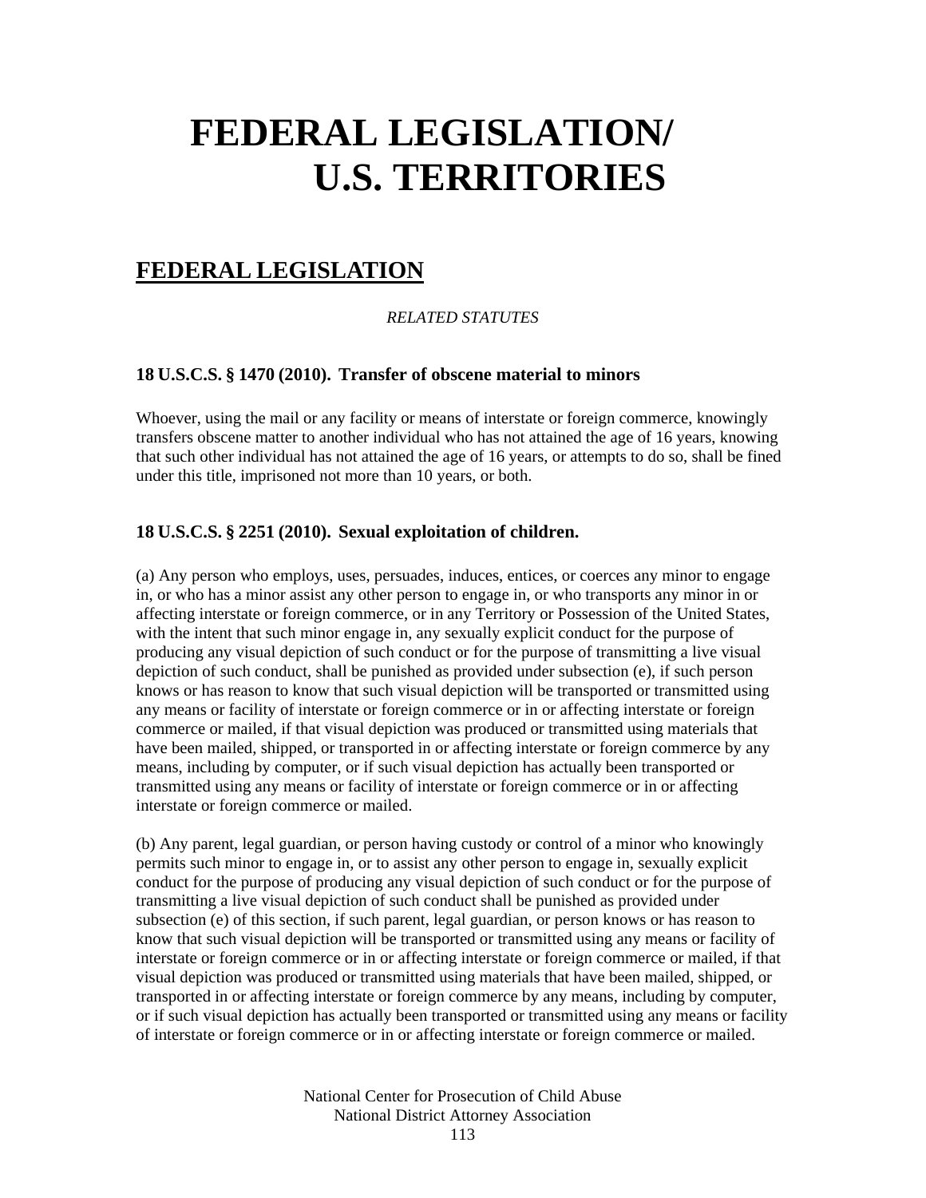# FEDERAL LEGISLATION/ U.S. TERRITORIES

## FEDERAL LEGISLATION

*RELATED STATUTES*

### 18 U.S.C.S. § 1470 (2010). Transfer of obscene material to minors

Whoever, using the mail or any facility or means of interstate or foreign commerce, knowingly transfers obscene matter to another individual who has not attained the age of 16 years, knowing that such other individual has not attained the age of 16 years, or attempts to do so, shall be fined under this title, imprisoned not more than 10 years, or both.

### 18 U.S.C.S. § 2251 (2010). Sexual exploitation of children.

(a) Any person who employs, uses, persuades, induces, entices, or coerces any minor to engage in, or who has a minor assist any other person to engage in, or who transports any minor in or affecting interstate or foreign commerce, or in any Territory or Possession of the United States, with the intent that such minor engage in, any sexually explicit conduct for the purpose of producing any visual depiction of such conduct or for the purpose of transmitting a live visual depiction of such conduct, shall be punished as provided under subsection (e), if such person knows or has reason to know that such visual depiction will be transported or transmitted using any means or facility of interstate or foreign commerce or in or affecting interstate or foreign commerce or mailed, if that visual depiction was produced or transmitted using materials that have been mailed, shipped, or transported in or affecting interstate or foreign commerce by any means, including by computer, or if such visual depiction has actually been transported or transmitted using any means or facility of interstate or foreign commerce or in or affecting interstate or foreign commerce or mailed.

(b) Any parent, legal guardian, or person having custody or control of a minor who knowingly permits such minor to engage in, or to assist any other person to engage in, sexually explicit conduct for the purpose of producing any visual depiction of such conduct or for the purpose of transmitting a live visual depiction of such conduct shall be punished as provided under subsection (e) of this section, if such parent, legal guardian, or person knows or has reason to know that such visual depiction will be transported or transmitted using any means or facility of interstate or foreign commerce or in or affecting interstate or foreign commerce or mailed, if that visual depiction was produced or transmitted using materials that have been mailed, shipped, or transported in or affecting interstate or foreign commerce by any means, including by computer, or if such visual depiction has actually been transported or transmitted using any means or facility of interstate or foreign commerce or in or affecting interstate or foreign commerce or mailed.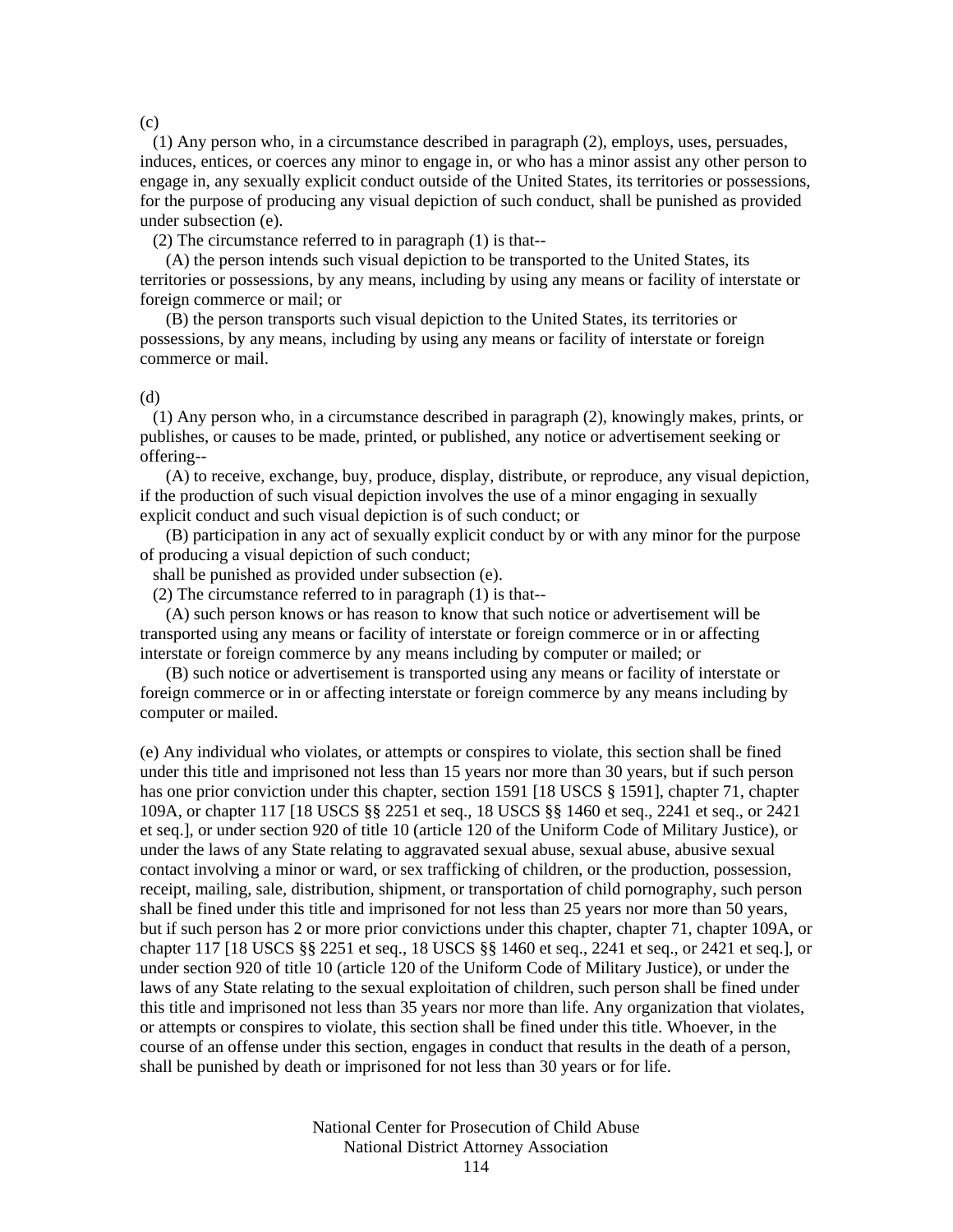(c)

(1) Any person who, in a circumstance described in paragraph (2), employs, uses, persuades, induces, entices, or coerces any minor to engage in, or who has a minor assist any other person to engage in, any sexually explicit conduct outside of the United States, its territories or possessions, for the purpose of producing any visual depiction of such conduct, shall be punished as provided under subsection (e).

(2) The circumstance referred to in paragraph (1) is that--

(A) the person intends such visual depiction to be transported to the United States, its territories or possessions, by any means, including by using any means or facility of interstate or foreign commerce or mail; or

(B) the person transports such visual depiction to the United States, its territories or possessions, by any means, including by using any means or facility of interstate or foreign commerce or mail.

(d)

(1) Any person who, in a circumstance described in paragraph (2), knowingly makes, prints, or publishes, or causes to be made, printed, or published, any notice or advertisement seeking or offering--

(A) to receive, exchange, buy, produce, display, distribute, or reproduce, any visual depiction, if the production of such visual depiction involves the use of a minor engaging in sexually explicit conduct and such visual depiction is of such conduct; or

(B) participation in any act of sexually explicit conduct by or with any minor for the purpose of producing a visual depiction of such conduct;

shall be punished as provided under subsection (e).

(2) The circumstance referred to in paragraph (1) is that--

(A) such person knows or has reason to know that such notice or advertisement will be transported using any means or facility of interstate or foreign commerce or in or affecting interstate or foreign commerce by any means including by computer or mailed; or

(B) such notice or advertisement is transported using any means or facility of interstate or foreign commerce or in or affecting interstate or foreign commerce by any means including by computer or mailed.

(e) Any individual who violates, or attempts or conspires to violate, this section shall be fined under this title and imprisoned not less than 15 years nor more than 30 years, but if such person has one prior conviction under this chapter, section 1591 [18 USCS § 1591], chapter 71, chapter 109A, or chapter 117 [18 USCS §§ 2251 et seq., 18 USCS §§ 1460 et seq., 2241 et seq., or 2421 et seq.], or under section 920 of title 10 (article 120 of the Uniform Code of Military Justice), or under the laws of any State relating to aggravated sexual abuse, sexual abuse, abusive sexual contact involving a minor or ward, or sex trafficking of children, or the production, possession, receipt, mailing, sale, distribution, shipment, or transportation of child pornography, such person shall be fined under this title and imprisoned for not less than 25 years nor more than 50 years, but if such person has 2 or more prior convictions under this chapter, chapter 71, chapter 109A, or chapter 117 [18 USCS §§ 2251 et seq., 18 USCS §§ 1460 et seq., 2241 et seq., or 2421 et seq.], or under section 920 of title 10 (article 120 of the Uniform Code of Military Justice), or under the laws of any State relating to the sexual exploitation of children, such person shall be fined under this title and imprisoned not less than 35 years nor more than life. Any organization that violates, or attempts or conspires to violate, this section shall be fined under this title. Whoever, in the course of an offense under this section, engages in conduct that results in the death of a person, shall be punished by death or imprisoned for not less than 30 years or for life.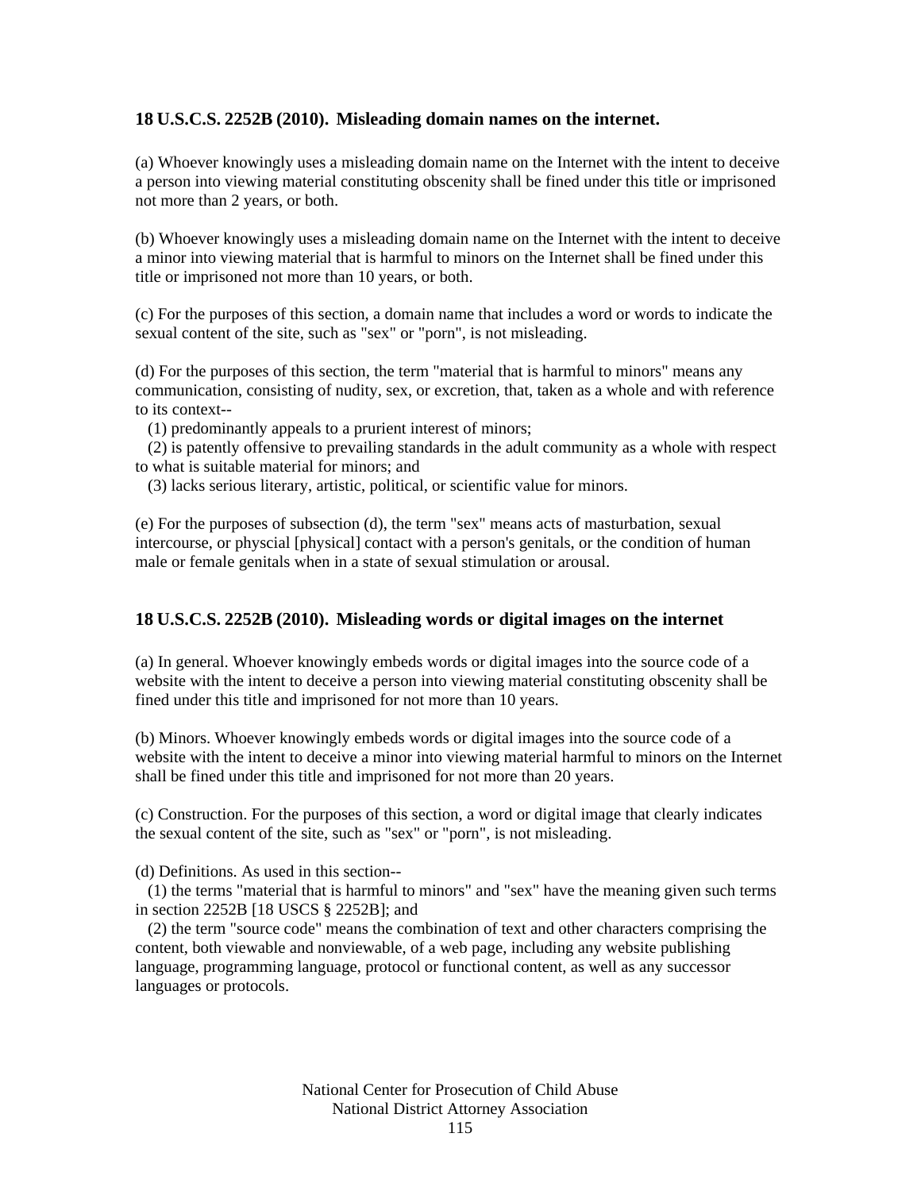### 18 U.S.C.S. 2252B (2010). Misleading domain names on the internet.

(a) Whoever knowingly uses a misleading domain name on the Internet with the intent to deceive a person into viewing material constituting obscenity shall be fined under this title or imprisoned not more than 2 years, or both.

(b) Whoever knowingly uses a misleading domain name on the Internet with the intent to deceive a minor into viewing material that is harmful to minors on the Internet shall be fined under this title or imprisoned not more than 10 years, or both.

(c) For the purposes of this section, a domain name that includes a word or words to indicate the sexual content of the site, such as "sex" or "porn", is not misleading.

(d) For the purposes of this section, the term "material that is harmful to minors" means any communication, consisting of nudity, sex, or excretion, that, taken as a whole and with reference to its context--

(1) predominantly appeals to a prurient interest of minors;

(2) is patently offensive to prevailing standards in the adult community as a whole with respect to what is suitable material for minors; and

(3) lacks serious literary, artistic, political, or scientific value for minors.

(e) For the purposes of subsection (d), the term "sex" means acts of masturbation, sexual intercourse, or physcial [physical] contact with a person's genitals, or the condition of human male or female genitals when in a state of sexual stimulation or arousal.

### 18 U.S.C.S. 2252B (2010). Misleading words or digital images on the internet

(a) In general. Whoever knowingly embeds words or digital images into the source code of a website with the intent to deceive a person into viewing material constituting obscenity shall be fined under this title and imprisoned for not more than 10 years.

(b) Minors. Whoever knowingly embeds words or digital images into the source code of a website with the intent to deceive a minor into viewing material harmful to minors on the Internet shall be fined under this title and imprisoned for not more than 20 years.

(c) Construction. For the purposes of this section, a word or digital image that clearly indicates the sexual content of the site, such as "sex" or "porn", is not misleading.

(d) Definitions. As used in this section--

(1) the terms "material that is harmful to minors" and "sex" have the meaning given such terms in section 2252B [18 USCS § 2252B]; and

(2) the term "source code" means the combination of text and other characters comprising the content, both viewable and nonviewable, of a web page, including any website publishing language, programming language, protocol or functional content, as well as any successor languages or protocols.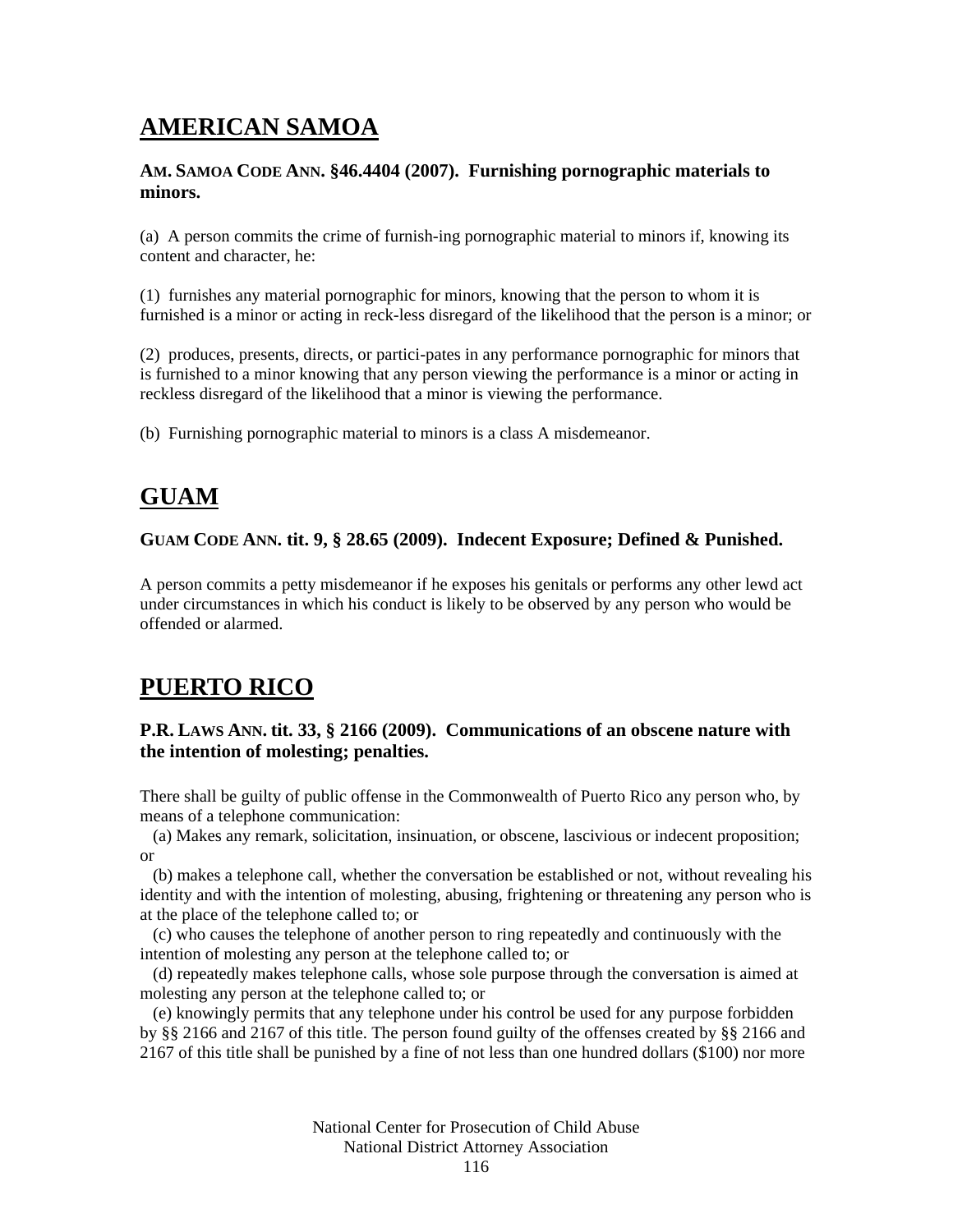## AMERICAN SAMOA

**AM. SAMOA CODE ANN. §46.4404 (2007). Furnishing pornographic materials to minors.**

(a) A person commits the crime of furnish-ing pornographic material to minors if, knowing its content and character, he:

(1) furnishes any material pornographic for minors, knowing that the person to whom it is furnished is a minor or acting in reck-less disregard of the likelihood that the person is a minor; or

(2) produces, presents, directs, or partici-pates in any performance pornographic for minors that is furnished to a minor knowing that any person viewing the performance is a minor or acting in reckless disregard of the likelihood that a minor is viewing the performance.

(b) Furnishing pornographic material to minors is a class A misdemeanor.

## GUAM

**GUAM CODE ANN. tit. 9, § 28.65 (2009). Indecent Exposure; Defined & Punished.**

A person commits a petty misdemeanor if he exposes his genitals or performs any other lewd act under circumstances in which his conduct is likely to be observed by any person who would be offended or alarmed.

## PUERTO RICO

**P.R. LAWS ANN. tit. 33, § 2166 (2009). Communications of an obscene nature with the intention of molesting; penalties.**

There shall be guilty of public offense in the Commonwealth of Puerto Rico any person who, by means of a telephone communication:

(a) Makes any remark, solicitation, insinuation, or obscene, lascivious or indecent proposition; or

(b) makes a telephone call, whether the conversation be established or not, without revealing his identity and with the intention of molesting, abusing, frightening or threatening any person who is at the place of the telephone called to; or

(c) who causes the telephone of another person to ring repeatedly and continuously with the intention of molesting any person at the telephone called to; or

(d) repeatedly makes telephone calls, whose sole purpose through the conversation is aimed at molesting any person at the telephone called to; or

(e) knowingly permits that any telephone under his control be used for any purpose forbidden by §§ 2166 and 2167 of this title. The person found guilty of the offenses created by §§ 2166 and 2167 of this title shall be punished by a fine of not less than one hundred dollars ($100) nor more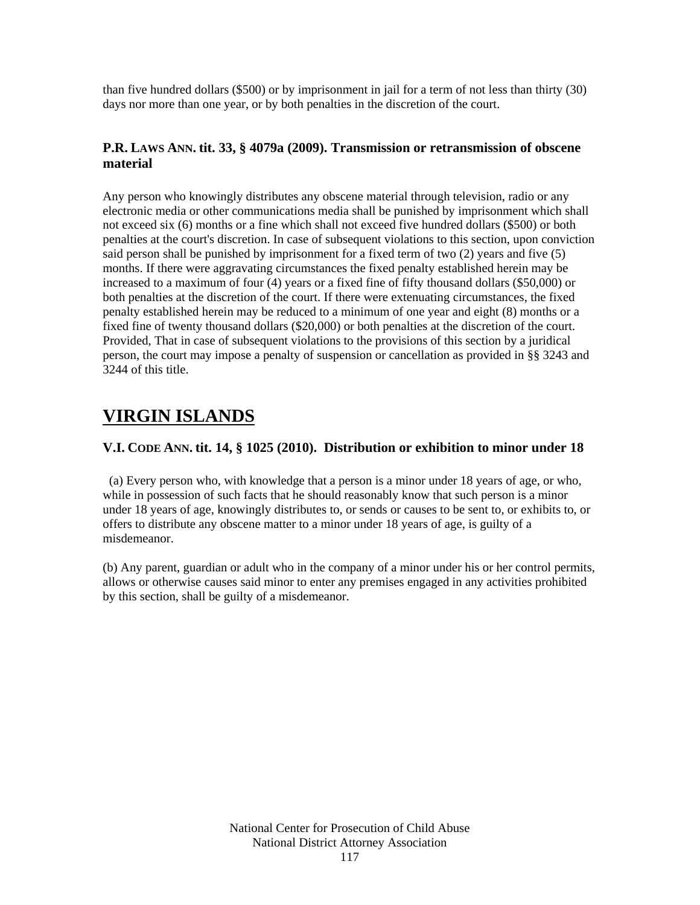than five hundred dollars ($500) or by imprisonment in jail for a term of not less than thirty (30) days nor more than one year, or by both penalties in the discretion of the court.

### P.R. LAWS ANN. tit. 33, § 4079a (2009). Transmission or retransmission of obscene material

Any person who knowingly distributes any obscene material through television, radio or any electronic media or other communications media shall be punished by imprisonment which shall not exceed six (6) months or a fine which shall not exceed five hundred dollars ($500) or both penalties at the court's discretion. In case of subsequent violations to this section, upon conviction said person shall be punished by imprisonment for a fixed term of two (2) years and five (5) months. If there were aggravating circumstances the fixed penalty established herein may be increased to a maximum of four (4) years or a fixed fine of fifty thousand dollars ($50,000) or both penalties at the discretion of the court. If there were extenuating circumstances, the fixed penalty established herein may be reduced to a minimum of one year and eight (8) months or a fixed fine of twenty thousand dollars ($20,000) or both penalties at the discretion of the court. Provided, That in case of subsequent violations to the provisions of this section by a juridical person, the court may impose a penalty of suspension or cancellation as provided in §§ 3243 and 3244 of this title.

## VIRGIN ISLANDS

### V.I. CODE ANN. tit. 14, § 1025 (2010). Distribution or exhibition to minor under 18

(a) Every person who, with knowledge that a person is a minor under 18 years of age, or who, while in possession of such facts that he should reasonably know that such person is a minor under 18 years of age, knowingly distributes to, or sends or causes to be sent to, or exhibits to, or offers to distribute any obscene matter to a minor under 18 years of age, is guilty of a misdemeanor.

(b) Any parent, guardian or adult who in the company of a minor under his or her control permits, allows or otherwise causes said minor to enter any premises engaged in any activities prohibited by this section, shall be guilty of a misdemeanor.